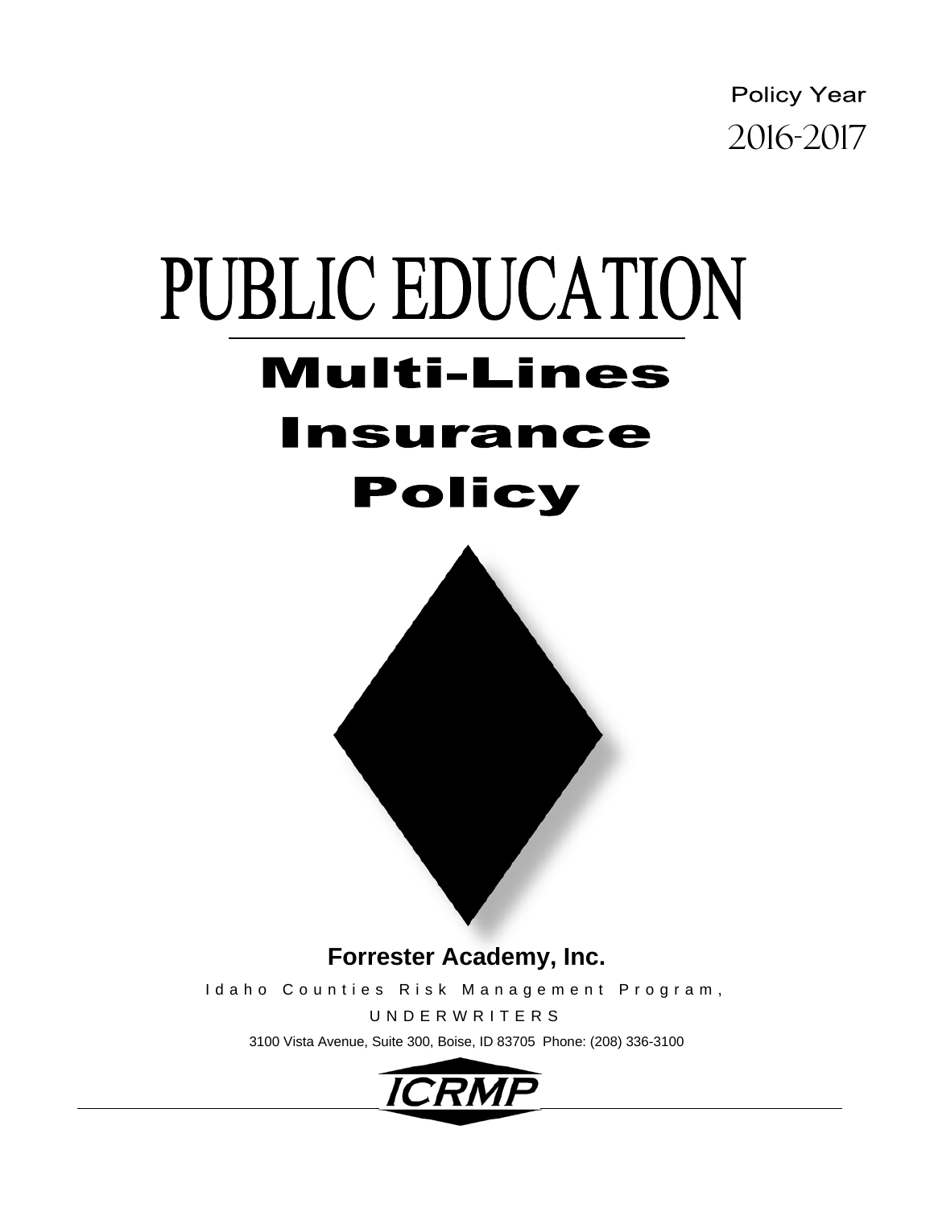Policy Year
2016-2017

# PUBLIC EDUCATION

## Multi-Lines Insurance Policy

**Forrester Academy, Inc.**

Idaho Counties Risk Management Program,

UNDERWRITERS

3100 Vista Avenue, Suite 300, Boise, ID 83705 Phone: (208) 336-3100

ICRMP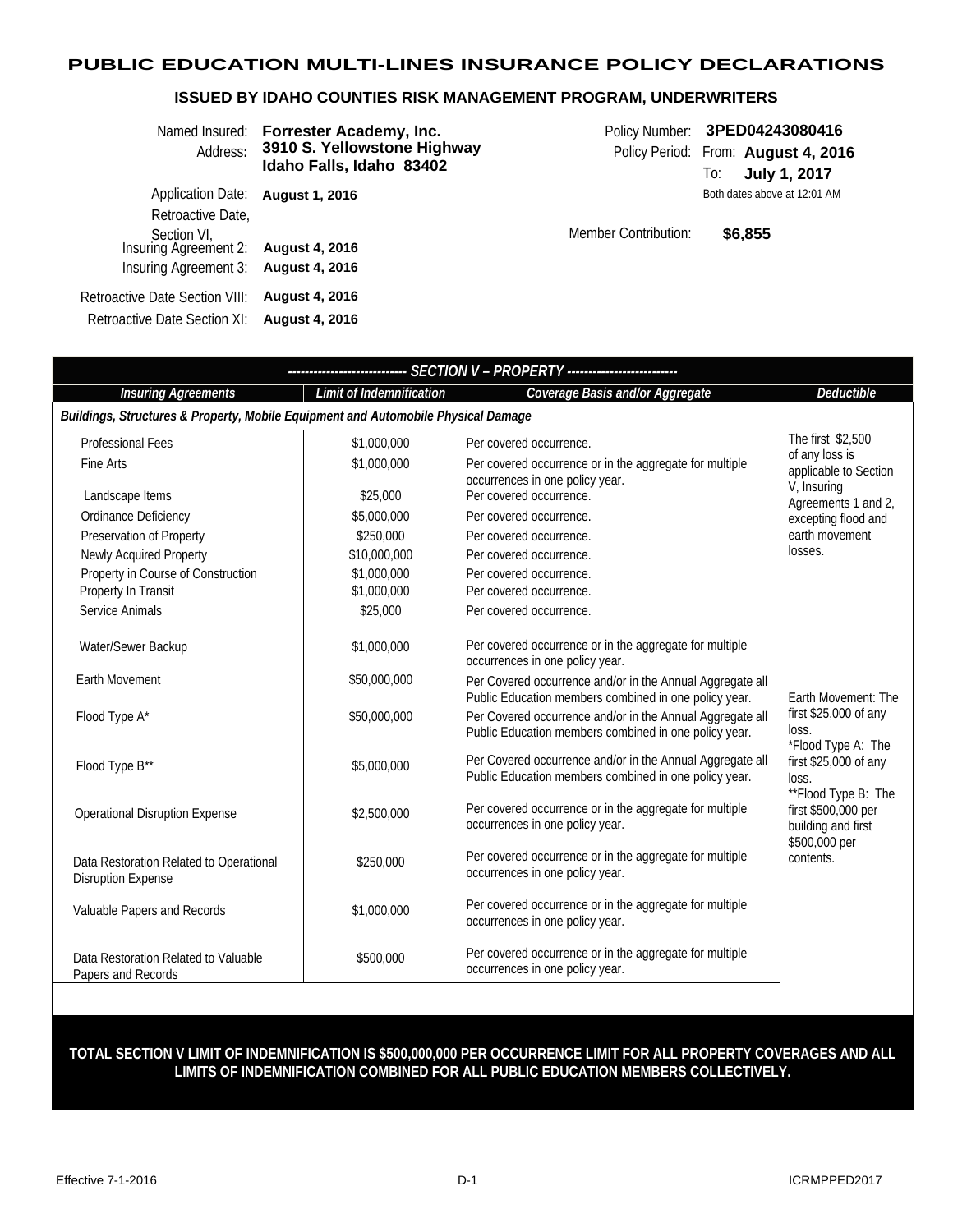# PUBLIC EDUCATION MULTI-LINES INSURANCE POLICY DECLARATIONS

## ISSUED BY IDAHO COUNTIES RISK MANAGEMENT PROGRAM, UNDERWRITERS

Named Insured: **Forrester Academy, Inc.**
Address: **3910 S. Yellowstone Highway**
**Idaho Falls, Idaho 83402**

Policy Number: **3PED04243080416**
Policy Period: From: **August 4, 2016**
To: **July 1, 2017**
Both dates above at 12:01 AM

Application Date: **August 1, 2016**

Retroactive Date, Section VI,
Insuring Agreement 2: **August 4, 2016**
Insuring Agreement 3: **August 4, 2016**

Member Contribution: **$6,855**

Retroactive Date Section VIII: **August 4, 2016**
Retroactive Date Section XI: **August 4, 2016**

| ---------------------------- SECTION V – PROPERTY -------------------------- | | | |
|---|---|---|---|
| ***Insuring Agreements*** | ***Limit of Indemnification*** | ***Coverage Basis and/or Aggregate*** | ***Deductible*** |
| ***Buildings, Structures & Property, Mobile Equipment and Automobile Physical Damage*** | | | |
| Professional Fees | $1,000,000 | Per covered occurrence. | The first $2,500 of any loss is applicable to Section V, Insuring Agreements 1 and 2, excepting flood and earth movement losses. |
| Fine Arts | $1,000,000 | Per covered occurrence or in the aggregate for multiple occurrences in one policy year. | |
| Landscape Items | $25,000 | Per covered occurrence. | |
| Ordinance Deficiency | $5,000,000 | Per covered occurrence. | |
| Preservation of Property | $250,000 | Per covered occurrence. | |
| Newly Acquired Property | $10,000,000 | Per covered occurrence. | |
| Property in Course of Construction | $1,000,000 | Per covered occurrence. | |
| Property In Transit | $1,000,000 | Per covered occurrence. | |
| Service Animals | $25,000 | Per covered occurrence. | |
| Water/Sewer Backup | $1,000,000 | Per covered occurrence or in the aggregate for multiple occurrences in one policy year. | |
| Earth Movement | $50,000,000 | Per Covered occurrence and/or in the Annual Aggregate all Public Education members combined in one policy year. | Earth Movement: The first $25,000 of any loss. |
| Flood Type A* | $50,000,000 | Per Covered occurrence and/or in the Annual Aggregate all Public Education members combined in one policy year. | *Flood Type A: The first $25,000 of any loss. |
| Flood Type B** | $5,000,000 | Per Covered occurrence and/or in the Annual Aggregate all Public Education members combined in one policy year. | **Flood Type B: The first $500,000 per building and first $500,000 per contents. |
| Operational Disruption Expense | $2,500,000 | Per covered occurrence or in the aggregate for multiple occurrences in one policy year. | |
| Data Restoration Related to Operational Disruption Expense | $250,000 | Per covered occurrence or in the aggregate for multiple occurrences in one policy year. | |
| Valuable Papers and Records | $1,000,000 | Per covered occurrence or in the aggregate for multiple occurrences in one policy year. | |
| Data Restoration Related to Valuable Papers and Records | $500,000 | Per covered occurrence or in the aggregate for multiple occurrences in one policy year. | |

**TOTAL SECTION V LIMIT OF INDEMNIFICATION IS $500,000,000 PER OCCURRENCE LIMIT FOR ALL PROPERTY COVERAGES AND ALL LIMITS OF INDEMNIFICATION COMBINED FOR ALL PUBLIC EDUCATION MEMBERS COLLECTIVELY.**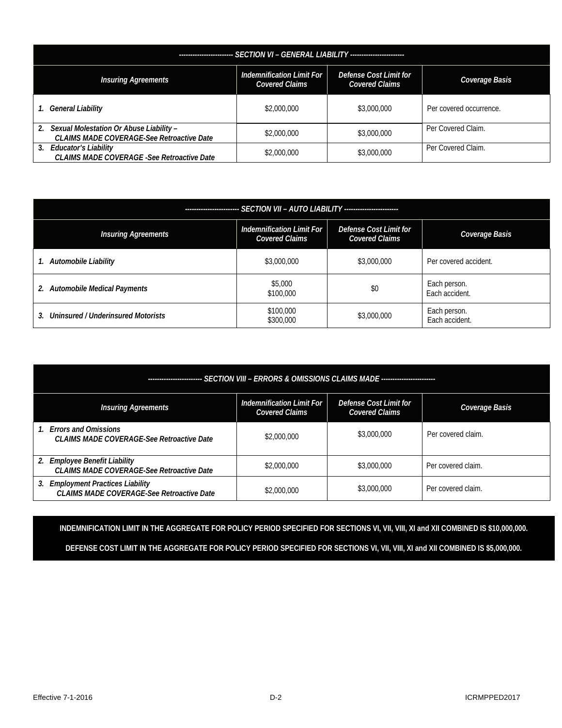| ----------------------- SECTION VI – GENERAL LIABILITY ----------------------- | | | |
|---|---|---|---|
| ***Insuring Agreements*** | ***Indemnification Limit For Covered Claims*** | ***Defense Cost Limit for Covered Claims*** | ***Coverage Basis*** |
| ***1. General Liability*** | $2,000,000 | $3,000,000 | Per covered occurrence. |
| ***2. Sexual Molestation Or Abuse Liability – CLAIMS MADE COVERAGE-See Retroactive Date*** | $2,000,000 | $3,000,000 | Per Covered Claim. |
| ***3. Educator's Liability CLAIMS MADE COVERAGE -See Retroactive Date*** | $2,000,000 | $3,000,000 | Per Covered Claim. |

| ----------------------- SECTION VII – AUTO LIABILITY ----------------------- | | | |
|---|---|---|---|
| ***Insuring Agreements*** | ***Indemnification Limit For Covered Claims*** | ***Defense Cost Limit for Covered Claims*** | ***Coverage Basis*** |
| ***1. Automobile Liability*** | $3,000,000 | $3,000,000 | Per covered accident. |
| ***2. Automobile Medical Payments*** | $5,000<br>$100,000 | $0 | Each person.<br>Each accident. |
| ***3. Uninsured / Underinsured Motorists*** | $100,000<br>$300,000 | $3,000,000 | Each person.<br>Each accident. |

| ----------------------- SECTION VIII – ERRORS & OMISSIONS CLAIMS MADE ----------------------- | | | |
|---|---|---|---|
| ***Insuring Agreements*** | ***Indemnification Limit For Covered Claims*** | ***Defense Cost Limit for Covered Claims*** | ***Coverage Basis*** |
| ***1. Errors and Omissions CLAIMS MADE COVERAGE-See Retroactive Date*** | $2,000,000 | $3,000,000 | Per covered claim. |
| ***2. Employee Benefit Liability CLAIMS MADE COVERAGE-See Retroactive Date*** | $2,000,000 | $3,000,000 | Per covered claim. |
| ***3. Employment Practices Liability CLAIMS MADE COVERAGE-See Retroactive Date*** | $2,000,000 | $3,000,000 | Per covered claim. |

**INDEMNIFICATION LIMIT IN THE AGGREGATE FOR POLICY PERIOD SPECIFIED FOR SECTIONS VI, VII, VIII, XI and XII COMBINED IS $10,000,000.**

**DEFENSE COST LIMIT IN THE AGGREGATE FOR POLICY PERIOD SPECIFIED FOR SECTIONS VI, VII, VIII, XI and XII COMBINED IS $5,000,000.**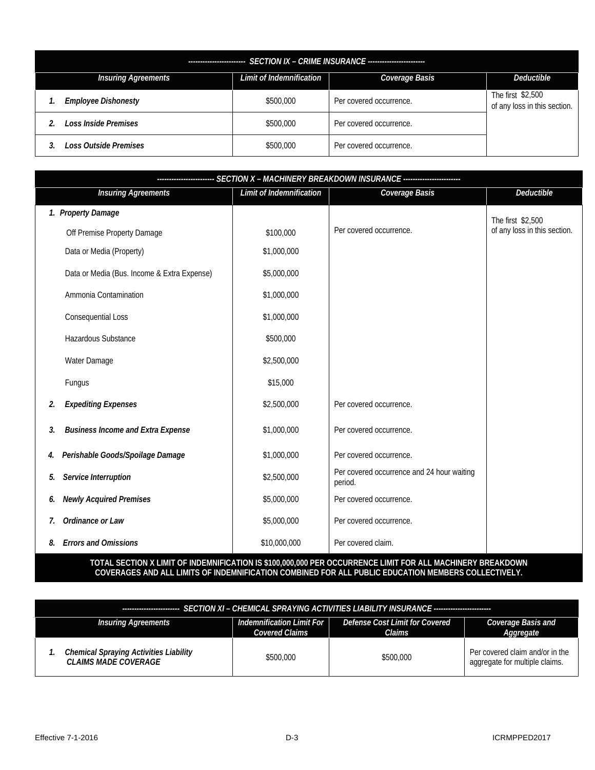| ----------------------- SECTION IX – CRIME INSURANCE ----------------------- | | | |
|---|---|---|---|
| ***Insuring Agreements*** | ***Limit of Indemnification*** | ***Coverage Basis*** | ***Deductible*** |
| ***1. Employee Dishonesty*** | $500,000 | Per covered occurrence. | The first $2,500 of any loss in this section. |
| ***2. Loss Inside Premises*** | $500,000 | Per covered occurrence. | |
| ***3. Loss Outside Premises*** | $500,000 | Per covered occurrence. | |

| ----------------------- SECTION X – MACHINERY BREAKDOWN INSURANCE ----------------------- | | | |
|---|---|---|---|
| ***Insuring Agreements*** | ***Limit of Indemnification*** | ***Coverage Basis*** | ***Deductible*** |
| ***1. Property Damage*** | | | The first $2,500 of any loss in this section. |
| Off Premise Property Damage | $100,000 | Per covered occurrence. | |
| Data or Media (Property) | $1,000,000 | | |
| Data or Media (Bus. Income & Extra Expense) | $5,000,000 | | |
| Ammonia Contamination | $1,000,000 | | |
| Consequential Loss | $1,000,000 | | |
| Hazardous Substance | $500,000 | | |
| Water Damage | $2,500,000 | | |
| Fungus | $15,000 | | |
| ***2. Expediting Expenses*** | $2,500,000 | Per covered occurrence. | |
| ***3. Business Income and Extra Expense*** | $1,000,000 | Per covered occurrence. | |
| ***4. Perishable Goods/Spoilage Damage*** | $1,000,000 | Per covered occurrence. | |
| ***5. Service Interruption*** | $2,500,000 | Per covered occurrence and 24 hour waiting period. | |
| ***6. Newly Acquired Premises*** | $5,000,000 | Per covered occurrence. | |
| ***7. Ordinance or Law*** | $5,000,000 | Per covered occurrence. | |
| ***8. Errors and Omissions*** | $10,000,000 | Per covered claim. | |

**TOTAL SECTION X LIMIT OF INDEMNIFICATION IS $100,000,000 PER OCCURRENCE LIMIT FOR ALL MACHINERY BREAKDOWN COVERAGES AND ALL LIMITS OF INDEMNIFICATION COMBINED FOR ALL PUBLIC EDUCATION MEMBERS COLLECTIVELY.**

| ----------------------- SECTION XI – CHEMICAL SPRAYING ACTIVITIES LIABILITY INSURANCE ----------------------- | | | |
|---|---|---|---|
| ***Insuring Agreements*** | ***Indemnification Limit For Covered Claims*** | ***Defense Cost Limit for Covered Claims*** | ***Coverage Basis and Aggregate*** |
| ***1. Chemical Spraying Activities Liability CLAIMS MADE COVERAGE*** | $500,000 | $500,000 | Per covered claim and/or in the aggregate for multiple claims. |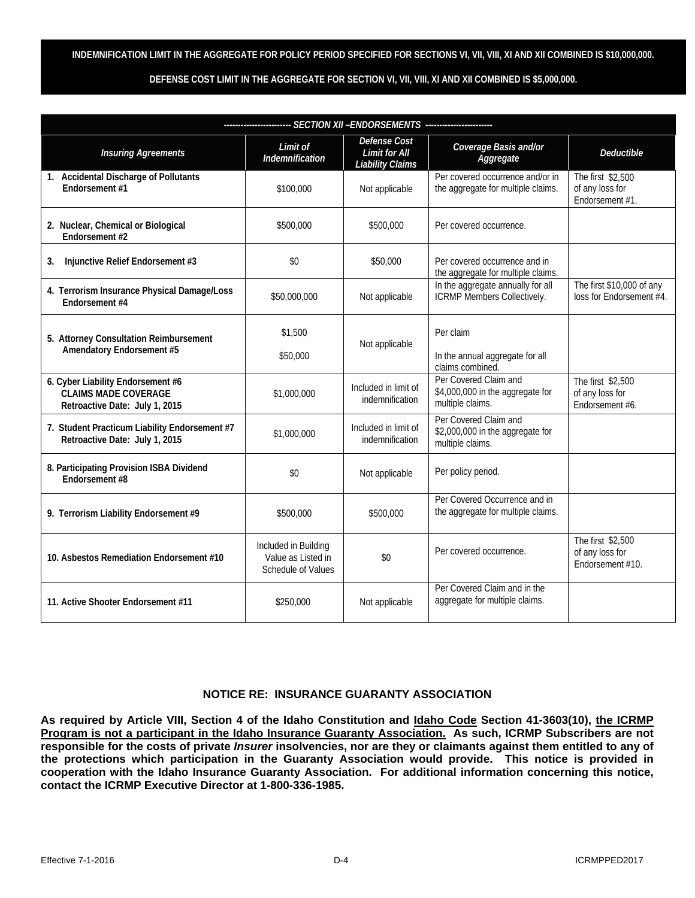**INDEMNIFICATION LIMIT IN THE AGGREGATE FOR POLICY PERIOD SPECIFIED FOR SECTIONS VI, VII, VIII, XI AND XII COMBINED IS $10,000,000.**

**DEFENSE COST LIMIT IN THE AGGREGATE FOR SECTION VI, VII, VIII, XI AND XII COMBINED IS $5,000,000.**

| ------------------------ *SECTION XII –ENDORSEMENTS* ------------------------ | | | | |
|---|---|---|---|---|
| ***Insuring Agreements*** | ***Limit of Indemnification*** | ***Defense Cost Limit for All Liability Claims*** | ***Coverage Basis and/or Aggregate*** | ***Deductible*** |
| **1. Accidental Discharge of Pollutants Endorsement #1** | $100,000 | Not applicable | Per covered occurrence and/or in the aggregate for multiple claims. | The first $2,500 of any loss for Endorsement #1. |
| **2. Nuclear, Chemical or Biological Endorsement #2** | $500,000 | $500,000 | Per covered occurrence. | |
| **3. Injunctive Relief Endorsement #3** | $0 | $50,000 | Per covered occurrence and in the aggregate for multiple claims. | |
| **4. Terrorism Insurance Physical Damage/Loss Endorsement #4** | $50,000,000 | Not applicable | In the aggregate annually for all ICRMP Members Collectively. | The first $10,000 of any loss for Endorsement #4. |
| **5. Attorney Consultation Reimbursement Amendatory Endorsement #5** | $1,500<br><br>$50,000 | Not applicable | Per claim<br><br>In the annual aggregate for all claims combined. | |
| **6. Cyber Liability Endorsement #6 CLAIMS MADE COVERAGE Retroactive Date: July 1, 2015** | $1,000,000 | Included in limit of indemnification | Per Covered Claim and $4,000,000 in the aggregate for multiple claims. | The first $2,500 of any loss for Endorsement #6. |
| **7. Student Practicum Liability Endorsement #7 Retroactive Date: July 1, 2015** | $1,000,000 | Included in limit of indemnification | Per Covered Claim and $2,000,000 in the aggregate for multiple claims. | |
| **8. Participating Provision ISBA Dividend Endorsement #8** | $0 | Not applicable | Per policy period. | |
| **9. Terrorism Liability Endorsement #9** | $500,000 | $500,000 | Per Covered Occurrence and in the aggregate for multiple claims. | |
| **10. Asbestos Remediation Endorsement #10** | Included in Building Value as Listed in Schedule of Values | $0 | Per covered occurrence. | The first $2,500 of any loss for Endorsement #10. |
| **11. Active Shooter Endorsement #11** | $250,000 | Not applicable | Per Covered Claim and in the aggregate for multiple claims. | |

### NOTICE RE: INSURANCE GUARANTY ASSOCIATION

**As required by Article VIII, Section 4 of the Idaho Constitution and Idaho Code Section 41-3603(10), the ICRMP Program is not a participant in the Idaho Insurance Guaranty Association. As such, ICRMP Subscribers are not responsible for the costs of private *Insurer* insolvencies, nor are they or claimants against them entitled to any of the protections which participation in the Guaranty Association would provide. This notice is provided in cooperation with the Idaho Insurance Guaranty Association. For additional information concerning this notice, contact the ICRMP Executive Director at 1-800-336-1985.**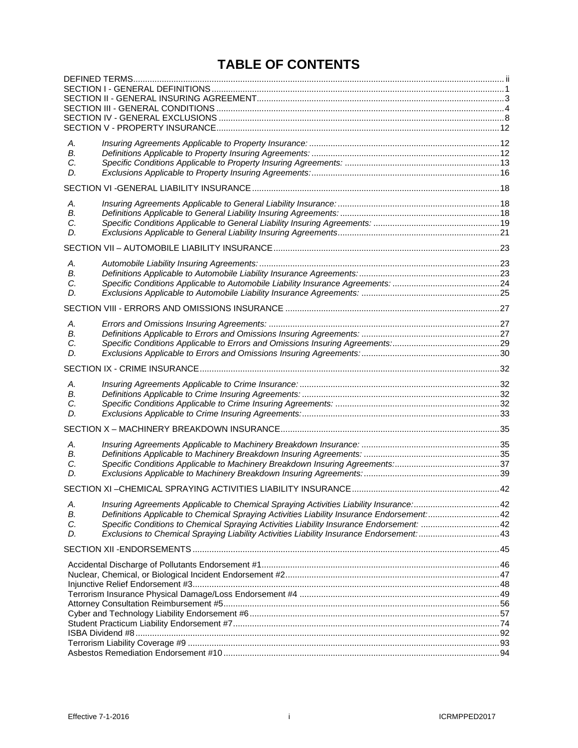# TABLE OF CONTENTS

DEFINED TERMS ........ ii
SECTION I - GENERAL DEFINITIONS ........ 1
SECTION II - GENERAL INSURING AGREEMENT ........ 3
SECTION III - GENERAL CONDITIONS ........ 4
SECTION IV - GENERAL EXCLUSIONS ........ 8
SECTION V - PROPERTY INSURANCE ........ 12

- A. *Insuring Agreements Applicable to Property Insurance:* ........ 12
- B. *Definitions Applicable to Property Insuring Agreements:* ........ 12
- C. *Specific Conditions Applicable to Property Insuring Agreements:* ........ 13
- D. *Exclusions Applicable to Property Insuring Agreements:* ........ 16

SECTION VI -GENERAL LIABILITY INSURANCE ........ 18

- A. *Insuring Agreements Applicable to General Liability Insurance:* ........ 18
- B. *Definitions Applicable to General Liability Insuring Agreements:* ........ 18
- C. *Specific Conditions Applicable to General Liability Insuring Agreements:* ........ 19
- D. *Exclusions Applicable to General Liability Insuring Agreements* ........ 21

SECTION VII – AUTOMOBILE LIABILITY INSURANCE ........ 23

- A. *Automobile Liability Insuring Agreements:* ........ 23
- B. *Definitions Applicable to Automobile Liability Insurance Agreements:* ........ 23
- C. *Specific Conditions Applicable to Automobile Liability Insurance Agreements:* ........ 24
- D. *Exclusions Applicable to Automobile Liability Insurance Agreements:* ........ 25

SECTION VIII - ERRORS AND OMISSIONS INSURANCE ........ 27

- A. *Errors and Omissions Insuring Agreements:* ........ 27
- B. *Definitions Applicable to Errors and Omissions Insuring Agreements:* ........ 27
- C. *Specific Conditions Applicable to Errors and Omissions Insuring Agreements:* ........ 29
- D. *Exclusions Applicable to Errors and Omissions Insuring Agreements:* ........ 30

SECTION IX - CRIME INSURANCE ........ 32

- A. *Insuring Agreements Applicable to Crime Insurance:* ........ 32
- B. *Definitions Applicable to Crime Insuring Agreements:* ........ 32
- C. *Specific Conditions Applicable to Crime Insuring Agreements:* ........ 32
- D. *Exclusions Applicable to Crime Insuring Agreements:* ........ 33

SECTION X – MACHINERY BREAKDOWN INSURANCE ........ 35

- A. *Insuring Agreements Applicable to Machinery Breakdown Insurance:* ........ 35
- B. *Definitions Applicable to Machinery Breakdown Insuring Agreements:* ........ 35
- C. *Specific Conditions Applicable to Machinery Breakdown Insuring Agreements:* ........ 37
- D. *Exclusions Applicable to Machinery Breakdown Insuring Agreements:* ........ 39

SECTION XI –CHEMICAL SPRAYING ACTIVITIES LIABILITY INSURANCE ........ 42

- A. *Insuring Agreements Applicable to Chemical Spraying Activities Liability Insurance:* ........ 42
- B. *Definitions Applicable to Chemical Spraying Activities Liability Insurance Endorsement:* ........ 42
- C. *Specific Conditions to Chemical Spraying Activities Liability Insurance Endorsement:* ........ 42
- D. *Exclusions to Chemical Spraying Liability Activities Liability Insurance Endorsement:* ........ 43

SECTION XII -ENDORSEMENTS ........ 45

- Accidental Discharge of Pollutants Endorsement #1 ........ 46
- Nuclear, Chemical, or Biological Incident Endorsement #2 ........ 47
- Injunctive Relief Endorsement #3 ........ 48
- Terrorism Insurance Physical Damage/Loss Endorsement #4 ........ 49
- Attorney Consultation Reimbursement #5 ........ 56
- Cyber and Technology Liability Endorsement #6 ........ 57
- Student Practicum Liability Endorsement #7 ........ 74
- ISBA Dividend #8 ........ 92
- Terrorism Liability Coverage #9 ........ 93
- Asbestos Remediation Endorsement #10 ........ 94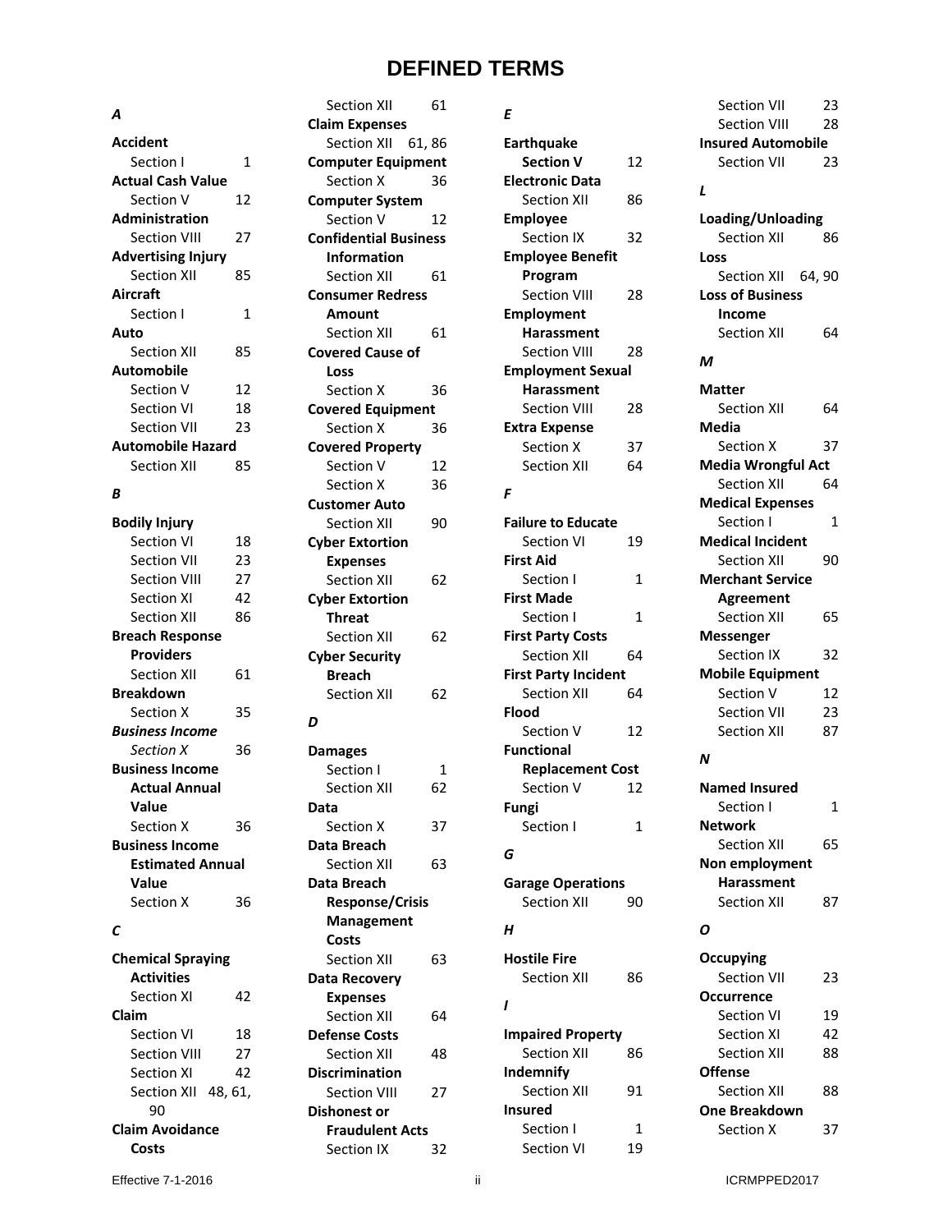# DEFINED TERMS

***A***

**Accident**
Section I 1

**Actual Cash Value**
Section V 12

**Administration**
Section VIII 27

**Advertising Injury**
Section XII 85

**Aircraft**
Section I 1

**Auto**
Section XII 85

**Automobile**
Section V 12
Section VI 18
Section VII 23

**Automobile Hazard**
Section XII 85

***B***

**Bodily Injury**
Section VI 18
Section VII 23
Section VIII 27
Section XI 42
Section XII 86

**Breach Response Providers**
Section XII 61

**Breakdown**
Section X 35

***Business Income***
*Section X* 36

**Business Income Actual Annual Value**
Section X 36

**Business Income Estimated Annual Value**
Section X 36

***C***

**Chemical Spraying Activities**
Section XI 42

**Claim**
Section VI 18
Section VIII 27
Section XI 42
Section XII 48, 61, 90

**Claim Avoidance Costs**
Section XII 61

**Claim Expenses**
Section XII 61, 86

**Computer Equipment**
Section X 36

**Computer System**
Section V 12

**Confidential Business Information**
Section XII 61

**Consumer Redress Amount**
Section XII 61

**Covered Cause of Loss**
Section X 36

**Covered Equipment**
Section X 36

**Covered Property**
Section V 12
Section X 36

**Customer Auto**
Section XII 90

**Cyber Extortion Expenses**
Section XII 62

**Cyber Extortion Threat**
Section XII 62

**Cyber Security Breach**
Section XII 62

***D***

**Damages**
Section I 1
Section XII 62

**Data**
Section X 37

**Data Breach**
Section XII 63

**Data Breach Response/Crisis Management Costs**
Section XII 63

**Data Recovery Expenses**
Section XII 64

**Defense Costs**
Section XII 48

**Discrimination**
Section VIII 27

**Dishonest or Fraudulent Acts**
Section IX 32

***E***

**Earthquake**
**Section V** 12

**Electronic Data**
Section XII 86

**Employee**
Section IX 32

**Employee Benefit Program**
Section VIII 28

**Employment Harassment**
Section VIII 28

**Employment Sexual Harassment**
Section VIII 28

**Extra Expense**
Section X 37
Section XII 64

***F***

**Failure to Educate**
Section VI 19

**First Aid**
Section I 1

**First Made**
Section I 1

**First Party Costs**
Section XII 64

**First Party Incident**
Section XII 64

**Flood**
Section V 12

**Functional Replacement Cost**
Section V 12

**Fungi**
Section I 1

***G***

**Garage Operations**
Section XII 90

***H***

**Hostile Fire**
Section XII 86

***I***

**Impaired Property**
Section XII 86

**Indemnify**
Section XII 91

**Insured**
Section I 1
Section VI 19
Section VII 23
Section VIII 28

**Insured Automobile**
Section VII 23

***L***

**Loading/Unloading**
Section XII 86

**Loss**
Section XII 64, 90

**Loss of Business Income**
Section XII 64

***M***

**Matter**
Section XII 64

**Media**
Section X 37

**Media Wrongful Act**
Section XII 64

**Medical Expenses**
Section I 1

**Medical Incident**
Section XII 90

**Merchant Service Agreement**
Section XII 65

**Messenger**
Section IX 32

**Mobile Equipment**
Section V 12
Section VII 23
Section XII 87

***N***

**Named Insured**
Section I 1

**Network**
Section XII 65

**Non employment Harassment**
Section XII 87

***O***

**Occupying**
Section VII 23

**Occurrence**
Section VI 19
Section XI 42
Section XII 88

**Offense**
Section XII 88

**One Breakdown**
Section X 37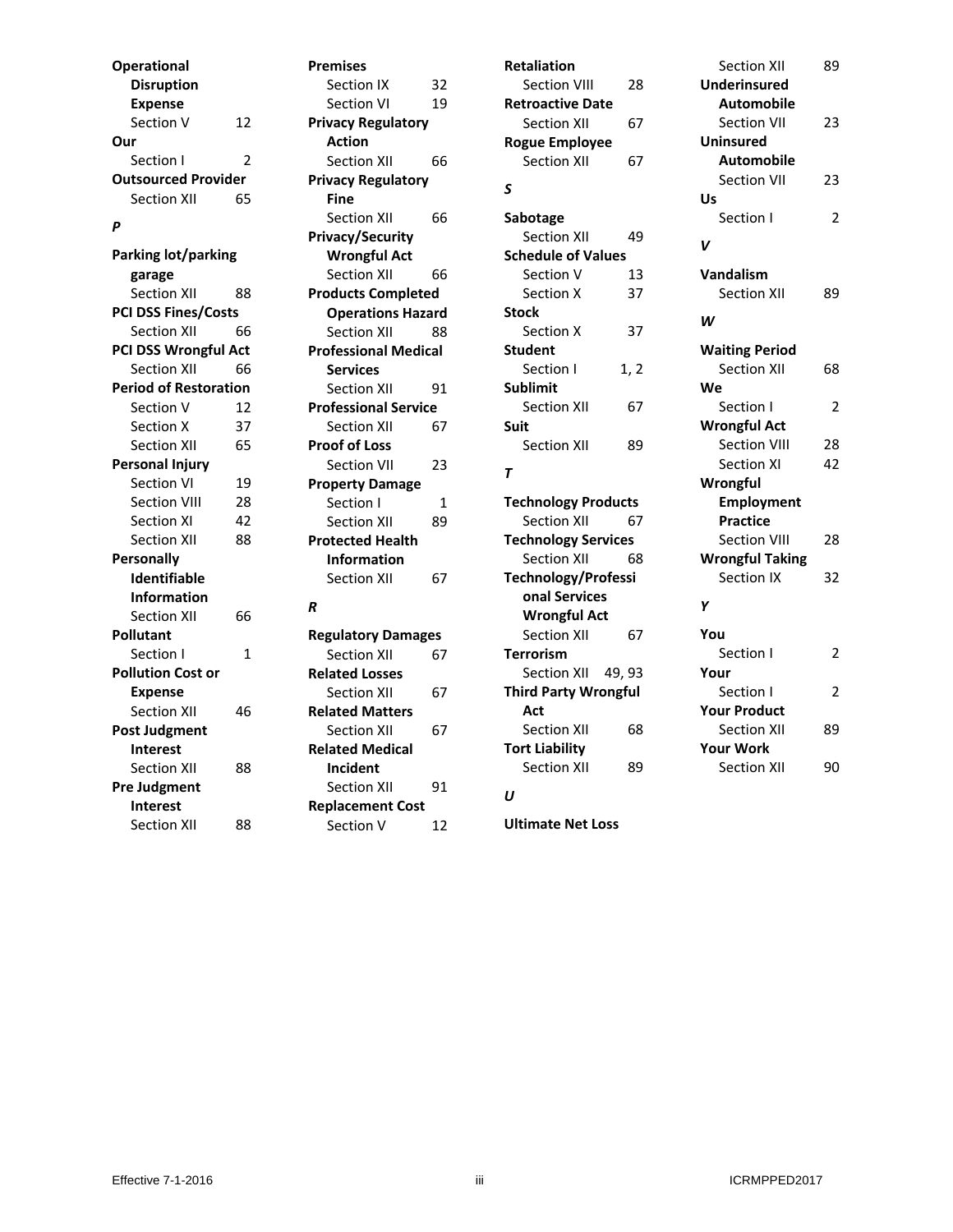**Operational Disruption Expense**
Section V 12

**Our**
Section I 2

**Outsourced Provider**
Section XII 65

*P*

**Parking lot/parking garage**
Section XII 88

**PCI DSS Fines/Costs**
Section XII 66

**PCI DSS Wrongful Act**
Section XII 66

**Period of Restoration**
Section V 12
Section X 37
Section XII 65

**Personal Injury**
Section VI 19
Section VIII 28
Section XI 42
Section XII 88

**Personally Identifiable Information**
Section XII 66

**Pollutant**
Section I 1

**Pollution Cost or Expense**
Section XII 46

**Post Judgment Interest**
Section XII 88

**Pre Judgment Interest**
Section XII 88

**Premises**
Section IX 32
Section VI 19

**Privacy Regulatory Action**
Section XII 66

**Privacy Regulatory Fine**
Section XII 66

**Privacy/Security Wrongful Act**
Section XII 66

**Products Completed Operations Hazard**
Section XII 88

**Professional Medical Services**
Section XII 91

**Professional Service**
Section XII 67

**Proof of Loss**
Section VII 23

**Property Damage**
Section I 1
Section XII 89

**Protected Health Information**
Section XII 67

*R*

**Regulatory Damages**
Section XII 67

**Related Losses**
Section XII 67

**Related Matters**
Section XII 67

**Related Medical Incident**
Section XII 91

**Replacement Cost**
Section V 12

**Retaliation**
Section VIII 28

**Retroactive Date**
Section XII 67

**Rogue Employee**
Section XII 67

*S*

**Sabotage**
Section XII 49

**Schedule of Values**
Section V 13
Section X 37

**Stock**
Section X 37

**Student**
Section I 1, 2

**Sublimit**
Section XII 67

**Suit**
Section XII 89

*T*

**Technology Products**
Section XII 67

**Technology Services**
Section XII 68

**Technology/Professional Services Wrongful Act**
Section XII 67

**Terrorism**
Section XII 49, 93

**Third Party Wrongful Act**
Section XII 68

**Tort Liability**
Section XII 89

*U*

**Ultimate Net Loss**
Section XII 89

**Underinsured Automobile**
Section VII 23

**Uninsured Automobile**
Section VII 23

**Us**
Section I 2

*V*

**Vandalism**
Section XII 89

*W*

**Waiting Period**
Section XII 68

**We**
Section I 2

**Wrongful Act**
Section VIII 28
Section XI 42

**Wrongful Employment Practice**
Section VIII 28

**Wrongful Taking**
Section IX 32

*Y*

**You**
Section I 2

**Your**
Section I 2

**Your Product**
Section XII 89

**Your Work**
Section XII 90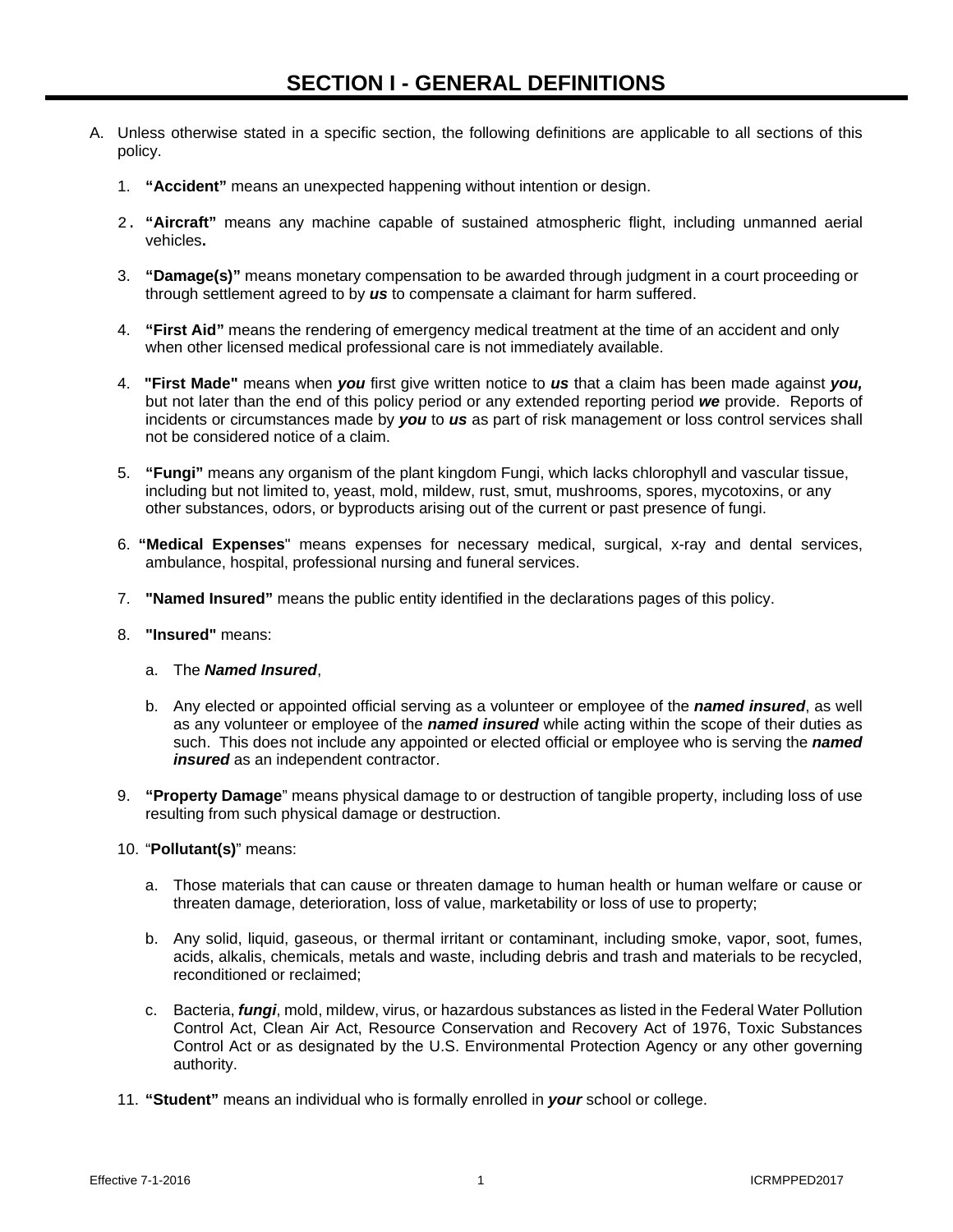# SECTION I - GENERAL DEFINITIONS

A. Unless otherwise stated in a specific section, the following definitions are applicable to all sections of this policy.

1. **"Accident"** means an unexpected happening without intention or design.

2. **"Aircraft"** means any machine capable of sustained atmospheric flight, including unmanned aerial vehicles**.**

3. **"Damage(s)"** means monetary compensation to be awarded through judgment in a court proceeding or through settlement agreed to by ***us*** to compensate a claimant for harm suffered.

4. **"First Aid"** means the rendering of emergency medical treatment at the time of an accident and only when other licensed medical professional care is not immediately available.

4. **"First Made"** means when ***you*** first give written notice to ***us*** that a claim has been made against ***you,*** but not later than the end of this policy period or any extended reporting period ***we*** provide. Reports of incidents or circumstances made by ***you*** to ***us*** as part of risk management or loss control services shall not be considered notice of a claim.

5. **"Fungi"** means any organism of the plant kingdom Fungi, which lacks chlorophyll and vascular tissue, including but not limited to, yeast, mold, mildew, rust, smut, mushrooms, spores, mycotoxins, or any other substances, odors, or byproducts arising out of the current or past presence of fungi.

6. **"Medical Expenses**" means expenses for necessary medical, surgical, x-ray and dental services, ambulance, hospital, professional nursing and funeral services.

7. **"Named Insured"** means the public entity identified in the declarations pages of this policy.

8. **"Insured"** means:

   a. The ***Named Insured***,

   b. Any elected or appointed official serving as a volunteer or employee of the ***named insured***, as well as any volunteer or employee of the ***named insured*** while acting within the scope of their duties as such. This does not include any appointed or elected official or employee who is serving the ***named insured*** as an independent contractor.

9. **"Property Damage**" means physical damage to or destruction of tangible property, including loss of use resulting from such physical damage or destruction.

10. "**Pollutant(s)**" means:

    a. Those materials that can cause or threaten damage to human health or human welfare or cause or threaten damage, deterioration, loss of value, marketability or loss of use to property;

    b. Any solid, liquid, gaseous, or thermal irritant or contaminant, including smoke, vapor, soot, fumes, acids, alkalis, chemicals, metals and waste, including debris and trash and materials to be recycled, reconditioned or reclaimed;

    c. Bacteria, ***fungi***, mold, mildew, virus, or hazardous substances as listed in the Federal Water Pollution Control Act, Clean Air Act, Resource Conservation and Recovery Act of 1976, Toxic Substances Control Act or as designated by the U.S. Environmental Protection Agency or any other governing authority.

11. **"Student"** means an individual who is formally enrolled in ***your*** school or college.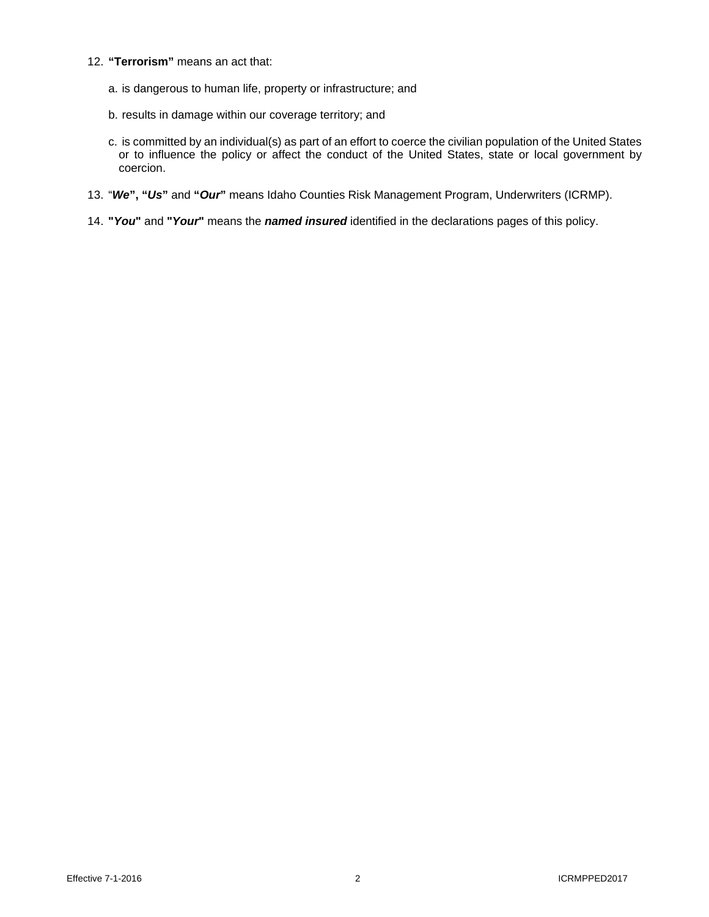12. **"Terrorism"** means an act that:

    a. is dangerous to human life, property or infrastructure; and

    b. results in damage within our coverage territory; and

    c. is committed by an individual(s) as part of an effort to coerce the civilian population of the United States or to influence the policy or affect the conduct of the United States, state or local government by coercion.

13. "***We*", "*Us*"** and **"*Our*"** means Idaho Counties Risk Management Program, Underwriters (ICRMP).

14. **"*You*"** and **"*Your*"** means the ***named insured*** identified in the declarations pages of this policy.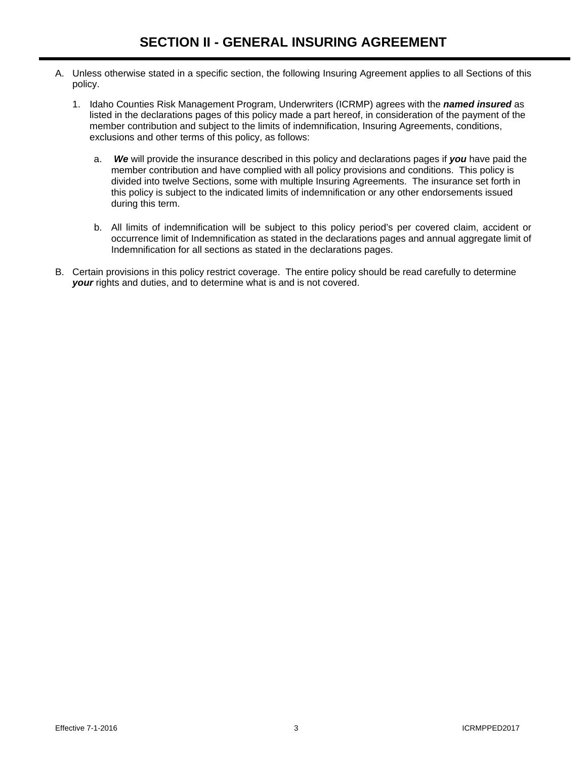# SECTION II - GENERAL INSURING AGREEMENT

A. Unless otherwise stated in a specific section, the following Insuring Agreement applies to all Sections of this policy.

   1. Idaho Counties Risk Management Program, Underwriters (ICRMP) agrees with the ***named insured*** as listed in the declarations pages of this policy made a part hereof, in consideration of the payment of the member contribution and subject to the limits of indemnification, Insuring Agreements, conditions, exclusions and other terms of this policy, as follows:

      a. ***We*** will provide the insurance described in this policy and declarations pages if ***you*** have paid the member contribution and have complied with all policy provisions and conditions. This policy is divided into twelve Sections, some with multiple Insuring Agreements. The insurance set forth in this policy is subject to the indicated limits of indemnification or any other endorsements issued during this term.

      b. All limits of indemnification will be subject to this policy period's per covered claim, accident or occurrence limit of Indemnification as stated in the declarations pages and annual aggregate limit of Indemnification for all sections as stated in the declarations pages.

B. Certain provisions in this policy restrict coverage. The entire policy should be read carefully to determine ***your*** rights and duties, and to determine what is and is not covered.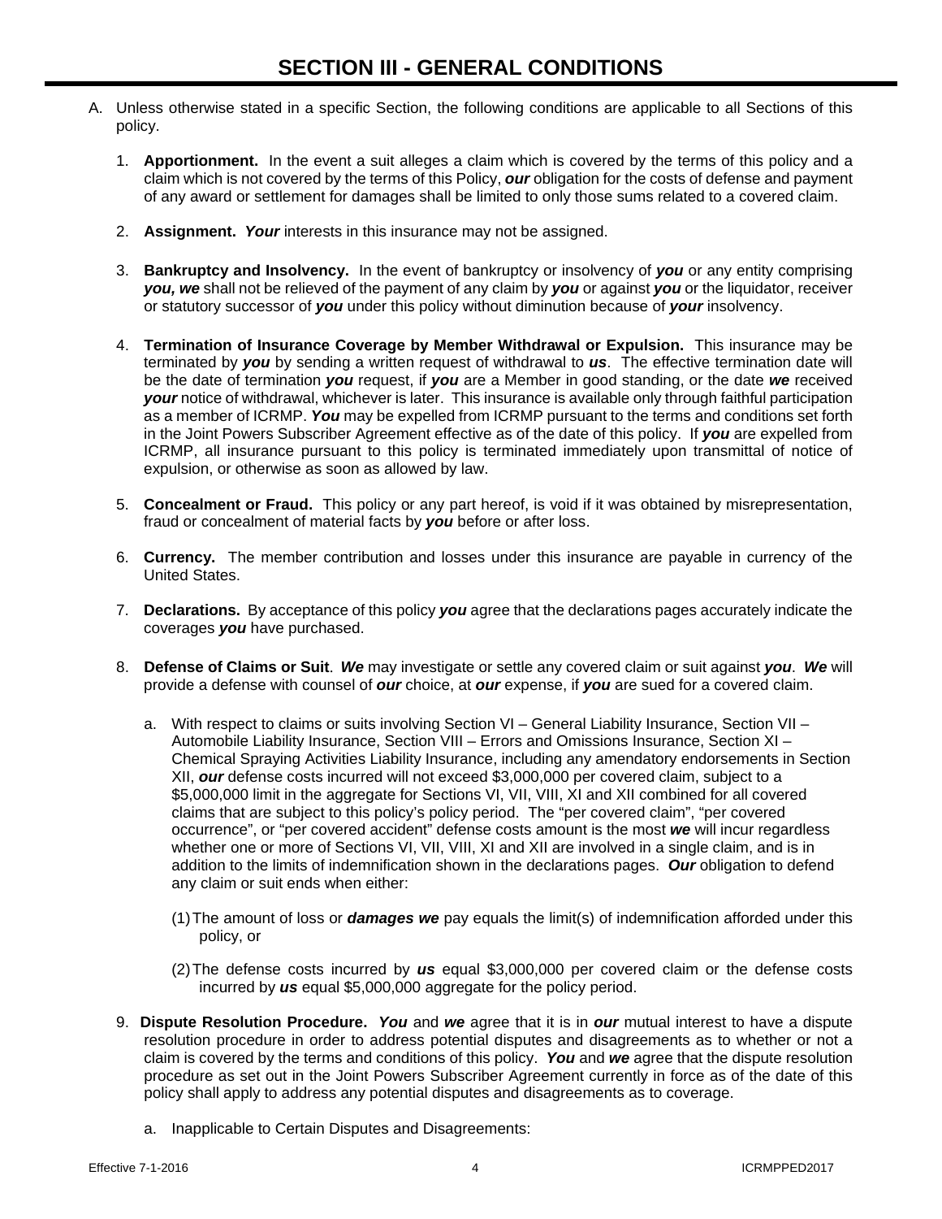# SECTION III - GENERAL CONDITIONS

A. Unless otherwise stated in a specific Section, the following conditions are applicable to all Sections of this policy.

1. **Apportionment.** In the event a suit alleges a claim which is covered by the terms of this policy and a claim which is not covered by the terms of this Policy, ***our*** obligation for the costs of defense and payment of any award or settlement for damages shall be limited to only those sums related to a covered claim.

2. **Assignment.** ***Your*** interests in this insurance may not be assigned.

3. **Bankruptcy and Insolvency.** In the event of bankruptcy or insolvency of ***you*** or any entity comprising ***you, we*** shall not be relieved of the payment of any claim by ***you*** or against ***you*** or the liquidator, receiver or statutory successor of ***you*** under this policy without diminution because of ***your*** insolvency.

4. **Termination of Insurance Coverage by Member Withdrawal or Expulsion.** This insurance may be terminated by ***you*** by sending a written request of withdrawal to ***us***. The effective termination date will be the date of termination ***you*** request, if ***you*** are a Member in good standing, or the date ***we*** received ***your*** notice of withdrawal, whichever is later. This insurance is available only through faithful participation as a member of ICRMP. ***You*** may be expelled from ICRMP pursuant to the terms and conditions set forth in the Joint Powers Subscriber Agreement effective as of the date of this policy. If ***you*** are expelled from ICRMP, all insurance pursuant to this policy is terminated immediately upon transmittal of notice of expulsion, or otherwise as soon as allowed by law.

5. **Concealment or Fraud.** This policy or any part hereof, is void if it was obtained by misrepresentation, fraud or concealment of material facts by ***you*** before or after loss.

6. **Currency.** The member contribution and losses under this insurance are payable in currency of the United States.

7. **Declarations.** By acceptance of this policy ***you*** agree that the declarations pages accurately indicate the coverages ***you*** have purchased.

8. **Defense of Claims or Suit**. ***We*** may investigate or settle any covered claim or suit against ***you***. ***We*** will provide a defense with counsel of ***our*** choice, at ***our*** expense, if ***you*** are sued for a covered claim.

   a. With respect to claims or suits involving Section VI – General Liability Insurance, Section VII – Automobile Liability Insurance, Section VIII – Errors and Omissions Insurance, Section XI – Chemical Spraying Activities Liability Insurance, including any amendatory endorsements in Section XII, ***our*** defense costs incurred will not exceed $3,000,000 per covered claim, subject to a $5,000,000 limit in the aggregate for Sections VI, VII, VIII, XI and XII combined for all covered claims that are subject to this policy's policy period. The "per covered claim", "per covered occurrence", or "per covered accident" defense costs amount is the most ***we*** will incur regardless whether one or more of Sections VI, VII, VIII, XI and XII are involved in a single claim, and is in addition to the limits of indemnification shown in the declarations pages. ***Our*** obligation to defend any claim or suit ends when either:

      (1) The amount of loss or ***damages we*** pay equals the limit(s) of indemnification afforded under this policy, or

      (2) The defense costs incurred by ***us*** equal $3,000,000 per covered claim or the defense costs incurred by ***us*** equal $5,000,000 aggregate for the policy period.

9. **Dispute Resolution Procedure.** ***You*** and ***we*** agree that it is in ***our*** mutual interest to have a dispute resolution procedure in order to address potential disputes and disagreements as to whether or not a claim is covered by the terms and conditions of this policy. ***You*** and ***we*** agree that the dispute resolution procedure as set out in the Joint Powers Subscriber Agreement currently in force as of the date of this policy shall apply to address any potential disputes and disagreements as to coverage.

   a. Inapplicable to Certain Disputes and Disagreements: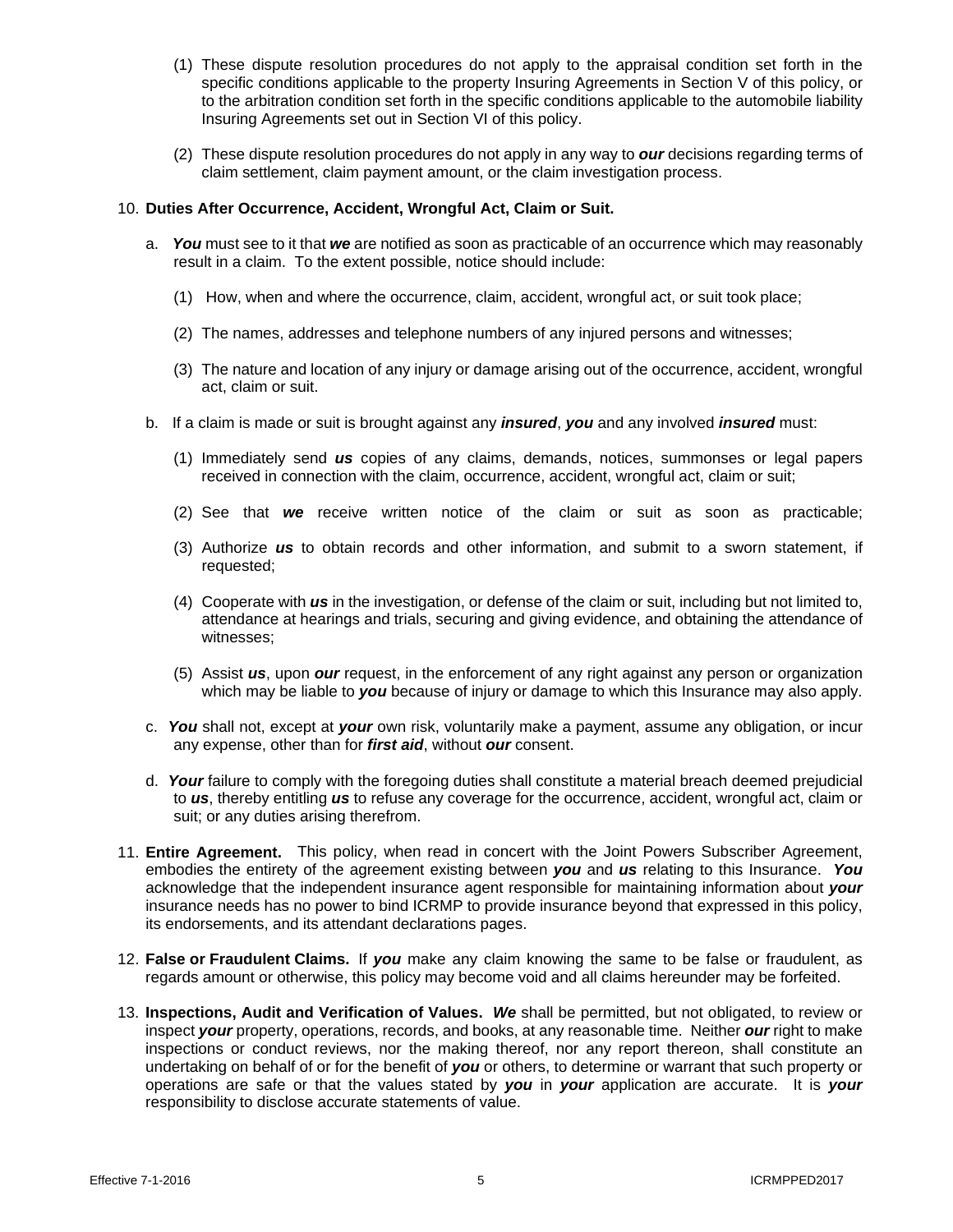(1) These dispute resolution procedures do not apply to the appraisal condition set forth in the specific conditions applicable to the property Insuring Agreements in Section V of this policy, or to the arbitration condition set forth in the specific conditions applicable to the automobile liability Insuring Agreements set out in Section VI of this policy.

(2) These dispute resolution procedures do not apply in any way to ***our*** decisions regarding terms of claim settlement, claim payment amount, or the claim investigation process.

10. **Duties After Occurrence, Accident, Wrongful Act, Claim or Suit.**

a. ***You*** must see to it that ***we*** are notified as soon as practicable of an occurrence which may reasonably result in a claim. To the extent possible, notice should include:

(1) How, when and where the occurrence, claim, accident, wrongful act, or suit took place;

(2) The names, addresses and telephone numbers of any injured persons and witnesses;

(3) The nature and location of any injury or damage arising out of the occurrence, accident, wrongful act, claim or suit.

b. If a claim is made or suit is brought against any ***insured***, ***you*** and any involved ***insured*** must:

(1) Immediately send ***us*** copies of any claims, demands, notices, summonses or legal papers received in connection with the claim, occurrence, accident, wrongful act, claim or suit;

(2) See that ***we*** receive written notice of the claim or suit as soon as practicable;

(3) Authorize ***us*** to obtain records and other information, and submit to a sworn statement, if requested;

(4) Cooperate with ***us*** in the investigation, or defense of the claim or suit, including but not limited to, attendance at hearings and trials, securing and giving evidence, and obtaining the attendance of witnesses;

(5) Assist ***us***, upon ***our*** request, in the enforcement of any right against any person or organization which may be liable to ***you*** because of injury or damage to which this Insurance may also apply.

c. ***You*** shall not, except at ***your*** own risk, voluntarily make a payment, assume any obligation, or incur any expense, other than for ***first aid***, without ***our*** consent.

d. ***Your*** failure to comply with the foregoing duties shall constitute a material breach deemed prejudicial to ***us***, thereby entitling ***us*** to refuse any coverage for the occurrence, accident, wrongful act, claim or suit; or any duties arising therefrom.

11. **Entire Agreement.** This policy, when read in concert with the Joint Powers Subscriber Agreement, embodies the entirety of the agreement existing between ***you*** and ***us*** relating to this Insurance. ***You*** acknowledge that the independent insurance agent responsible for maintaining information about ***your*** insurance needs has no power to bind ICRMP to provide insurance beyond that expressed in this policy, its endorsements, and its attendant declarations pages.

12. **False or Fraudulent Claims.** If ***you*** make any claim knowing the same to be false or fraudulent, as regards amount or otherwise, this policy may become void and all claims hereunder may be forfeited.

13. **Inspections, Audit and Verification of Values.** ***We*** shall be permitted, but not obligated, to review or inspect ***your*** property, operations, records, and books, at any reasonable time. Neither ***our*** right to make inspections or conduct reviews, nor the making thereof, nor any report thereon, shall constitute an undertaking on behalf of or for the benefit of ***you*** or others, to determine or warrant that such property or operations are safe or that the values stated by ***you*** in ***your*** application are accurate. It is ***your*** responsibility to disclose accurate statements of value.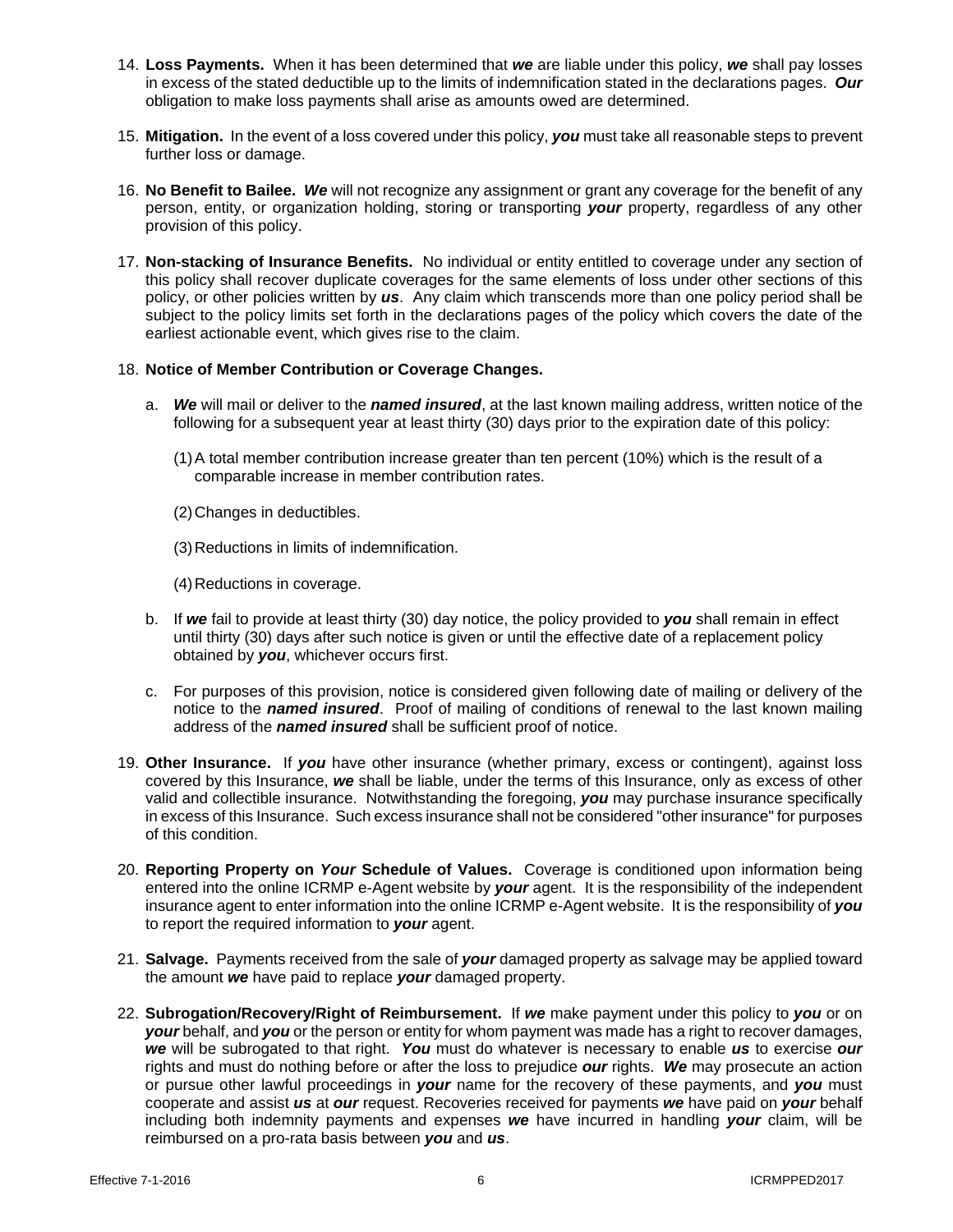14. **Loss Payments.** When it has been determined that ***we*** are liable under this policy, ***we*** shall pay losses in excess of the stated deductible up to the limits of indemnification stated in the declarations pages. ***Our*** obligation to make loss payments shall arise as amounts owed are determined.

15. **Mitigation.** In the event of a loss covered under this policy, ***you*** must take all reasonable steps to prevent further loss or damage.

16. **No Benefit to Bailee.** ***We*** will not recognize any assignment or grant any coverage for the benefit of any person, entity, or organization holding, storing or transporting ***your*** property, regardless of any other provision of this policy.

17. **Non-stacking of Insurance Benefits.** No individual or entity entitled to coverage under any section of this policy shall recover duplicate coverages for the same elements of loss under other sections of this policy, or other policies written by ***us***. Any claim which transcends more than one policy period shall be subject to the policy limits set forth in the declarations pages of the policy which covers the date of the earliest actionable event, which gives rise to the claim.

18. **Notice of Member Contribution or Coverage Changes.**

    a. ***We*** will mail or deliver to the ***named insured***, at the last known mailing address, written notice of the following for a subsequent year at least thirty (30) days prior to the expiration date of this policy:

       (1) A total member contribution increase greater than ten percent (10%) which is the result of a comparable increase in member contribution rates.

       (2) Changes in deductibles.

       (3) Reductions in limits of indemnification.

       (4) Reductions in coverage.

    b. If ***we*** fail to provide at least thirty (30) day notice, the policy provided to ***you*** shall remain in effect until thirty (30) days after such notice is given or until the effective date of a replacement policy obtained by ***you***, whichever occurs first.

    c. For purposes of this provision, notice is considered given following date of mailing or delivery of the notice to the ***named insured***. Proof of mailing of conditions of renewal to the last known mailing address of the ***named insured*** shall be sufficient proof of notice.

19. **Other Insurance.** If ***you*** have other insurance (whether primary, excess or contingent), against loss covered by this Insurance, ***we*** shall be liable, under the terms of this Insurance, only as excess of other valid and collectible insurance. Notwithstanding the foregoing, ***you*** may purchase insurance specifically in excess of this Insurance. Such excess insurance shall not be considered "other insurance" for purposes of this condition.

20. **Reporting Property on *Your* Schedule of Values.** Coverage is conditioned upon information being entered into the online ICRMP e-Agent website by ***your*** agent. It is the responsibility of the independent insurance agent to enter information into the online ICRMP e-Agent website. It is the responsibility of ***you*** to report the required information to ***your*** agent.

21. **Salvage.** Payments received from the sale of ***your*** damaged property as salvage may be applied toward the amount ***we*** have paid to replace ***your*** damaged property.

22. **Subrogation/Recovery/Right of Reimbursement.** If ***we*** make payment under this policy to ***you*** or on ***your*** behalf, and ***you*** or the person or entity for whom payment was made has a right to recover damages, ***we*** will be subrogated to that right. ***You*** must do whatever is necessary to enable ***us*** to exercise ***our*** rights and must do nothing before or after the loss to prejudice ***our*** rights. ***We*** may prosecute an action or pursue other lawful proceedings in ***your*** name for the recovery of these payments, and ***you*** must cooperate and assist ***us*** at ***our*** request. Recoveries received for payments ***we*** have paid on ***your*** behalf including both indemnity payments and expenses ***we*** have incurred in handling ***your*** claim, will be reimbursed on a pro-rata basis between ***you*** and ***us***.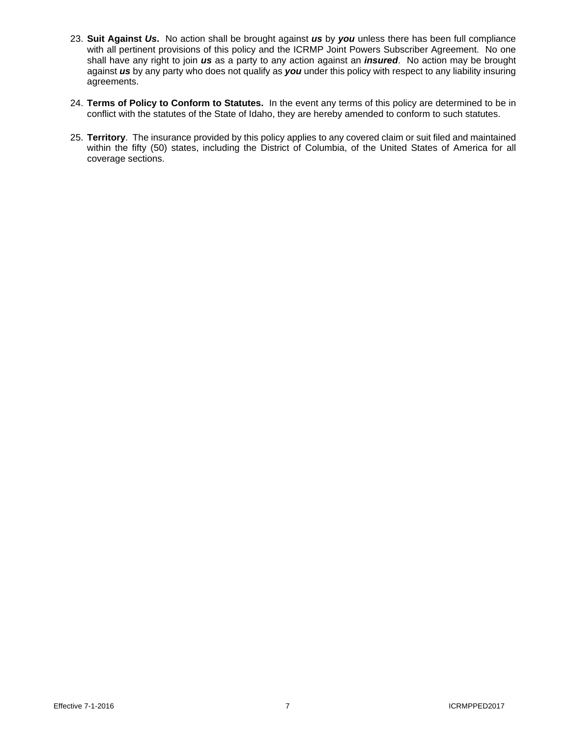23. **Suit Against *Us*.** No action shall be brought against ***us*** by ***you*** unless there has been full compliance with all pertinent provisions of this policy and the ICRMP Joint Powers Subscriber Agreement. No one shall have any right to join ***us*** as a party to any action against an ***insured***. No action may be brought against ***us*** by any party who does not qualify as ***you*** under this policy with respect to any liability insuring agreements.

24. **Terms of Policy to Conform to Statutes.** In the event any terms of this policy are determined to be in conflict with the statutes of the State of Idaho, they are hereby amended to conform to such statutes.

25. **Territory**. The insurance provided by this policy applies to any covered claim or suit filed and maintained within the fifty (50) states, including the District of Columbia, of the United States of America for all coverage sections.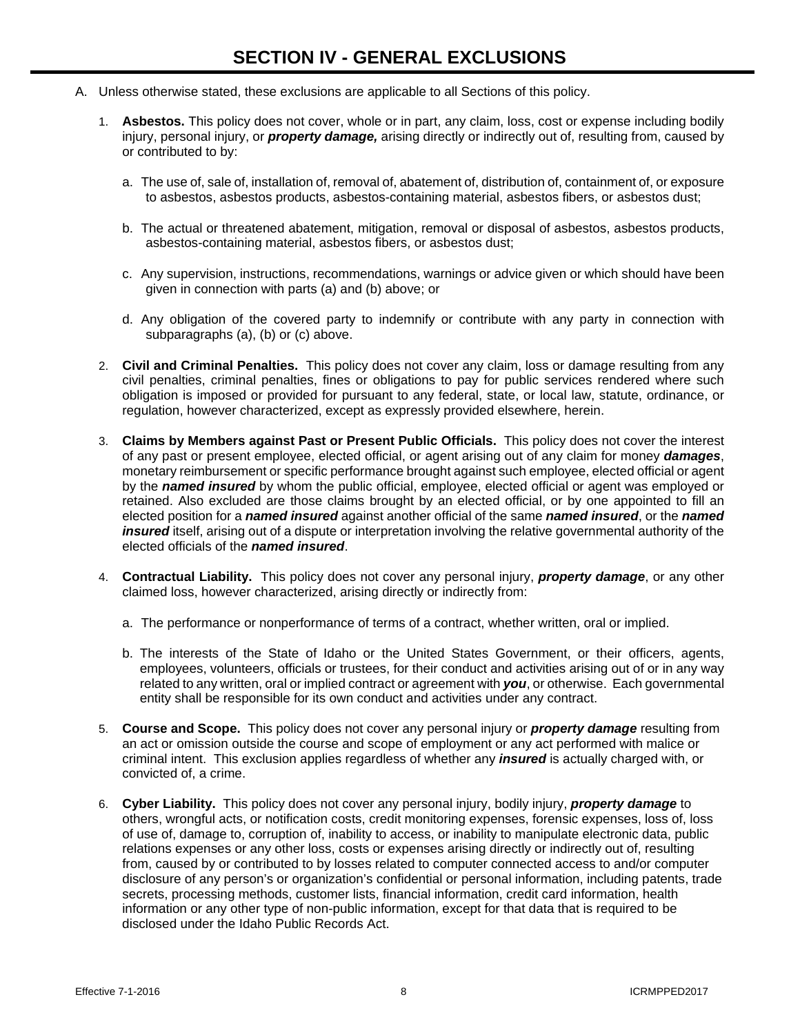# SECTION IV - GENERAL EXCLUSIONS

A. Unless otherwise stated, these exclusions are applicable to all Sections of this policy.

1. **Asbestos.** This policy does not cover, whole or in part, any claim, loss, cost or expense including bodily injury, personal injury, or ***property damage,*** arising directly or indirectly out of, resulting from, caused by or contributed to by:

    a. The use of, sale of, installation of, removal of, abatement of, distribution of, containment of, or exposure to asbestos, asbestos products, asbestos-containing material, asbestos fibers, or asbestos dust;

    b. The actual or threatened abatement, mitigation, removal or disposal of asbestos, asbestos products, asbestos-containing material, asbestos fibers, or asbestos dust;

    c. Any supervision, instructions, recommendations, warnings or advice given or which should have been given in connection with parts (a) and (b) above; or

    d. Any obligation of the covered party to indemnify or contribute with any party in connection with subparagraphs (a), (b) or (c) above.

2. **Civil and Criminal Penalties.** This policy does not cover any claim, loss or damage resulting from any civil penalties, criminal penalties, fines or obligations to pay for public services rendered where such obligation is imposed or provided for pursuant to any federal, state, or local law, statute, ordinance, or regulation, however characterized, except as expressly provided elsewhere, herein.

3. **Claims by Members against Past or Present Public Officials.** This policy does not cover the interest of any past or present employee, elected official, or agent arising out of any claim for money ***damages***, monetary reimbursement or specific performance brought against such employee, elected official or agent by the ***named insured*** by whom the public official, employee, elected official or agent was employed or retained. Also excluded are those claims brought by an elected official, or by one appointed to fill an elected position for a ***named insured*** against another official of the same ***named insured***, or the ***named insured*** itself, arising out of a dispute or interpretation involving the relative governmental authority of the elected officials of the ***named insured***.

4. **Contractual Liability.** This policy does not cover any personal injury, ***property damage***, or any other claimed loss, however characterized, arising directly or indirectly from:

    a. The performance or nonperformance of terms of a contract, whether written, oral or implied.

    b. The interests of the State of Idaho or the United States Government, or their officers, agents, employees, volunteers, officials or trustees, for their conduct and activities arising out of or in any way related to any written, oral or implied contract or agreement with ***you***, or otherwise. Each governmental entity shall be responsible for its own conduct and activities under any contract.

5. **Course and Scope.** This policy does not cover any personal injury or ***property damage*** resulting from an act or omission outside the course and scope of employment or any act performed with malice or criminal intent. This exclusion applies regardless of whether any ***insured*** is actually charged with, or convicted of, a crime.

6. **Cyber Liability.** This policy does not cover any personal injury, bodily injury, ***property damage*** to others, wrongful acts, or notification costs, credit monitoring expenses, forensic expenses, loss of, loss of use of, damage to, corruption of, inability to access, or inability to manipulate electronic data, public relations expenses or any other loss, costs or expenses arising directly or indirectly out of, resulting from, caused by or contributed to by losses related to computer connected access to and/or computer disclosure of any person's or organization's confidential or personal information, including patents, trade secrets, processing methods, customer lists, financial information, credit card information, health information or any other type of non-public information, except for that data that is required to be disclosed under the Idaho Public Records Act.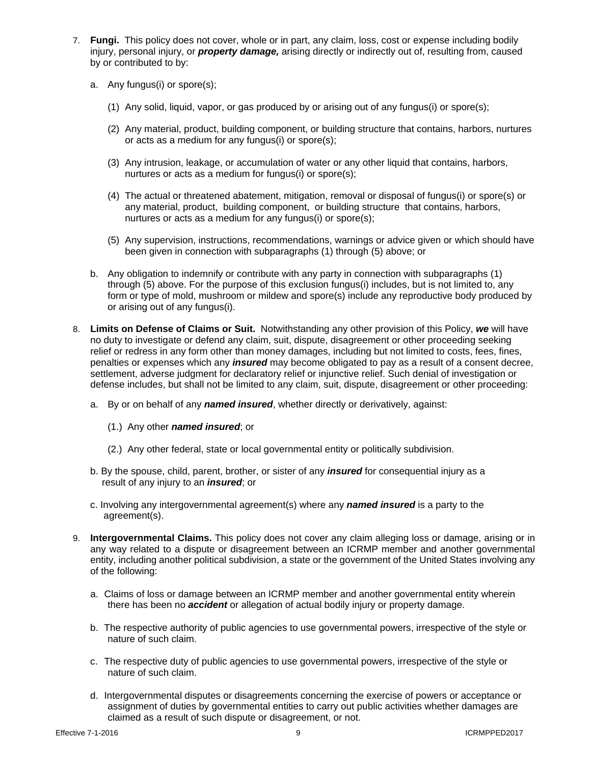7. **Fungi.** This policy does not cover, whole or in part, any claim, loss, cost or expense including bodily injury, personal injury, or ***property damage,*** arising directly or indirectly out of, resulting from, caused by or contributed to by:

   a. Any fungus(i) or spore(s);

      (1) Any solid, liquid, vapor, or gas produced by or arising out of any fungus(i) or spore(s);

      (2) Any material, product, building component, or building structure that contains, harbors, nurtures or acts as a medium for any fungus(i) or spore(s);

      (3) Any intrusion, leakage, or accumulation of water or any other liquid that contains, harbors, nurtures or acts as a medium for fungus(i) or spore(s);

      (4) The actual or threatened abatement, mitigation, removal or disposal of fungus(i) or spore(s) or any material, product, building component, or building structure that contains, harbors, nurtures or acts as a medium for any fungus(i) or spore(s);

      (5) Any supervision, instructions, recommendations, warnings or advice given or which should have been given in connection with subparagraphs (1) through (5) above; or

   b. Any obligation to indemnify or contribute with any party in connection with subparagraphs (1) through (5) above. For the purpose of this exclusion fungus(i) includes, but is not limited to, any form or type of mold, mushroom or mildew and spore(s) include any reproductive body produced by or arising out of any fungus(i).

8. **Limits on Defense of Claims or Suit.** Notwithstanding any other provision of this Policy, ***we*** will have no duty to investigate or defend any claim, suit, dispute, disagreement or other proceeding seeking relief or redress in any form other than money damages, including but not limited to costs, fees, fines, penalties or expenses which any ***insured*** may become obligated to pay as a result of a consent decree, settlement, adverse judgment for declaratory relief or injunctive relief. Such denial of investigation or defense includes, but shall not be limited to any claim, suit, dispute, disagreement or other proceeding:

   a. By or on behalf of any ***named insured***, whether directly or derivatively, against:

      (1.) Any other ***named insured***; or

      (2.) Any other federal, state or local governmental entity or politically subdivision.

   b. By the spouse, child, parent, brother, or sister of any ***insured*** for consequential injury as a result of any injury to an ***insured***; or

   c. Involving any intergovernmental agreement(s) where any ***named insured*** is a party to the agreement(s).

9. **Intergovernmental Claims.** This policy does not cover any claim alleging loss or damage, arising or in any way related to a dispute or disagreement between an ICRMP member and another governmental entity, including another political subdivision, a state or the government of the United States involving any of the following:

   a. Claims of loss or damage between an ICRMP member and another governmental entity wherein there has been no ***accident*** or allegation of actual bodily injury or property damage.

   b. The respective authority of public agencies to use governmental powers, irrespective of the style or nature of such claim.

   c. The respective duty of public agencies to use governmental powers, irrespective of the style or nature of such claim.

   d. Intergovernmental disputes or disagreements concerning the exercise of powers or acceptance or assignment of duties by governmental entities to carry out public activities whether damages are claimed as a result of such dispute or disagreement, or not.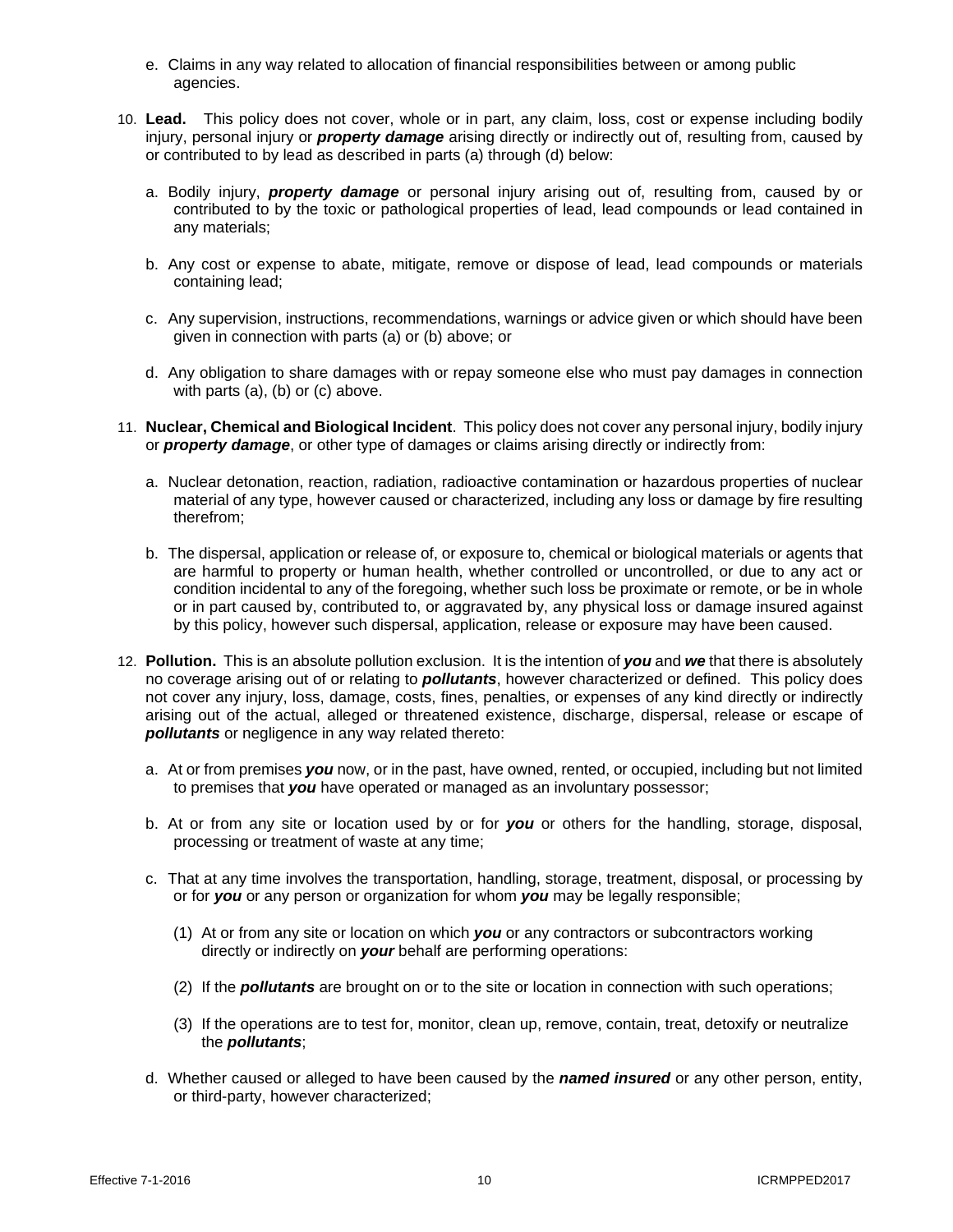e. Claims in any way related to allocation of financial responsibilities between or among public agencies.

10. **Lead.** This policy does not cover, whole or in part, any claim, loss, cost or expense including bodily injury, personal injury or ***property damage*** arising directly or indirectly out of, resulting from, caused by or contributed to by lead as described in parts (a) through (d) below:

    a. Bodily injury, ***property damage*** or personal injury arising out of, resulting from, caused by or contributed to by the toxic or pathological properties of lead, lead compounds or lead contained in any materials;

    b. Any cost or expense to abate, mitigate, remove or dispose of lead, lead compounds or materials containing lead;

    c. Any supervision, instructions, recommendations, warnings or advice given or which should have been given in connection with parts (a) or (b) above; or

    d. Any obligation to share damages with or repay someone else who must pay damages in connection with parts (a), (b) or (c) above.

11. **Nuclear, Chemical and Biological Incident**. This policy does not cover any personal injury, bodily injury or ***property damage***, or other type of damages or claims arising directly or indirectly from:

    a. Nuclear detonation, reaction, radiation, radioactive contamination or hazardous properties of nuclear material of any type, however caused or characterized, including any loss or damage by fire resulting therefrom;

    b. The dispersal, application or release of, or exposure to, chemical or biological materials or agents that are harmful to property or human health, whether controlled or uncontrolled, or due to any act or condition incidental to any of the foregoing, whether such loss be proximate or remote, or be in whole or in part caused by, contributed to, or aggravated by, any physical loss or damage insured against by this policy, however such dispersal, application, release or exposure may have been caused.

12. **Pollution.** This is an absolute pollution exclusion. It is the intention of ***you*** and ***we*** that there is absolutely no coverage arising out of or relating to ***pollutants***, however characterized or defined. This policy does not cover any injury, loss, damage, costs, fines, penalties, or expenses of any kind directly or indirectly arising out of the actual, alleged or threatened existence, discharge, dispersal, release or escape of ***pollutants*** or negligence in any way related thereto:

    a. At or from premises ***you*** now, or in the past, have owned, rented, or occupied, including but not limited to premises that ***you*** have operated or managed as an involuntary possessor;

    b. At or from any site or location used by or for ***you*** or others for the handling, storage, disposal, processing or treatment of waste at any time;

    c. That at any time involves the transportation, handling, storage, treatment, disposal, or processing by or for ***you*** or any person or organization for whom ***you*** may be legally responsible;

        (1) At or from any site or location on which ***you*** or any contractors or subcontractors working directly or indirectly on ***your*** behalf are performing operations:

        (2) If the ***pollutants*** are brought on or to the site or location in connection with such operations;

        (3) If the operations are to test for, monitor, clean up, remove, contain, treat, detoxify or neutralize the ***pollutants***;

    d. Whether caused or alleged to have been caused by the ***named insured*** or any other person, entity, or third-party, however characterized;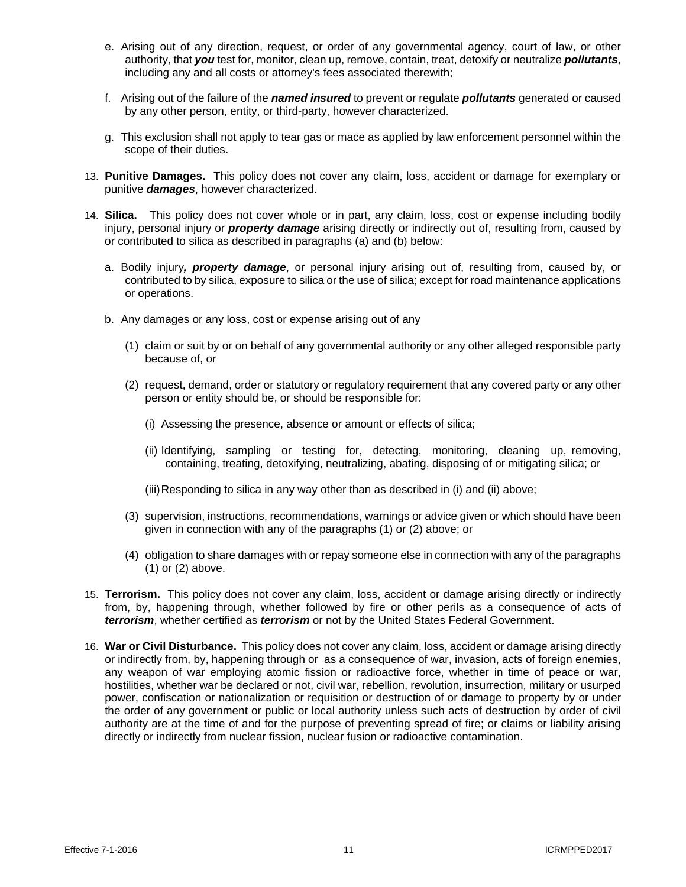e. Arising out of any direction, request, or order of any governmental agency, court of law, or other authority, that ***you*** test for, monitor, clean up, remove, contain, treat, detoxify or neutralize ***pollutants***, including any and all costs or attorney's fees associated therewith;

f. Arising out of the failure of the ***named insured*** to prevent or regulate ***pollutants*** generated or caused by any other person, entity, or third-party, however characterized.

g. This exclusion shall not apply to tear gas or mace as applied by law enforcement personnel within the scope of their duties.

13. **Punitive Damages.** This policy does not cover any claim, loss, accident or damage for exemplary or punitive ***damages***, however characterized.

14. **Silica.** This policy does not cover whole or in part, any claim, loss, cost or expense including bodily injury, personal injury or ***property damage*** arising directly or indirectly out of, resulting from, caused by or contributed to silica as described in paragraphs (a) and (b) below:

    a. Bodily injury***, property damage***, or personal injury arising out of, resulting from, caused by, or contributed to by silica, exposure to silica or the use of silica; except for road maintenance applications or operations.

    b. Any damages or any loss, cost or expense arising out of any

        (1) claim or suit by or on behalf of any governmental authority or any other alleged responsible party because of, or

        (2) request, demand, order or statutory or regulatory requirement that any covered party or any other person or entity should be, or should be responsible for:

            (i) Assessing the presence, absence or amount or effects of silica;

            (ii) Identifying, sampling or testing for, detecting, monitoring, cleaning up, removing, containing, treating, detoxifying, neutralizing, abating, disposing of or mitigating silica; or

            (iii) Responding to silica in any way other than as described in (i) and (ii) above;

        (3) supervision, instructions, recommendations, warnings or advice given or which should have been given in connection with any of the paragraphs (1) or (2) above; or

        (4) obligation to share damages with or repay someone else in connection with any of the paragraphs (1) or (2) above.

15. **Terrorism.** This policy does not cover any claim, loss, accident or damage arising directly or indirectly from, by, happening through, whether followed by fire or other perils as a consequence of acts of ***terrorism***, whether certified as ***terrorism*** or not by the United States Federal Government.

16. **War or Civil Disturbance.** This policy does not cover any claim, loss, accident or damage arising directly or indirectly from, by, happening through or as a consequence of war, invasion, acts of foreign enemies, any weapon of war employing atomic fission or radioactive force, whether in time of peace or war, hostilities, whether war be declared or not, civil war, rebellion, revolution, insurrection, military or usurped power, confiscation or nationalization or requisition or destruction of or damage to property by or under the order of any government or public or local authority unless such acts of destruction by order of civil authority are at the time of and for the purpose of preventing spread of fire; or claims or liability arising directly or indirectly from nuclear fission, nuclear fusion or radioactive contamination.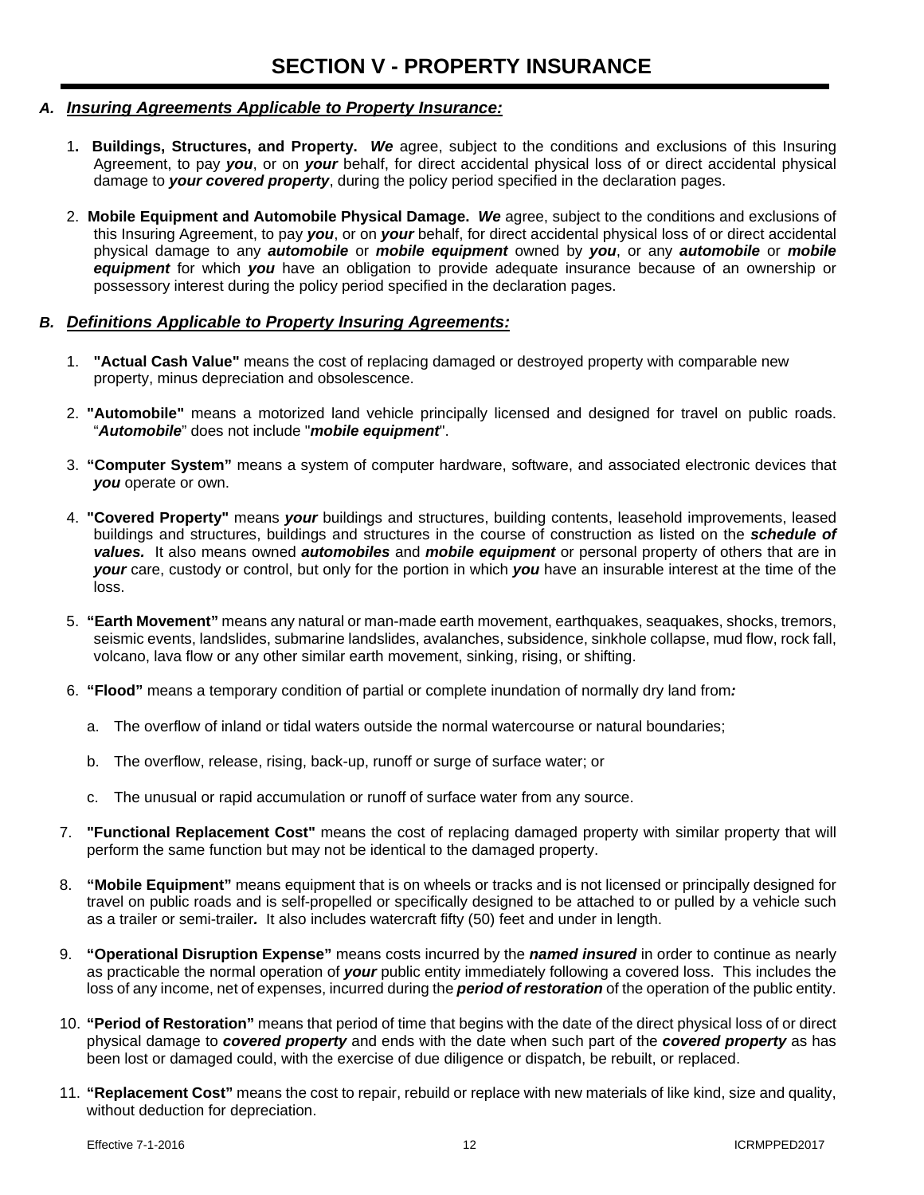# SECTION V - PROPERTY INSURANCE

## *A. Insuring Agreements Applicable to Property Insurance:*

1. **Buildings, Structures, and Property.** ***We*** agree, subject to the conditions and exclusions of this Insuring Agreement, to pay ***you***, or on ***your*** behalf, for direct accidental physical loss of or direct accidental physical damage to ***your covered property***, during the policy period specified in the declaration pages.

2. **Mobile Equipment and Automobile Physical Damage.** ***We*** agree, subject to the conditions and exclusions of this Insuring Agreement, to pay ***you***, or on ***your*** behalf, for direct accidental physical loss of or direct accidental physical damage to any ***automobile*** or ***mobile equipment*** owned by ***you***, or any ***automobile*** or ***mobile equipment*** for which ***you*** have an obligation to provide adequate insurance because of an ownership or possessory interest during the policy period specified in the declaration pages.

## *B. Definitions Applicable to Property Insuring Agreements:*

1. **"Actual Cash Value"** means the cost of replacing damaged or destroyed property with comparable new property, minus depreciation and obsolescence.

2. **"Automobile"** means a motorized land vehicle principally licensed and designed for travel on public roads. "***Automobile***" does not include "***mobile equipment***".

3. **"Computer System"** means a system of computer hardware, software, and associated electronic devices that ***you*** operate or own.

4. **"Covered Property"** means ***your*** buildings and structures, building contents, leasehold improvements, leased buildings and structures, buildings and structures in the course of construction as listed on the ***schedule of values.*** It also means owned ***automobiles*** and ***mobile equipment*** or personal property of others that are in ***your*** care, custody or control, but only for the portion in which ***you*** have an insurable interest at the time of the loss.

5. **"Earth Movement"** means any natural or man-made earth movement, earthquakes, seaquakes, shocks, tremors, seismic events, landslides, submarine landslides, avalanches, subsidence, sinkhole collapse, mud flow, rock fall, volcano, lava flow or any other similar earth movement, sinking, rising, or shifting.

6. **"Flood"** means a temporary condition of partial or complete inundation of normally dry land from*:*

   a. The overflow of inland or tidal waters outside the normal watercourse or natural boundaries;

   b. The overflow, release, rising, back-up, runoff or surge of surface water; or

   c. The unusual or rapid accumulation or runoff of surface water from any source.

7. **"Functional Replacement Cost"** means the cost of replacing damaged property with similar property that will perform the same function but may not be identical to the damaged property.

8. **"Mobile Equipment"** means equipment that is on wheels or tracks and is not licensed or principally designed for travel on public roads and is self-propelled or specifically designed to be attached to or pulled by a vehicle such as a trailer or semi-trailer***.*** It also includes watercraft fifty (50) feet and under in length.

9. **"Operational Disruption Expense"** means costs incurred by the ***named insured*** in order to continue as nearly as practicable the normal operation of ***your*** public entity immediately following a covered loss. This includes the loss of any income, net of expenses, incurred during the ***period of restoration*** of the operation of the public entity.

10. **"Period of Restoration"** means that period of time that begins with the date of the direct physical loss of or direct physical damage to ***covered property*** and ends with the date when such part of the ***covered property*** as has been lost or damaged could, with the exercise of due diligence or dispatch, be rebuilt, or replaced.

11. **"Replacement Cost"** means the cost to repair, rebuild or replace with new materials of like kind, size and quality, without deduction for depreciation.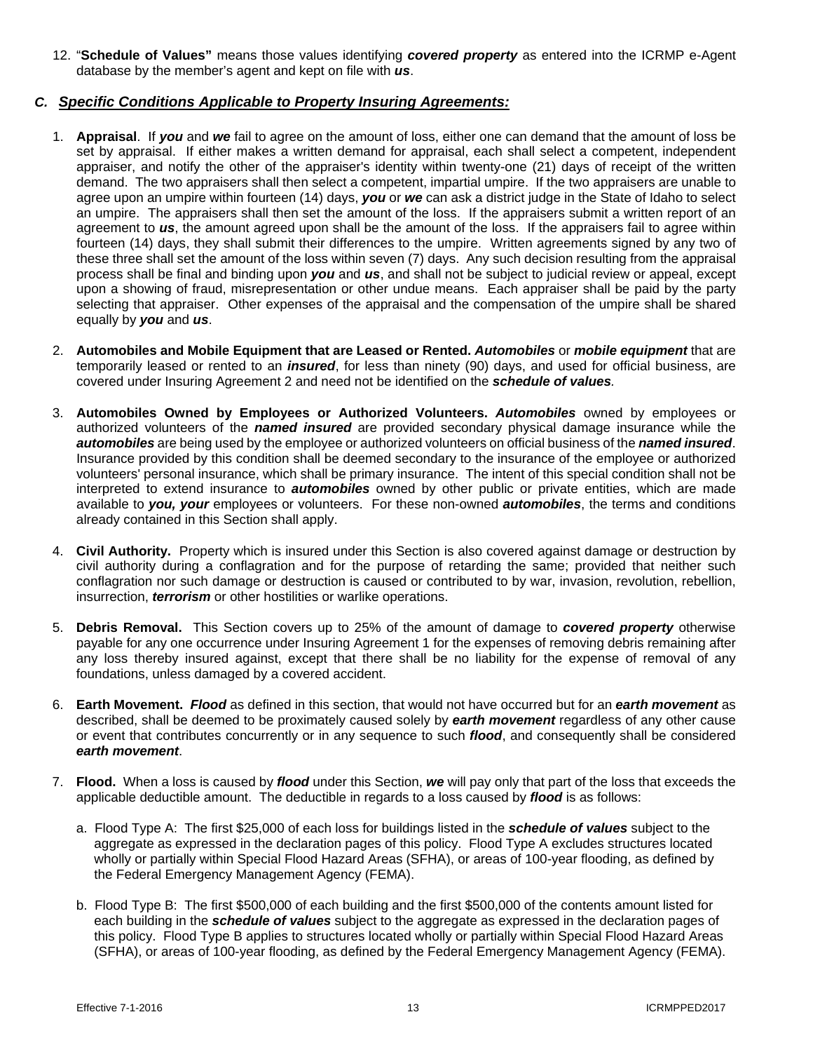12. "**Schedule of Values"** means those values identifying ***covered property*** as entered into the ICRMP e-Agent database by the member's agent and kept on file with ***us***.

### *C. Specific Conditions Applicable to Property Insuring Agreements:*

1. **Appraisal**. If ***you*** and ***we*** fail to agree on the amount of loss, either one can demand that the amount of loss be set by appraisal. If either makes a written demand for appraisal, each shall select a competent, independent appraiser, and notify the other of the appraiser's identity within twenty-one (21) days of receipt of the written demand. The two appraisers shall then select a competent, impartial umpire. If the two appraisers are unable to agree upon an umpire within fourteen (14) days, ***you*** or ***we*** can ask a district judge in the State of Idaho to select an umpire. The appraisers shall then set the amount of the loss. If the appraisers submit a written report of an agreement to ***us***, the amount agreed upon shall be the amount of the loss. If the appraisers fail to agree within fourteen (14) days, they shall submit their differences to the umpire. Written agreements signed by any two of these three shall set the amount of the loss within seven (7) days. Any such decision resulting from the appraisal process shall be final and binding upon ***you*** and ***us***, and shall not be subject to judicial review or appeal, except upon a showing of fraud, misrepresentation or other undue means. Each appraiser shall be paid by the party selecting that appraiser. Other expenses of the appraisal and the compensation of the umpire shall be shared equally by ***you*** and ***us***.

2. **Automobiles and Mobile Equipment that are Leased or Rented.** ***Automobiles*** or ***mobile equipment*** that are temporarily leased or rented to an ***insured***, for less than ninety (90) days, and used for official business, are covered under Insuring Agreement 2 and need not be identified on the ***schedule of values***.

3. **Automobiles Owned by Employees or Authorized Volunteers.** ***Automobiles*** owned by employees or authorized volunteers of the ***named insured*** are provided secondary physical damage insurance while the ***automobiles*** are being used by the employee or authorized volunteers on official business of the ***named insured***. Insurance provided by this condition shall be deemed secondary to the insurance of the employee or authorized volunteers' personal insurance, which shall be primary insurance. The intent of this special condition shall not be interpreted to extend insurance to ***automobiles*** owned by other public or private entities, which are made available to ***you, your*** employees or volunteers. For these non-owned ***automobiles***, the terms and conditions already contained in this Section shall apply.

4. **Civil Authority.** Property which is insured under this Section is also covered against damage or destruction by civil authority during a conflagration and for the purpose of retarding the same; provided that neither such conflagration nor such damage or destruction is caused or contributed to by war, invasion, revolution, rebellion, insurrection, ***terrorism*** or other hostilities or warlike operations.

5. **Debris Removal.** This Section covers up to 25% of the amount of damage to ***covered property*** otherwise payable for any one occurrence under Insuring Agreement 1 for the expenses of removing debris remaining after any loss thereby insured against, except that there shall be no liability for the expense of removal of any foundations, unless damaged by a covered accident.

6. **Earth Movement.** ***Flood*** as defined in this section, that would not have occurred but for an ***earth movement*** as described, shall be deemed to be proximately caused solely by ***earth movement*** regardless of any other cause or event that contributes concurrently or in any sequence to such ***flood***, and consequently shall be considered ***earth movement***.

7. **Flood.** When a loss is caused by ***flood*** under this Section, ***we*** will pay only that part of the loss that exceeds the applicable deductible amount. The deductible in regards to a loss caused by ***flood*** is as follows:

   a. Flood Type A: The first $25,000 of each loss for buildings listed in the ***schedule of values*** subject to the aggregate as expressed in the declaration pages of this policy. Flood Type A excludes structures located wholly or partially within Special Flood Hazard Areas (SFHA), or areas of 100-year flooding, as defined by the Federal Emergency Management Agency (FEMA).

   b. Flood Type B: The first $500,000 of each building and the first $500,000 of the contents amount listed for each building in the ***schedule of values*** subject to the aggregate as expressed in the declaration pages of this policy. Flood Type B applies to structures located wholly or partially within Special Flood Hazard Areas (SFHA), or areas of 100-year flooding, as defined by the Federal Emergency Management Agency (FEMA).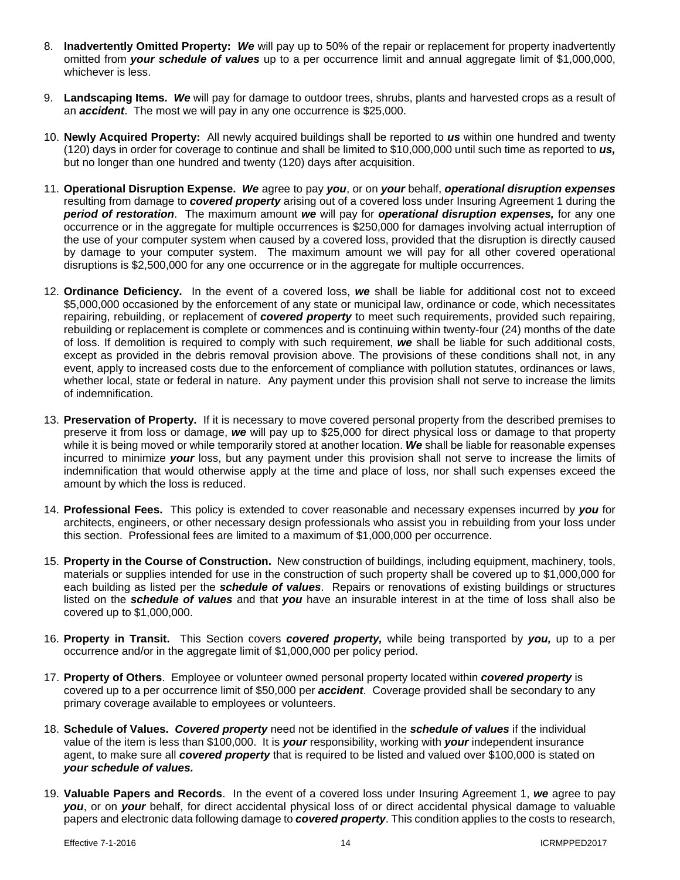8. **Inadvertently Omitted Property:** ***We*** will pay up to 50% of the repair or replacement for property inadvertently omitted from ***your schedule of values*** up to a per occurrence limit and annual aggregate limit of $1,000,000, whichever is less.

9. **Landscaping Items.** ***We*** will pay for damage to outdoor trees, shrubs, plants and harvested crops as a result of an ***accident***. The most we will pay in any one occurrence is $25,000.

10. **Newly Acquired Property:** All newly acquired buildings shall be reported to ***us*** within one hundred and twenty (120) days in order for coverage to continue and shall be limited to $10,000,000 until such time as reported to ***us,*** but no longer than one hundred and twenty (120) days after acquisition.

11. **Operational Disruption Expense.** ***We*** agree to pay ***you***, or on ***your*** behalf, ***operational disruption expenses*** resulting from damage to ***covered property*** arising out of a covered loss under Insuring Agreement 1 during the ***period of restoration***. The maximum amount ***we*** will pay for ***operational disruption expenses,*** for any one occurrence or in the aggregate for multiple occurrences is $250,000 for damages involving actual interruption of the use of your computer system when caused by a covered loss, provided that the disruption is directly caused by damage to your computer system. The maximum amount we will pay for all other covered operational disruptions is $2,500,000 for any one occurrence or in the aggregate for multiple occurrences.

12. **Ordinance Deficiency.** In the event of a covered loss, ***we*** shall be liable for additional cost not to exceed $5,000,000 occasioned by the enforcement of any state or municipal law, ordinance or code, which necessitates repairing, rebuilding, or replacement of ***covered property*** to meet such requirements, provided such repairing, rebuilding or replacement is complete or commences and is continuing within twenty-four (24) months of the date of loss. If demolition is required to comply with such requirement, ***we*** shall be liable for such additional costs, except as provided in the debris removal provision above. The provisions of these conditions shall not, in any event, apply to increased costs due to the enforcement of compliance with pollution statutes, ordinances or laws, whether local, state or federal in nature. Any payment under this provision shall not serve to increase the limits of indemnification.

13. **Preservation of Property.** If it is necessary to move covered personal property from the described premises to preserve it from loss or damage, ***we*** will pay up to $25,000 for direct physical loss or damage to that property while it is being moved or while temporarily stored at another location. ***We*** shall be liable for reasonable expenses incurred to minimize ***your*** loss, but any payment under this provision shall not serve to increase the limits of indemnification that would otherwise apply at the time and place of loss, nor shall such expenses exceed the amount by which the loss is reduced.

14. **Professional Fees.** This policy is extended to cover reasonable and necessary expenses incurred by ***you*** for architects, engineers, or other necessary design professionals who assist you in rebuilding from your loss under this section. Professional fees are limited to a maximum of $1,000,000 per occurrence.

15. **Property in the Course of Construction.** New construction of buildings, including equipment, machinery, tools, materials or supplies intended for use in the construction of such property shall be covered up to $1,000,000 for each building as listed per the ***schedule of values***. Repairs or renovations of existing buildings or structures listed on the ***schedule of values*** and that ***you*** have an insurable interest in at the time of loss shall also be covered up to $1,000,000.

16. **Property in Transit.** This Section covers ***covered property,*** while being transported by ***you,*** up to a per occurrence and/or in the aggregate limit of $1,000,000 per policy period.

17. **Property of Others**. Employee or volunteer owned personal property located within ***covered property*** is covered up to a per occurrence limit of $50,000 per ***accident***. Coverage provided shall be secondary to any primary coverage available to employees or volunteers.

18. **Schedule of Values.** ***Covered property*** need not be identified in the ***schedule of values*** if the individual value of the item is less than $100,000. It is ***your*** responsibility, working with ***your*** independent insurance agent, to make sure all ***covered property*** that is required to be listed and valued over $100,000 is stated on ***your schedule of values.***

19. **Valuable Papers and Records**. In the event of a covered loss under Insuring Agreement 1, ***we*** agree to pay ***you***, or on ***your*** behalf, for direct accidental physical loss of or direct accidental physical damage to valuable papers and electronic data following damage to ***covered property***. This condition applies to the costs to research,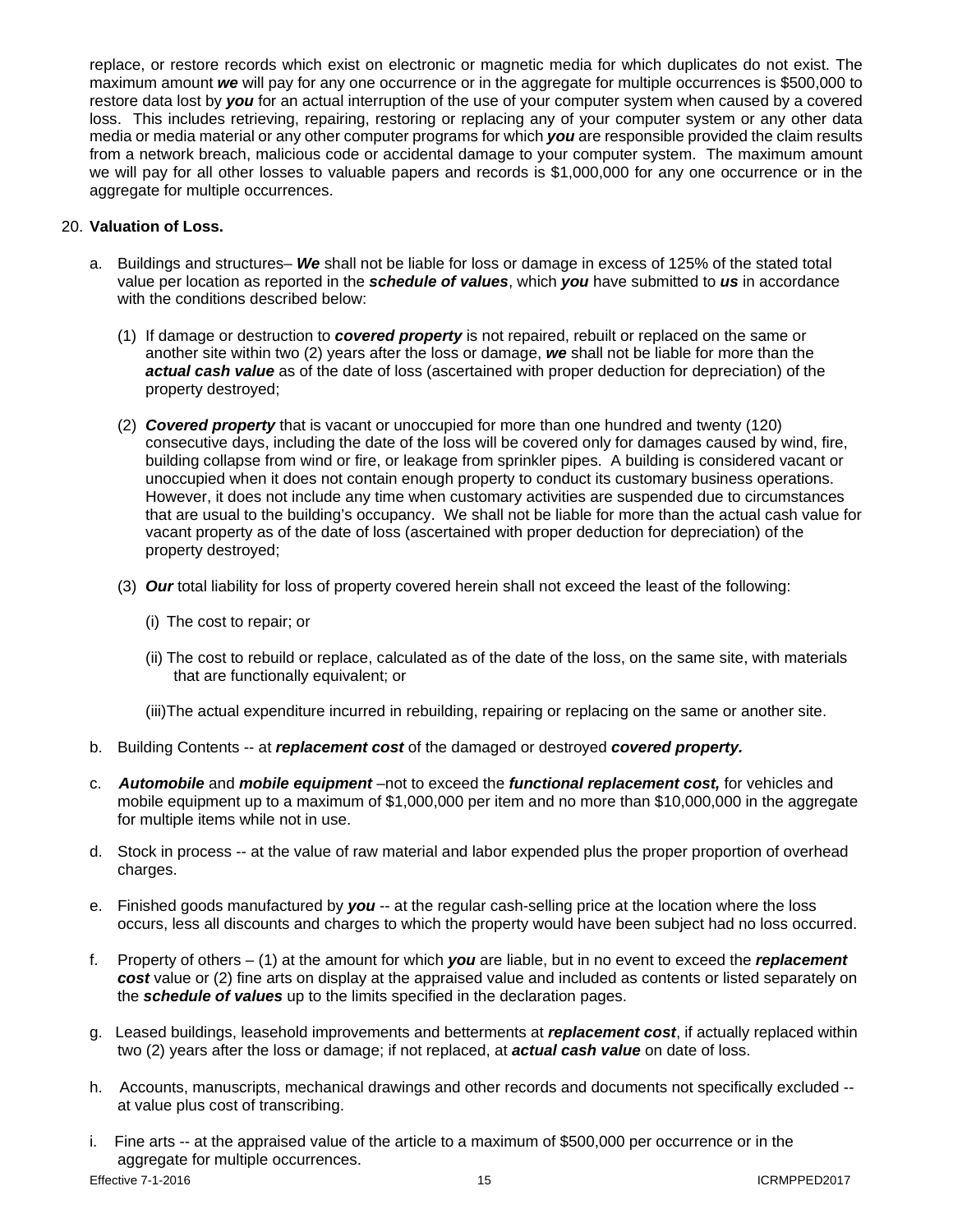replace, or restore records which exist on electronic or magnetic media for which duplicates do not exist. The maximum amount ***we*** will pay for any one occurrence or in the aggregate for multiple occurrences is $500,000 to restore data lost by ***you*** for an actual interruption of the use of your computer system when caused by a covered loss. This includes retrieving, repairing, restoring or replacing any of your computer system or any other data media or media material or any other computer programs for which ***you*** are responsible provided the claim results from a network breach, malicious code or accidental damage to your computer system. The maximum amount we will pay for all other losses to valuable papers and records is $1,000,000 for any one occurrence or in the aggregate for multiple occurrences.

20. **Valuation of Loss.**

   a. Buildings and structures– ***We*** shall not be liable for loss or damage in excess of 125% of the stated total value per location as reported in the ***schedule of values***, which ***you*** have submitted to ***us*** in accordance with the conditions described below:

      (1) If damage or destruction to ***covered property*** is not repaired, rebuilt or replaced on the same or another site within two (2) years after the loss or damage, ***we*** shall not be liable for more than the ***actual cash value*** as of the date of loss (ascertained with proper deduction for depreciation) of the property destroyed;

      (2) ***Covered property*** that is vacant or unoccupied for more than one hundred and twenty (120) consecutive days, including the date of the loss will be covered only for damages caused by wind, fire, building collapse from wind or fire, or leakage from sprinkler pipes. A building is considered vacant or unoccupied when it does not contain enough property to conduct its customary business operations. However, it does not include any time when customary activities are suspended due to circumstances that are usual to the building's occupancy. We shall not be liable for more than the actual cash value for vacant property as of the date of loss (ascertained with proper deduction for depreciation) of the property destroyed;

      (3) ***Our*** total liability for loss of property covered herein shall not exceed the least of the following:

         (i) The cost to repair; or

         (ii) The cost to rebuild or replace, calculated as of the date of the loss, on the same site, with materials that are functionally equivalent; or

         (iii) The actual expenditure incurred in rebuilding, repairing or replacing on the same or another site.

   b. Building Contents -- at ***replacement cost*** of the damaged or destroyed ***covered property.***

   c. ***Automobile*** and ***mobile equipment*** –not to exceed the ***functional replacement cost,*** for vehicles and mobile equipment up to a maximum of $1,000,000 per item and no more than $10,000,000 in the aggregate for multiple items while not in use.

   d. Stock in process -- at the value of raw material and labor expended plus the proper proportion of overhead charges.

   e. Finished goods manufactured by ***you*** -- at the regular cash-selling price at the location where the loss occurs, less all discounts and charges to which the property would have been subject had no loss occurred.

   f. Property of others – (1) at the amount for which ***you*** are liable, but in no event to exceed the ***replacement cost*** value or (2) fine arts on display at the appraised value and included as contents or listed separately on the ***schedule of values*** up to the limits specified in the declaration pages.

   g. Leased buildings, leasehold improvements and betterments at ***replacement cost***, if actually replaced within two (2) years after the loss or damage; if not replaced, at ***actual cash value*** on date of loss.

   h. Accounts, manuscripts, mechanical drawings and other records and documents not specifically excluded -- at value plus cost of transcribing.

   i. Fine arts -- at the appraised value of the article to a maximum of $500,000 per occurrence or in the aggregate for multiple occurrences.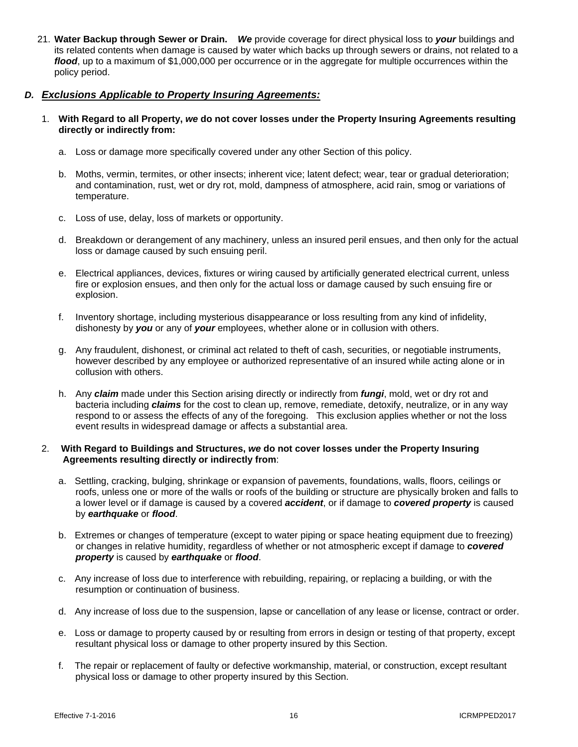21. **Water Backup through Sewer or Drain.** ***We*** provide coverage for direct physical loss to ***your*** buildings and its related contents when damage is caused by water which backs up through sewers or drains, not related to a ***flood***, up to a maximum of $1,000,000 per occurrence or in the aggregate for multiple occurrences within the policy period.

## *D. Exclusions Applicable to Property Insuring Agreements:*

1. **With Regard to all Property, *we* do not cover losses under the Property Insuring Agreements resulting directly or indirectly from:**

   a. Loss or damage more specifically covered under any other Section of this policy.

   b. Moths, vermin, termites, or other insects; inherent vice; latent defect; wear, tear or gradual deterioration; and contamination, rust, wet or dry rot, mold, dampness of atmosphere, acid rain, smog or variations of temperature.

   c. Loss of use, delay, loss of markets or opportunity.

   d. Breakdown or derangement of any machinery, unless an insured peril ensues, and then only for the actual loss or damage caused by such ensuing peril.

   e. Electrical appliances, devices, fixtures or wiring caused by artificially generated electrical current, unless fire or explosion ensues, and then only for the actual loss or damage caused by such ensuing fire or explosion.

   f. Inventory shortage, including mysterious disappearance or loss resulting from any kind of infidelity, dishonesty by ***you*** or any of ***your*** employees, whether alone or in collusion with others.

   g. Any fraudulent, dishonest, or criminal act related to theft of cash, securities, or negotiable instruments, however described by any employee or authorized representative of an insured while acting alone or in collusion with others.

   h. Any ***claim*** made under this Section arising directly or indirectly from ***fungi***, mold, wet or dry rot and bacteria including ***claims*** for the cost to clean up, remove, remediate, detoxify, neutralize, or in any way respond to or assess the effects of any of the foregoing. This exclusion applies whether or not the loss event results in widespread damage or affects a substantial area.

2. **With Regard to Buildings and Structures, *we* do not cover losses under the Property Insuring Agreements resulting directly or indirectly from**:

   a. Settling, cracking, bulging, shrinkage or expansion of pavements, foundations, walls, floors, ceilings or roofs, unless one or more of the walls or roofs of the building or structure are physically broken and falls to a lower level or if damage is caused by a covered ***accident***, or if damage to ***covered property*** is caused by ***earthquake*** or ***flood***.

   b. Extremes or changes of temperature (except to water piping or space heating equipment due to freezing) or changes in relative humidity, regardless of whether or not atmospheric except if damage to ***covered property*** is caused by ***earthquake*** or ***flood***.

   c. Any increase of loss due to interference with rebuilding, repairing, or replacing a building, or with the resumption or continuation of business.

   d. Any increase of loss due to the suspension, lapse or cancellation of any lease or license, contract or order.

   e. Loss or damage to property caused by or resulting from errors in design or testing of that property, except resultant physical loss or damage to other property insured by this Section.

   f. The repair or replacement of faulty or defective workmanship, material, or construction, except resultant physical loss or damage to other property insured by this Section.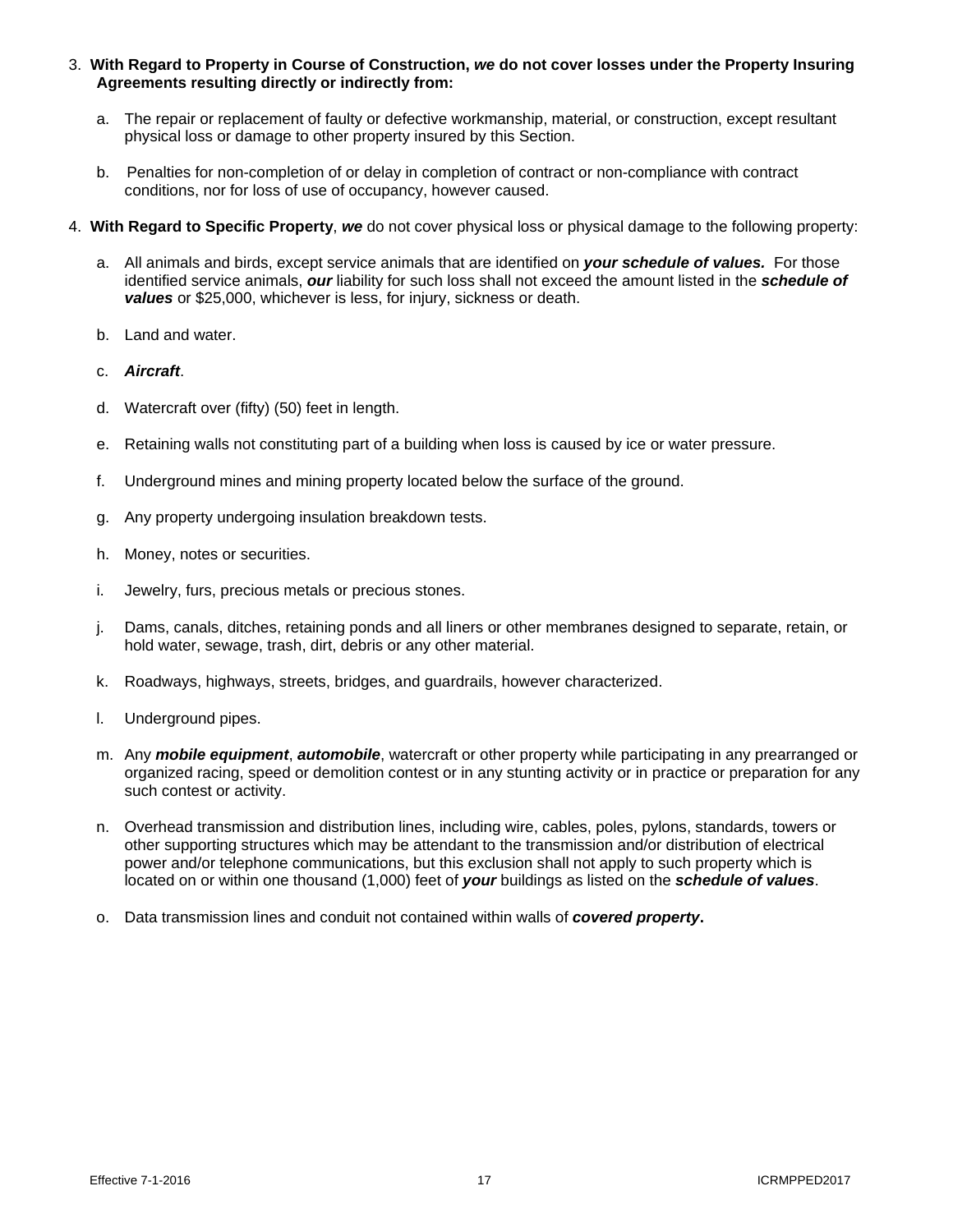3. **With Regard to Property in Course of Construction, *we* do not cover losses under the Property Insuring Agreements resulting directly or indirectly from:**

   a. The repair or replacement of faulty or defective workmanship, material, or construction, except resultant physical loss or damage to other property insured by this Section.

   b. Penalties for non-completion of or delay in completion of contract or non-compliance with contract conditions, nor for loss of use of occupancy, however caused.

4. **With Regard to Specific Property**, ***we*** do not cover physical loss or physical damage to the following property:

   a. All animals and birds, except service animals that are identified on ***your schedule of values.*** For those identified service animals, ***our*** liability for such loss shall not exceed the amount listed in the ***schedule of values*** or $25,000, whichever is less, for injury, sickness or death.

   b. Land and water.

   c. ***Aircraft***.

   d. Watercraft over (fifty) (50) feet in length.

   e. Retaining walls not constituting part of a building when loss is caused by ice or water pressure.

   f. Underground mines and mining property located below the surface of the ground.

   g. Any property undergoing insulation breakdown tests.

   h. Money, notes or securities.

   i. Jewelry, furs, precious metals or precious stones.

   j. Dams, canals, ditches, retaining ponds and all liners or other membranes designed to separate, retain, or hold water, sewage, trash, dirt, debris or any other material.

   k. Roadways, highways, streets, bridges, and guardrails, however characterized.

   l. Underground pipes.

   m. Any ***mobile equipment***, ***automobile***, watercraft or other property while participating in any prearranged or organized racing, speed or demolition contest or in any stunting activity or in practice or preparation for any such contest or activity.

   n. Overhead transmission and distribution lines, including wire, cables, poles, pylons, standards, towers or other supporting structures which may be attendant to the transmission and/or distribution of electrical power and/or telephone communications, but this exclusion shall not apply to such property which is located on or within one thousand (1,000) feet of ***your*** buildings as listed on the ***schedule of values***.

   o. Data transmission lines and conduit not contained within walls of ***covered property*****.**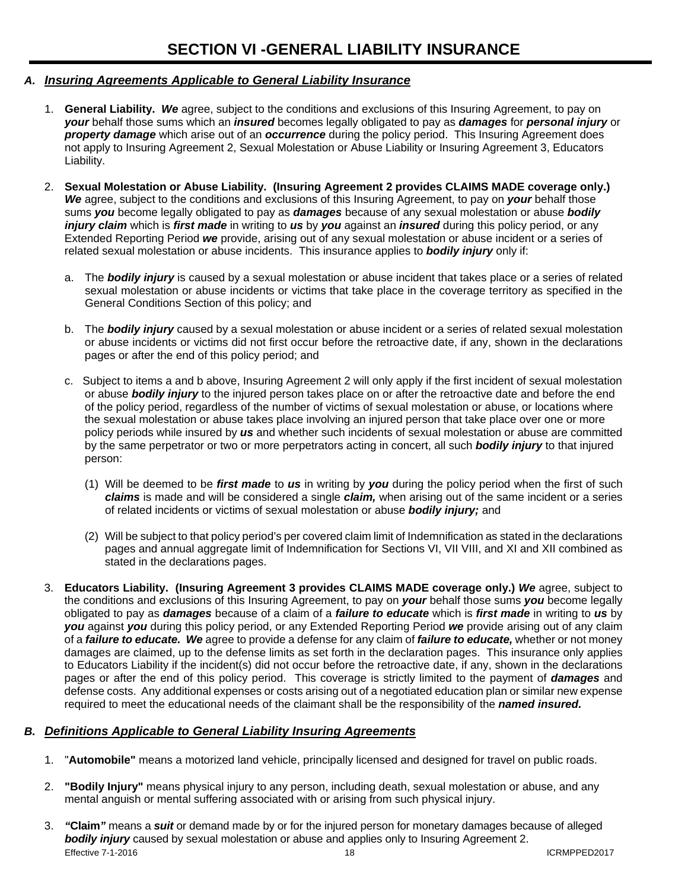# SECTION VI -GENERAL LIABILITY INSURANCE

## A. *Insuring Agreements Applicable to General Liability Insurance*

1. **General Liability.** ***We*** agree, subject to the conditions and exclusions of this Insuring Agreement, to pay on ***your*** behalf those sums which an ***insured*** becomes legally obligated to pay as ***damages*** for ***personal injury*** or ***property damage*** which arise out of an ***occurrence*** during the policy period. This Insuring Agreement does not apply to Insuring Agreement 2, Sexual Molestation or Abuse Liability or Insuring Agreement 3, Educators Liability.

2. **Sexual Molestation or Abuse Liability. (Insuring Agreement 2 provides CLAIMS MADE coverage only.)** ***We*** agree, subject to the conditions and exclusions of this Insuring Agreement, to pay on ***your*** behalf those sums ***you*** become legally obligated to pay as ***damages*** because of any sexual molestation or abuse ***bodily injury claim*** which is ***first made*** in writing to ***us*** by ***you*** against an ***insured*** during this policy period, or any Extended Reporting Period ***we*** provide, arising out of any sexual molestation or abuse incident or a series of related sexual molestation or abuse incidents. This insurance applies to ***bodily injury*** only if:

   a. The ***bodily injury*** is caused by a sexual molestation or abuse incident that takes place or a series of related sexual molestation or abuse incidents or victims that take place in the coverage territory as specified in the General Conditions Section of this policy; and

   b. The ***bodily injury*** caused by a sexual molestation or abuse incident or a series of related sexual molestation or abuse incidents or victims did not first occur before the retroactive date, if any, shown in the declarations pages or after the end of this policy period; and

   c. Subject to items a and b above, Insuring Agreement 2 will only apply if the first incident of sexual molestation or abuse ***bodily injury*** to the injured person takes place on or after the retroactive date and before the end of the policy period, regardless of the number of victims of sexual molestation or abuse, or locations where the sexual molestation or abuse takes place involving an injured person that take place over one or more policy periods while insured by ***us*** and whether such incidents of sexual molestation or abuse are committed by the same perpetrator or two or more perpetrators acting in concert, all such ***bodily injury*** to that injured person:

      (1) Will be deemed to be ***first made*** to ***us*** in writing by ***you*** during the policy period when the first of such ***claims*** is made and will be considered a single ***claim,*** when arising out of the same incident or a series of related incidents or victims of sexual molestation or abuse ***bodily injury;*** and

      (2) Will be subject to that policy period's per covered claim limit of Indemnification as stated in the declarations pages and annual aggregate limit of Indemnification for Sections VI, VII VIII, and XI and XII combined as stated in the declarations pages.

3. **Educators Liability. (Insuring Agreement 3 provides CLAIMS MADE coverage only.)** ***We*** agree, subject to the conditions and exclusions of this Insuring Agreement, to pay on ***your*** behalf those sums ***you*** become legally obligated to pay as ***damages*** because of a claim of a ***failure to educate*** which is ***first made*** in writing to ***us*** by ***you*** against ***you*** during this policy period, or any Extended Reporting Period ***we*** provide arising out of any claim of a ***failure to educate. We*** agree to provide a defense for any claim of ***failure to educate,*** whether or not money damages are claimed, up to the defense limits as set forth in the declaration pages. This insurance only applies to Educators Liability if the incident(s) did not occur before the retroactive date, if any, shown in the declarations pages or after the end of this policy period. This coverage is strictly limited to the payment of ***damages*** and defense costs. Any additional expenses or costs arising out of a negotiated education plan or similar new expense required to meet the educational needs of the claimant shall be the responsibility of the ***named insured.***

## B. *Definitions Applicable to General Liability Insuring Agreements*

1. "**Automobile"** means a motorized land vehicle, principally licensed and designed for travel on public roads.

2. **"Bodily Injury"** means physical injury to any person, including death, sexual molestation or abuse, and any mental anguish or mental suffering associated with or arising from such physical injury.

3. ***"Claim"*** means a ***suit*** or demand made by or for the injured person for monetary damages because of alleged ***bodily injury*** caused by sexual molestation or abuse and applies only to Insuring Agreement 2.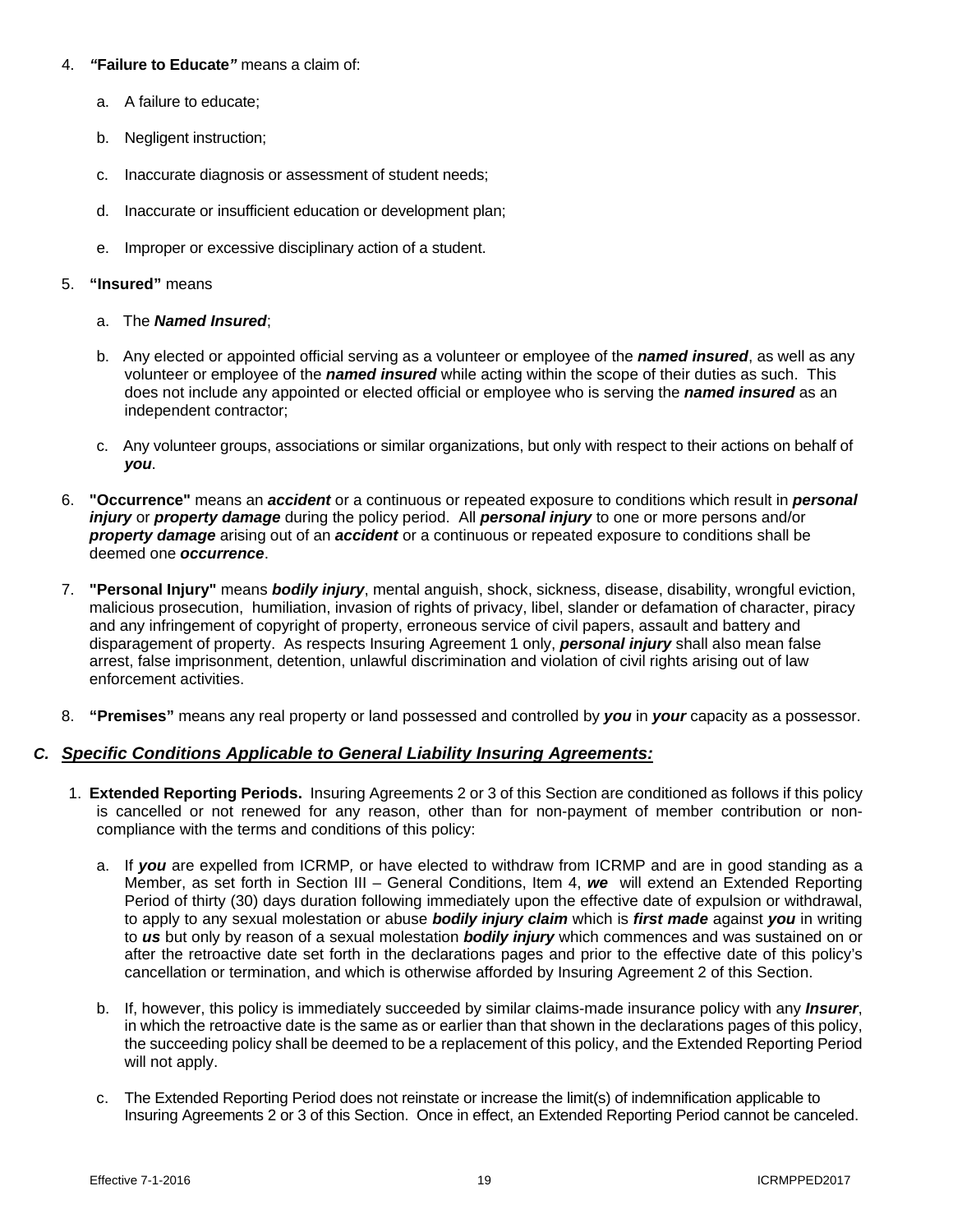4. ***"*****Failure to Educate*****"*** means a claim of:

   a. A failure to educate;

   b. Negligent instruction;

   c. Inaccurate diagnosis or assessment of student needs;

   d. Inaccurate or insufficient education or development plan;

   e. Improper or excessive disciplinary action of a student.

5. **"Insured"** means

   a. The ***Named Insured***;

   b. Any elected or appointed official serving as a volunteer or employee of the ***named insured***, as well as any volunteer or employee of the ***named insured*** while acting within the scope of their duties as such. This does not include any appointed or elected official or employee who is serving the ***named insured*** as an independent contractor;

   c. Any volunteer groups, associations or similar organizations, but only with respect to their actions on behalf of ***you***.

6. **"Occurrence"** means an ***accident*** or a continuous or repeated exposure to conditions which result in ***personal injury*** or ***property damage*** during the policy period. All ***personal injury*** to one or more persons and/or ***property damage*** arising out of an ***accident*** or a continuous or repeated exposure to conditions shall be deemed one ***occurrence***.

7. **"Personal Injury"** means ***bodily injury***, mental anguish, shock, sickness, disease, disability, wrongful eviction, malicious prosecution, humiliation, invasion of rights of privacy, libel, slander or defamation of character, piracy and any infringement of copyright of property, erroneous service of civil papers, assault and battery and disparagement of property. As respects Insuring Agreement 1 only, ***personal injury*** shall also mean false arrest, false imprisonment, detention, unlawful discrimination and violation of civil rights arising out of law enforcement activities.

8. **"Premises"** means any real property or land possessed and controlled by ***you*** in ***your*** capacity as a possessor.

## *C. Specific Conditions Applicable to General Liability Insuring Agreements:*

1. **Extended Reporting Periods.** Insuring Agreements 2 or 3 of this Section are conditioned as follows if this policy is cancelled or not renewed for any reason, other than for non-payment of member contribution or non-compliance with the terms and conditions of this policy:

   a. If ***you*** are expelled from ICRMP*,* or have elected to withdraw from ICRMP and are in good standing as a Member, as set forth in Section III – General Conditions, Item 4, ***we*** will extend an Extended Reporting Period of thirty (30) days duration following immediately upon the effective date of expulsion or withdrawal, to apply to any sexual molestation or abuse ***bodily injury claim*** which is ***first made*** against ***you*** in writing to ***us*** but only by reason of a sexual molestation ***bodily injury*** which commences and was sustained on or after the retroactive date set forth in the declarations pages and prior to the effective date of this policy's cancellation or termination, and which is otherwise afforded by Insuring Agreement 2 of this Section.

   b. If, however, this policy is immediately succeeded by similar claims-made insurance policy with any ***Insurer***, in which the retroactive date is the same as or earlier than that shown in the declarations pages of this policy, the succeeding policy shall be deemed to be a replacement of this policy, and the Extended Reporting Period will not apply.

   c. The Extended Reporting Period does not reinstate or increase the limit(s) of indemnification applicable to Insuring Agreements 2 or 3 of this Section. Once in effect, an Extended Reporting Period cannot be canceled.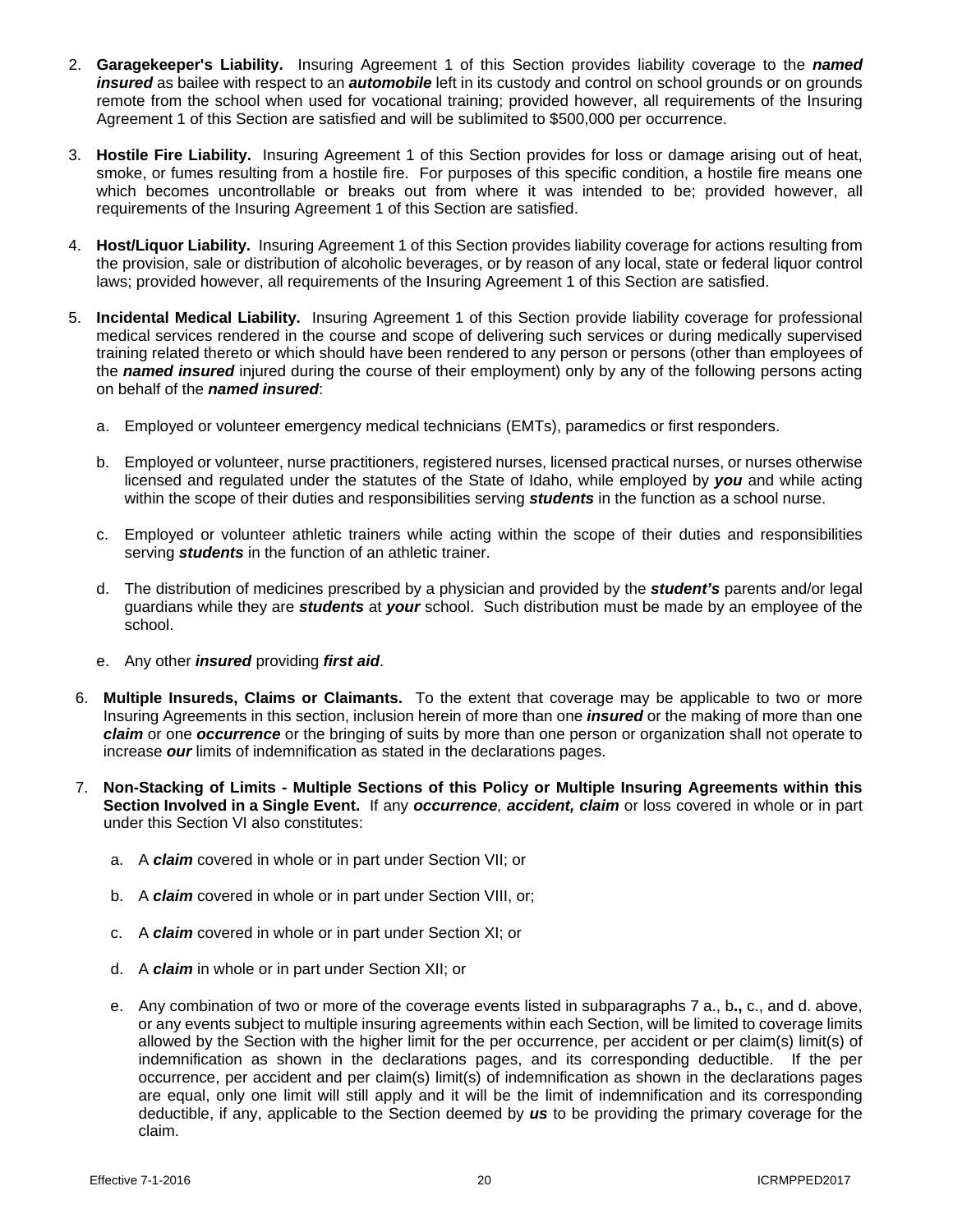2. **Garagekeeper's Liability.** Insuring Agreement 1 of this Section provides liability coverage to the ***named insured*** as bailee with respect to an ***automobile*** left in its custody and control on school grounds or on grounds remote from the school when used for vocational training; provided however, all requirements of the Insuring Agreement 1 of this Section are satisfied and will be sublimited to $500,000 per occurrence.

3. **Hostile Fire Liability.** Insuring Agreement 1 of this Section provides for loss or damage arising out of heat, smoke, or fumes resulting from a hostile fire. For purposes of this specific condition, a hostile fire means one which becomes uncontrollable or breaks out from where it was intended to be; provided however, all requirements of the Insuring Agreement 1 of this Section are satisfied.

4. **Host/Liquor Liability.** Insuring Agreement 1 of this Section provides liability coverage for actions resulting from the provision, sale or distribution of alcoholic beverages, or by reason of any local, state or federal liquor control laws; provided however, all requirements of the Insuring Agreement 1 of this Section are satisfied.

5. **Incidental Medical Liability.** Insuring Agreement 1 of this Section provide liability coverage for professional medical services rendered in the course and scope of delivering such services or during medically supervised training related thereto or which should have been rendered to any person or persons (other than employees of the ***named insured*** injured during the course of their employment) only by any of the following persons acting on behalf of the ***named insured***:

   a. Employed or volunteer emergency medical technicians (EMTs), paramedics or first responders.

   b. Employed or volunteer, nurse practitioners, registered nurses, licensed practical nurses, or nurses otherwise licensed and regulated under the statutes of the State of Idaho, while employed by ***you*** and while acting within the scope of their duties and responsibilities serving ***students*** in the function as a school nurse.

   c. Employed or volunteer athletic trainers while acting within the scope of their duties and responsibilities serving ***students*** in the function of an athletic trainer.

   d. The distribution of medicines prescribed by a physician and provided by the ***student's*** parents and/or legal guardians while they are ***students*** at ***your*** school. Such distribution must be made by an employee of the school.

   e. Any other ***insured*** providing ***first aid***.

6. **Multiple Insureds, Claims or Claimants.** To the extent that coverage may be applicable to two or more Insuring Agreements in this section, inclusion herein of more than one ***insured*** or the making of more than one ***claim*** or one ***occurrence*** or the bringing of suits by more than one person or organization shall not operate to increase ***our*** limits of indemnification as stated in the declarations pages.

7. **Non-Stacking of Limits - Multiple Sections of this Policy or Multiple Insuring Agreements within this Section Involved in a Single Event.** If any ***occurrence, accident, claim*** or loss covered in whole or in part under this Section VI also constitutes:

   a. A ***claim*** covered in whole or in part under Section VII; or

   b. A ***claim*** covered in whole or in part under Section VIII, or;

   c. A ***claim*** covered in whole or in part under Section XI; or

   d. A ***claim*** in whole or in part under Section XII; or

   e. Any combination of two or more of the coverage events listed in subparagraphs 7 a., b**.,** c., and d. above, or any events subject to multiple insuring agreements within each Section, will be limited to coverage limits allowed by the Section with the higher limit for the per occurrence, per accident or per claim(s) limit(s) of indemnification as shown in the declarations pages, and its corresponding deductible. If the per occurrence, per accident and per claim(s) limit(s) of indemnification as shown in the declarations pages are equal, only one limit will still apply and it will be the limit of indemnification and its corresponding deductible, if any, applicable to the Section deemed by ***us*** to be providing the primary coverage for the claim.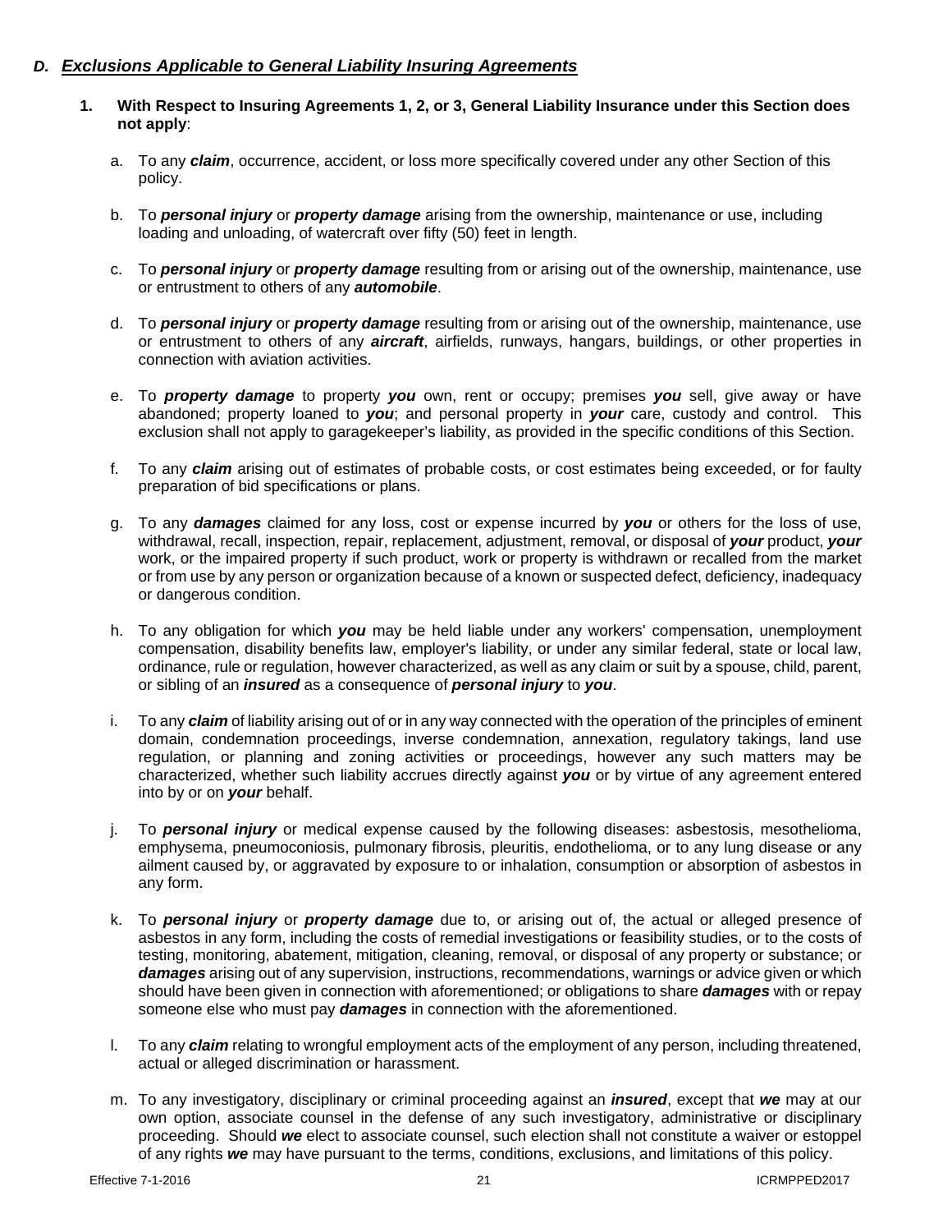### *D. Exclusions Applicable to General Liability Insuring Agreements*

1. **With Respect to Insuring Agreements 1, 2, or 3, General Liability Insurance under this Section does not apply**:

   a. To any ***claim***, occurrence, accident, or loss more specifically covered under any other Section of this policy.

   b. To ***personal injury*** or ***property damage*** arising from the ownership, maintenance or use, including loading and unloading, of watercraft over fifty (50) feet in length.

   c. To ***personal injury*** or ***property damage*** resulting from or arising out of the ownership, maintenance, use or entrustment to others of any ***automobile***.

   d. To ***personal injury*** or ***property damage*** resulting from or arising out of the ownership, maintenance, use or entrustment to others of any ***aircraft***, airfields, runways, hangars, buildings, or other properties in connection with aviation activities.

   e. To ***property damage*** to property ***you*** own, rent or occupy; premises ***you*** sell, give away or have abandoned; property loaned to ***you***; and personal property in ***your*** care, custody and control. This exclusion shall not apply to garagekeeper's liability, as provided in the specific conditions of this Section.

   f. To any ***claim*** arising out of estimates of probable costs, or cost estimates being exceeded, or for faulty preparation of bid specifications or plans.

   g. To any ***damages*** claimed for any loss, cost or expense incurred by ***you*** or others for the loss of use, withdrawal, recall, inspection, repair, replacement, adjustment, removal, or disposal of ***your*** product, ***your*** work, or the impaired property if such product, work or property is withdrawn or recalled from the market or from use by any person or organization because of a known or suspected defect, deficiency, inadequacy or dangerous condition.

   h. To any obligation for which ***you*** may be held liable under any workers' compensation, unemployment compensation, disability benefits law, employer's liability, or under any similar federal, state or local law, ordinance, rule or regulation, however characterized, as well as any claim or suit by a spouse, child, parent, or sibling of an ***insured*** as a consequence of ***personal injury*** to ***you***.

   i. To any ***claim*** of liability arising out of or in any way connected with the operation of the principles of eminent domain, condemnation proceedings, inverse condemnation, annexation, regulatory takings, land use regulation, or planning and zoning activities or proceedings, however any such matters may be characterized, whether such liability accrues directly against ***you*** or by virtue of any agreement entered into by or on ***your*** behalf.

   j. To ***personal injury*** or medical expense caused by the following diseases: asbestosis, mesothelioma, emphysema, pneumoconiosis, pulmonary fibrosis, pleuritis, endothelioma, or to any lung disease or any ailment caused by, or aggravated by exposure to or inhalation, consumption or absorption of asbestos in any form.

   k. To ***personal injury*** or ***property damage*** due to, or arising out of, the actual or alleged presence of asbestos in any form, including the costs of remedial investigations or feasibility studies, or to the costs of testing, monitoring, abatement, mitigation, cleaning, removal, or disposal of any property or substance; or ***damages*** arising out of any supervision, instructions, recommendations, warnings or advice given or which should have been given in connection with aforementioned; or obligations to share ***damages*** with or repay someone else who must pay ***damages*** in connection with the aforementioned.

   l. To any ***claim*** relating to wrongful employment acts of the employment of any person, including threatened, actual or alleged discrimination or harassment.

   m. To any investigatory, disciplinary or criminal proceeding against an ***insured***, except that ***we*** may at our own option, associate counsel in the defense of any such investigatory, administrative or disciplinary proceeding. Should ***we*** elect to associate counsel, such election shall not constitute a waiver or estoppel of any rights ***we*** may have pursuant to the terms, conditions, exclusions, and limitations of this policy.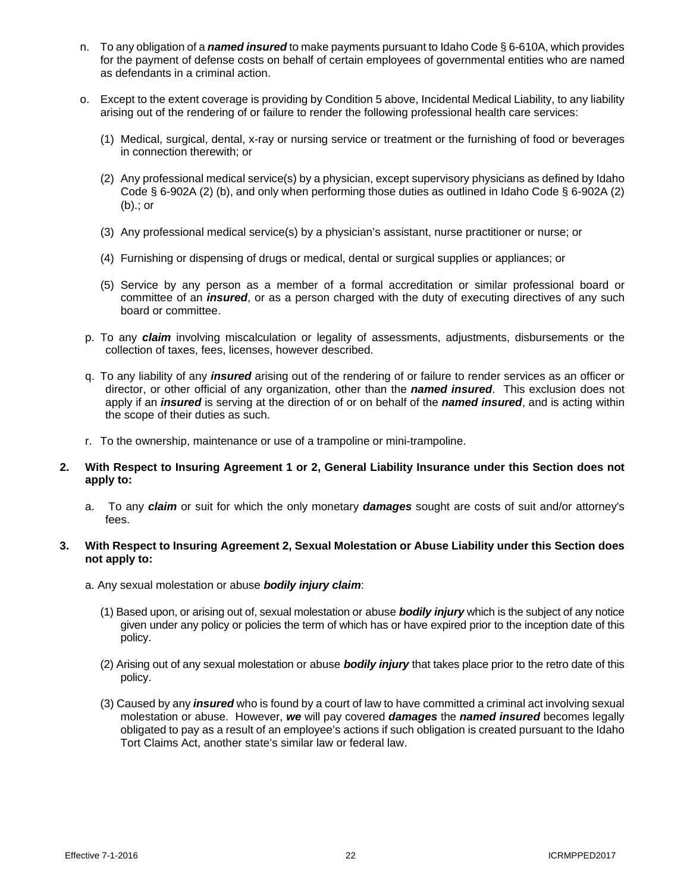n. To any obligation of a ***named insured*** to make payments pursuant to Idaho Code § 6-610A, which provides for the payment of defense costs on behalf of certain employees of governmental entities who are named as defendants in a criminal action.

o. Except to the extent coverage is providing by Condition 5 above, Incidental Medical Liability, to any liability arising out of the rendering of or failure to render the following professional health care services:

   (1) Medical, surgical, dental, x-ray or nursing service or treatment or the furnishing of food or beverages in connection therewith; or

   (2) Any professional medical service(s) by a physician, except supervisory physicians as defined by Idaho Code § 6-902A (2) (b), and only when performing those duties as outlined in Idaho Code § 6-902A (2) (b).; or

   (3) Any professional medical service(s) by a physician's assistant, nurse practitioner or nurse; or

   (4) Furnishing or dispensing of drugs or medical, dental or surgical supplies or appliances; or

   (5) Service by any person as a member of a formal accreditation or similar professional board or committee of an ***insured***, or as a person charged with the duty of executing directives of any such board or committee.

p. To any ***claim*** involving miscalculation or legality of assessments, adjustments, disbursements or the collection of taxes, fees, licenses, however described.

q. To any liability of any ***insured*** arising out of the rendering of or failure to render services as an officer or director, or other official of any organization, other than the ***named insured***. This exclusion does not apply if an ***insured*** is serving at the direction of or on behalf of the ***named insured***, and is acting within the scope of their duties as such.

r. To the ownership, maintenance or use of a trampoline or mini-trampoline.

**2. With Respect to Insuring Agreement 1 or 2, General Liability Insurance under this Section does not apply to:**

a. To any ***claim*** or suit for which the only monetary ***damages*** sought are costs of suit and/or attorney's fees.

**3. With Respect to Insuring Agreement 2, Sexual Molestation or Abuse Liability under this Section does not apply to:**

a. Any sexual molestation or abuse ***bodily injury claim***:

   (1) Based upon, or arising out of, sexual molestation or abuse ***bodily injury*** which is the subject of any notice given under any policy or policies the term of which has or have expired prior to the inception date of this policy.

   (2) Arising out of any sexual molestation or abuse ***bodily injury*** that takes place prior to the retro date of this policy.

   (3) Caused by any ***insured*** who is found by a court of law to have committed a criminal act involving sexual molestation or abuse. However, ***we*** will pay covered ***damages*** the ***named insured*** becomes legally obligated to pay as a result of an employee's actions if such obligation is created pursuant to the Idaho Tort Claims Act, another state's similar law or federal law.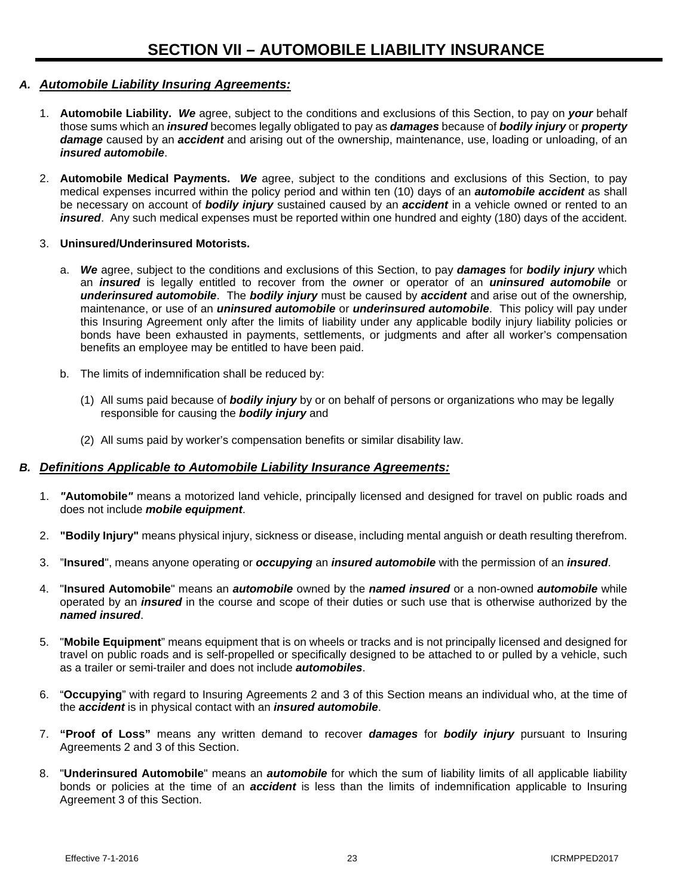# SECTION VII – AUTOMOBILE LIABILITY INSURANCE

## *A. Automobile Liability Insuring Agreements:*

1. **Automobile Liability.** ***We*** agree, subject to the conditions and exclusions of this Section, to pay on ***your*** behalf those sums which an ***insured*** becomes legally obligated to pay as ***damages*** because of ***bodily injury*** or ***property damage*** caused by an ***accident*** and arising out of the ownership, maintenance, use, loading or unloading, of an ***insured automobile***.

2. **Automobile Medical Payments.** ***We*** agree, subject to the conditions and exclusions of this Section, to pay medical expenses incurred within the policy period and within ten (10) days of an ***automobile accident*** as shall be necessary on account of ***bodily injury*** sustained caused by an ***accident*** in a vehicle owned or rented to an ***insured***. Any such medical expenses must be reported within one hundred and eighty (180) days of the accident.

3. **Uninsured/Underinsured Motorists.**

   a. ***We*** agree, subject to the conditions and exclusions of this Section, to pay ***damages*** for ***bodily injury*** which an ***insured*** is legally entitled to recover from the owner or operator of an ***uninsured automobile*** or ***underinsured automobile***. The ***bodily injury*** must be caused by ***accident*** and arise out of the ownership, maintenance, or use of an ***uninsured automobile*** or ***underinsured automobile***. This policy will pay under this Insuring Agreement only after the limits of liability under any applicable bodily injury liability policies or bonds have been exhausted in payments, settlements, or judgments and after all worker's compensation benefits an employee may be entitled to have been paid.

   b. The limits of indemnification shall be reduced by:

      (1) All sums paid because of ***bodily injury*** by or on behalf of persons or organizations who may be legally responsible for causing the ***bodily injury*** and

      (2) All sums paid by worker's compensation benefits or similar disability law.

## *B. Definitions Applicable to Automobile Liability Insurance Agreements:*

1. ***"*Automobile*"*** means a motorized land vehicle, principally licensed and designed for travel on public roads and does not include ***mobile equipment***.

2. **"Bodily Injury"** means physical injury, sickness or disease, including mental anguish or death resulting therefrom.

3. "**Insured**", means anyone operating or ***occupying*** an ***insured automobile*** with the permission of an ***insured***.

4. "**Insured Automobile**" means an ***automobile*** owned by the ***named insured*** or a non-owned ***automobile*** while operated by an ***insured*** in the course and scope of their duties or such use that is otherwise authorized by the ***named insured***.

5. "**Mobile Equipment**" means equipment that is on wheels or tracks and is not principally licensed and designed for travel on public roads and is self-propelled or specifically designed to be attached to or pulled by a vehicle, such as a trailer or semi-trailer and does not include ***automobiles***.

6. "**Occupying**" with regard to Insuring Agreements 2 and 3 of this Section means an individual who, at the time of the ***accident*** is in physical contact with an ***insured automobile***.

7. **"Proof of Loss"** means any written demand to recover ***damages*** for ***bodily injury*** pursuant to Insuring Agreements 2 and 3 of this Section.

8. "**Underinsured Automobile**" means an ***automobile*** for which the sum of liability limits of all applicable liability bonds or policies at the time of an ***accident*** is less than the limits of indemnification applicable to Insuring Agreement 3 of this Section.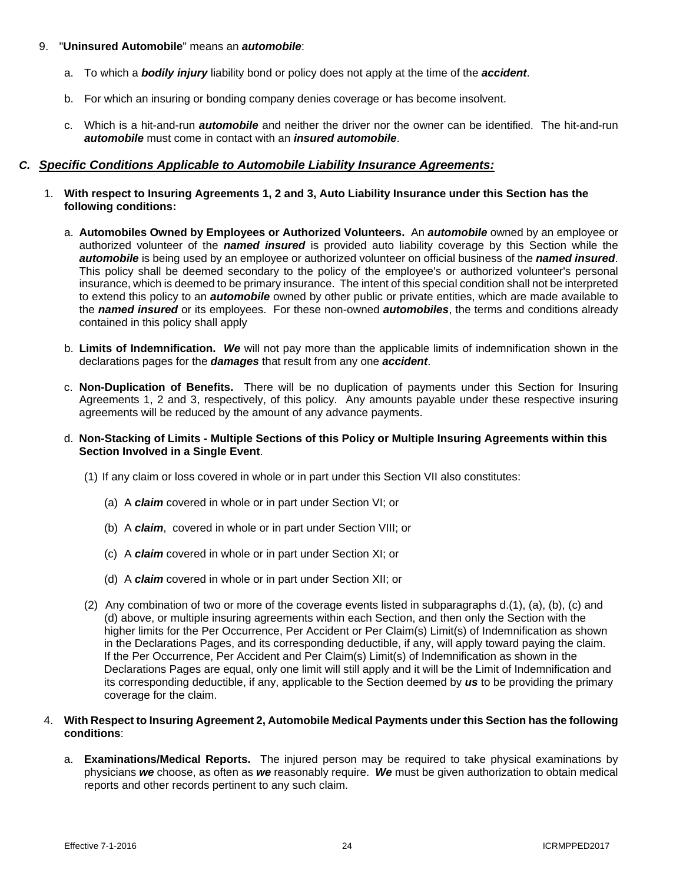9. "**Uninsured Automobile**" means an ***automobile***:

   a. To which a ***bodily injury*** liability bond or policy does not apply at the time of the ***accident***.

   b. For which an insuring or bonding company denies coverage or has become insolvent.

   c. Which is a hit-and-run ***automobile*** and neither the driver nor the owner can be identified. The hit-and-run ***automobile*** must come in contact with an ***insured automobile***.

## *C. Specific Conditions Applicable to Automobile Liability Insurance Agreements:*

1. **With respect to Insuring Agreements 1, 2 and 3, Auto Liability Insurance under this Section has the following conditions:**

   a. **Automobiles Owned by Employees or Authorized Volunteers.** An ***automobile*** owned by an employee or authorized volunteer of the ***named insured*** is provided auto liability coverage by this Section while the ***automobile*** is being used by an employee or authorized volunteer on official business of the ***named insured***. This policy shall be deemed secondary to the policy of the employee's or authorized volunteer's personal insurance, which is deemed to be primary insurance. The intent of this special condition shall not be interpreted to extend this policy to an ***automobile*** owned by other public or private entities, which are made available to the ***named insured*** or its employees. For these non-owned ***automobiles***, the terms and conditions already contained in this policy shall apply

   b. **Limits of Indemnification.** ***We*** will not pay more than the applicable limits of indemnification shown in the declarations pages for the ***damages*** that result from any one ***accident***.

   c. **Non-Duplication of Benefits.** There will be no duplication of payments under this Section for Insuring Agreements 1, 2 and 3, respectively, of this policy. Any amounts payable under these respective insuring agreements will be reduced by the amount of any advance payments.

   d. **Non-Stacking of Limits - Multiple Sections of this Policy or Multiple Insuring Agreements within this Section Involved in a Single Event**.

      (1) If any claim or loss covered in whole or in part under this Section VII also constitutes:

         (a) A ***claim*** covered in whole or in part under Section VI; or

         (b) A ***claim***, covered in whole or in part under Section VIII; or

         (c) A ***claim*** covered in whole or in part under Section XI; or

         (d) A ***claim*** covered in whole or in part under Section XII; or

      (2) Any combination of two or more of the coverage events listed in subparagraphs d.(1), (a), (b), (c) and (d) above, or multiple insuring agreements within each Section, and then only the Section with the higher limits for the Per Occurrence, Per Accident or Per Claim(s) Limit(s) of Indemnification as shown in the Declarations Pages, and its corresponding deductible, if any, will apply toward paying the claim. If the Per Occurrence, Per Accident and Per Claim(s) Limit(s) of Indemnification as shown in the Declarations Pages are equal, only one limit will still apply and it will be the Limit of Indemnification and its corresponding deductible, if any, applicable to the Section deemed by ***us*** to be providing the primary coverage for the claim.

4. **With Respect to Insuring Agreement 2, Automobile Medical Payments under this Section has the following conditions**:

   a. **Examinations/Medical Reports.** The injured person may be required to take physical examinations by physicians ***we*** choose, as often as ***we*** reasonably require. ***We*** must be given authorization to obtain medical reports and other records pertinent to any such claim.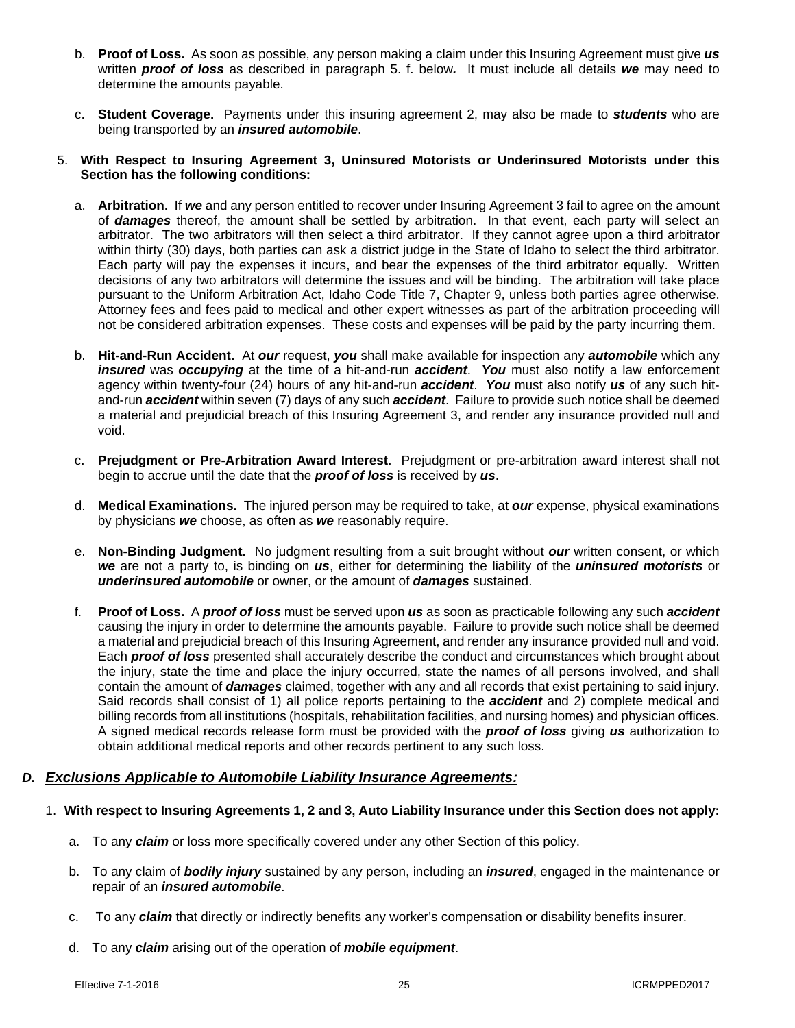b. **Proof of Loss.** As soon as possible, any person making a claim under this Insuring Agreement must give ***us*** written ***proof of loss*** as described in paragraph 5. f. below***.*** It must include all details ***we*** may need to determine the amounts payable.

c. **Student Coverage.** Payments under this insuring agreement 2, may also be made to ***students*** who are being transported by an ***insured automobile***.

5. **With Respect to Insuring Agreement 3, Uninsured Motorists or Underinsured Motorists under this Section has the following conditions:**

a. **Arbitration.** If ***we*** and any person entitled to recover under Insuring Agreement 3 fail to agree on the amount of ***damages*** thereof, the amount shall be settled by arbitration. In that event, each party will select an arbitrator. The two arbitrators will then select a third arbitrator. If they cannot agree upon a third arbitrator within thirty (30) days, both parties can ask a district judge in the State of Idaho to select the third arbitrator. Each party will pay the expenses it incurs, and bear the expenses of the third arbitrator equally. Written decisions of any two arbitrators will determine the issues and will be binding. The arbitration will take place pursuant to the Uniform Arbitration Act, Idaho Code Title 7, Chapter 9, unless both parties agree otherwise. Attorney fees and fees paid to medical and other expert witnesses as part of the arbitration proceeding will not be considered arbitration expenses. These costs and expenses will be paid by the party incurring them.

b. **Hit-and-Run Accident.** At ***our*** request, ***you*** shall make available for inspection any ***automobile*** which any ***insured*** was ***occupying*** at the time of a hit-and-run ***accident***. ***You*** must also notify a law enforcement agency within twenty-four (24) hours of any hit-and-run ***accident***. ***You*** must also notify ***us*** of any such hit-and-run ***accident*** within seven (7) days of any such ***accident***. Failure to provide such notice shall be deemed a material and prejudicial breach of this Insuring Agreement 3, and render any insurance provided null and void.

c. **Prejudgment or Pre-Arbitration Award Interest**. Prejudgment or pre-arbitration award interest shall not begin to accrue until the date that the ***proof of loss*** is received by ***us***.

d. **Medical Examinations.** The injured person may be required to take, at ***our*** expense, physical examinations by physicians ***we*** choose, as often as ***we*** reasonably require.

e. **Non-Binding Judgment.** No judgment resulting from a suit brought without ***our*** written consent, or which ***we*** are not a party to, is binding on ***us***, either for determining the liability of the ***uninsured motorists*** or ***underinsured automobile*** or owner, or the amount of ***damages*** sustained.

f. **Proof of Loss.** A ***proof of loss*** must be served upon ***us*** as soon as practicable following any such ***accident*** causing the injury in order to determine the amounts payable. Failure to provide such notice shall be deemed a material and prejudicial breach of this Insuring Agreement, and render any insurance provided null and void. Each ***proof of loss*** presented shall accurately describe the conduct and circumstances which brought about the injury, state the time and place the injury occurred, state the names of all persons involved, and shall contain the amount of ***damages*** claimed, together with any and all records that exist pertaining to said injury. Said records shall consist of 1) all police reports pertaining to the ***accident*** and 2) complete medical and billing records from all institutions (hospitals, rehabilitation facilities, and nursing homes) and physician offices. A signed medical records release form must be provided with the ***proof of loss*** giving ***us*** authorization to obtain additional medical reports and other records pertinent to any such loss.

## ***D. Exclusions Applicable to Automobile Liability Insurance Agreements:***

1. **With respect to Insuring Agreements 1, 2 and 3, Auto Liability Insurance under this Section does not apply:**

a. To any ***claim*** or loss more specifically covered under any other Section of this policy.

b. To any claim of ***bodily injury*** sustained by any person, including an ***insured***, engaged in the maintenance or repair of an ***insured automobile***.

c. To any ***claim*** that directly or indirectly benefits any worker's compensation or disability benefits insurer.

d. To any ***claim*** arising out of the operation of ***mobile equipment***.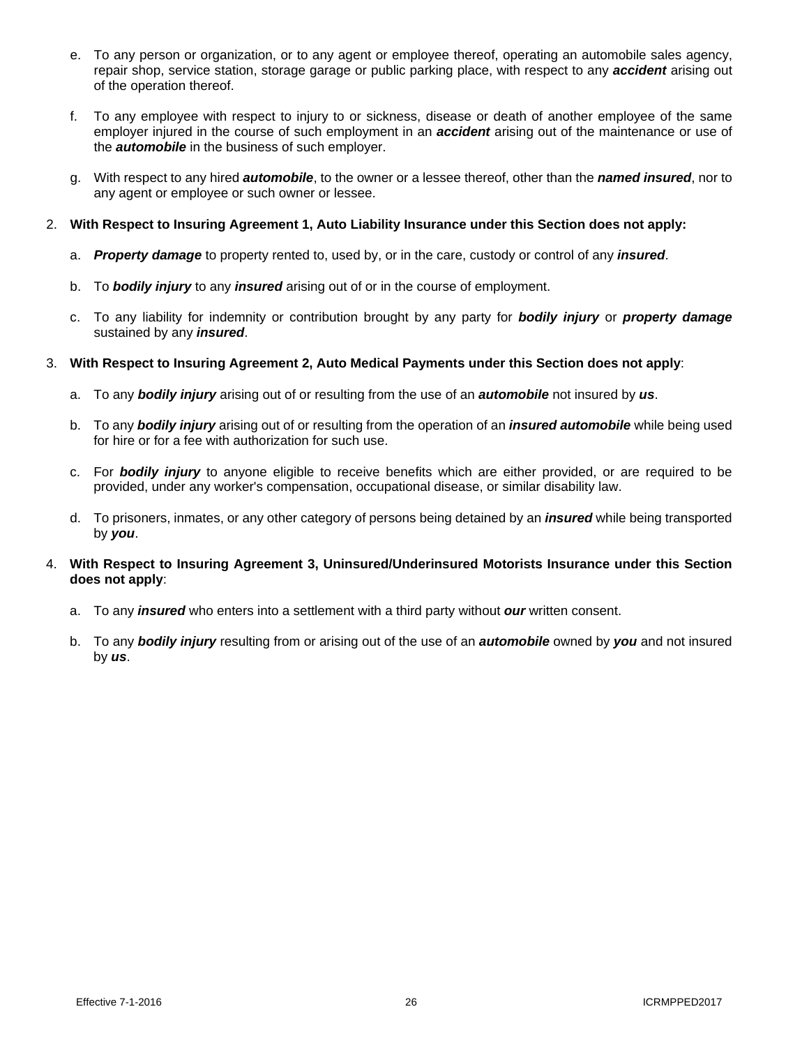e. To any person or organization, or to any agent or employee thereof, operating an automobile sales agency, repair shop, service station, storage garage or public parking place, with respect to any ***accident*** arising out of the operation thereof.

f. To any employee with respect to injury to or sickness, disease or death of another employee of the same employer injured in the course of such employment in an ***accident*** arising out of the maintenance or use of the ***automobile*** in the business of such employer.

g. With respect to any hired ***automobile***, to the owner or a lessee thereof, other than the ***named insured***, nor to any agent or employee or such owner or lessee.

2. **With Respect to Insuring Agreement 1, Auto Liability Insurance under this Section does not apply:**

   a. ***Property damage*** to property rented to, used by, or in the care, custody or control of any ***insured***.

   b. To ***bodily injury*** to any ***insured*** arising out of or in the course of employment.

   c. To any liability for indemnity or contribution brought by any party for ***bodily injury*** or ***property damage*** sustained by any ***insured***.

3. **With Respect to Insuring Agreement 2, Auto Medical Payments under this Section does not apply**:

   a. To any ***bodily injury*** arising out of or resulting from the use of an ***automobile*** not insured by ***us***.

   b. To any ***bodily injury*** arising out of or resulting from the operation of an ***insured automobile*** while being used for hire or for a fee with authorization for such use.

   c. For ***bodily injury*** to anyone eligible to receive benefits which are either provided, or are required to be provided, under any worker's compensation, occupational disease, or similar disability law.

   d. To prisoners, inmates, or any other category of persons being detained by an ***insured*** while being transported by ***you***.

4. **With Respect to Insuring Agreement 3, Uninsured/Underinsured Motorists Insurance under this Section does not apply**:

   a. To any ***insured*** who enters into a settlement with a third party without ***our*** written consent.

   b. To any ***bodily injury*** resulting from or arising out of the use of an ***automobile*** owned by ***you*** and not insured by ***us***.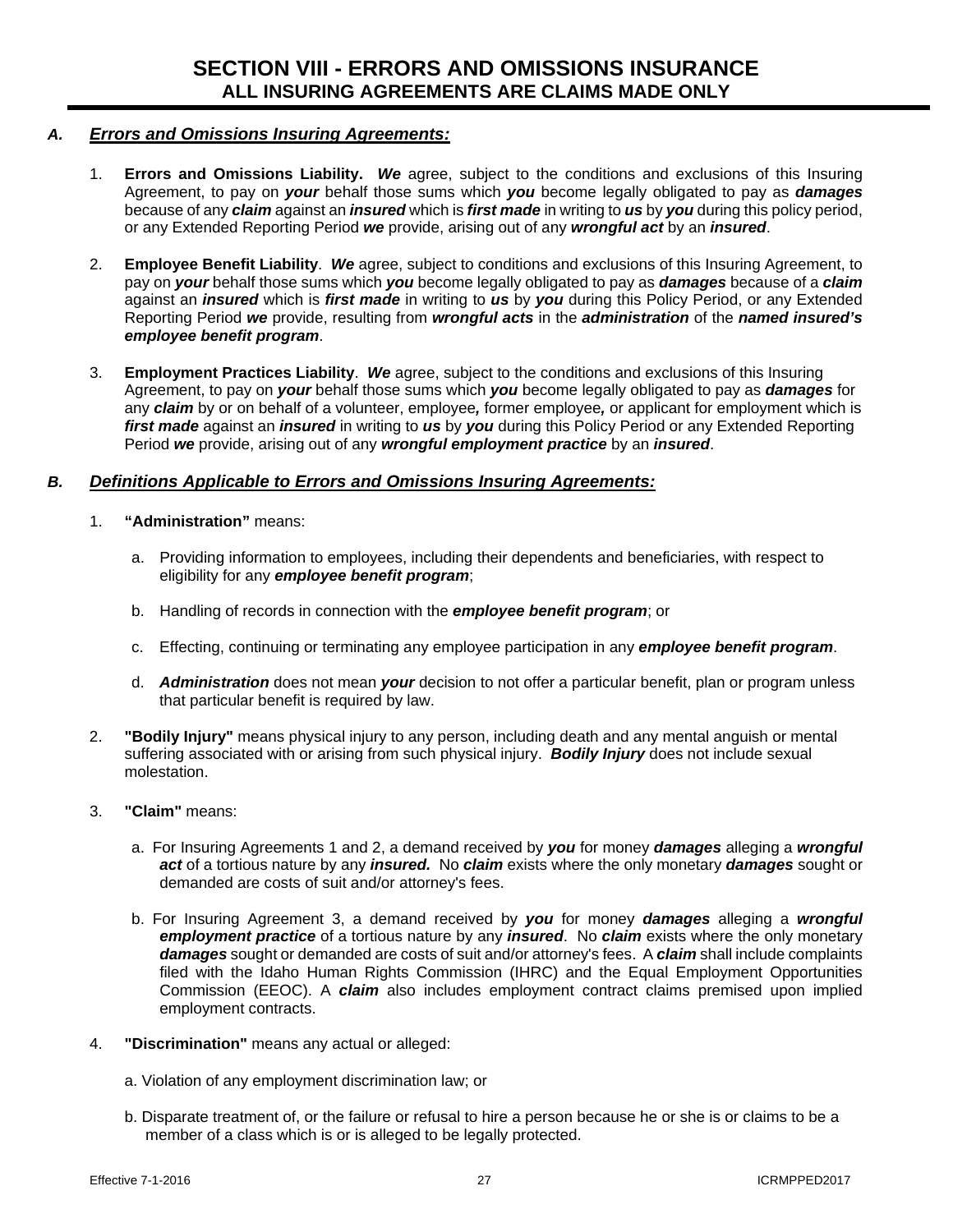# SECTION VIII - ERRORS AND OMISSIONS INSURANCE
## ALL INSURING AGREEMENTS ARE CLAIMS MADE ONLY

### *A. Errors and Omissions Insuring Agreements:*

1. **Errors and Omissions Liability.** ***We*** agree, subject to the conditions and exclusions of this Insuring Agreement, to pay on ***your*** behalf those sums which ***you*** become legally obligated to pay as ***damages*** because of any ***claim*** against an ***insured*** which is ***first made*** in writing to ***us*** by ***you*** during this policy period, or any Extended Reporting Period ***we*** provide, arising out of any ***wrongful act*** by an ***insured***.

2. **Employee Benefit Liability**. ***We*** agree, subject to conditions and exclusions of this Insuring Agreement, to pay on ***your*** behalf those sums which ***you*** become legally obligated to pay as ***damages*** because of a ***claim*** against an ***insured*** which is ***first made*** in writing to ***us*** by ***you*** during this Policy Period, or any Extended Reporting Period ***we*** provide, resulting from ***wrongful acts*** in the ***administration*** of the ***named insured's employee benefit program***.

3. **Employment Practices Liability**. ***We*** agree, subject to the conditions and exclusions of this Insuring Agreement, to pay on ***your*** behalf those sums which ***you*** become legally obligated to pay as ***damages*** for any ***claim*** by or on behalf of a volunteer, employee***,*** former employee***,*** or applicant for employment which is ***first made*** against an ***insured*** in writing to ***us*** by ***you*** during this Policy Period or any Extended Reporting Period ***we*** provide, arising out of any ***wrongful employment practice*** by an ***insured***.

### *B. Definitions Applicable to Errors and Omissions Insuring Agreements:*

1. **"Administration"** means:

   a. Providing information to employees, including their dependents and beneficiaries, with respect to eligibility for any ***employee benefit program***;

   b. Handling of records in connection with the ***employee benefit program***; or

   c. Effecting, continuing or terminating any employee participation in any ***employee benefit program***.

   d. ***Administration*** does not mean ***your*** decision to not offer a particular benefit, plan or program unless that particular benefit is required by law.

2. **"Bodily Injury"** means physical injury to any person, including death and any mental anguish or mental suffering associated with or arising from such physical injury. ***Bodily Injury*** does not include sexual molestation.

3. **"Claim"** means:

   a. For Insuring Agreements 1 and 2, a demand received by ***you*** for money ***damages*** alleging a ***wrongful act*** of a tortious nature by any ***insured.*** No ***claim*** exists where the only monetary ***damages*** sought or demanded are costs of suit and/or attorney's fees.

   b. For Insuring Agreement 3, a demand received by ***you*** for money ***damages*** alleging a ***wrongful employment practice*** of a tortious nature by any ***insured***. No ***claim*** exists where the only monetary ***damages*** sought or demanded are costs of suit and/or attorney's fees. A ***claim*** shall include complaints filed with the Idaho Human Rights Commission (IHRC) and the Equal Employment Opportunities Commission (EEOC). A ***claim*** also includes employment contract claims premised upon implied employment contracts.

4. **"Discrimination"** means any actual or alleged:

   a. Violation of any employment discrimination law; or

   b. Disparate treatment of, or the failure or refusal to hire a person because he or she is or claims to be a member of a class which is or is alleged to be legally protected.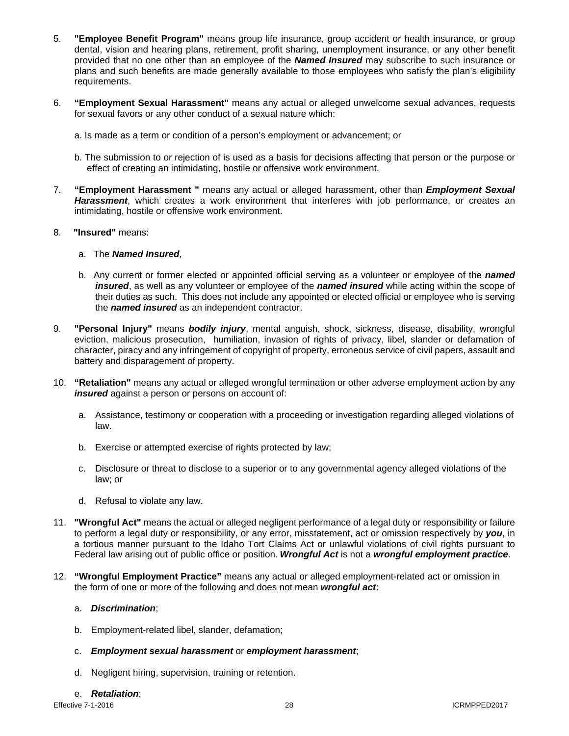5. **"Employee Benefit Program"** means group life insurance, group accident or health insurance, or group dental, vision and hearing plans, retirement, profit sharing, unemployment insurance, or any other benefit provided that no one other than an employee of the ***Named Insured*** may subscribe to such insurance or plans and such benefits are made generally available to those employees who satisfy the plan's eligibility requirements.

6. **"Employment Sexual Harassment"** means any actual or alleged unwelcome sexual advances, requests for sexual favors or any other conduct of a sexual nature which:

   a. Is made as a term or condition of a person's employment or advancement; or

   b. The submission to or rejection of is used as a basis for decisions affecting that person or the purpose or effect of creating an intimidating, hostile or offensive work environment.

7. **"Employment Harassment "** means any actual or alleged harassment, other than ***Employment Sexual Harassment***, which creates a work environment that interferes with job performance, or creates an intimidating, hostile or offensive work environment.

8. **"Insured"** means:

   a. The ***Named Insured***,

   b. Any current or former elected or appointed official serving as a volunteer or employee of the ***named insured***, as well as any volunteer or employee of the ***named insured*** while acting within the scope of their duties as such. This does not include any appointed or elected official or employee who is serving the ***named insured*** as an independent contractor.

9. **"Personal Injury"** means ***bodily injury***, mental anguish, shock, sickness, disease, disability, wrongful eviction, malicious prosecution, humiliation, invasion of rights of privacy, libel, slander or defamation of character, piracy and any infringement of copyright of property, erroneous service of civil papers, assault and battery and disparagement of property.

10. **"Retaliation"** means any actual or alleged wrongful termination or other adverse employment action by any ***insured*** against a person or persons on account of:

    a. Assistance, testimony or cooperation with a proceeding or investigation regarding alleged violations of law.

    b. Exercise or attempted exercise of rights protected by law;

    c. Disclosure or threat to disclose to a superior or to any governmental agency alleged violations of the law; or

    d. Refusal to violate any law.

11. **"Wrongful Act"** means the actual or alleged negligent performance of a legal duty or responsibility or failure to perform a legal duty or responsibility, or any error, misstatement, act or omission respectively by ***you***, in a tortious manner pursuant to the Idaho Tort Claims Act or unlawful violations of civil rights pursuant to Federal law arising out of public office or position. ***Wrongful Act*** is not a ***wrongful employment practice***.

12. **"Wrongful Employment Practice"** means any actual or alleged employment-related act or omission in the form of one or more of the following and does not mean ***wrongful act***:

    a. ***Discrimination***;

    b. Employment-related libel, slander, defamation;

    c. ***Employment sexual harassment*** or ***employment harassment***;

    d. Negligent hiring, supervision, training or retention.

    e. ***Retaliation***;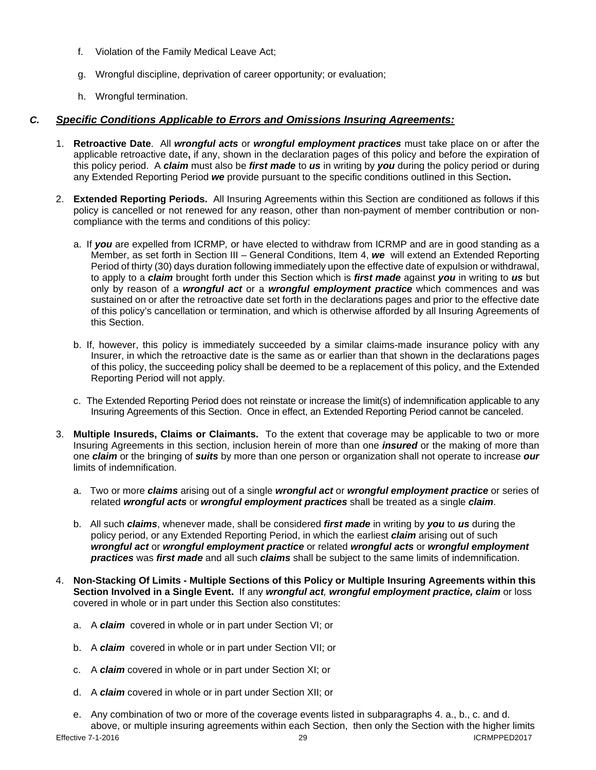f. Violation of the Family Medical Leave Act;

g. Wrongful discipline, deprivation of career opportunity; or evaluation;

h. Wrongful termination.

### *C. Specific Conditions Applicable to Errors and Omissions Insuring Agreements:*

1. **Retroactive Date**. All ***wrongful acts*** or ***wrongful employment practices*** must take place on or after the applicable retroactive date**,** if any, shown in the declaration pages of this policy and before the expiration of this policy period. A ***claim*** must also be ***first made*** to ***us*** in writing by ***you*** during the policy period or during any Extended Reporting Period ***we*** provide pursuant to the specific conditions outlined in this Section**.**

2. **Extended Reporting Periods.** All Insuring Agreements within this Section are conditioned as follows if this policy is cancelled or not renewed for any reason, other than non-payment of member contribution or non-compliance with the terms and conditions of this policy:

   a. If ***you*** are expelled from ICRMP*,* or have elected to withdraw from ICRMP and are in good standing as a Member, as set forth in Section III – General Conditions, Item 4, ***we*** will extend an Extended Reporting Period of thirty (30) days duration following immediately upon the effective date of expulsion or withdrawal, to apply to a ***claim*** brought forth under this Section which is ***first made*** against ***you*** in writing to ***us*** but only by reason of a ***wrongful act*** or a ***wrongful employment practice*** which commences and was sustained on or after the retroactive date set forth in the declarations pages and prior to the effective date of this policy's cancellation or termination, and which is otherwise afforded by all Insuring Agreements of this Section.

   b. If, however, this policy is immediately succeeded by a similar claims-made insurance policy with any Insurer, in which the retroactive date is the same as or earlier than that shown in the declarations pages of this policy, the succeeding policy shall be deemed to be a replacement of this policy, and the Extended Reporting Period will not apply.

   c. The Extended Reporting Period does not reinstate or increase the limit(s) of indemnification applicable to any Insuring Agreements of this Section. Once in effect, an Extended Reporting Period cannot be canceled.

3. **Multiple Insureds, Claims or Claimants.** To the extent that coverage may be applicable to two or more Insuring Agreements in this section, inclusion herein of more than one ***insured*** or the making of more than one ***claim*** or the bringing of ***suits*** by more than one person or organization shall not operate to increase ***our*** limits of indemnification.

   a. Two or more ***claims*** arising out of a single ***wrongful act*** or ***wrongful employment practice*** or series of related ***wrongful acts*** or ***wrongful employment practices*** shall be treated as a single ***claim***.

   b. All such ***claims***, whenever made, shall be considered ***first made*** in writing by ***you*** to ***us*** during the policy period, or any Extended Reporting Period, in which the earliest ***claim*** arising out of such ***wrongful act*** or ***wrongful employment practice*** or related ***wrongful acts*** or ***wrongful employment practices*** was ***first made*** and all such ***claims*** shall be subject to the same limits of indemnification.

4. **Non-Stacking Of Limits - Multiple Sections of this Policy or Multiple Insuring Agreements within this Section Involved in a Single Event.** If any ***wrongful act****,* ***wrongful employment practice, claim*** or loss covered in whole or in part under this Section also constitutes:

   a. A ***claim*** covered in whole or in part under Section VI; or

   b. A ***claim*** covered in whole or in part under Section VII; or

   c. A ***claim*** covered in whole or in part under Section XI; or

   d. A ***claim*** covered in whole or in part under Section XII; or

   e. Any combination of two or more of the coverage events listed in subparagraphs 4. a., b., c. and d. above, or multiple insuring agreements within each Section, then only the Section with the higher limits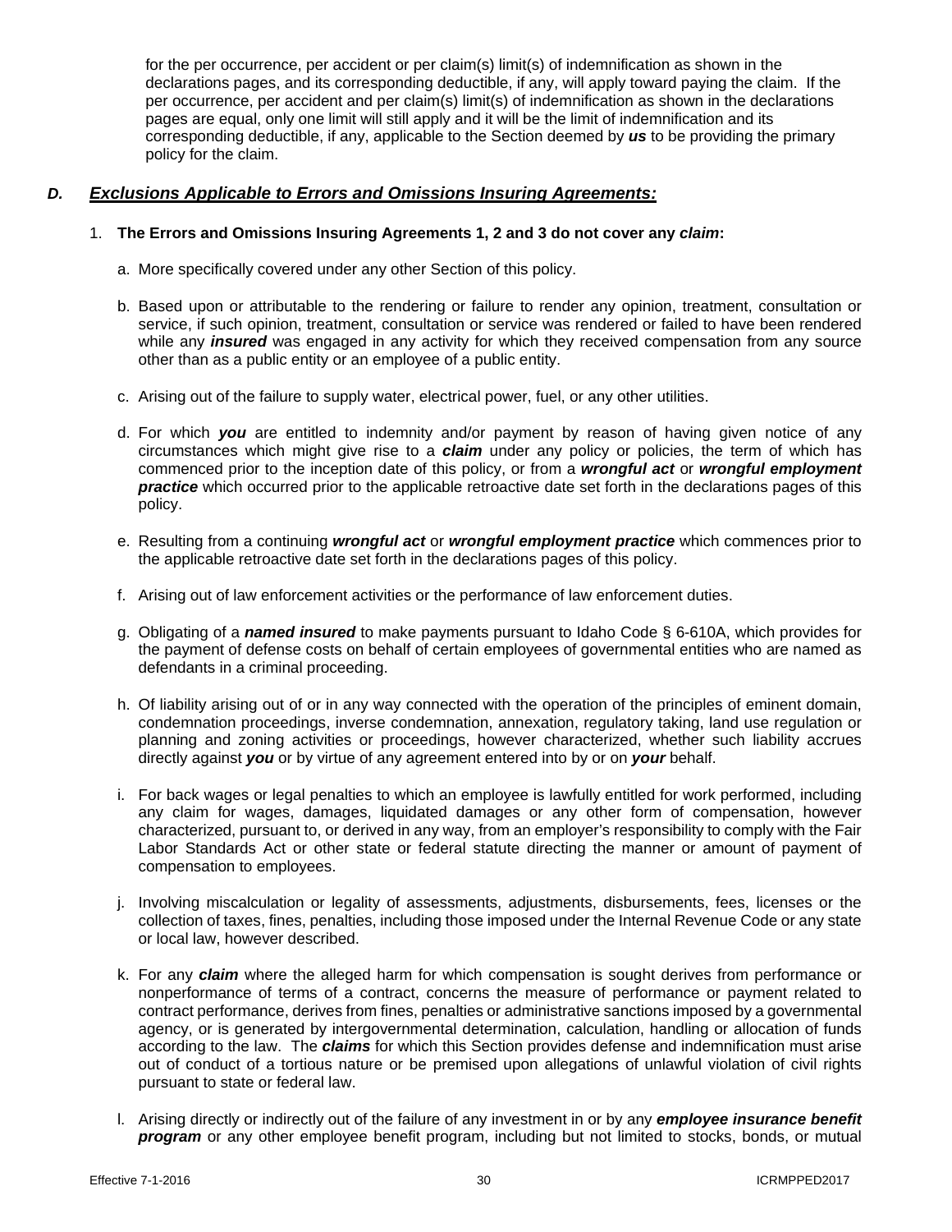for the per occurrence, per accident or per claim(s) limit(s) of indemnification as shown in the declarations pages, and its corresponding deductible, if any, will apply toward paying the claim. If the per occurrence, per accident and per claim(s) limit(s) of indemnification as shown in the declarations pages are equal, only one limit will still apply and it will be the limit of indemnification and its corresponding deductible, if any, applicable to the Section deemed by ***us*** to be providing the primary policy for the claim.

## *D.* ***Exclusions Applicable to Errors and Omissions Insuring Agreements:***

1. **The Errors and Omissions Insuring Agreements 1, 2 and 3 do not cover any *claim*:**

   a. More specifically covered under any other Section of this policy.

   b. Based upon or attributable to the rendering or failure to render any opinion, treatment, consultation or service, if such opinion, treatment, consultation or service was rendered or failed to have been rendered while any ***insured*** was engaged in any activity for which they received compensation from any source other than as a public entity or an employee of a public entity.

   c. Arising out of the failure to supply water, electrical power, fuel, or any other utilities.

   d. For which ***you*** are entitled to indemnity and/or payment by reason of having given notice of any circumstances which might give rise to a ***claim*** under any policy or policies, the term of which has commenced prior to the inception date of this policy, or from a ***wrongful act*** or ***wrongful employment practice*** which occurred prior to the applicable retroactive date set forth in the declarations pages of this policy.

   e. Resulting from a continuing ***wrongful act*** or ***wrongful employment practice*** which commences prior to the applicable retroactive date set forth in the declarations pages of this policy.

   f. Arising out of law enforcement activities or the performance of law enforcement duties.

   g. Obligating of a ***named insured*** to make payments pursuant to Idaho Code § 6-610A, which provides for the payment of defense costs on behalf of certain employees of governmental entities who are named as defendants in a criminal proceeding.

   h. Of liability arising out of or in any way connected with the operation of the principles of eminent domain, condemnation proceedings, inverse condemnation, annexation, regulatory taking, land use regulation or planning and zoning activities or proceedings, however characterized, whether such liability accrues directly against ***you*** or by virtue of any agreement entered into by or on ***your*** behalf.

   i. For back wages or legal penalties to which an employee is lawfully entitled for work performed, including any claim for wages, damages, liquidated damages or any other form of compensation, however characterized, pursuant to, or derived in any way, from an employer's responsibility to comply with the Fair Labor Standards Act or other state or federal statute directing the manner or amount of payment of compensation to employees.

   j. Involving miscalculation or legality of assessments, adjustments, disbursements, fees, licenses or the collection of taxes, fines, penalties, including those imposed under the Internal Revenue Code or any state or local law, however described.

   k. For any ***claim*** where the alleged harm for which compensation is sought derives from performance or nonperformance of terms of a contract, concerns the measure of performance or payment related to contract performance, derives from fines, penalties or administrative sanctions imposed by a governmental agency, or is generated by intergovernmental determination, calculation, handling or allocation of funds according to the law. The ***claims*** for which this Section provides defense and indemnification must arise out of conduct of a tortious nature or be premised upon allegations of unlawful violation of civil rights pursuant to state or federal law.

   l. Arising directly or indirectly out of the failure of any investment in or by any ***employee insurance benefit program*** or any other employee benefit program, including but not limited to stocks, bonds, or mutual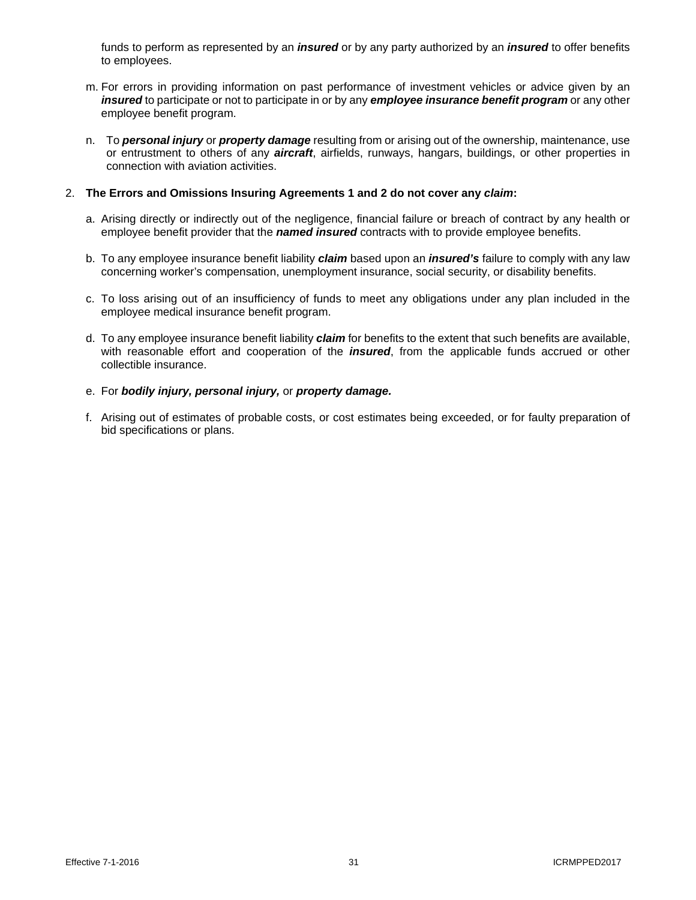funds to perform as represented by an ***insured*** or by any party authorized by an ***insured*** to offer benefits to employees.

m. For errors in providing information on past performance of investment vehicles or advice given by an ***insured*** to participate or not to participate in or by any ***employee insurance benefit program*** or any other employee benefit program.

n. To ***personal injury*** or ***property damage*** resulting from or arising out of the ownership, maintenance, use or entrustment to others of any ***aircraft***, airfields, runways, hangars, buildings, or other properties in connection with aviation activities.

2. **The Errors and Omissions Insuring Agreements 1 and 2 do not cover any *claim*:**

   a. Arising directly or indirectly out of the negligence, financial failure or breach of contract by any health or employee benefit provider that the ***named insured*** contracts with to provide employee benefits.

   b. To any employee insurance benefit liability ***claim*** based upon an ***insured's*** failure to comply with any law concerning worker's compensation, unemployment insurance, social security, or disability benefits.

   c. To loss arising out of an insufficiency of funds to meet any obligations under any plan included in the employee medical insurance benefit program.

   d. To any employee insurance benefit liability ***claim*** for benefits to the extent that such benefits are available, with reasonable effort and cooperation of the ***insured***, from the applicable funds accrued or other collectible insurance.

   e. For ***bodily injury, personal injury,*** or ***property damage.***

   f. Arising out of estimates of probable costs, or cost estimates being exceeded, or for faulty preparation of bid specifications or plans.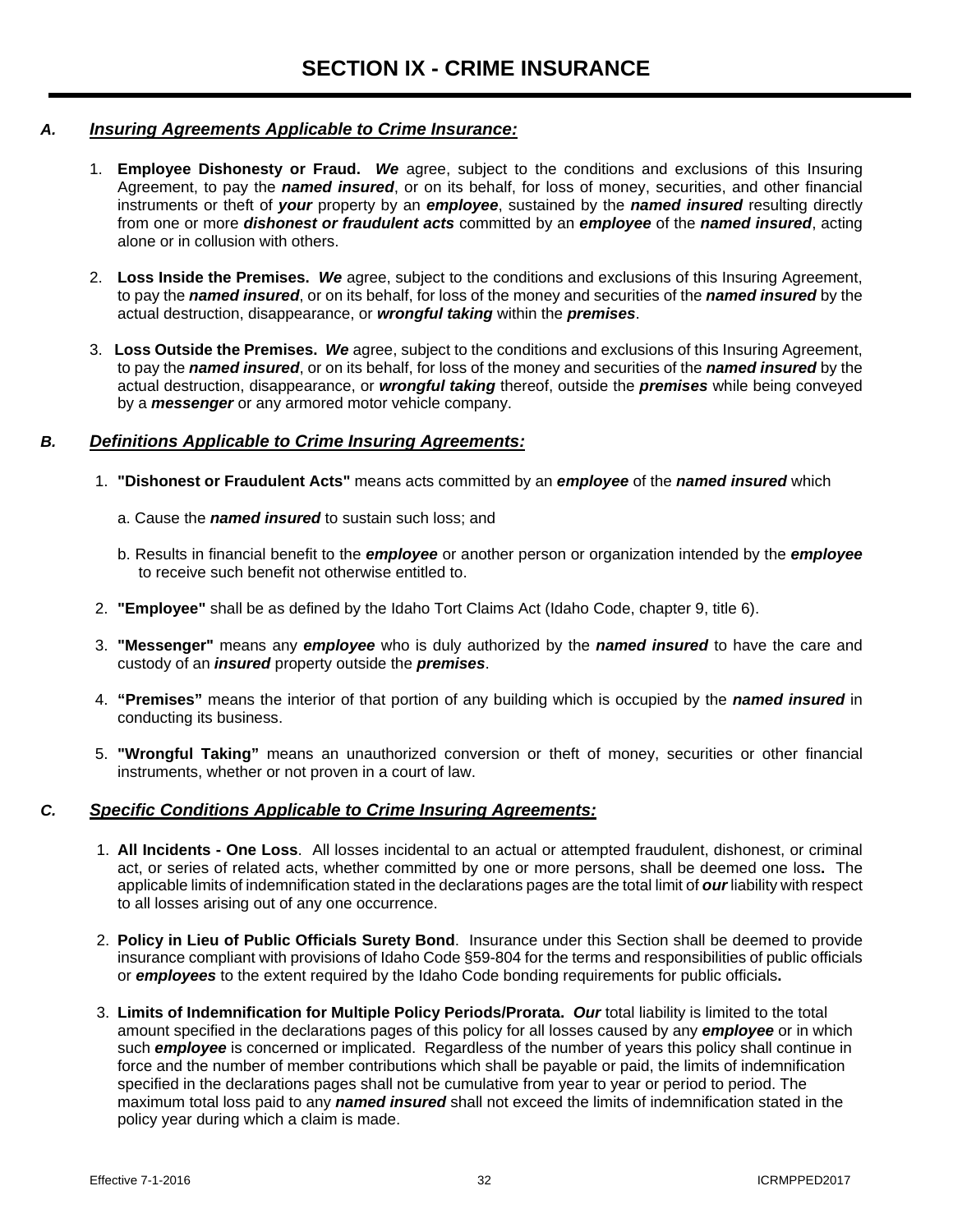# SECTION IX - CRIME INSURANCE

### A. *Insuring Agreements Applicable to Crime Insurance:*

1. **Employee Dishonesty or Fraud.** ***We*** agree, subject to the conditions and exclusions of this Insuring Agreement, to pay the ***named insured***, or on its behalf, for loss of money, securities, and other financial instruments or theft of ***your*** property by an ***employee***, sustained by the ***named insured*** resulting directly from one or more ***dishonest or fraudulent acts*** committed by an ***employee*** of the ***named insured***, acting alone or in collusion with others.

2. **Loss Inside the Premises.** ***We*** agree, subject to the conditions and exclusions of this Insuring Agreement, to pay the ***named insured***, or on its behalf, for loss of the money and securities of the ***named insured*** by the actual destruction, disappearance, or ***wrongful taking*** within the ***premises***.

3. **Loss Outside the Premises.** ***We*** agree, subject to the conditions and exclusions of this Insuring Agreement, to pay the ***named insured***, or on its behalf, for loss of the money and securities of the ***named insured*** by the actual destruction, disappearance, or ***wrongful taking*** thereof, outside the ***premises*** while being conveyed by a ***messenger*** or any armored motor vehicle company.

### B. *Definitions Applicable to Crime Insuring Agreements:*

1. **"Dishonest or Fraudulent Acts"** means acts committed by an ***employee*** of the ***named insured*** which

   a. Cause the ***named insured*** to sustain such loss; and

   b. Results in financial benefit to the ***employee*** or another person or organization intended by the ***employee*** to receive such benefit not otherwise entitled to.

2. **"Employee"** shall be as defined by the Idaho Tort Claims Act (Idaho Code, chapter 9, title 6).

3. **"Messenger"** means any ***employee*** who is duly authorized by the ***named insured*** to have the care and custody of an ***insured*** property outside the ***premises***.

4. **"Premises"** means the interior of that portion of any building which is occupied by the ***named insured*** in conducting its business.

5. **"Wrongful Taking"** means an unauthorized conversion or theft of money, securities or other financial instruments, whether or not proven in a court of law.

### C. *Specific Conditions Applicable to Crime Insuring Agreements:*

1. **All Incidents - One Loss**. All losses incidental to an actual or attempted fraudulent, dishonest, or criminal act, or series of related acts, whether committed by one or more persons, shall be deemed one loss**.** The applicable limits of indemnification stated in the declarations pages are the total limit of ***our*** liability with respect to all losses arising out of any one occurrence.

2. **Policy in Lieu of Public Officials Surety Bond**. Insurance under this Section shall be deemed to provide insurance compliant with provisions of Idaho Code §59-804 for the terms and responsibilities of public officials or ***employees*** to the extent required by the Idaho Code bonding requirements for public officials**.**

3. **Limits of Indemnification for Multiple Policy Periods/Prorata.** ***Our*** total liability is limited to the total amount specified in the declarations pages of this policy for all losses caused by any ***employee*** or in which such ***employee*** is concerned or implicated. Regardless of the number of years this policy shall continue in force and the number of member contributions which shall be payable or paid, the limits of indemnification specified in the declarations pages shall not be cumulative from year to year or period to period. The maximum total loss paid to any ***named insured*** shall not exceed the limits of indemnification stated in the policy year during which a claim is made.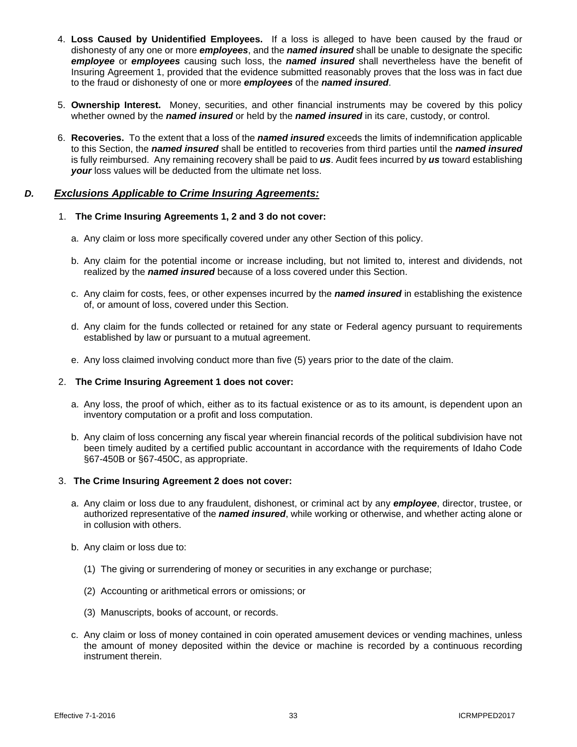4. **Loss Caused by Unidentified Employees.** If a loss is alleged to have been caused by the fraud or dishonesty of any one or more ***employees***, and the ***named insured*** shall be unable to designate the specific ***employee*** or ***employees*** causing such loss, the ***named insured*** shall nevertheless have the benefit of Insuring Agreement 1, provided that the evidence submitted reasonably proves that the loss was in fact due to the fraud or dishonesty of one or more ***employees*** of the ***named insured***.

5. **Ownership Interest.** Money, securities, and other financial instruments may be covered by this policy whether owned by the ***named insured*** or held by the ***named insured*** in its care, custody, or control.

6. **Recoveries.** To the extent that a loss of the ***named insured*** exceeds the limits of indemnification applicable to this Section, the ***named insured*** shall be entitled to recoveries from third parties until the ***named insured*** is fully reimbursed. Any remaining recovery shall be paid to ***us***. Audit fees incurred by ***us*** toward establishing ***your*** loss values will be deducted from the ultimate net loss.

### ***D. Exclusions Applicable to Crime Insuring Agreements:***

1. **The Crime Insuring Agreements 1, 2 and 3 do not cover:**

   a. Any claim or loss more specifically covered under any other Section of this policy.

   b. Any claim for the potential income or increase including, but not limited to, interest and dividends, not realized by the ***named insured*** because of a loss covered under this Section.

   c. Any claim for costs, fees, or other expenses incurred by the ***named insured*** in establishing the existence of, or amount of loss, covered under this Section.

   d. Any claim for the funds collected or retained for any state or Federal agency pursuant to requirements established by law or pursuant to a mutual agreement.

   e. Any loss claimed involving conduct more than five (5) years prior to the date of the claim.

2. **The Crime Insuring Agreement 1 does not cover:**

   a. Any loss, the proof of which, either as to its factual existence or as to its amount, is dependent upon an inventory computation or a profit and loss computation.

   b. Any claim of loss concerning any fiscal year wherein financial records of the political subdivision have not been timely audited by a certified public accountant in accordance with the requirements of Idaho Code §67-450B or §67-450C, as appropriate.

3. **The Crime Insuring Agreement 2 does not cover:**

   a. Any claim or loss due to any fraudulent, dishonest, or criminal act by any ***employee***, director, trustee, or authorized representative of the ***named insured***, while working or otherwise, and whether acting alone or in collusion with others.

   b. Any claim or loss due to:

      (1) The giving or surrendering of money or securities in any exchange or purchase;

      (2) Accounting or arithmetical errors or omissions; or

      (3) Manuscripts, books of account, or records.

   c. Any claim or loss of money contained in coin operated amusement devices or vending machines, unless the amount of money deposited within the device or machine is recorded by a continuous recording instrument therein.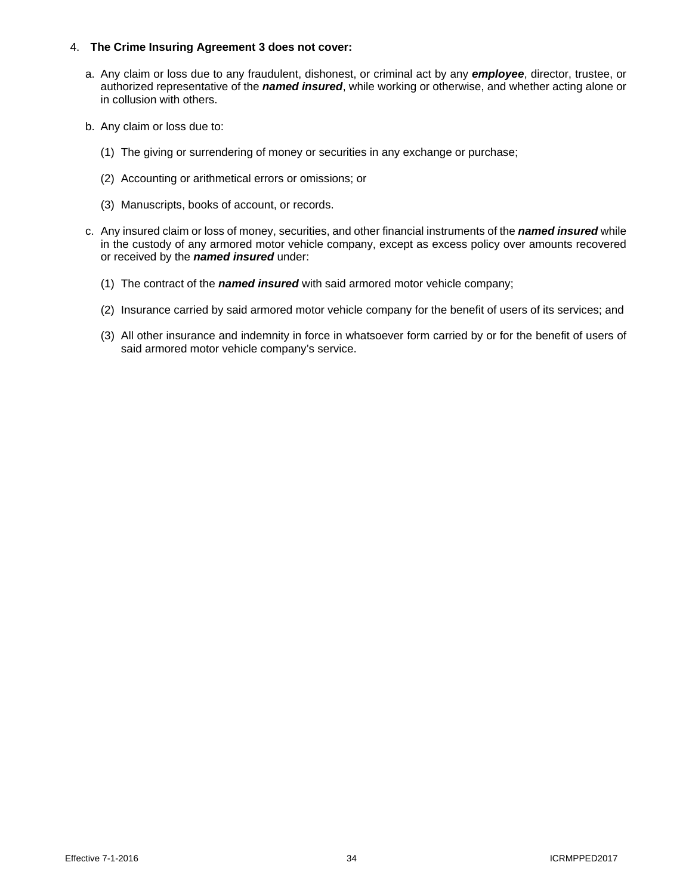4. **The Crime Insuring Agreement 3 does not cover:**

   a. Any claim or loss due to any fraudulent, dishonest, or criminal act by any ***employee***, director, trustee, or authorized representative of the ***named insured***, while working or otherwise, and whether acting alone or in collusion with others.

   b. Any claim or loss due to:

      (1) The giving or surrendering of money or securities in any exchange or purchase;

      (2) Accounting or arithmetical errors or omissions; or

      (3) Manuscripts, books of account, or records.

   c. Any insured claim or loss of money, securities, and other financial instruments of the ***named insured*** while in the custody of any armored motor vehicle company, except as excess policy over amounts recovered or received by the ***named insured*** under:

      (1) The contract of the ***named insured*** with said armored motor vehicle company;

      (2) Insurance carried by said armored motor vehicle company for the benefit of users of its services; and

      (3) All other insurance and indemnity in force in whatsoever form carried by or for the benefit of users of said armored motor vehicle company's service.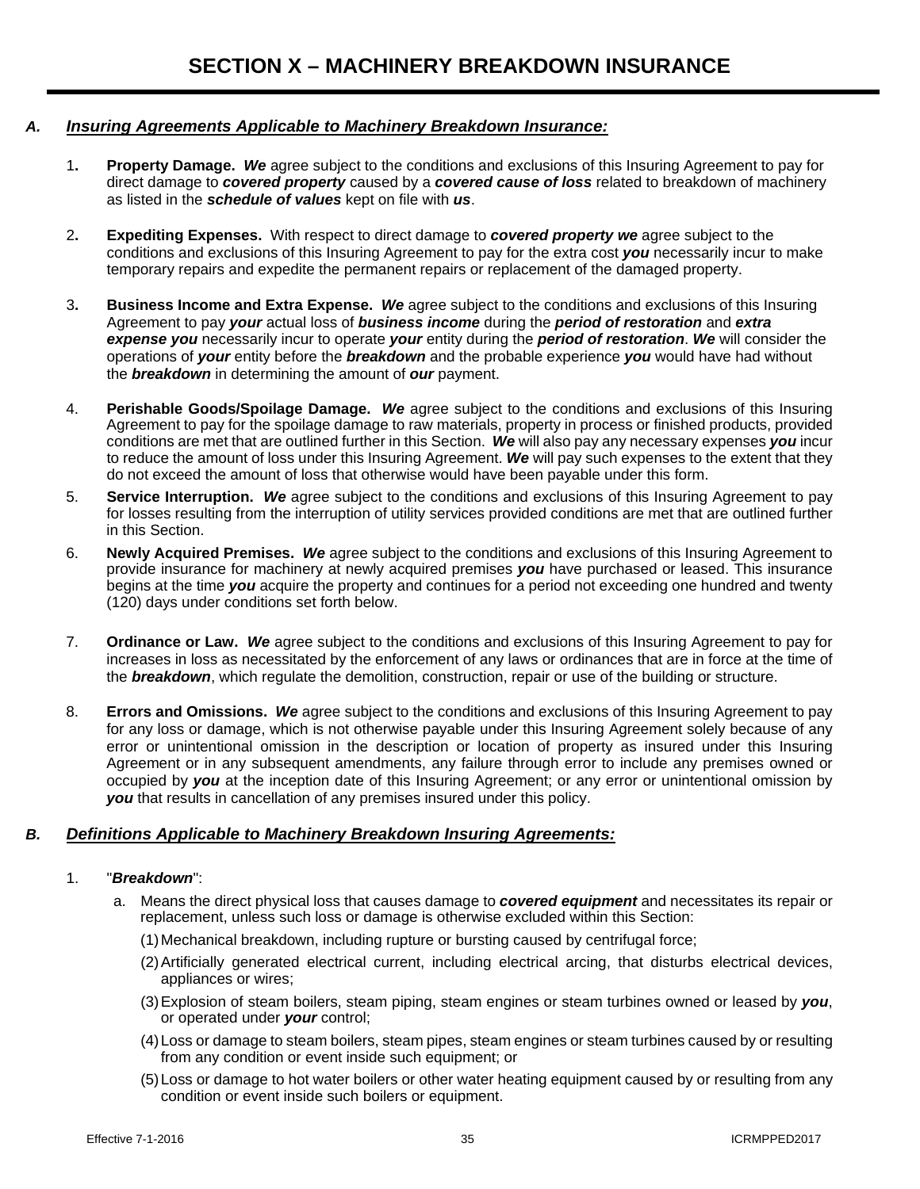# SECTION X – MACHINERY BREAKDOWN INSURANCE

## A. *Insuring Agreements Applicable to Machinery Breakdown Insurance:*

1. **Property Damage.** ***We*** agree subject to the conditions and exclusions of this Insuring Agreement to pay for direct damage to ***covered property*** caused by a ***covered cause of loss*** related to breakdown of machinery as listed in the ***schedule of values*** kept on file with ***us***.

2. **Expediting Expenses.** With respect to direct damage to ***covered property we*** agree subject to the conditions and exclusions of this Insuring Agreement to pay for the extra cost ***you*** necessarily incur to make temporary repairs and expedite the permanent repairs or replacement of the damaged property.

3. **Business Income and Extra Expense.** ***We*** agree subject to the conditions and exclusions of this Insuring Agreement to pay ***your*** actual loss of ***business income*** during the ***period of restoration*** and ***extra expense you*** necessarily incur to operate ***your*** entity during the ***period of restoration***. ***We*** will consider the operations of ***your*** entity before the ***breakdown*** and the probable experience ***you*** would have had without the ***breakdown*** in determining the amount of ***our*** payment.

4. **Perishable Goods/Spoilage Damage.** ***We*** agree subject to the conditions and exclusions of this Insuring Agreement to pay for the spoilage damage to raw materials, property in process or finished products, provided conditions are met that are outlined further in this Section. ***We*** will also pay any necessary expenses ***you*** incur to reduce the amount of loss under this Insuring Agreement. ***We*** will pay such expenses to the extent that they do not exceed the amount of loss that otherwise would have been payable under this form.

5. **Service Interruption.** ***We*** agree subject to the conditions and exclusions of this Insuring Agreement to pay for losses resulting from the interruption of utility services provided conditions are met that are outlined further in this Section.

6. **Newly Acquired Premises.** ***We*** agree subject to the conditions and exclusions of this Insuring Agreement to provide insurance for machinery at newly acquired premises ***you*** have purchased or leased. This insurance begins at the time ***you*** acquire the property and continues for a period not exceeding one hundred and twenty (120) days under conditions set forth below.

7. **Ordinance or Law.** ***We*** agree subject to the conditions and exclusions of this Insuring Agreement to pay for increases in loss as necessitated by the enforcement of any laws or ordinances that are in force at the time of the ***breakdown***, which regulate the demolition, construction, repair or use of the building or structure.

8. **Errors and Omissions.** ***We*** agree subject to the conditions and exclusions of this Insuring Agreement to pay for any loss or damage, which is not otherwise payable under this Insuring Agreement solely because of any error or unintentional omission in the description or location of property as insured under this Insuring Agreement or in any subsequent amendments, any failure through error to include any premises owned or occupied by ***you*** at the inception date of this Insuring Agreement; or any error or unintentional omission by ***you*** that results in cancellation of any premises insured under this policy.

## B. *Definitions Applicable to Machinery Breakdown Insuring Agreements:*

1. "***Breakdown***":
   a. Means the direct physical loss that causes damage to ***covered equipment*** and necessitates its repair or replacement, unless such loss or damage is otherwise excluded within this Section:
      (1) Mechanical breakdown, including rupture or bursting caused by centrifugal force;
      (2) Artificially generated electrical current, including electrical arcing, that disturbs electrical devices, appliances or wires;
      (3) Explosion of steam boilers, steam piping, steam engines or steam turbines owned or leased by ***you***, or operated under ***your*** control;
      (4) Loss or damage to steam boilers, steam pipes, steam engines or steam turbines caused by or resulting from any condition or event inside such equipment; or
      (5) Loss or damage to hot water boilers or other water heating equipment caused by or resulting from any condition or event inside such boilers or equipment.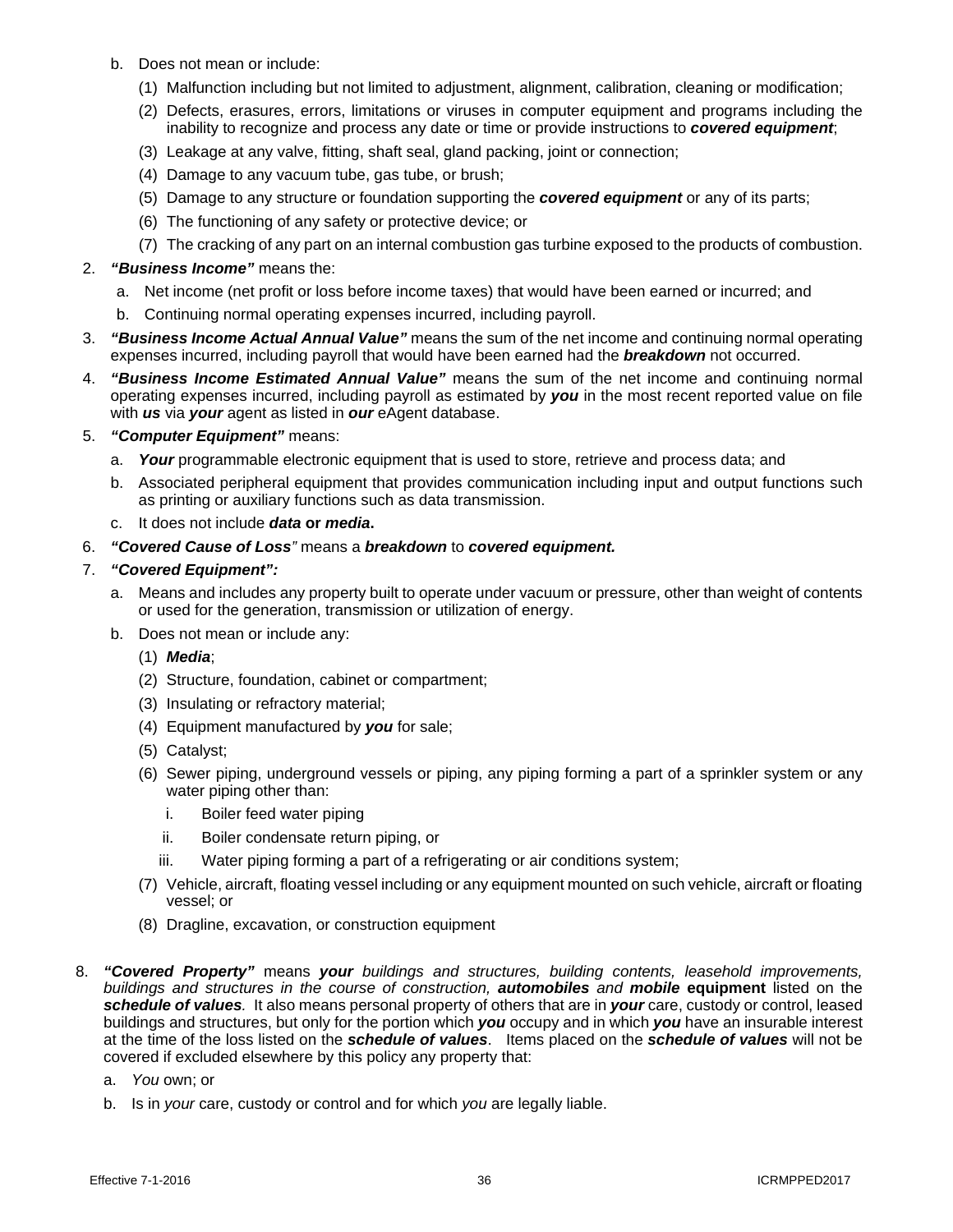b. Does not mean or include:

   (1) Malfunction including but not limited to adjustment, alignment, calibration, cleaning or modification;

   (2) Defects, erasures, errors, limitations or viruses in computer equipment and programs including the inability to recognize and process any date or time or provide instructions to ***covered equipment***;

   (3) Leakage at any valve, fitting, shaft seal, gland packing, joint or connection;

   (4) Damage to any vacuum tube, gas tube, or brush;

   (5) Damage to any structure or foundation supporting the ***covered equipment*** or any of its parts;

   (6) The functioning of any safety or protective device; or

   (7) The cracking of any part on an internal combustion gas turbine exposed to the products of combustion.

2. ***"Business Income"*** means the:

   a. Net income (net profit or loss before income taxes) that would have been earned or incurred; and

   b. Continuing normal operating expenses incurred, including payroll.

3. ***"Business Income Actual Annual Value"*** means the sum of the net income and continuing normal operating expenses incurred, including payroll that would have been earned had the ***breakdown*** not occurred.

4. ***"Business Income Estimated Annual Value"*** means the sum of the net income and continuing normal operating expenses incurred, including payroll as estimated by ***you*** in the most recent reported value on file with ***us*** via ***your*** agent as listed in ***our*** eAgent database.

5. ***"Computer Equipment"*** means:

   a. ***Your*** programmable electronic equipment that is used to store, retrieve and process data; and

   b. Associated peripheral equipment that provides communication including input and output functions such as printing or auxiliary functions such as data transmission.

   c. It does not include ***data* or *media*.**

6. ***"Covered Cause of Loss"*** means a ***breakdown*** to ***covered equipment.***

7. ***"Covered Equipment":***

   a. Means and includes any property built to operate under vacuum or pressure, other than weight of contents or used for the generation, transmission or utilization of energy.

   b. Does not mean or include any:

      (1) ***Media***;

      (2) Structure, foundation, cabinet or compartment;

      (3) Insulating or refractory material;

      (4) Equipment manufactured by ***you*** for sale;

      (5) Catalyst;

      (6) Sewer piping, underground vessels or piping, any piping forming a part of a sprinkler system or any water piping other than:

         i. Boiler feed water piping

         ii. Boiler condensate return piping, or

         iii. Water piping forming a part of a refrigerating or air conditions system;

      (7) Vehicle, aircraft, floating vessel including or any equipment mounted on such vehicle, aircraft or floating vessel; or

      (8) Dragline, excavation, or construction equipment

8. ***"Covered Property"*** means ***your*** *buildings and structures, building contents, leasehold improvements, buildings and structures in the course of construction,* ***automobiles*** *and* ***mobile* equipment** listed on the ***schedule of values***. It also means personal property of others that are in ***your*** care, custody or control, leased buildings and structures, but only for the portion which ***you*** occupy and in which ***you*** have an insurable interest at the time of the loss listed on the ***schedule of values***. Items placed on the ***schedule of values*** will not be covered if excluded elsewhere by this policy any property that:

   a. *You* own; or

   b. Is in *your* care, custody or control and for which *you* are legally liable.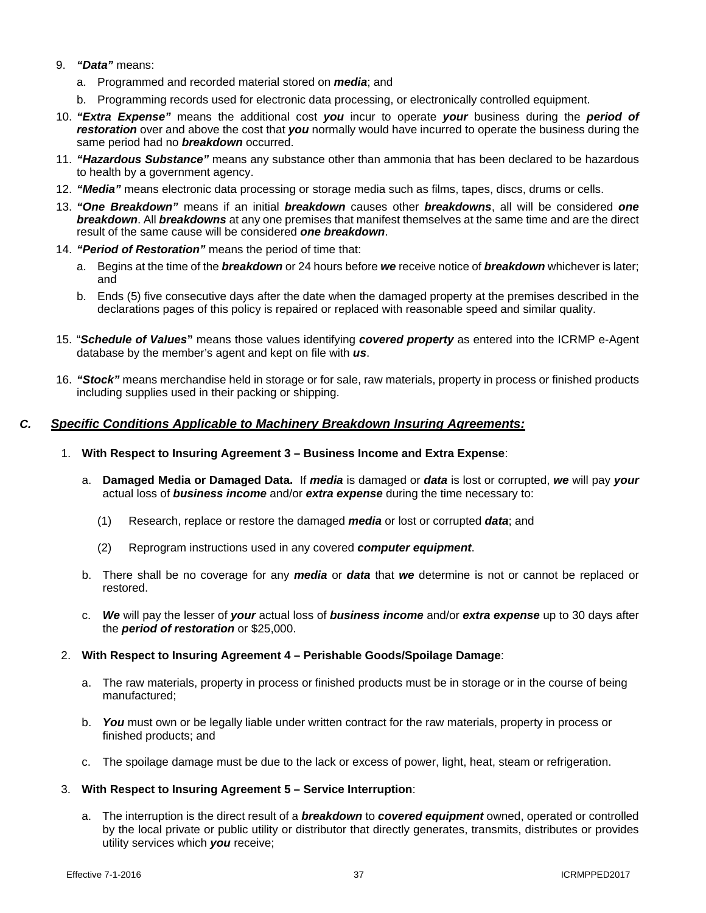9. ***"Data"*** means:

   a. Programmed and recorded material stored on ***media***; and

   b. Programming records used for electronic data processing, or electronically controlled equipment.

10. ***"Extra Expense"*** means the additional cost ***you*** incur to operate ***your*** business during the ***period of restoration*** over and above the cost that ***you*** normally would have incurred to operate the business during the same period had no ***breakdown*** occurred.

11. ***"Hazardous Substance"*** means any substance other than ammonia that has been declared to be hazardous to health by a government agency.

12. ***"Media"*** means electronic data processing or storage media such as films, tapes, discs, drums or cells.

13. ***"One Breakdown"*** means if an initial ***breakdown*** causes other ***breakdowns***, all will be considered ***one breakdown***. All ***breakdowns*** at any one premises that manifest themselves at the same time and are the direct result of the same cause will be considered ***one breakdown***.

14. ***"Period of Restoration"*** means the period of time that:

    a. Begins at the time of the ***breakdown*** or 24 hours before ***we*** receive notice of ***breakdown*** whichever is later; and

    b. Ends (5) five consecutive days after the date when the damaged property at the premises described in the declarations pages of this policy is repaired or replaced with reasonable speed and similar quality.

15. "***Schedule of Values*"** means those values identifying ***covered property*** as entered into the ICRMP e-Agent database by the member's agent and kept on file with ***us***.

16. ***"Stock"*** means merchandise held in storage or for sale, raw materials, property in process or finished products including supplies used in their packing or shipping.

## *C.* *Specific Conditions Applicable to Machinery Breakdown Insuring Agreements:*

1. **With Respect to Insuring Agreement 3 – Business Income and Extra Expense**:

   a. **Damaged Media or Damaged Data.** If ***media*** is damaged or ***data*** is lost or corrupted, ***we*** will pay ***your*** actual loss of ***business income*** and/or ***extra expense*** during the time necessary to:

      (1) Research, replace or restore the damaged ***media*** or lost or corrupted ***data***; and

      (2) Reprogram instructions used in any covered ***computer equipment***.

   b. There shall be no coverage for any ***media*** or ***data*** that ***we*** determine is not or cannot be replaced or restored.

   c. ***We*** will pay the lesser of ***your*** actual loss of ***business income*** and/or ***extra expense*** up to 30 days after the ***period of restoration*** or $25,000.

2. **With Respect to Insuring Agreement 4 – Perishable Goods/Spoilage Damage**:

   a. The raw materials, property in process or finished products must be in storage or in the course of being manufactured;

   b. ***You*** must own or be legally liable under written contract for the raw materials, property in process or finished products; and

   c. The spoilage damage must be due to the lack or excess of power, light, heat, steam or refrigeration.

3. **With Respect to Insuring Agreement 5 – Service Interruption**:

   a. The interruption is the direct result of a ***breakdown*** to ***covered equipment*** owned, operated or controlled by the local private or public utility or distributor that directly generates, transmits, distributes or provides utility services which ***you*** receive;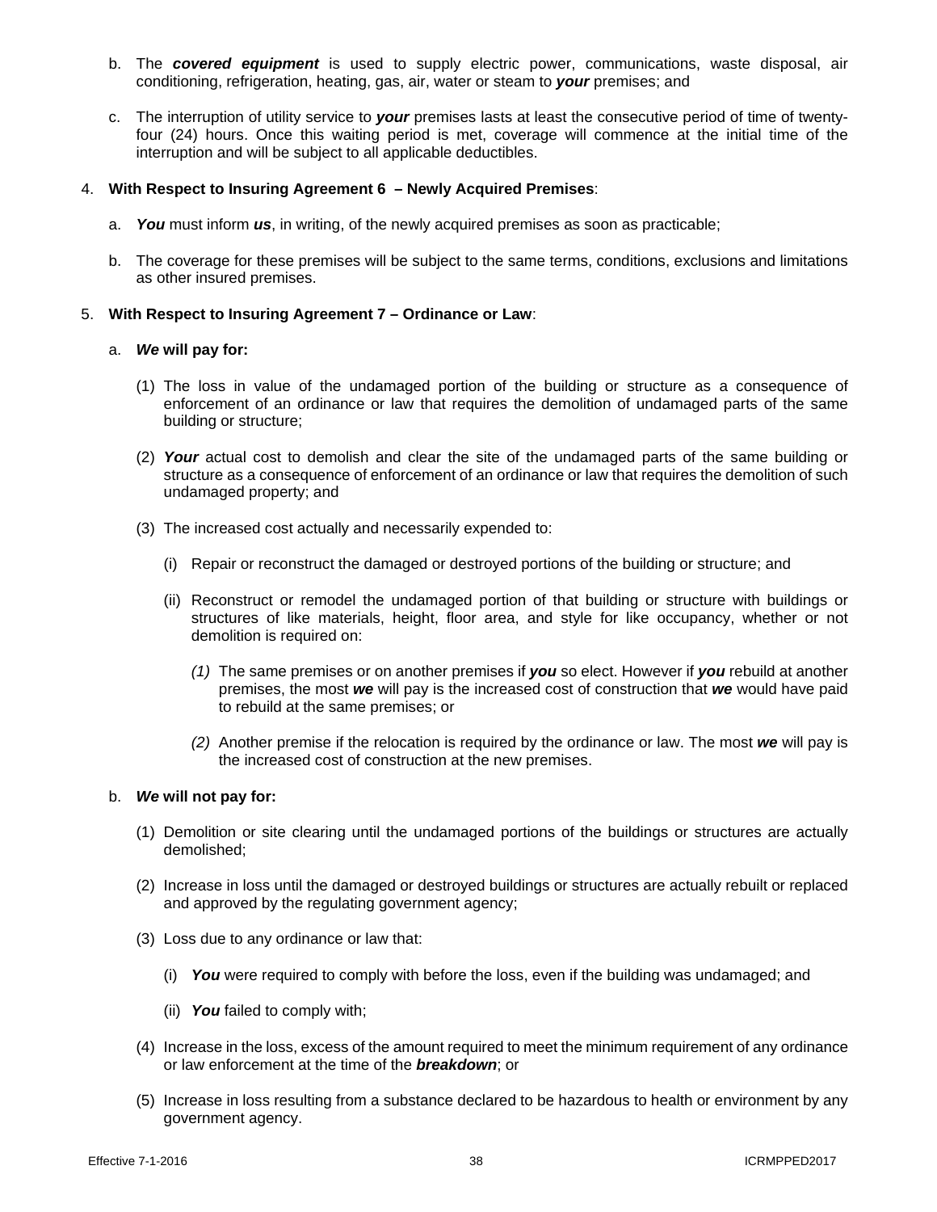b. The ***covered equipment*** is used to supply electric power, communications, waste disposal, air conditioning, refrigeration, heating, gas, air, water or steam to ***your*** premises; and

c. The interruption of utility service to ***your*** premises lasts at least the consecutive period of time of twenty-four (24) hours. Once this waiting period is met, coverage will commence at the initial time of the interruption and will be subject to all applicable deductibles.

4. **With Respect to Insuring Agreement 6 – Newly Acquired Premises**:

   a. ***You*** must inform ***us***, in writing, of the newly acquired premises as soon as practicable;

   b. The coverage for these premises will be subject to the same terms, conditions, exclusions and limitations as other insured premises.

5. **With Respect to Insuring Agreement 7 – Ordinance or Law**:

   a. ***We* will pay for:**

      (1) The loss in value of the undamaged portion of the building or structure as a consequence of enforcement of an ordinance or law that requires the demolition of undamaged parts of the same building or structure;

      (2) ***Your*** actual cost to demolish and clear the site of the undamaged parts of the same building or structure as a consequence of enforcement of an ordinance or law that requires the demolition of such undamaged property; and

      (3) The increased cost actually and necessarily expended to:

         (i) Repair or reconstruct the damaged or destroyed portions of the building or structure; and

         (ii) Reconstruct or remodel the undamaged portion of that building or structure with buildings or structures of like materials, height, floor area, and style for like occupancy, whether or not demolition is required on:

            *(1)* The same premises or on another premises if ***you*** so elect. However if ***you*** rebuild at another premises, the most ***we*** will pay is the increased cost of construction that ***we*** would have paid to rebuild at the same premises; or

            *(2)* Another premise if the relocation is required by the ordinance or law. The most ***we*** will pay is the increased cost of construction at the new premises.

   b. ***We* will not pay for:**

      (1) Demolition or site clearing until the undamaged portions of the buildings or structures are actually demolished;

      (2) Increase in loss until the damaged or destroyed buildings or structures are actually rebuilt or replaced and approved by the regulating government agency;

      (3) Loss due to any ordinance or law that:

         (i) ***You*** were required to comply with before the loss, even if the building was undamaged; and

         (ii) ***You*** failed to comply with;

      (4) Increase in the loss, excess of the amount required to meet the minimum requirement of any ordinance or law enforcement at the time of the ***breakdown***; or

      (5) Increase in loss resulting from a substance declared to be hazardous to health or environment by any government agency.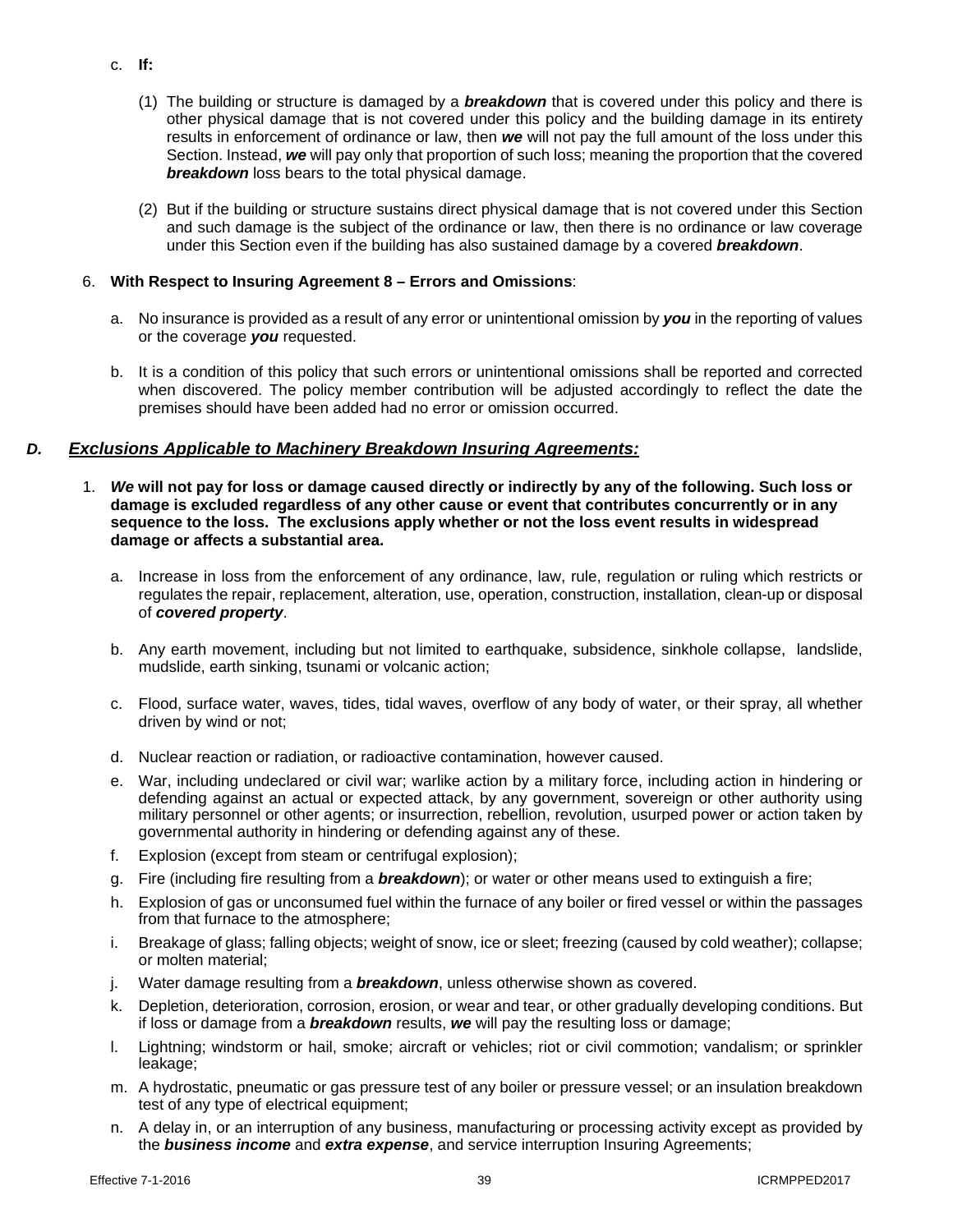c. **If:**

   (1) The building or structure is damaged by a ***breakdown*** that is covered under this policy and there is other physical damage that is not covered under this policy and the building damage in its entirety results in enforcement of ordinance or law, then ***we*** will not pay the full amount of the loss under this Section. Instead, ***we*** will pay only that proportion of such loss; meaning the proportion that the covered ***breakdown*** loss bears to the total physical damage.

   (2) But if the building or structure sustains direct physical damage that is not covered under this Section and such damage is the subject of the ordinance or law, then there is no ordinance or law coverage under this Section even if the building has also sustained damage by a covered ***breakdown***.

6. **With Respect to Insuring Agreement 8 – Errors and Omissions**:

   a. No insurance is provided as a result of any error or unintentional omission by ***you*** in the reporting of values or the coverage ***you*** requested.

   b. It is a condition of this policy that such errors or unintentional omissions shall be reported and corrected when discovered. The policy member contribution will be adjusted accordingly to reflect the date the premises should have been added had no error or omission occurred.

## *D.* ***Exclusions Applicable to Machinery Breakdown Insuring Agreements:***

1. ***We*** **will not pay for loss or damage caused directly or indirectly by any of the following. Such loss or damage is excluded regardless of any other cause or event that contributes concurrently or in any sequence to the loss. The exclusions apply whether or not the loss event results in widespread damage or affects a substantial area.**

   a. Increase in loss from the enforcement of any ordinance, law, rule, regulation or ruling which restricts or regulates the repair, replacement, alteration, use, operation, construction, installation, clean-up or disposal of ***covered property***.

   b. Any earth movement, including but not limited to earthquake, subsidence, sinkhole collapse, landslide, mudslide, earth sinking, tsunami or volcanic action;

   c. Flood, surface water, waves, tides, tidal waves, overflow of any body of water, or their spray, all whether driven by wind or not;

   d. Nuclear reaction or radiation, or radioactive contamination, however caused.

   e. War, including undeclared or civil war; warlike action by a military force, including action in hindering or defending against an actual or expected attack, by any government, sovereign or other authority using military personnel or other agents; or insurrection, rebellion, revolution, usurped power or action taken by governmental authority in hindering or defending against any of these.

   f. Explosion (except from steam or centrifugal explosion);

   g. Fire (including fire resulting from a ***breakdown***); or water or other means used to extinguish a fire;

   h. Explosion of gas or unconsumed fuel within the furnace of any boiler or fired vessel or within the passages from that furnace to the atmosphere;

   i. Breakage of glass; falling objects; weight of snow, ice or sleet; freezing (caused by cold weather); collapse; or molten material;

   j. Water damage resulting from a ***breakdown***, unless otherwise shown as covered.

   k. Depletion, deterioration, corrosion, erosion, or wear and tear, or other gradually developing conditions. But if loss or damage from a ***breakdown*** results, ***we*** will pay the resulting loss or damage;

   l. Lightning; windstorm or hail, smoke; aircraft or vehicles; riot or civil commotion; vandalism; or sprinkler leakage;

   m. A hydrostatic, pneumatic or gas pressure test of any boiler or pressure vessel; or an insulation breakdown test of any type of electrical equipment;

   n. A delay in, or an interruption of any business, manufacturing or processing activity except as provided by the ***business income*** and ***extra expense***, and service interruption Insuring Agreements;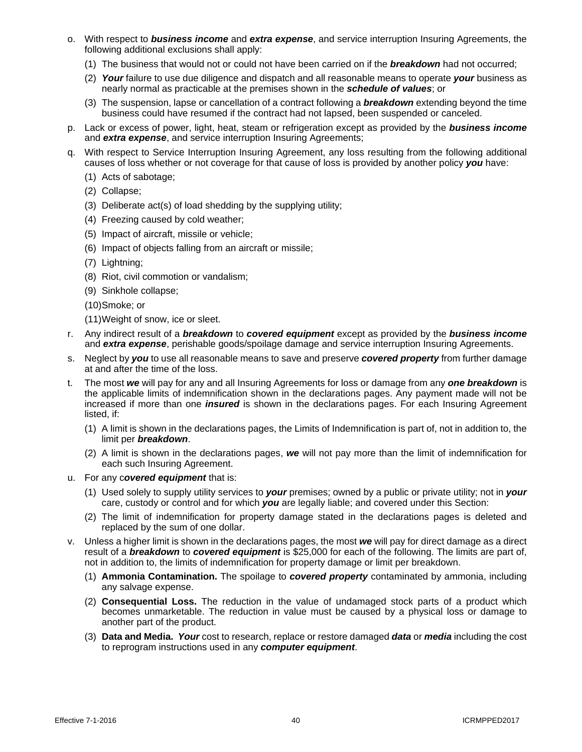o. With respect to ***business income*** and ***extra expense***, and service interruption Insuring Agreements, the following additional exclusions shall apply:

   (1) The business that would not or could not have been carried on if the ***breakdown*** had not occurred;

   (2) ***Your*** failure to use due diligence and dispatch and all reasonable means to operate ***your*** business as nearly normal as practicable at the premises shown in the ***schedule of values***; or

   (3) The suspension, lapse or cancellation of a contract following a ***breakdown*** extending beyond the time business could have resumed if the contract had not lapsed, been suspended or canceled.

p. Lack or excess of power, light, heat, steam or refrigeration except as provided by the ***business income*** and ***extra expense***, and service interruption Insuring Agreements;

q. With respect to Service Interruption Insuring Agreement, any loss resulting from the following additional causes of loss whether or not coverage for that cause of loss is provided by another policy ***you*** have:

   (1) Acts of sabotage;

   (2) Collapse;

   (3) Deliberate act(s) of load shedding by the supplying utility;

   (4) Freezing caused by cold weather;

   (5) Impact of aircraft, missile or vehicle;

   (6) Impact of objects falling from an aircraft or missile;

   (7) Lightning;

   (8) Riot, civil commotion or vandalism;

   (9) Sinkhole collapse;

   (10) Smoke; or

   (11) Weight of snow, ice or sleet.

r. Any indirect result of a ***breakdown*** to ***covered equipment*** except as provided by the ***business income*** and ***extra expense***, perishable goods/spoilage damage and service interruption Insuring Agreements.

s. Neglect by ***you*** to use all reasonable means to save and preserve ***covered property*** from further damage at and after the time of the loss.

t. The most ***we*** will pay for any and all Insuring Agreements for loss or damage from any ***one breakdown*** is the applicable limits of indemnification shown in the declarations pages. Any payment made will not be increased if more than one ***insured*** is shown in the declarations pages. For each Insuring Agreement listed, if:

   (1) A limit is shown in the declarations pages, the Limits of Indemnification is part of, not in addition to, the limit per ***breakdown***.

   (2) A limit is shown in the declarations pages, ***we*** will not pay more than the limit of indemnification for each such Insuring Agreement.

u. For any c***overed equipment*** that is:

   (1) Used solely to supply utility services to ***your*** premises; owned by a public or private utility; not in ***your*** care, custody or control and for which ***you*** are legally liable; and covered under this Section:

   (2) The limit of indemnification for property damage stated in the declarations pages is deleted and replaced by the sum of one dollar.

v. Unless a higher limit is shown in the declarations pages, the most ***we*** will pay for direct damage as a direct result of a ***breakdown*** to ***covered equipment*** is $25,000 for each of the following. The limits are part of, not in addition to, the limits of indemnification for property damage or limit per breakdown.

   (1) **Ammonia Contamination.** The spoilage to ***covered property*** contaminated by ammonia, including any salvage expense.

   (2) **Consequential Loss.** The reduction in the value of undamaged stock parts of a product which becomes unmarketable. The reduction in value must be caused by a physical loss or damage to another part of the product.

   (3) **Data and Media.** ***Your*** cost to research, replace or restore damaged ***data*** or ***media*** including the cost to reprogram instructions used in any ***computer equipment***.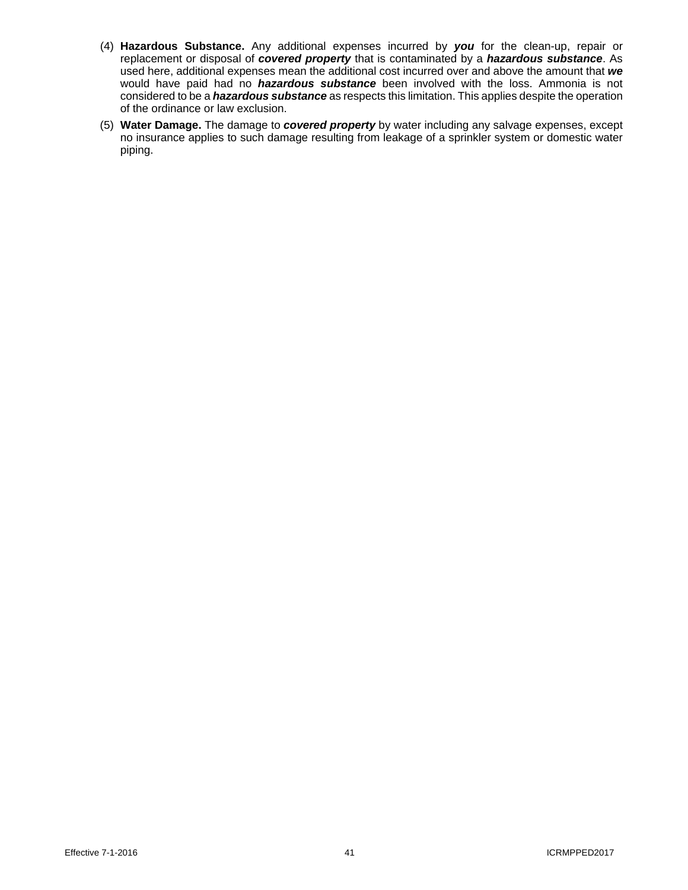(4) **Hazardous Substance.** Any additional expenses incurred by ***you*** for the clean-up, repair or replacement or disposal of ***covered property*** that is contaminated by a ***hazardous substance***. As used here, additional expenses mean the additional cost incurred over and above the amount that ***we*** would have paid had no ***hazardous substance*** been involved with the loss. Ammonia is not considered to be a ***hazardous substance*** as respects this limitation. This applies despite the operation of the ordinance or law exclusion.

(5) **Water Damage.** The damage to ***covered property*** by water including any salvage expenses, except no insurance applies to such damage resulting from leakage of a sprinkler system or domestic water piping.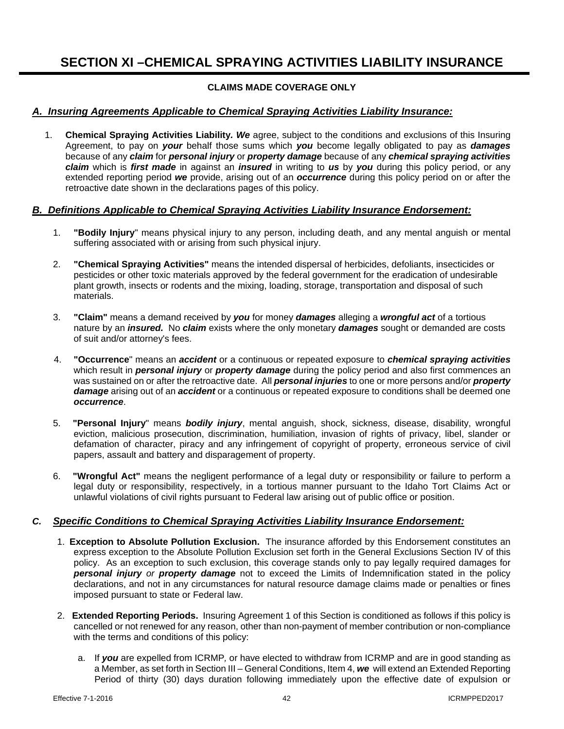# SECTION XI –CHEMICAL SPRAYING ACTIVITIES LIABILITY INSURANCE

**CLAIMS MADE COVERAGE ONLY**

## *A. Insuring Agreements Applicable to Chemical Spraying Activities Liability Insurance:*

1. **Chemical Spraying Activities Liability.** ***We*** agree, subject to the conditions and exclusions of this Insuring Agreement, to pay on ***your*** behalf those sums which ***you*** become legally obligated to pay as ***damages*** because of any ***claim*** for ***personal injury*** or ***property damage*** because of any ***chemical spraying activities claim*** which is ***first made*** in against an ***insured*** in writing to ***us*** by ***you*** during this policy period, or any extended reporting period ***we*** provide, arising out of an ***occurrence*** during this policy period on or after the retroactive date shown in the declarations pages of this policy.

## *B. Definitions Applicable to Chemical Spraying Activities Liability Insurance Endorsement:*

1. **"Bodily Injury**" means physical injury to any person, including death, and any mental anguish or mental suffering associated with or arising from such physical injury.

2. **"Chemical Spraying Activities"** means the intended dispersal of herbicides, defoliants, insecticides or pesticides or other toxic materials approved by the federal government for the eradication of undesirable plant growth, insects or rodents and the mixing, loading, storage, transportation and disposal of such materials.

3. **"Claim"** means a demand received by ***you*** for money ***damages*** alleging a ***wrongful act*** of a tortious nature by an ***insured.*** No ***claim*** exists where the only monetary ***damages*** sought or demanded are costs of suit and/or attorney's fees.

4. **"Occurrence**" means an ***accident*** or a continuous or repeated exposure to ***chemical spraying activities*** which result in ***personal injury*** or ***property damage*** during the policy period and also first commences an was sustained on or after the retroactive date. All ***personal injuries*** to one or more persons and/or ***property damage*** arising out of an ***accident*** or a continuous or repeated exposure to conditions shall be deemed one ***occurrence***.

5. **"Personal Injury**" means ***bodily injury***, mental anguish, shock, sickness, disease, disability, wrongful eviction, malicious prosecution, discrimination, humiliation, invasion of rights of privacy, libel, slander or defamation of character, piracy and any infringement of copyright of property, erroneous service of civil papers, assault and battery and disparagement of property.

6. **"Wrongful Act"** means the negligent performance of a legal duty or responsibility or failure to perform a legal duty or responsibility, respectively, in a tortious manner pursuant to the Idaho Tort Claims Act or unlawful violations of civil rights pursuant to Federal law arising out of public office or position.

## *C. Specific Conditions to Chemical Spraying Activities Liability Insurance Endorsement:*

1. **Exception to Absolute Pollution Exclusion.** The insurance afforded by this Endorsement constitutes an express exception to the Absolute Pollution Exclusion set forth in the General Exclusions Section IV of this policy. As an exception to such exclusion, this coverage stands only to pay legally required damages for ***personal injury*** *or* ***property damage*** not to exceed the Limits of Indemnification stated in the policy declarations, and not in any circumstances for natural resource damage claims made or penalties or fines imposed pursuant to state or Federal law.

2. **Extended Reporting Periods.** Insuring Agreement 1 of this Section is conditioned as follows if this policy is cancelled or not renewed for any reason, other than non-payment of member contribution or non-compliance with the terms and conditions of this policy:

   a. If ***you*** are expelled from ICRMP*,* or have elected to withdraw from ICRMP and are in good standing as a Member, as set forth in Section III – General Conditions, Item 4, ***we*** will extend an Extended Reporting Period of thirty (30) days duration following immediately upon the effective date of expulsion or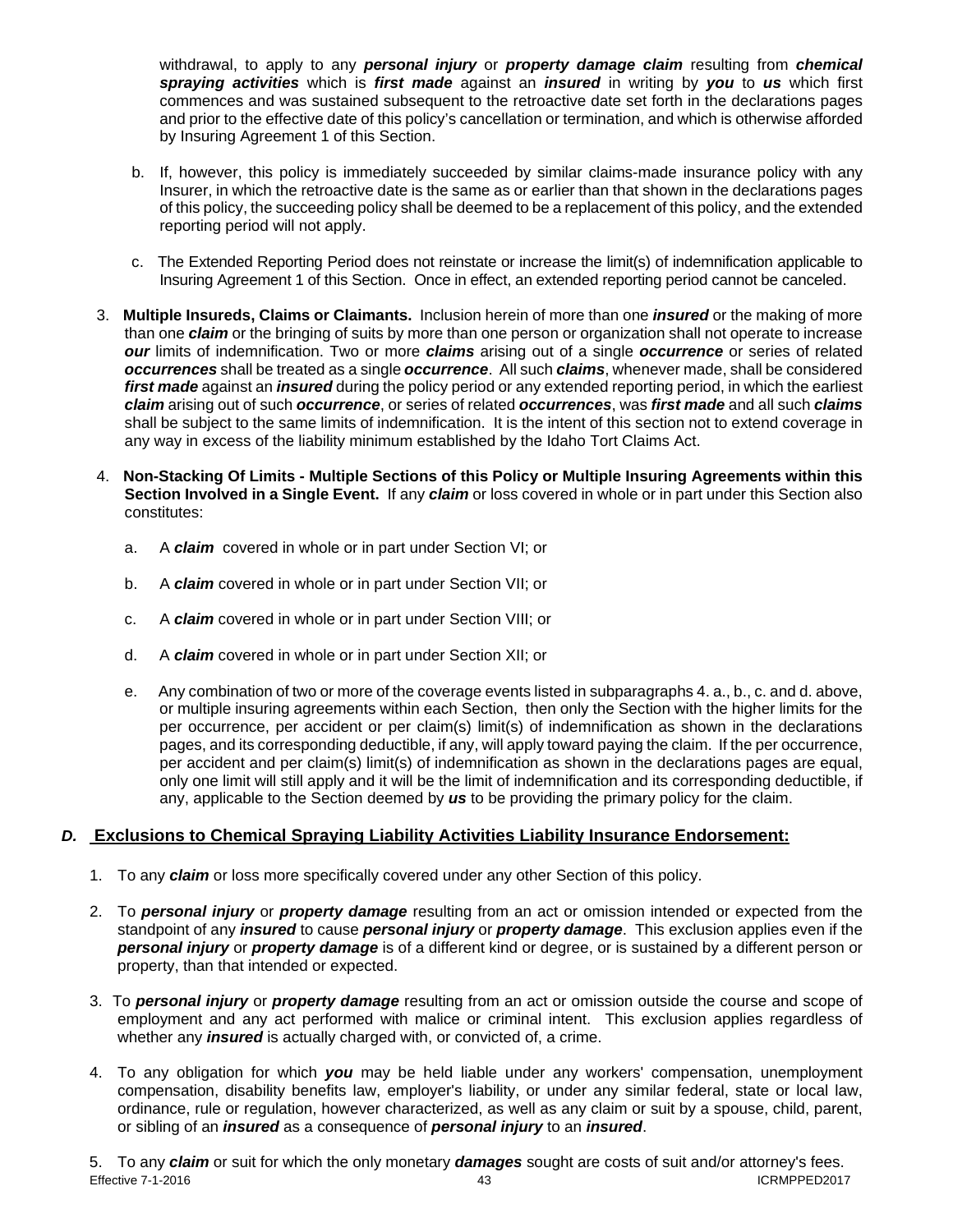withdrawal, to apply to any ***personal injury*** or ***property damage claim*** resulting from ***chemical spraying activities*** which is ***first made*** against an ***insured*** in writing by ***you*** to ***us*** which first commences and was sustained subsequent to the retroactive date set forth in the declarations pages and prior to the effective date of this policy's cancellation or termination, and which is otherwise afforded by Insuring Agreement 1 of this Section.

b. If, however, this policy is immediately succeeded by similar claims-made insurance policy with any Insurer, in which the retroactive date is the same as or earlier than that shown in the declarations pages of this policy, the succeeding policy shall be deemed to be a replacement of this policy, and the extended reporting period will not apply.

c. The Extended Reporting Period does not reinstate or increase the limit(s) of indemnification applicable to Insuring Agreement 1 of this Section. Once in effect, an extended reporting period cannot be canceled.

3. **Multiple Insureds, Claims or Claimants.** Inclusion herein of more than one ***insured*** or the making of more than one ***claim*** or the bringing of suits by more than one person or organization shall not operate to increase ***our*** limits of indemnification. Two or more ***claims*** arising out of a single ***occurrence*** or series of related ***occurrences*** shall be treated as a single ***occurrence***. All such ***claims***, whenever made, shall be considered ***first made*** against an ***insured*** during the policy period or any extended reporting period, in which the earliest ***claim*** arising out of such ***occurrence***, or series of related ***occurrences***, was ***first made*** and all such ***claims*** shall be subject to the same limits of indemnification. It is the intent of this section not to extend coverage in any way in excess of the liability minimum established by the Idaho Tort Claims Act.

4. **Non-Stacking Of Limits - Multiple Sections of this Policy or Multiple Insuring Agreements within this Section Involved in a Single Event.** If any ***claim*** or loss covered in whole or in part under this Section also constitutes:

   a. A ***claim*** covered in whole or in part under Section VI; or

   b. A ***claim*** covered in whole or in part under Section VII; or

   c. A ***claim*** covered in whole or in part under Section VIII; or

   d. A ***claim*** covered in whole or in part under Section XII; or

   e. Any combination of two or more of the coverage events listed in subparagraphs 4. a., b., c. and d. above, or multiple insuring agreements within each Section, then only the Section with the higher limits for the per occurrence, per accident or per claim(s) limit(s) of indemnification as shown in the declarations pages, and its corresponding deductible, if any, will apply toward paying the claim. If the per occurrence, per accident and per claim(s) limit(s) of indemnification as shown in the declarations pages are equal, only one limit will still apply and it will be the limit of indemnification and its corresponding deductible, if any, applicable to the Section deemed by ***us*** to be providing the primary policy for the claim.

## *D.* Exclusions to Chemical Spraying Liability Activities Liability Insurance Endorsement:

1. To any ***claim*** or loss more specifically covered under any other Section of this policy.

2. To ***personal injury*** or ***property damage*** resulting from an act or omission intended or expected from the standpoint of any ***insured*** to cause ***personal injury*** or ***property damage***. This exclusion applies even if the ***personal injury*** or ***property damage*** is of a different kind or degree, or is sustained by a different person or property, than that intended or expected.

3. To ***personal injury*** or ***property damage*** resulting from an act or omission outside the course and scope of employment and any act performed with malice or criminal intent. This exclusion applies regardless of whether any ***insured*** is actually charged with, or convicted of, a crime.

4. To any obligation for which ***you*** may be held liable under any workers' compensation, unemployment compensation, disability benefits law, employer's liability, or under any similar federal, state or local law, ordinance, rule or regulation, however characterized, as well as any claim or suit by a spouse, child, parent, or sibling of an ***insured*** as a consequence of ***personal injury*** to an ***insured***.

5. To any ***claim*** or suit for which the only monetary ***damages*** sought are costs of suit and/or attorney's fees.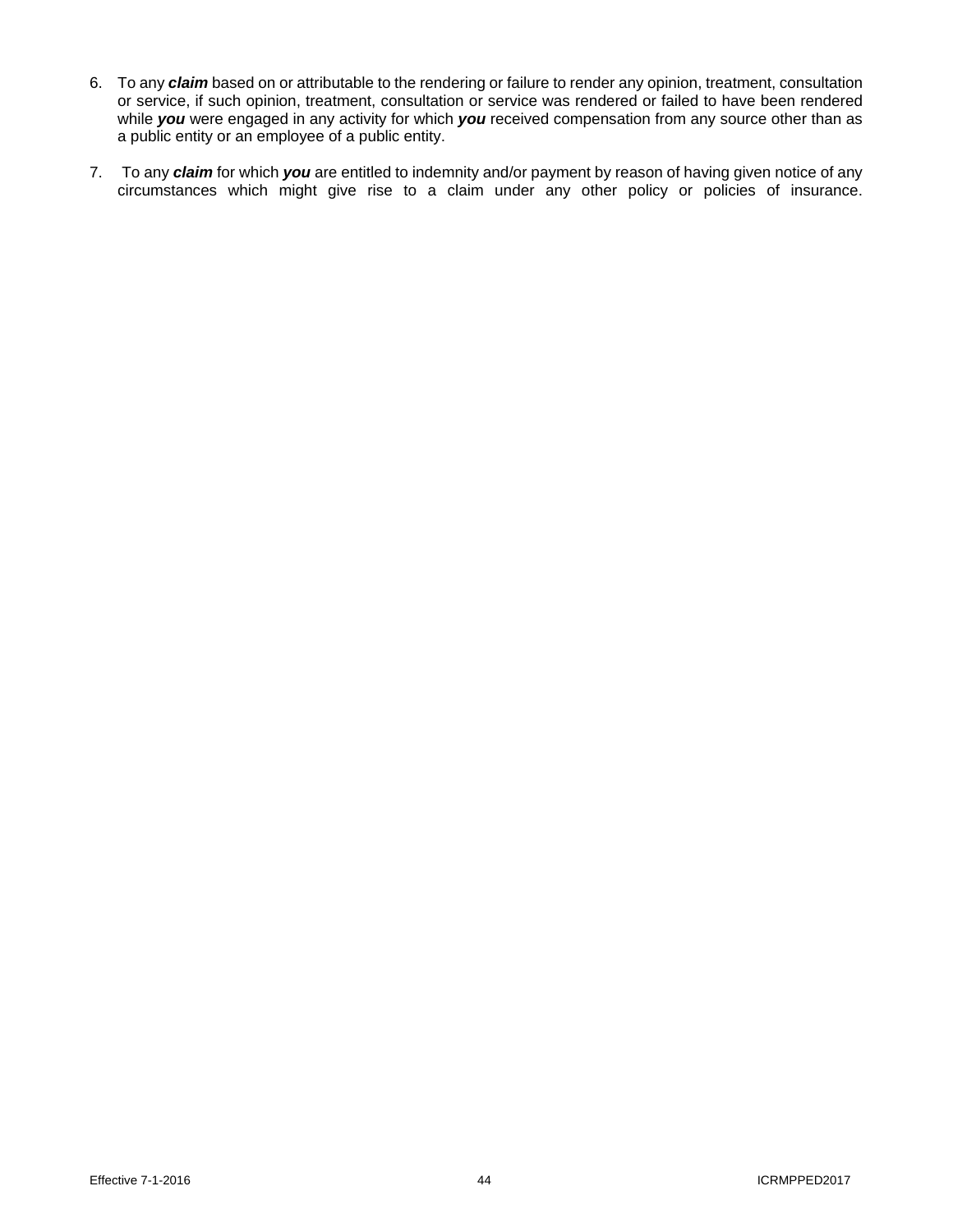6. To any ***claim*** based on or attributable to the rendering or failure to render any opinion, treatment, consultation or service, if such opinion, treatment, consultation or service was rendered or failed to have been rendered while ***you*** were engaged in any activity for which ***you*** received compensation from any source other than as a public entity or an employee of a public entity.

7. To any ***claim*** for which ***you*** are entitled to indemnity and/or payment by reason of having given notice of any circumstances which might give rise to a claim under any other policy or policies of insurance.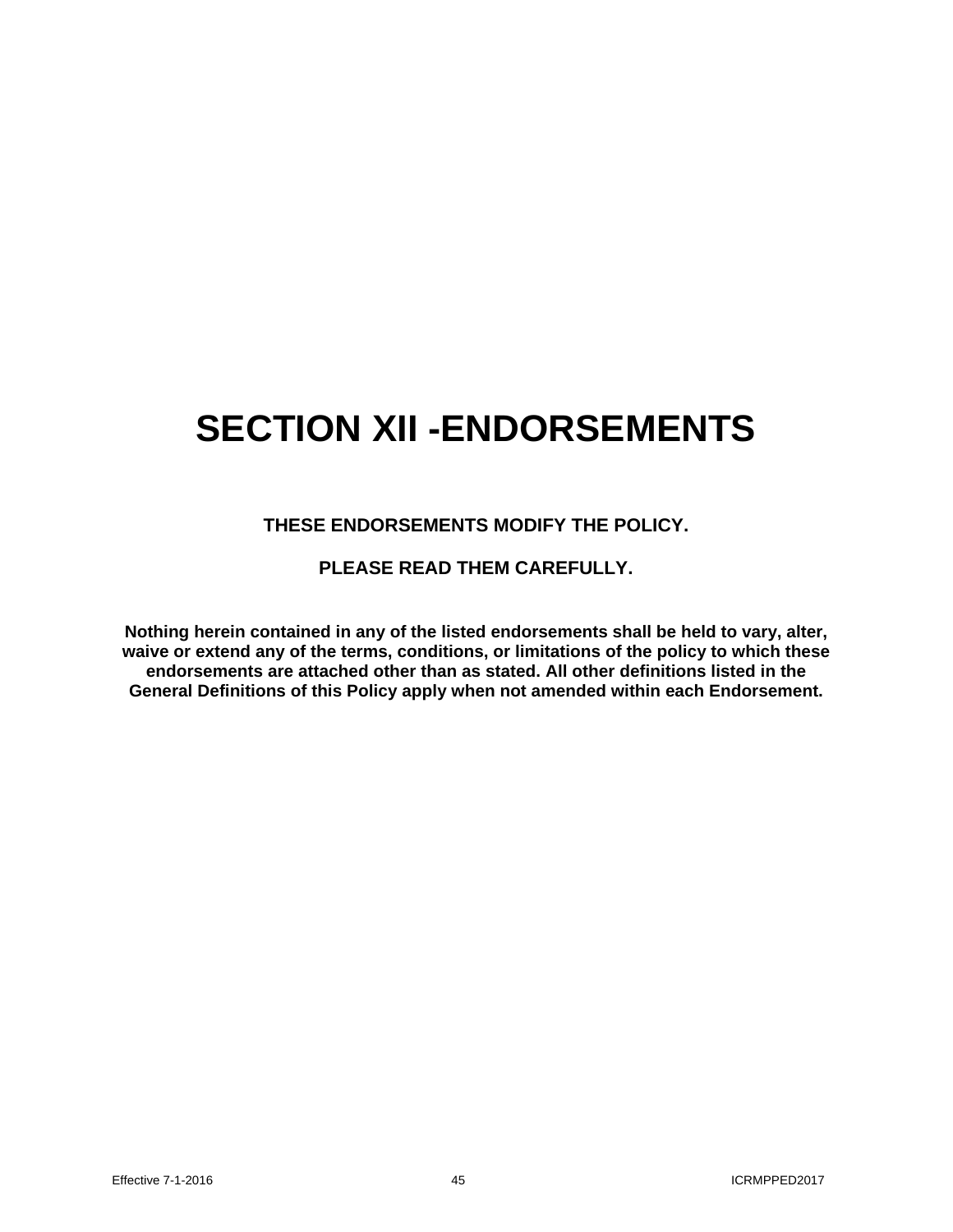# SECTION XII -ENDORSEMENTS

**THESE ENDORSEMENTS MODIFY THE POLICY.**

**PLEASE READ THEM CAREFULLY.**

**Nothing herein contained in any of the listed endorsements shall be held to vary, alter, waive or extend any of the terms, conditions, or limitations of the policy to which these endorsements are attached other than as stated. All other definitions listed in the General Definitions of this Policy apply when not amended within each Endorsement.**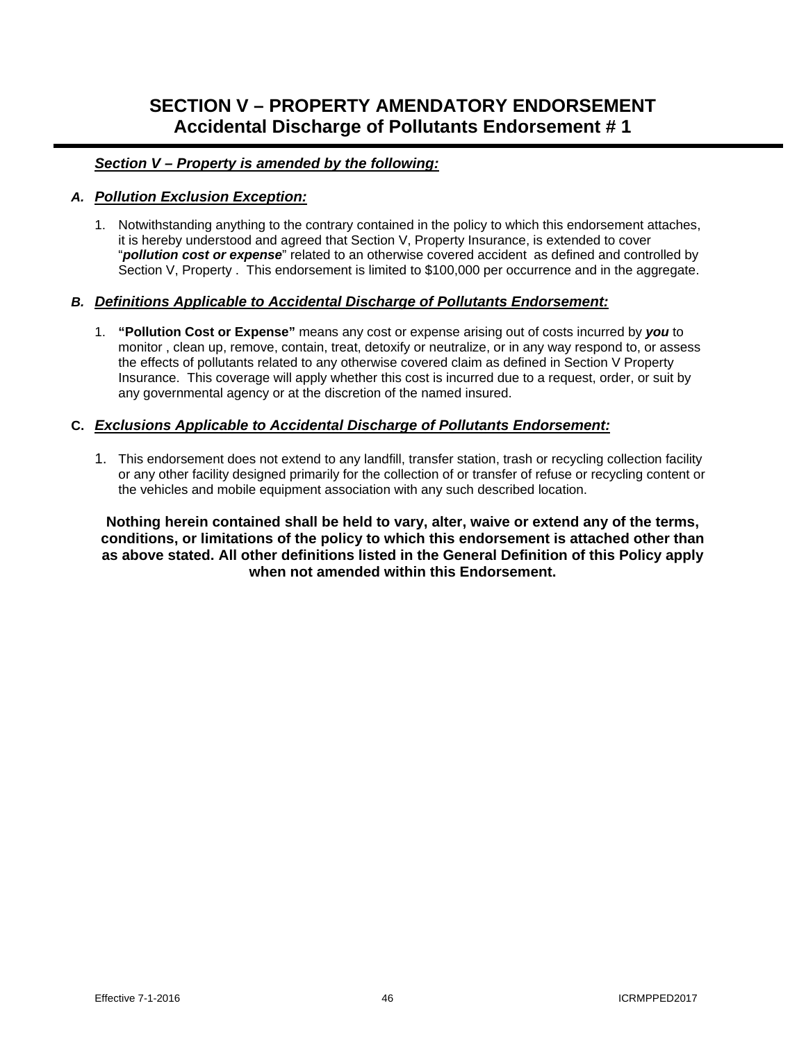# SECTION V – PROPERTY AMENDATORY ENDORSEMENT
## Accidental Discharge of Pollutants Endorsement # 1

***Section V – Property is amended by the following:***

***A. Pollution Exclusion Exception:***

1. Notwithstanding anything to the contrary contained in the policy to which this endorsement attaches, it is hereby understood and agreed that Section V, Property Insurance, is extended to cover "***pollution cost or expense***" related to an otherwise covered accident as defined and controlled by Section V, Property . This endorsement is limited to $100,000 per occurrence and in the aggregate.

***B. Definitions Applicable to Accidental Discharge of Pollutants Endorsement:***

1. **"Pollution Cost or Expense"** means any cost or expense arising out of costs incurred by ***you*** to monitor , clean up, remove, contain, treat, detoxify or neutralize, or in any way respond to, or assess the effects of pollutants related to any otherwise covered claim as defined in Section V Property Insurance. This coverage will apply whether this cost is incurred due to a request, order, or suit by any governmental agency or at the discretion of the named insured.

**C. *Exclusions Applicable to Accidental Discharge of Pollutants Endorsement:***

1. This endorsement does not extend to any landfill, transfer station, trash or recycling collection facility or any other facility designed primarily for the collection of or transfer of refuse or recycling content or the vehicles and mobile equipment association with any such described location.

**Nothing herein contained shall be held to vary, alter, waive or extend any of the terms, conditions, or limitations of the policy to which this endorsement is attached other than as above stated. All other definitions listed in the General Definition of this Policy apply when not amended within this Endorsement.**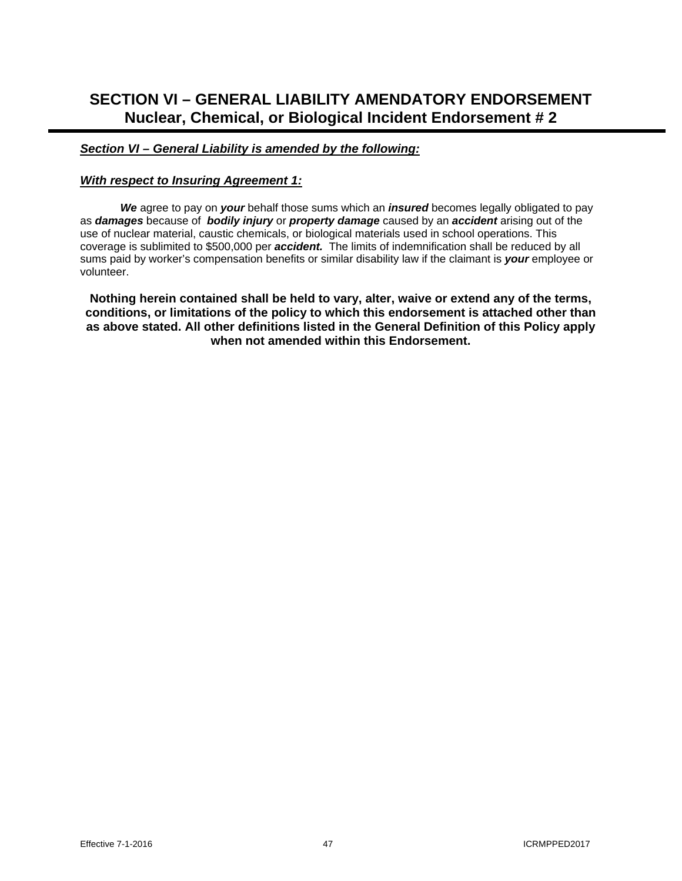# SECTION VI – GENERAL LIABILITY AMENDATORY ENDORSEMENT
## Nuclear, Chemical, or Biological Incident Endorsement # 2

***Section VI – General Liability is amended by the following:***

***With respect to Insuring Agreement 1:***

***We*** agree to pay on ***your*** behalf those sums which an ***insured*** becomes legally obligated to pay as ***damages*** because of ***bodily injury*** or ***property damage*** caused by an ***accident*** arising out of the use of nuclear material, caustic chemicals, or biological materials used in school operations. This coverage is sublimited to $500,000 per ***accident.*** The limits of indemnification shall be reduced by all sums paid by worker's compensation benefits or similar disability law if the claimant is ***your*** employee or volunteer.

**Nothing herein contained shall be held to vary, alter, waive or extend any of the terms, conditions, or limitations of the policy to which this endorsement is attached other than as above stated. All other definitions listed in the General Definition of this Policy apply when not amended within this Endorsement.**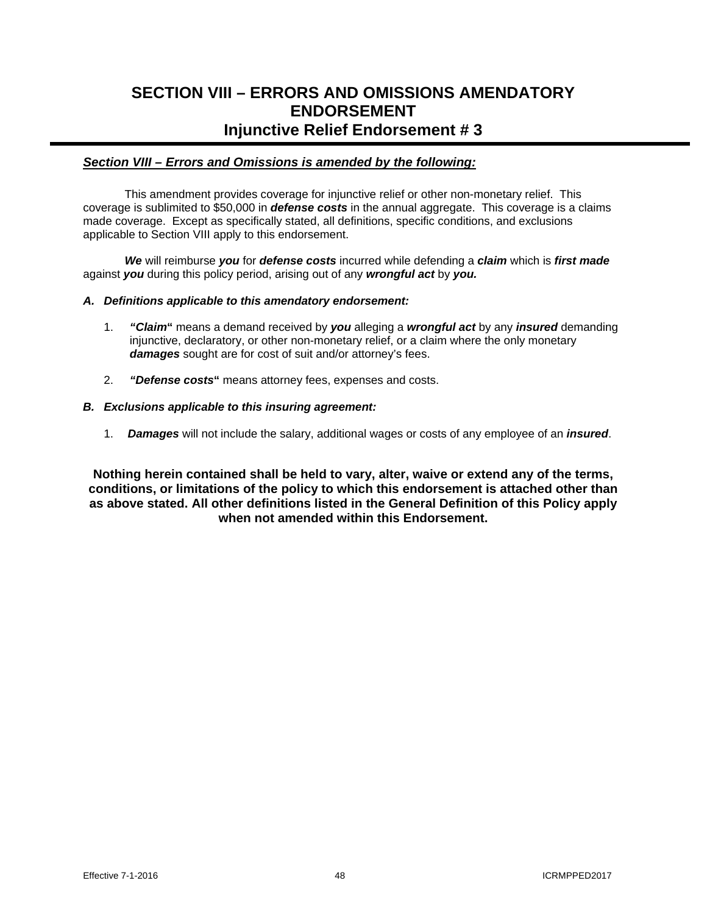# SECTION VIII – ERRORS AND OMISSIONS AMENDATORY ENDORSEMENT
## Injunctive Relief Endorsement # 3

***Section VIII – Errors and Omissions is amended by the following:***

This amendment provides coverage for injunctive relief or other non-monetary relief. This coverage is sublimited to $50,000 in ***defense costs*** in the annual aggregate. This coverage is a claims made coverage. Except as specifically stated, all definitions, specific conditions, and exclusions applicable to Section VIII apply to this endorsement.

***We*** will reimburse ***you*** for ***defense costs*** incurred while defending a ***claim*** which is ***first made*** against ***you*** during this policy period, arising out of any ***wrongful act*** by ***you.***

***A. Definitions applicable to this amendatory endorsement:***

1. ***"Claim*"** means a demand received by ***you*** alleging a ***wrongful act*** by any ***insured*** demanding injunctive, declaratory, or other non-monetary relief, or a claim where the only monetary ***damages*** sought are for cost of suit and/or attorney's fees.

2. ***"Defense costs*"** means attorney fees, expenses and costs.

***B. Exclusions applicable to this insuring agreement:***

1. ***Damages*** will not include the salary, additional wages or costs of any employee of an ***insured***.

**Nothing herein contained shall be held to vary, alter, waive or extend any of the terms, conditions, or limitations of the policy to which this endorsement is attached other than as above stated. All other definitions listed in the General Definition of this Policy apply when not amended within this Endorsement.**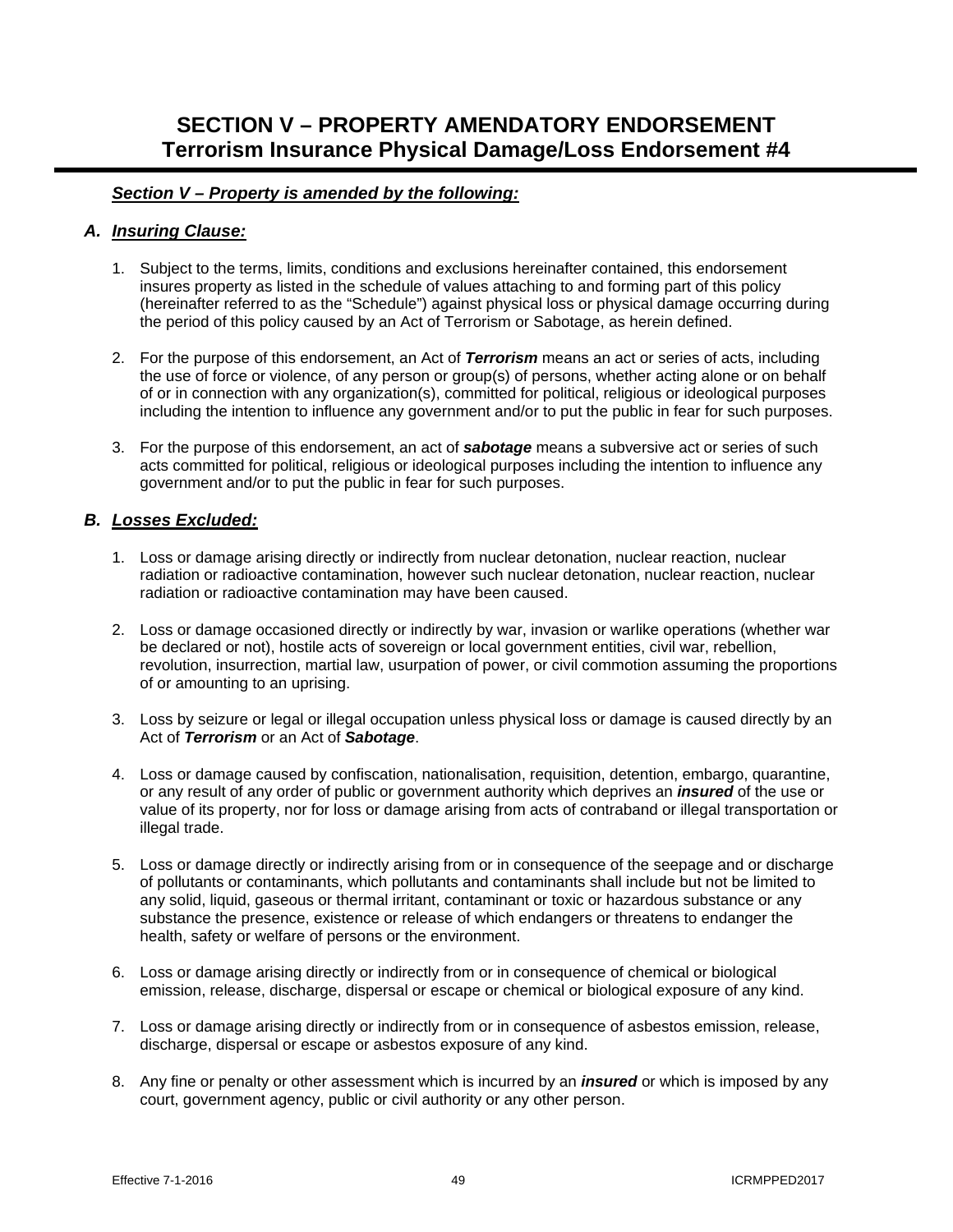# SECTION V – PROPERTY AMENDATORY ENDORSEMENT
## Terrorism Insurance Physical Damage/Loss Endorsement #4

***Section V – Property is amended by the following:***

### *A. Insuring Clause:*

1. Subject to the terms, limits, conditions and exclusions hereinafter contained, this endorsement insures property as listed in the schedule of values attaching to and forming part of this policy (hereinafter referred to as the "Schedule") against physical loss or physical damage occurring during the period of this policy caused by an Act of Terrorism or Sabotage, as herein defined.

2. For the purpose of this endorsement, an Act of ***Terrorism*** means an act or series of acts, including the use of force or violence, of any person or group(s) of persons, whether acting alone or on behalf of or in connection with any organization(s), committed for political, religious or ideological purposes including the intention to influence any government and/or to put the public in fear for such purposes.

3. For the purpose of this endorsement, an act of ***sabotage*** means a subversive act or series of such acts committed for political, religious or ideological purposes including the intention to influence any government and/or to put the public in fear for such purposes.

### *B. Losses Excluded:*

1. Loss or damage arising directly or indirectly from nuclear detonation, nuclear reaction, nuclear radiation or radioactive contamination, however such nuclear detonation, nuclear reaction, nuclear radiation or radioactive contamination may have been caused.

2. Loss or damage occasioned directly or indirectly by war, invasion or warlike operations (whether war be declared or not), hostile acts of sovereign or local government entities, civil war, rebellion, revolution, insurrection, martial law, usurpation of power, or civil commotion assuming the proportions of or amounting to an uprising.

3. Loss by seizure or legal or illegal occupation unless physical loss or damage is caused directly by an Act of ***Terrorism*** or an Act of ***Sabotage***.

4. Loss or damage caused by confiscation, nationalisation, requisition, detention, embargo, quarantine, or any result of any order of public or government authority which deprives an ***insured*** of the use or value of its property, nor for loss or damage arising from acts of contraband or illegal transportation or illegal trade.

5. Loss or damage directly or indirectly arising from or in consequence of the seepage and or discharge of pollutants or contaminants, which pollutants and contaminants shall include but not be limited to any solid, liquid, gaseous or thermal irritant, contaminant or toxic or hazardous substance or any substance the presence, existence or release of which endangers or threatens to endanger the health, safety or welfare of persons or the environment.

6. Loss or damage arising directly or indirectly from or in consequence of chemical or biological emission, release, discharge, dispersal or escape or chemical or biological exposure of any kind.

7. Loss or damage arising directly or indirectly from or in consequence of asbestos emission, release, discharge, dispersal or escape or asbestos exposure of any kind.

8. Any fine or penalty or other assessment which is incurred by an ***insured*** or which is imposed by any court, government agency, public or civil authority or any other person.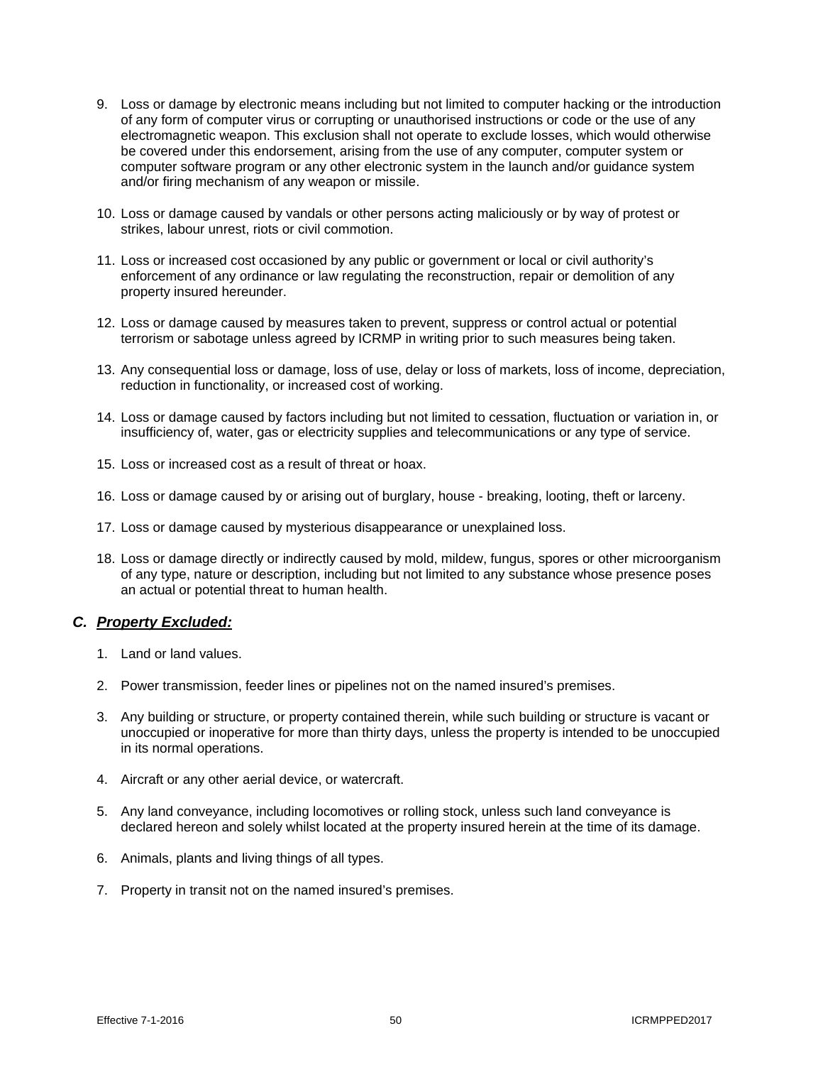9. Loss or damage by electronic means including but not limited to computer hacking or the introduction of any form of computer virus or corrupting or unauthorised instructions or code or the use of any electromagnetic weapon. This exclusion shall not operate to exclude losses, which would otherwise be covered under this endorsement, arising from the use of any computer, computer system or computer software program or any other electronic system in the launch and/or guidance system and/or firing mechanism of any weapon or missile.

10. Loss or damage caused by vandals or other persons acting maliciously or by way of protest or strikes, labour unrest, riots or civil commotion.

11. Loss or increased cost occasioned by any public or government or local or civil authority's enforcement of any ordinance or law regulating the reconstruction, repair or demolition of any property insured hereunder.

12. Loss or damage caused by measures taken to prevent, suppress or control actual or potential terrorism or sabotage unless agreed by ICRMP in writing prior to such measures being taken.

13. Any consequential loss or damage, loss of use, delay or loss of markets, loss of income, depreciation, reduction in functionality, or increased cost of working.

14. Loss or damage caused by factors including but not limited to cessation, fluctuation or variation in, or insufficiency of, water, gas or electricity supplies and telecommunications or any type of service.

15. Loss or increased cost as a result of threat or hoax.

16. Loss or damage caused by or arising out of burglary, house - breaking, looting, theft or larceny.

17. Loss or damage caused by mysterious disappearance or unexplained loss.

18. Loss or damage directly or indirectly caused by mold, mildew, fungus, spores or other microorganism of any type, nature or description, including but not limited to any substance whose presence poses an actual or potential threat to human health.

### C. ***Property Excluded:***

1. Land or land values.

2. Power transmission, feeder lines or pipelines not on the named insured's premises.

3. Any building or structure, or property contained therein, while such building or structure is vacant or unoccupied or inoperative for more than thirty days, unless the property is intended to be unoccupied in its normal operations.

4. Aircraft or any other aerial device, or watercraft.

5. Any land conveyance, including locomotives or rolling stock, unless such land conveyance is declared hereon and solely whilst located at the property insured herein at the time of its damage.

6. Animals, plants and living things of all types.

7. Property in transit not on the named insured's premises.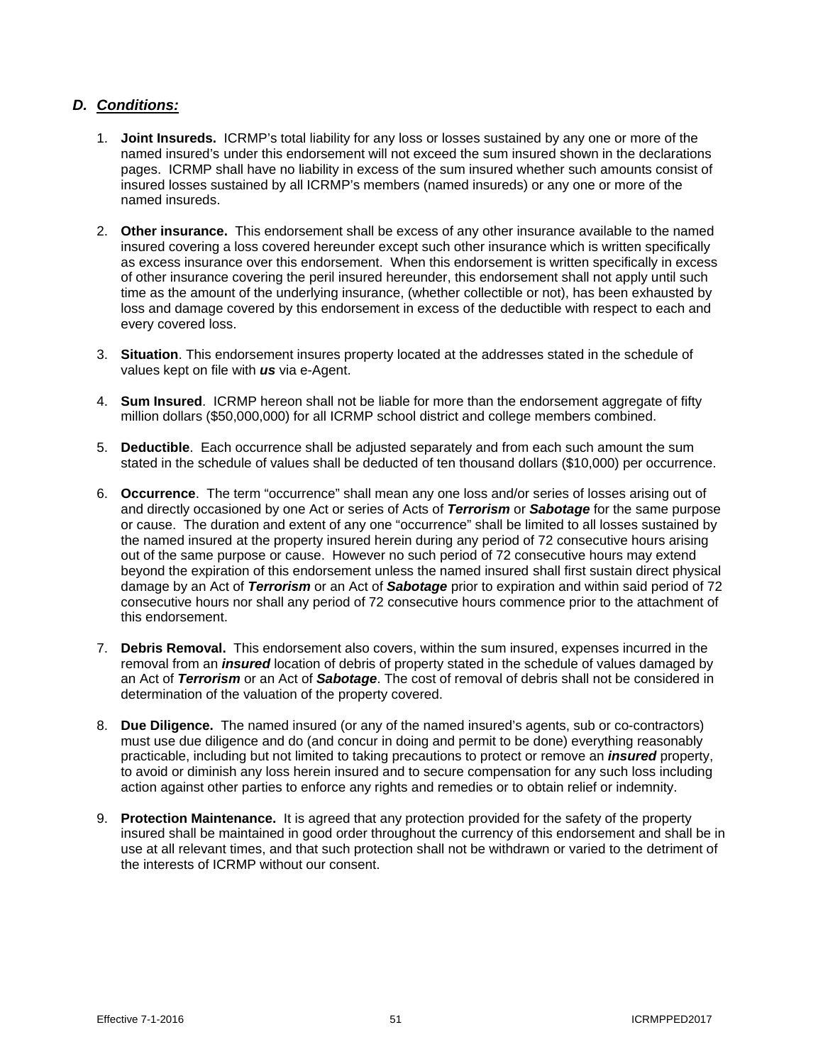## *D. Conditions:*

1. **Joint Insureds.** ICRMP's total liability for any loss or losses sustained by any one or more of the named insured's under this endorsement will not exceed the sum insured shown in the declarations pages. ICRMP shall have no liability in excess of the sum insured whether such amounts consist of insured losses sustained by all ICRMP's members (named insureds) or any one or more of the named insureds.

2. **Other insurance.** This endorsement shall be excess of any other insurance available to the named insured covering a loss covered hereunder except such other insurance which is written specifically as excess insurance over this endorsement. When this endorsement is written specifically in excess of other insurance covering the peril insured hereunder, this endorsement shall not apply until such time as the amount of the underlying insurance, (whether collectible or not), has been exhausted by loss and damage covered by this endorsement in excess of the deductible with respect to each and every covered loss.

3. **Situation**. This endorsement insures property located at the addresses stated in the schedule of values kept on file with ***us*** via e-Agent.

4. **Sum Insured**. ICRMP hereon shall not be liable for more than the endorsement aggregate of fifty million dollars ($50,000,000) for all ICRMP school district and college members combined.

5. **Deductible**. Each occurrence shall be adjusted separately and from each such amount the sum stated in the schedule of values shall be deducted of ten thousand dollars ($10,000) per occurrence.

6. **Occurrence**. The term "occurrence" shall mean any one loss and/or series of losses arising out of and directly occasioned by one Act or series of Acts of ***Terrorism*** or ***Sabotage*** for the same purpose or cause. The duration and extent of any one "occurrence" shall be limited to all losses sustained by the named insured at the property insured herein during any period of 72 consecutive hours arising out of the same purpose or cause. However no such period of 72 consecutive hours may extend beyond the expiration of this endorsement unless the named insured shall first sustain direct physical damage by an Act of ***Terrorism*** or an Act of ***Sabotage*** prior to expiration and within said period of 72 consecutive hours nor shall any period of 72 consecutive hours commence prior to the attachment of this endorsement.

7. **Debris Removal.** This endorsement also covers, within the sum insured, expenses incurred in the removal from an ***insured*** location of debris of property stated in the schedule of values damaged by an Act of ***Terrorism*** or an Act of ***Sabotage***. The cost of removal of debris shall not be considered in determination of the valuation of the property covered.

8. **Due Diligence.** The named insured (or any of the named insured's agents, sub or co-contractors) must use due diligence and do (and concur in doing and permit to be done) everything reasonably practicable, including but not limited to taking precautions to protect or remove an ***insured*** property, to avoid or diminish any loss herein insured and to secure compensation for any such loss including action against other parties to enforce any rights and remedies or to obtain relief or indemnity.

9. **Protection Maintenance.** It is agreed that any protection provided for the safety of the property insured shall be maintained in good order throughout the currency of this endorsement and shall be in use at all relevant times, and that such protection shall not be withdrawn or varied to the detriment of the interests of ICRMP without our consent.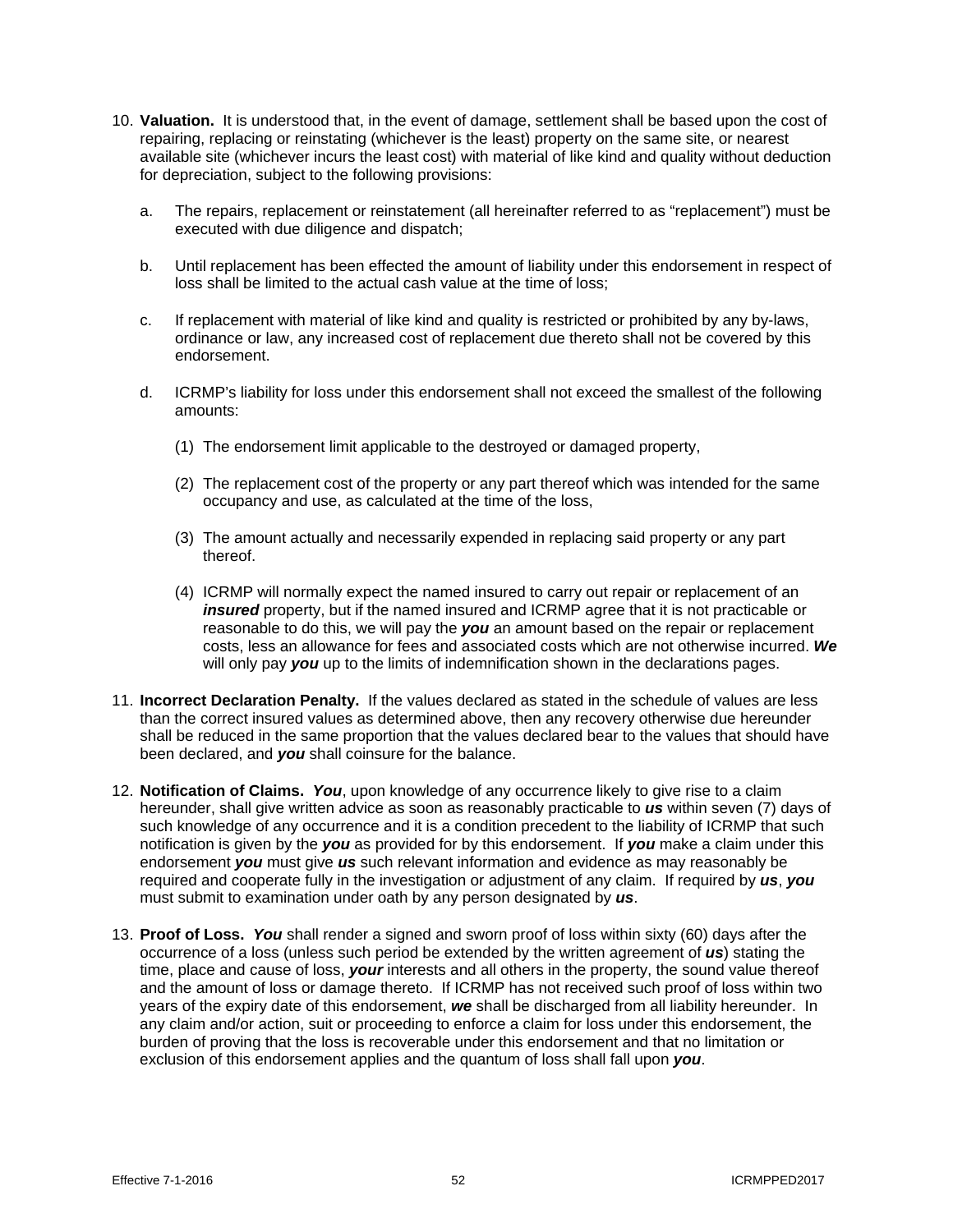10. **Valuation.** It is understood that, in the event of damage, settlement shall be based upon the cost of repairing, replacing or reinstating (whichever is the least) property on the same site, or nearest available site (whichever incurs the least cost) with material of like kind and quality without deduction for depreciation, subject to the following provisions:

    a. The repairs, replacement or reinstatement (all hereinafter referred to as "replacement") must be executed with due diligence and dispatch;

    b. Until replacement has been effected the amount of liability under this endorsement in respect of loss shall be limited to the actual cash value at the time of loss;

    c. If replacement with material of like kind and quality is restricted or prohibited by any by-laws, ordinance or law, any increased cost of replacement due thereto shall not be covered by this endorsement.

    d. ICRMP's liability for loss under this endorsement shall not exceed the smallest of the following amounts:

       (1) The endorsement limit applicable to the destroyed or damaged property,

       (2) The replacement cost of the property or any part thereof which was intended for the same occupancy and use, as calculated at the time of the loss,

       (3) The amount actually and necessarily expended in replacing said property or any part thereof.

       (4) ICRMP will normally expect the named insured to carry out repair or replacement of an ***insured*** property, but if the named insured and ICRMP agree that it is not practicable or reasonable to do this, we will pay the ***you*** an amount based on the repair or replacement costs, less an allowance for fees and associated costs which are not otherwise incurred. ***We*** will only pay ***you*** up to the limits of indemnification shown in the declarations pages.

11. **Incorrect Declaration Penalty.** If the values declared as stated in the schedule of values are less than the correct insured values as determined above, then any recovery otherwise due hereunder shall be reduced in the same proportion that the values declared bear to the values that should have been declared, and ***you*** shall coinsure for the balance.

12. **Notification of Claims.** ***You***, upon knowledge of any occurrence likely to give rise to a claim hereunder, shall give written advice as soon as reasonably practicable to ***us*** within seven (7) days of such knowledge of any occurrence and it is a condition precedent to the liability of ICRMP that such notification is given by the ***you*** as provided for by this endorsement. If ***you*** make a claim under this endorsement ***you*** must give ***us*** such relevant information and evidence as may reasonably be required and cooperate fully in the investigation or adjustment of any claim. If required by ***us***, ***you*** must submit to examination under oath by any person designated by ***us***.

13. **Proof of Loss.** ***You*** shall render a signed and sworn proof of loss within sixty (60) days after the occurrence of a loss (unless such period be extended by the written agreement of ***us***) stating the time, place and cause of loss, ***your*** interests and all others in the property, the sound value thereof and the amount of loss or damage thereto. If ICRMP has not received such proof of loss within two years of the expiry date of this endorsement, ***we*** shall be discharged from all liability hereunder. In any claim and/or action, suit or proceeding to enforce a claim for loss under this endorsement, the burden of proving that the loss is recoverable under this endorsement and that no limitation or exclusion of this endorsement applies and the quantum of loss shall fall upon ***you***.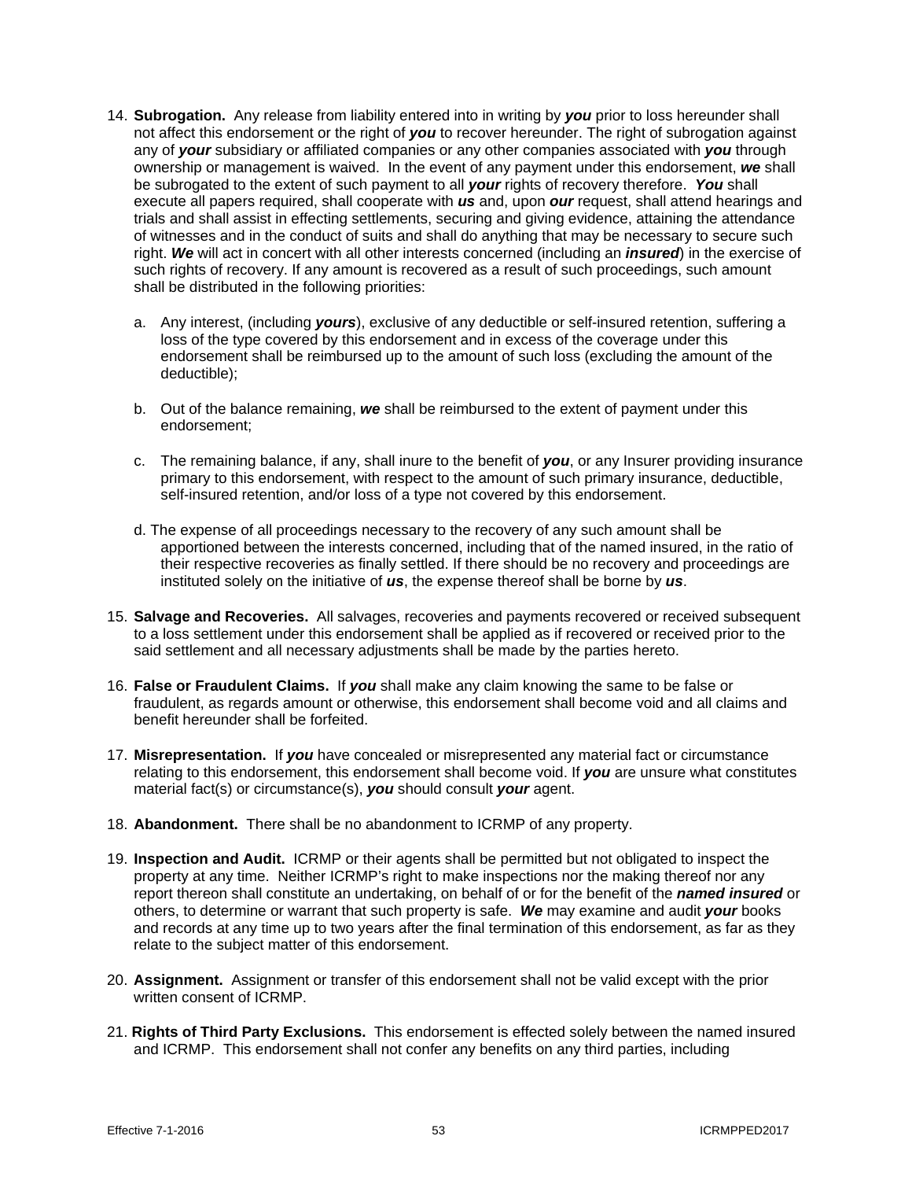14. **Subrogation.** Any release from liability entered into in writing by ***you*** prior to loss hereunder shall not affect this endorsement or the right of ***you*** to recover hereunder. The right of subrogation against any of ***your*** subsidiary or affiliated companies or any other companies associated with ***you*** through ownership or management is waived. In the event of any payment under this endorsement, ***we*** shall be subrogated to the extent of such payment to all ***your*** rights of recovery therefore. ***You*** shall execute all papers required, shall cooperate with ***us*** and, upon ***our*** request, shall attend hearings and trials and shall assist in effecting settlements, securing and giving evidence, attaining the attendance of witnesses and in the conduct of suits and shall do anything that may be necessary to secure such right. ***We*** will act in concert with all other interests concerned (including an ***insured***) in the exercise of such rights of recovery. If any amount is recovered as a result of such proceedings, such amount shall be distributed in the following priorities:

    a. Any interest, (including ***yours***), exclusive of any deductible or self-insured retention, suffering a loss of the type covered by this endorsement and in excess of the coverage under this endorsement shall be reimbursed up to the amount of such loss (excluding the amount of the deductible);

    b. Out of the balance remaining, ***we*** shall be reimbursed to the extent of payment under this endorsement;

    c. The remaining balance, if any, shall inure to the benefit of ***you***, or any Insurer providing insurance primary to this endorsement, with respect to the amount of such primary insurance, deductible, self-insured retention, and/or loss of a type not covered by this endorsement.

    d. The expense of all proceedings necessary to the recovery of any such amount shall be apportioned between the interests concerned, including that of the named insured, in the ratio of their respective recoveries as finally settled. If there should be no recovery and proceedings are instituted solely on the initiative of ***us***, the expense thereof shall be borne by ***us***.

15. **Salvage and Recoveries.** All salvages, recoveries and payments recovered or received subsequent to a loss settlement under this endorsement shall be applied as if recovered or received prior to the said settlement and all necessary adjustments shall be made by the parties hereto.

16. **False or Fraudulent Claims.** If ***you*** shall make any claim knowing the same to be false or fraudulent, as regards amount or otherwise, this endorsement shall become void and all claims and benefit hereunder shall be forfeited.

17. **Misrepresentation.** If ***you*** have concealed or misrepresented any material fact or circumstance relating to this endorsement, this endorsement shall become void. If ***you*** are unsure what constitutes material fact(s) or circumstance(s), ***you*** should consult ***your*** agent.

18. **Abandonment.** There shall be no abandonment to ICRMP of any property.

19. **Inspection and Audit.** ICRMP or their agents shall be permitted but not obligated to inspect the property at any time. Neither ICRMP's right to make inspections nor the making thereof nor any report thereon shall constitute an undertaking, on behalf of or for the benefit of the ***named insured*** or others, to determine or warrant that such property is safe. ***We*** may examine and audit ***your*** books and records at any time up to two years after the final termination of this endorsement, as far as they relate to the subject matter of this endorsement.

20. **Assignment.** Assignment or transfer of this endorsement shall not be valid except with the prior written consent of ICRMP.

21. **Rights of Third Party Exclusions.** This endorsement is effected solely between the named insured and ICRMP. This endorsement shall not confer any benefits on any third parties, including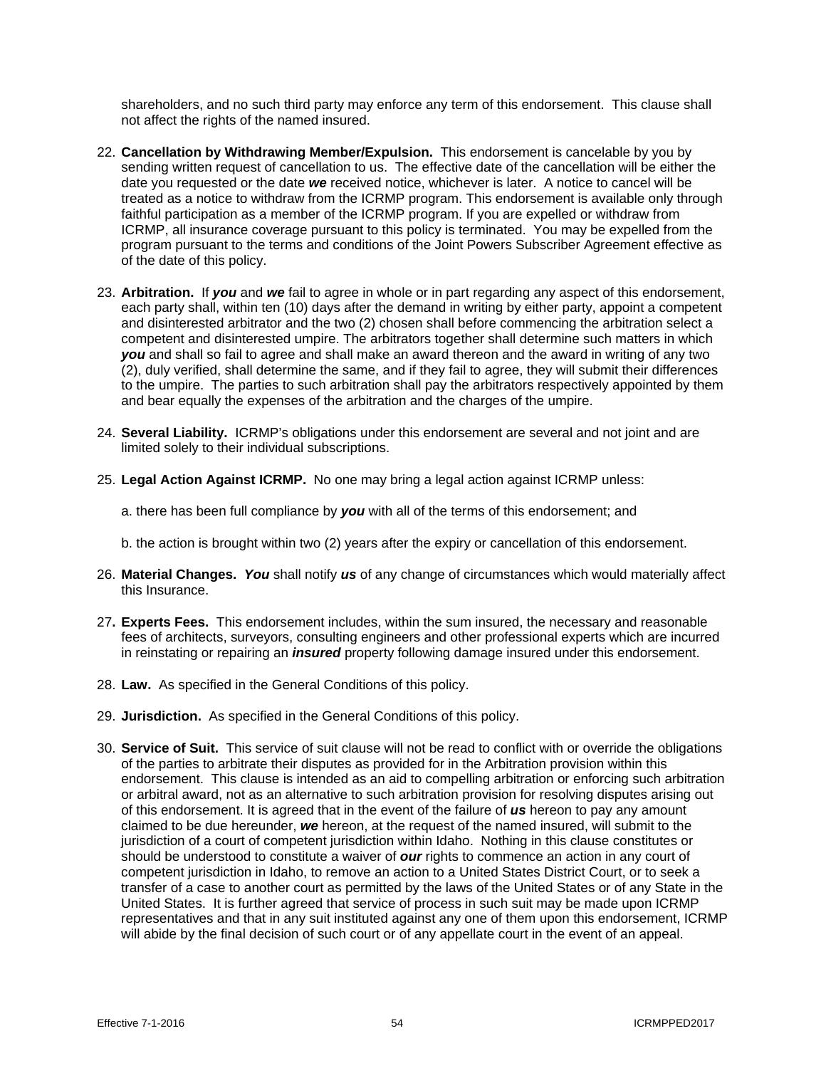shareholders, and no such third party may enforce any term of this endorsement. This clause shall not affect the rights of the named insured.

22. **Cancellation by Withdrawing Member/Expulsion.** This endorsement is cancelable by you by sending written request of cancellation to us. The effective date of the cancellation will be either the date you requested or the date ***we*** received notice, whichever is later. A notice to cancel will be treated as a notice to withdraw from the ICRMP program. This endorsement is available only through faithful participation as a member of the ICRMP program. If you are expelled or withdraw from ICRMP, all insurance coverage pursuant to this policy is terminated. You may be expelled from the program pursuant to the terms and conditions of the Joint Powers Subscriber Agreement effective as of the date of this policy.

23. **Arbitration.** If ***you*** and ***we*** fail to agree in whole or in part regarding any aspect of this endorsement, each party shall, within ten (10) days after the demand in writing by either party, appoint a competent and disinterested arbitrator and the two (2) chosen shall before commencing the arbitration select a competent and disinterested umpire. The arbitrators together shall determine such matters in which ***you*** and shall so fail to agree and shall make an award thereon and the award in writing of any two (2), duly verified, shall determine the same, and if they fail to agree, they will submit their differences to the umpire. The parties to such arbitration shall pay the arbitrators respectively appointed by them and bear equally the expenses of the arbitration and the charges of the umpire.

24. **Several Liability.** ICRMP's obligations under this endorsement are several and not joint and are limited solely to their individual subscriptions.

25. **Legal Action Against ICRMP.** No one may bring a legal action against ICRMP unless:

    a. there has been full compliance by ***you*** with all of the terms of this endorsement; and

    b. the action is brought within two (2) years after the expiry or cancellation of this endorsement.

26. **Material Changes.** ***You*** shall notify ***us*** of any change of circumstances which would materially affect this Insurance.

27. **Experts Fees.** This endorsement includes, within the sum insured, the necessary and reasonable fees of architects, surveyors, consulting engineers and other professional experts which are incurred in reinstating or repairing an ***insured*** property following damage insured under this endorsement.

28. **Law.** As specified in the General Conditions of this policy.

29. **Jurisdiction.** As specified in the General Conditions of this policy.

30. **Service of Suit.** This service of suit clause will not be read to conflict with or override the obligations of the parties to arbitrate their disputes as provided for in the Arbitration provision within this endorsement. This clause is intended as an aid to compelling arbitration or enforcing such arbitration or arbitral award, not as an alternative to such arbitration provision for resolving disputes arising out of this endorsement. It is agreed that in the event of the failure of ***us*** hereon to pay any amount claimed to be due hereunder, ***we*** hereon, at the request of the named insured, will submit to the jurisdiction of a court of competent jurisdiction within Idaho. Nothing in this clause constitutes or should be understood to constitute a waiver of ***our*** rights to commence an action in any court of competent jurisdiction in Idaho, to remove an action to a United States District Court, or to seek a transfer of a case to another court as permitted by the laws of the United States or of any State in the United States. It is further agreed that service of process in such suit may be made upon ICRMP representatives and that in any suit instituted against any one of them upon this endorsement, ICRMP will abide by the final decision of such court or of any appellate court in the event of an appeal.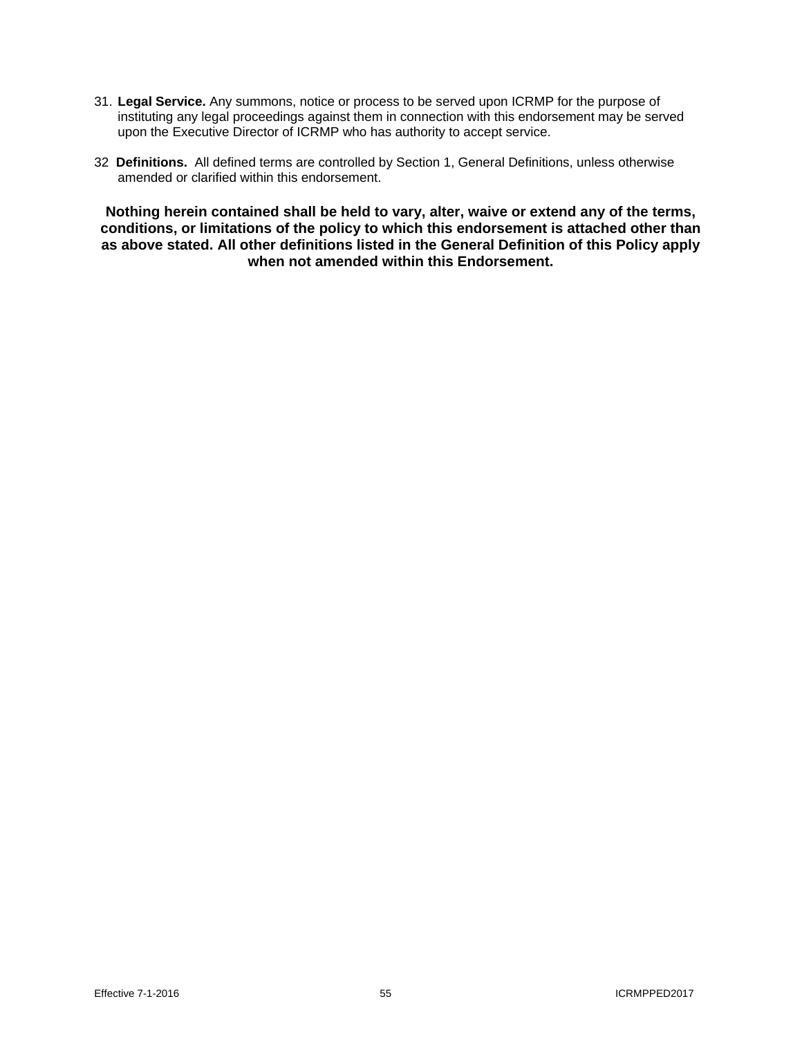31. **Legal Service.** Any summons, notice or process to be served upon ICRMP for the purpose of instituting any legal proceedings against them in connection with this endorsement may be served upon the Executive Director of ICRMP who has authority to accept service.

32 **Definitions.** All defined terms are controlled by Section 1, General Definitions, unless otherwise amended or clarified within this endorsement.

**Nothing herein contained shall be held to vary, alter, waive or extend any of the terms, conditions, or limitations of the policy to which this endorsement is attached other than as above stated. All other definitions listed in the General Definition of this Policy apply when not amended within this Endorsement.**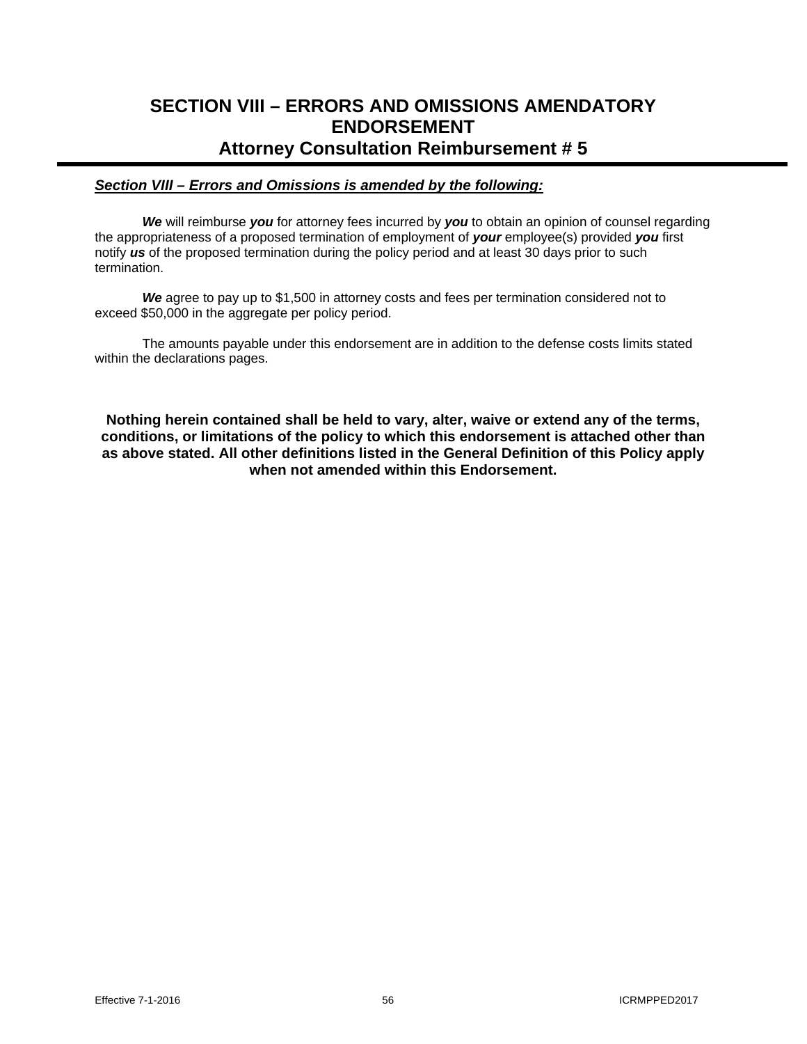# SECTION VIII – ERRORS AND OMISSIONS AMENDATORY ENDORSEMENT
## Attorney Consultation Reimbursement # 5

***Section VIII – Errors and Omissions is amended by the following:***

***We*** will reimburse ***you*** for attorney fees incurred by ***you*** to obtain an opinion of counsel regarding the appropriateness of a proposed termination of employment of ***your*** employee(s) provided ***you*** first notify ***us*** of the proposed termination during the policy period and at least 30 days prior to such termination.

***We*** agree to pay up to $1,500 in attorney costs and fees per termination considered not to exceed $50,000 in the aggregate per policy period.

The amounts payable under this endorsement are in addition to the defense costs limits stated within the declarations pages.

**Nothing herein contained shall be held to vary, alter, waive or extend any of the terms, conditions, or limitations of the policy to which this endorsement is attached other than as above stated. All other definitions listed in the General Definition of this Policy apply when not amended within this Endorsement.**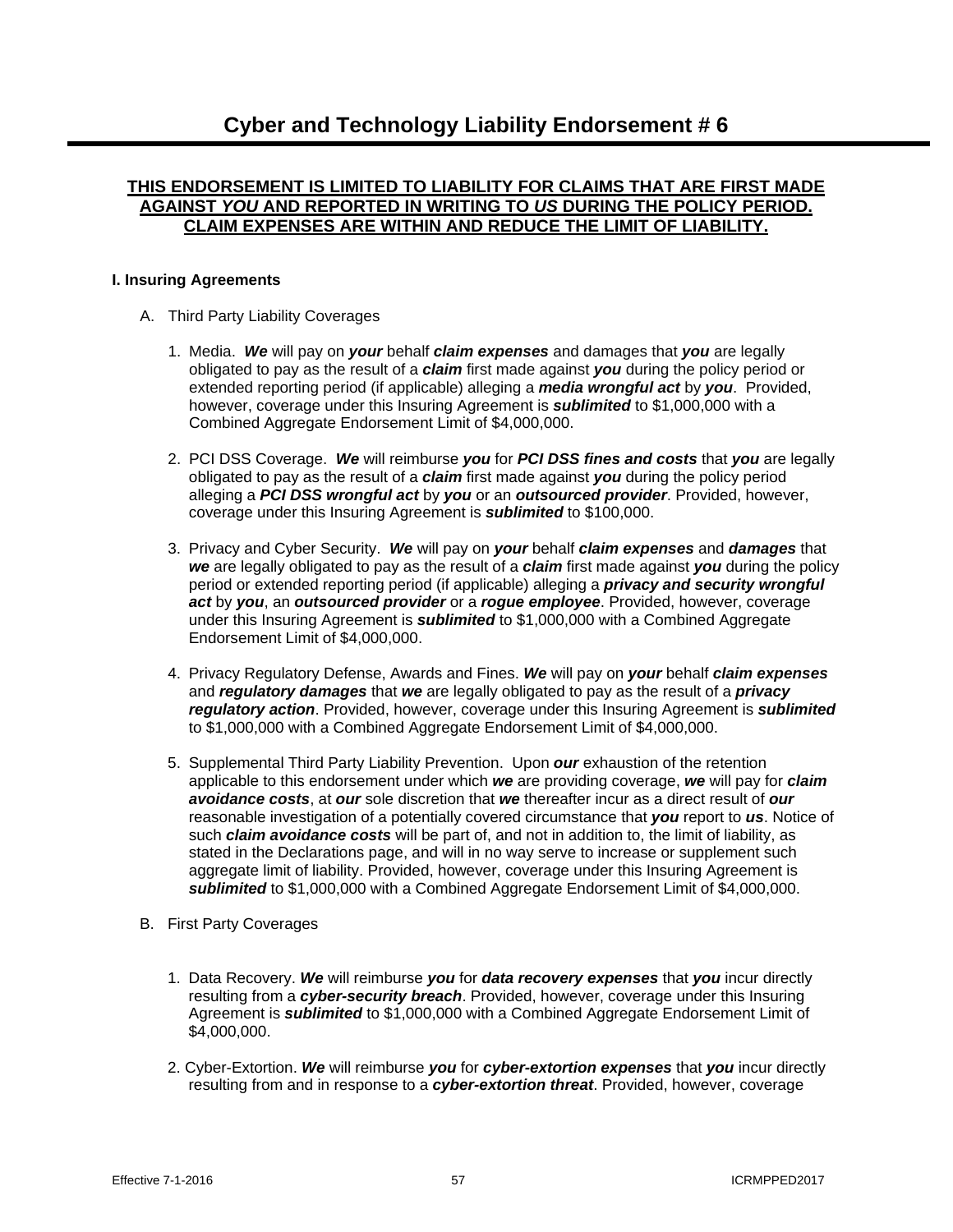# Cyber and Technology Liability Endorsement # 6

**THIS ENDORSEMENT IS LIMITED TO LIABILITY FOR CLAIMS THAT ARE FIRST MADE AGAINST *YOU* AND REPORTED IN WRITING TO *US* DURING THE POLICY PERIOD. CLAIM EXPENSES ARE WITHIN AND REDUCE THE LIMIT OF LIABILITY.**

**I. Insuring Agreements**

A. Third Party Liability Coverages

1. Media. ***We*** will pay on ***your*** behalf ***claim expenses*** and damages that ***you*** are legally obligated to pay as the result of a ***claim*** first made against ***you*** during the policy period or extended reporting period (if applicable) alleging a ***media wrongful act*** by ***you***. Provided, however, coverage under this Insuring Agreement is ***sublimited*** to $1,000,000 with a Combined Aggregate Endorsement Limit of $4,000,000.

2. PCI DSS Coverage. ***We*** will reimburse ***you*** for ***PCI DSS fines and costs*** that ***you*** are legally obligated to pay as the result of a ***claim*** first made against ***you*** during the policy period alleging a ***PCI DSS wrongful act*** by ***you*** or an ***outsourced provider***. Provided, however, coverage under this Insuring Agreement is ***sublimited*** to $100,000.

3. Privacy and Cyber Security. ***We*** will pay on ***your*** behalf ***claim expenses*** and ***damages*** that ***we*** are legally obligated to pay as the result of a ***claim*** first made against ***you*** during the policy period or extended reporting period (if applicable) alleging a ***privacy and security wrongful act*** by ***you***, an ***outsourced provider*** or a ***rogue employee***. Provided, however, coverage under this Insuring Agreement is ***sublimited*** to $1,000,000 with a Combined Aggregate Endorsement Limit of $4,000,000.

4. Privacy Regulatory Defense, Awards and Fines. ***We*** will pay on ***your*** behalf ***claim expenses*** and ***regulatory damages*** that ***we*** are legally obligated to pay as the result of a ***privacy regulatory action***. Provided, however, coverage under this Insuring Agreement is ***sublimited*** to $1,000,000 with a Combined Aggregate Endorsement Limit of $4,000,000.

5. Supplemental Third Party Liability Prevention. Upon ***our*** exhaustion of the retention applicable to this endorsement under which ***we*** are providing coverage, ***we*** will pay for ***claim avoidance costs***, at ***our*** sole discretion that ***we*** thereafter incur as a direct result of ***our*** reasonable investigation of a potentially covered circumstance that ***you*** report to ***us***. Notice of such ***claim avoidance costs*** will be part of, and not in addition to, the limit of liability, as stated in the Declarations page, and will in no way serve to increase or supplement such aggregate limit of liability. Provided, however, coverage under this Insuring Agreement is ***sublimited*** to $1,000,000 with a Combined Aggregate Endorsement Limit of $4,000,000.

B. First Party Coverages

1. Data Recovery. ***We*** will reimburse ***you*** for ***data recovery expenses*** that ***you*** incur directly resulting from a ***cyber-security breach***. Provided, however, coverage under this Insuring Agreement is ***sublimited*** to $1,000,000 with a Combined Aggregate Endorsement Limit of $4,000,000.

2. Cyber-Extortion. ***We*** will reimburse ***you*** for ***cyber-extortion expenses*** that ***you*** incur directly resulting from and in response to a ***cyber-extortion threat***. Provided, however, coverage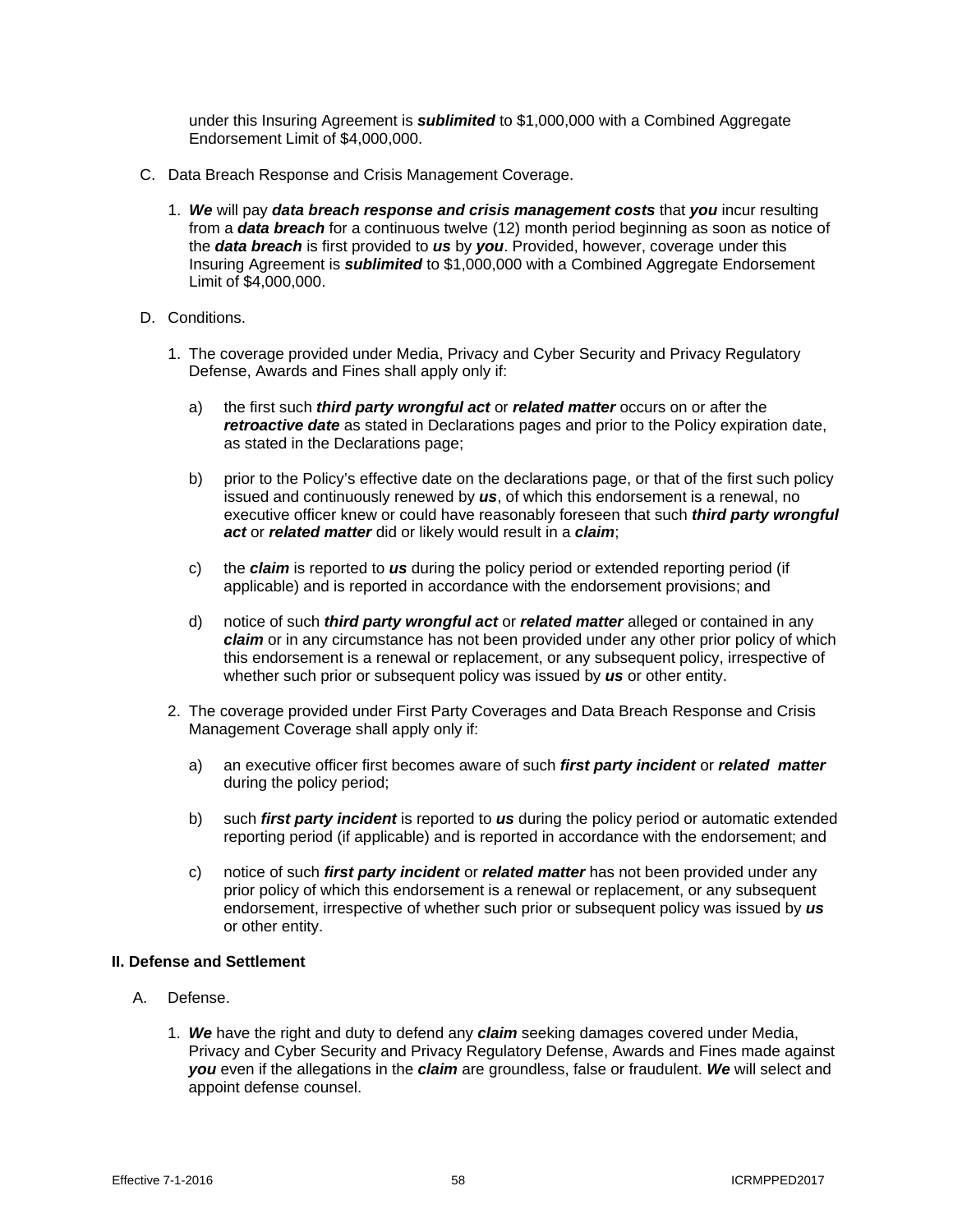under this Insuring Agreement is ***sublimited*** to $1,000,000 with a Combined Aggregate Endorsement Limit of $4,000,000.

C. Data Breach Response and Crisis Management Coverage.

   1. ***We*** will pay ***data breach response and crisis management costs*** that ***you*** incur resulting from a ***data breach*** for a continuous twelve (12) month period beginning as soon as notice of the ***data breach*** is first provided to ***us*** by ***you***. Provided, however, coverage under this Insuring Agreement is ***sublimited*** to $1,000,000 with a Combined Aggregate Endorsement Limit of $4,000,000.

D. Conditions.

   1. The coverage provided under Media, Privacy and Cyber Security and Privacy Regulatory Defense, Awards and Fines shall apply only if:

      a) the first such ***third party wrongful act*** or ***related matter*** occurs on or after the ***retroactive date*** as stated in Declarations pages and prior to the Policy expiration date, as stated in the Declarations page;

      b) prior to the Policy's effective date on the declarations page, or that of the first such policy issued and continuously renewed by ***us***, of which this endorsement is a renewal, no executive officer knew or could have reasonably foreseen that such ***third party wrongful act*** or ***related matter*** did or likely would result in a ***claim***;

      c) the ***claim*** is reported to ***us*** during the policy period or extended reporting period (if applicable) and is reported in accordance with the endorsement provisions; and

      d) notice of such ***third party wrongful act*** or ***related matter*** alleged or contained in any ***claim*** or in any circumstance has not been provided under any other prior policy of which this endorsement is a renewal or replacement, or any subsequent policy, irrespective of whether such prior or subsequent policy was issued by ***us*** or other entity.

   2. The coverage provided under First Party Coverages and Data Breach Response and Crisis Management Coverage shall apply only if:

      a) an executive officer first becomes aware of such ***first party incident*** or ***related matter*** during the policy period;

      b) such ***first party incident*** is reported to ***us*** during the policy period or automatic extended reporting period (if applicable) and is reported in accordance with the endorsement; and

      c) notice of such ***first party incident*** or ***related matter*** has not been provided under any prior policy of which this endorsement is a renewal or replacement, or any subsequent endorsement, irrespective of whether such prior or subsequent policy was issued by ***us*** or other entity.

**II. Defense and Settlement**

A. Defense.

   1. ***We*** have the right and duty to defend any ***claim*** seeking damages covered under Media, Privacy and Cyber Security and Privacy Regulatory Defense, Awards and Fines made against ***you*** even if the allegations in the ***claim*** are groundless, false or fraudulent. ***We*** will select and appoint defense counsel.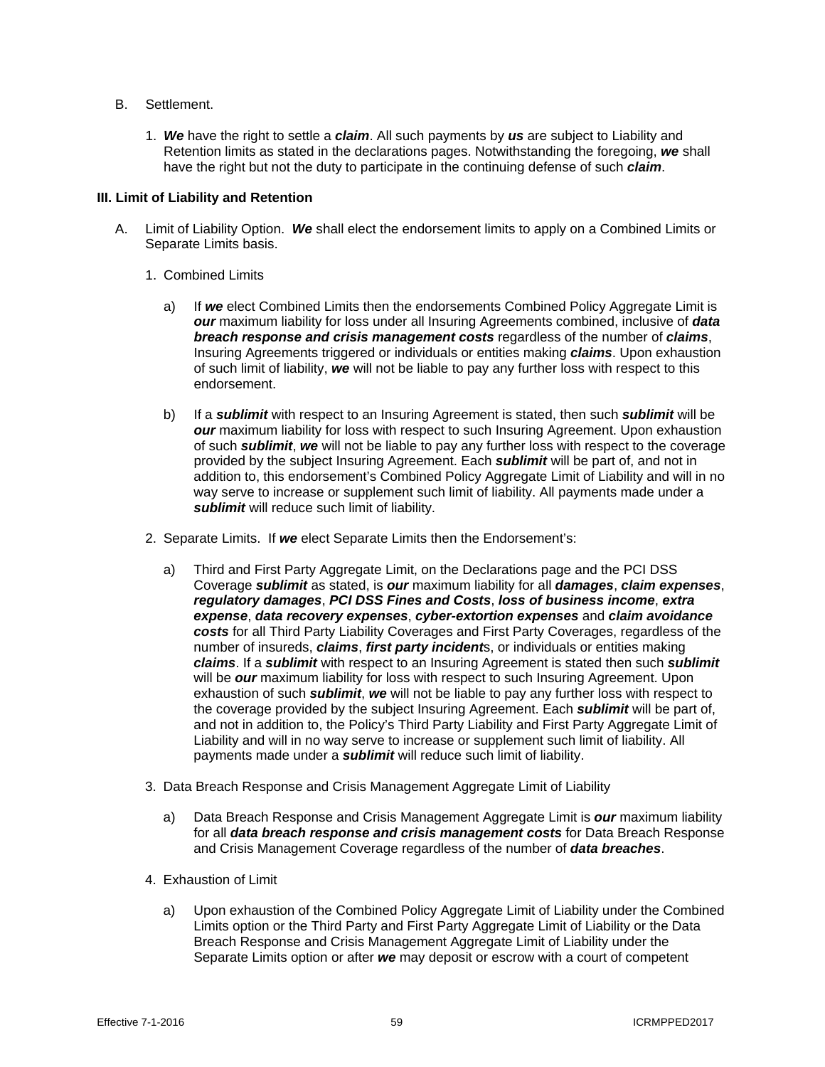B. Settlement.

1. ***We*** have the right to settle a ***claim***. All such payments by ***us*** are subject to Liability and Retention limits as stated in the declarations pages. Notwithstanding the foregoing, ***we*** shall have the right but not the duty to participate in the continuing defense of such ***claim***.

**III. Limit of Liability and Retention**

A. Limit of Liability Option. ***We*** shall elect the endorsement limits to apply on a Combined Limits or Separate Limits basis.

1. Combined Limits

   a) If ***we*** elect Combined Limits then the endorsements Combined Policy Aggregate Limit is ***our*** maximum liability for loss under all Insuring Agreements combined, inclusive of ***data breach response and crisis management costs*** regardless of the number of ***claims***, Insuring Agreements triggered or individuals or entities making ***claims***. Upon exhaustion of such limit of liability, ***we*** will not be liable to pay any further loss with respect to this endorsement.

   b) If a ***sublimit*** with respect to an Insuring Agreement is stated, then such ***sublimit*** will be ***our*** maximum liability for loss with respect to such Insuring Agreement. Upon exhaustion of such ***sublimit***, ***we*** will not be liable to pay any further loss with respect to the coverage provided by the subject Insuring Agreement. Each ***sublimit*** will be part of, and not in addition to, this endorsement's Combined Policy Aggregate Limit of Liability and will in no way serve to increase or supplement such limit of liability. All payments made under a ***sublimit*** will reduce such limit of liability.

2. Separate Limits. If ***we*** elect Separate Limits then the Endorsement's:

   a) Third and First Party Aggregate Limit, on the Declarations page and the PCI DSS Coverage ***sublimit*** as stated, is ***our*** maximum liability for all ***damages***, ***claim expenses***, ***regulatory damages***, ***PCI DSS Fines and Costs***, ***loss of business income***, ***extra expense***, ***data recovery expenses***, ***cyber-extortion expenses*** and ***claim avoidance costs*** for all Third Party Liability Coverages and First Party Coverages, regardless of the number of insureds, ***claims***, ***first party incident***s, or individuals or entities making ***claims***. If a ***sublimit*** with respect to an Insuring Agreement is stated then such ***sublimit*** will be ***our*** maximum liability for loss with respect to such Insuring Agreement. Upon exhaustion of such ***sublimit***, ***we*** will not be liable to pay any further loss with respect to the coverage provided by the subject Insuring Agreement. Each ***sublimit*** will be part of, and not in addition to, the Policy's Third Party Liability and First Party Aggregate Limit of Liability and will in no way serve to increase or supplement such limit of liability. All payments made under a ***sublimit*** will reduce such limit of liability.

3. Data Breach Response and Crisis Management Aggregate Limit of Liability

   a) Data Breach Response and Crisis Management Aggregate Limit is ***our*** maximum liability for all ***data breach response and crisis management costs*** for Data Breach Response and Crisis Management Coverage regardless of the number of ***data breaches***.

4. Exhaustion of Limit

   a) Upon exhaustion of the Combined Policy Aggregate Limit of Liability under the Combined Limits option or the Third Party and First Party Aggregate Limit of Liability or the Data Breach Response and Crisis Management Aggregate Limit of Liability under the Separate Limits option or after ***we*** may deposit or escrow with a court of competent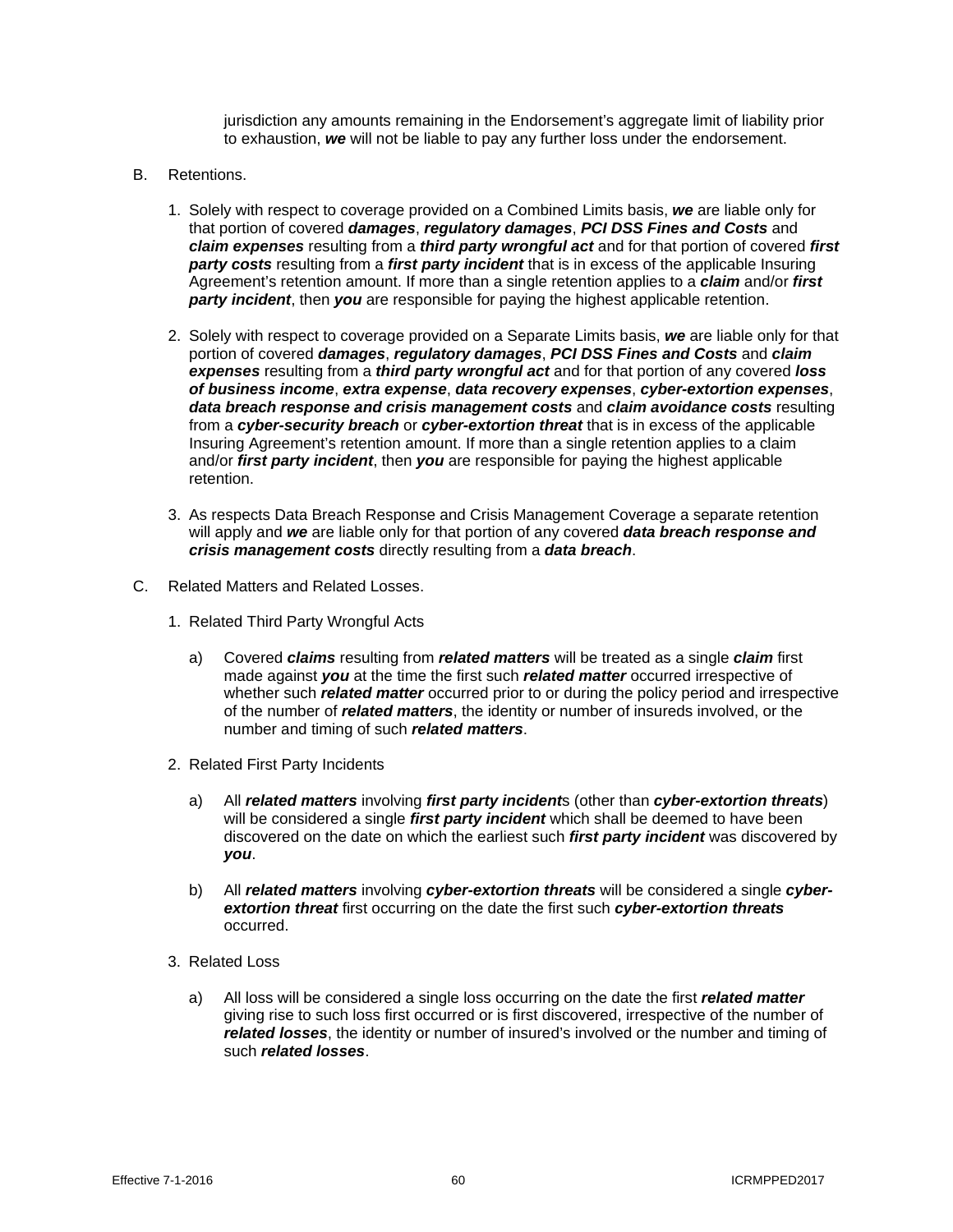jurisdiction any amounts remaining in the Endorsement's aggregate limit of liability prior to exhaustion, ***we*** will not be liable to pay any further loss under the endorsement.

B. Retentions.

1. Solely with respect to coverage provided on a Combined Limits basis, ***we*** are liable only for that portion of covered ***damages***, ***regulatory damages***, ***PCI DSS Fines and Costs*** and ***claim expenses*** resulting from a ***third party wrongful act*** and for that portion of covered ***first party costs*** resulting from a ***first party incident*** that is in excess of the applicable Insuring Agreement's retention amount. If more than a single retention applies to a ***claim*** and/or ***first party incident***, then ***you*** are responsible for paying the highest applicable retention.

2. Solely with respect to coverage provided on a Separate Limits basis, ***we*** are liable only for that portion of covered ***damages***, ***regulatory damages***, ***PCI DSS Fines and Costs*** and ***claim expenses*** resulting from a ***third party wrongful act*** and for that portion of any covered ***loss of business income***, ***extra expense***, ***data recovery expenses***, ***cyber-extortion expenses***, ***data breach response and crisis management costs*** and ***claim avoidance costs*** resulting from a ***cyber-security breach*** or ***cyber-extortion threat*** that is in excess of the applicable Insuring Agreement's retention amount. If more than a single retention applies to a claim and/or ***first party incident***, then ***you*** are responsible for paying the highest applicable retention.

3. As respects Data Breach Response and Crisis Management Coverage a separate retention will apply and ***we*** are liable only for that portion of any covered ***data breach response and crisis management costs*** directly resulting from a ***data breach***.

C. Related Matters and Related Losses.

1. Related Third Party Wrongful Acts

   a) Covered ***claims*** resulting from ***related matters*** will be treated as a single ***claim*** first made against ***you*** at the time the first such ***related matter*** occurred irrespective of whether such ***related matter*** occurred prior to or during the policy period and irrespective of the number of ***related matters***, the identity or number of insureds involved, or the number and timing of such ***related matters***.

2. Related First Party Incidents

   a) All ***related matters*** involving ***first party incident***s (other than ***cyber-extortion threats***) will be considered a single ***first party incident*** which shall be deemed to have been discovered on the date on which the earliest such ***first party incident*** was discovered by ***you***.

   b) All ***related matters*** involving ***cyber-extortion threats*** will be considered a single ***cyber-extortion threat*** first occurring on the date the first such ***cyber-extortion threats*** occurred.

3. Related Loss

   a) All loss will be considered a single loss occurring on the date the first ***related matter*** giving rise to such loss first occurred or is first discovered, irrespective of the number of ***related losses***, the identity or number of insured's involved or the number and timing of such ***related losses***.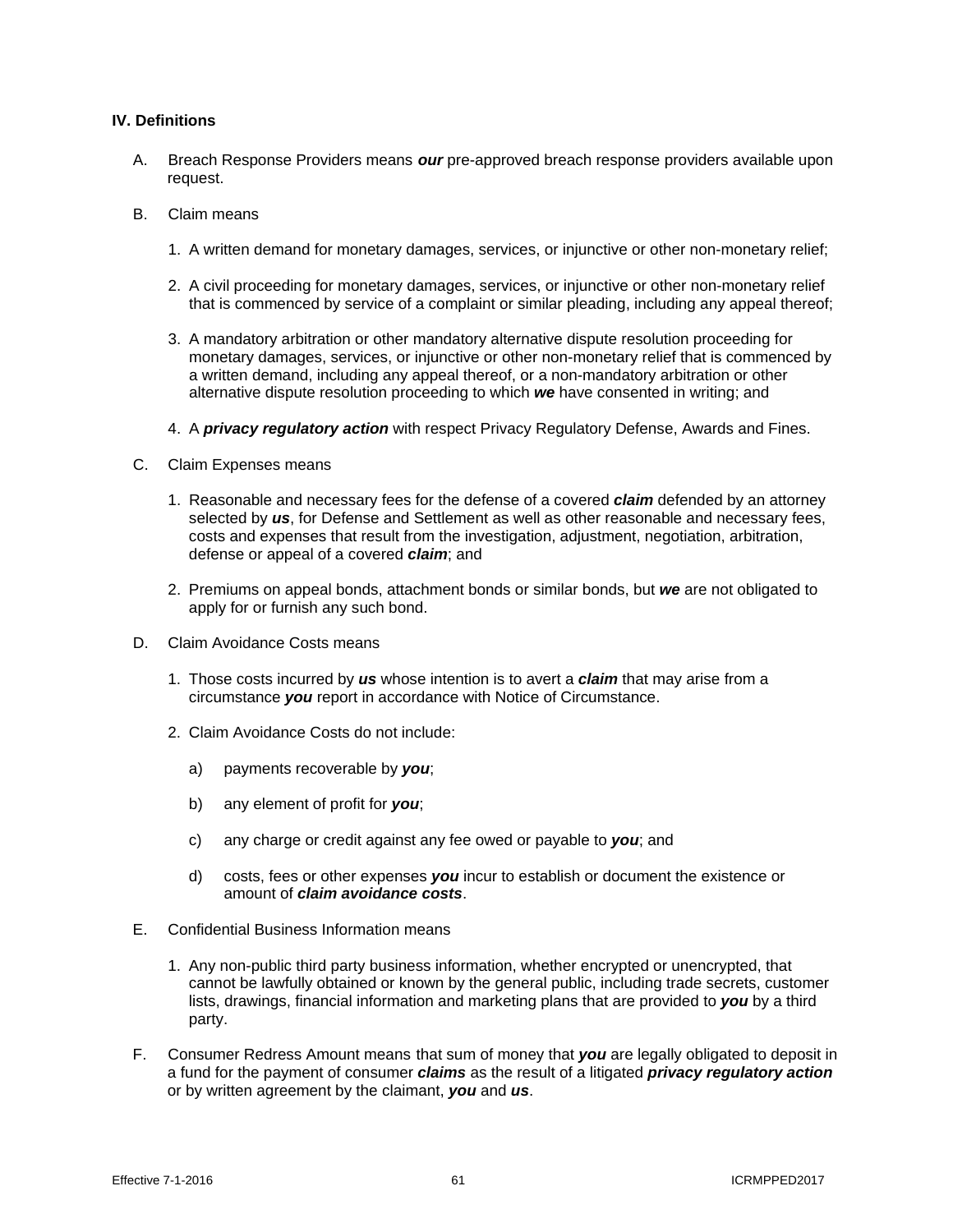**IV. Definitions**

A. Breach Response Providers means ***our*** pre-approved breach response providers available upon request.

B. Claim means

1. A written demand for monetary damages, services, or injunctive or other non-monetary relief;

2. A civil proceeding for monetary damages, services, or injunctive or other non-monetary relief that is commenced by service of a complaint or similar pleading, including any appeal thereof;

3. A mandatory arbitration or other mandatory alternative dispute resolution proceeding for monetary damages, services, or injunctive or other non-monetary relief that is commenced by a written demand, including any appeal thereof, or a non-mandatory arbitration or other alternative dispute resolution proceeding to which ***we*** have consented in writing; and

4. A ***privacy regulatory action*** with respect Privacy Regulatory Defense, Awards and Fines.

C. Claim Expenses means

1. Reasonable and necessary fees for the defense of a covered ***claim*** defended by an attorney selected by ***us***, for Defense and Settlement as well as other reasonable and necessary fees, costs and expenses that result from the investigation, adjustment, negotiation, arbitration, defense or appeal of a covered ***claim***; and

2. Premiums on appeal bonds, attachment bonds or similar bonds, but ***we*** are not obligated to apply for or furnish any such bond.

D. Claim Avoidance Costs means

1. Those costs incurred by ***us*** whose intention is to avert a ***claim*** that may arise from a circumstance ***you*** report in accordance with Notice of Circumstance.

2. Claim Avoidance Costs do not include:

   a) payments recoverable by ***you***;

   b) any element of profit for ***you***;

   c) any charge or credit against any fee owed or payable to ***you***; and

   d) costs, fees or other expenses ***you*** incur to establish or document the existence or amount of ***claim avoidance costs***.

E. Confidential Business Information means

1. Any non-public third party business information, whether encrypted or unencrypted, that cannot be lawfully obtained or known by the general public, including trade secrets, customer lists, drawings, financial information and marketing plans that are provided to ***you*** by a third party.

F. Consumer Redress Amount means that sum of money that ***you*** are legally obligated to deposit in a fund for the payment of consumer ***claims*** as the result of a litigated ***privacy regulatory action*** or by written agreement by the claimant, ***you*** and ***us***.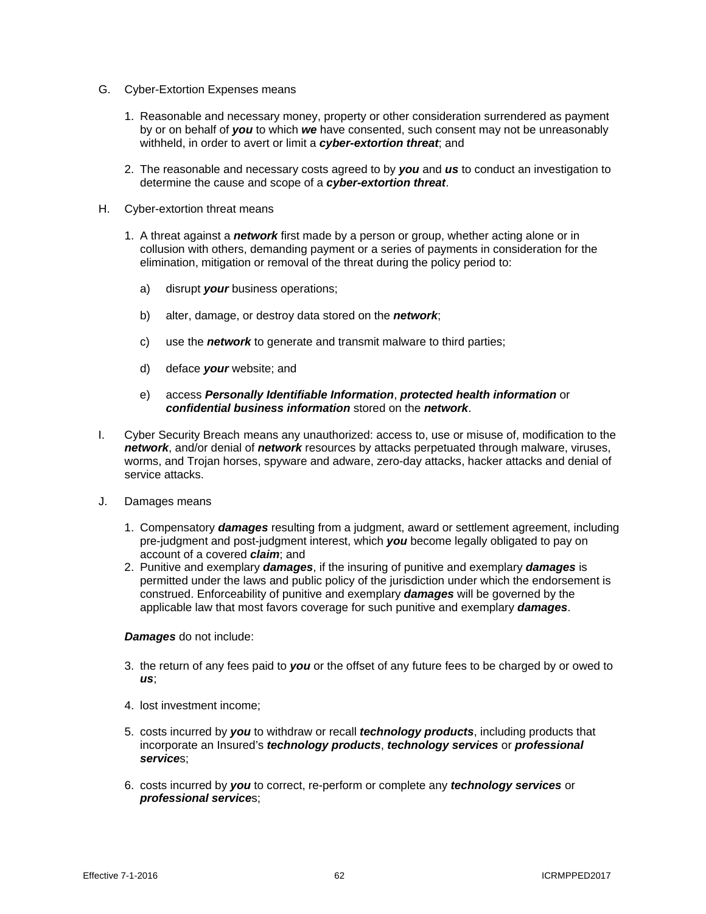G. Cyber-Extortion Expenses means

1. Reasonable and necessary money, property or other consideration surrendered as payment by or on behalf of ***you*** to which ***we*** have consented, such consent may not be unreasonably withheld, in order to avert or limit a ***cyber-extortion threat***; and

2. The reasonable and necessary costs agreed to by ***you*** and ***us*** to conduct an investigation to determine the cause and scope of a ***cyber-extortion threat***.

H. Cyber-extortion threat means

1. A threat against a ***network*** first made by a person or group, whether acting alone or in collusion with others, demanding payment or a series of payments in consideration for the elimination, mitigation or removal of the threat during the policy period to:

   a) disrupt ***your*** business operations;

   b) alter, damage, or destroy data stored on the ***network***;

   c) use the ***network*** to generate and transmit malware to third parties;

   d) deface ***your*** website; and

   e) access ***Personally Identifiable Information***, ***protected health information*** or ***confidential business information*** stored on the ***network***.

I. Cyber Security Breach means any unauthorized: access to, use or misuse of, modification to the ***network***, and/or denial of ***network*** resources by attacks perpetuated through malware, viruses, worms, and Trojan horses, spyware and adware, zero-day attacks, hacker attacks and denial of service attacks.

J. Damages means

1. Compensatory ***damages*** resulting from a judgment, award or settlement agreement, including pre-judgment and post-judgment interest, which ***you*** become legally obligated to pay on account of a covered ***claim***; and
2. Punitive and exemplary ***damages***, if the insuring of punitive and exemplary ***damages*** is permitted under the laws and public policy of the jurisdiction under which the endorsement is construed. Enforceability of punitive and exemplary ***damages*** will be governed by the applicable law that most favors coverage for such punitive and exemplary ***damages***.

***Damages*** do not include:

3. the return of any fees paid to ***you*** or the offset of any future fees to be charged by or owed to ***us***;

4. lost investment income;

5. costs incurred by ***you*** to withdraw or recall ***technology products***, including products that incorporate an Insured's ***technology products***, ***technology services*** or ***professional service***s;

6. costs incurred by ***you*** to correct, re-perform or complete any ***technology services*** or ***professional service***s;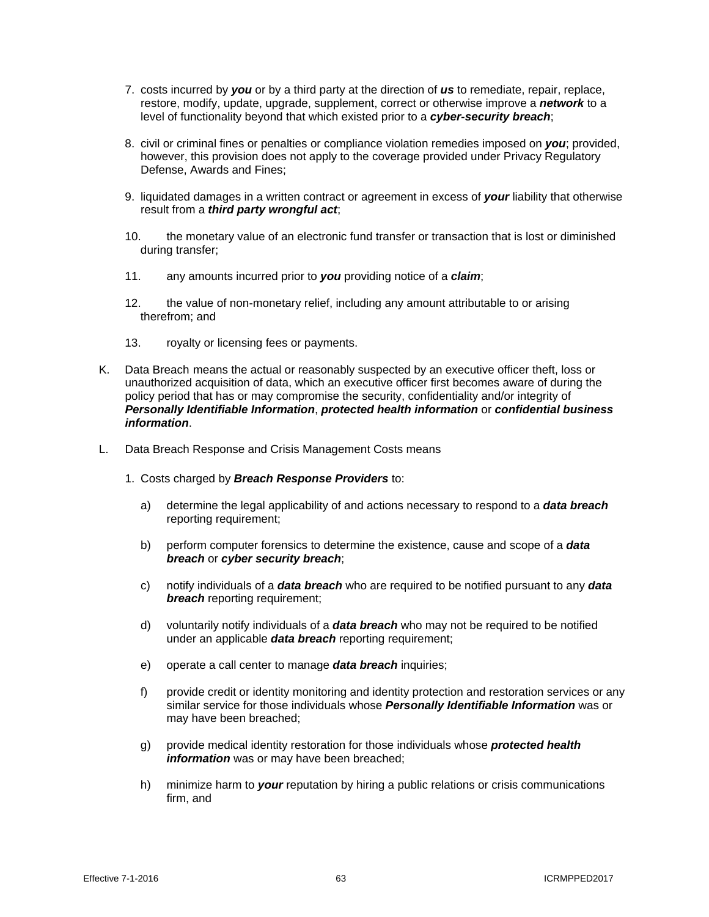7. costs incurred by ***you*** or by a third party at the direction of ***us*** to remediate, repair, replace, restore, modify, update, upgrade, supplement, correct or otherwise improve a ***network*** to a level of functionality beyond that which existed prior to a ***cyber-security breach***;

8. civil or criminal fines or penalties or compliance violation remedies imposed on ***you***; provided, however, this provision does not apply to the coverage provided under Privacy Regulatory Defense, Awards and Fines;

9. liquidated damages in a written contract or agreement in excess of ***your*** liability that otherwise result from a ***third party wrongful act***;

10. the monetary value of an electronic fund transfer or transaction that is lost or diminished during transfer;

11. any amounts incurred prior to ***you*** providing notice of a ***claim***;

12. the value of non-monetary relief, including any amount attributable to or arising therefrom; and

13. royalty or licensing fees or payments.

K. Data Breach means the actual or reasonably suspected by an executive officer theft, loss or unauthorized acquisition of data, which an executive officer first becomes aware of during the policy period that has or may compromise the security, confidentiality and/or integrity of ***Personally Identifiable Information***, ***protected health information*** or ***confidential business information***.

L. Data Breach Response and Crisis Management Costs means

1. Costs charged by ***Breach Response Providers*** to:

   a) determine the legal applicability of and actions necessary to respond to a ***data breach*** reporting requirement;

   b) perform computer forensics to determine the existence, cause and scope of a ***data breach*** or ***cyber security breach***;

   c) notify individuals of a ***data breach*** who are required to be notified pursuant to any ***data breach*** reporting requirement;

   d) voluntarily notify individuals of a ***data breach*** who may not be required to be notified under an applicable ***data breach*** reporting requirement;

   e) operate a call center to manage ***data breach*** inquiries;

   f) provide credit or identity monitoring and identity protection and restoration services or any similar service for those individuals whose ***Personally Identifiable Information*** was or may have been breached;

   g) provide medical identity restoration for those individuals whose ***protected health information*** was or may have been breached;

   h) minimize harm to ***your*** reputation by hiring a public relations or crisis communications firm, and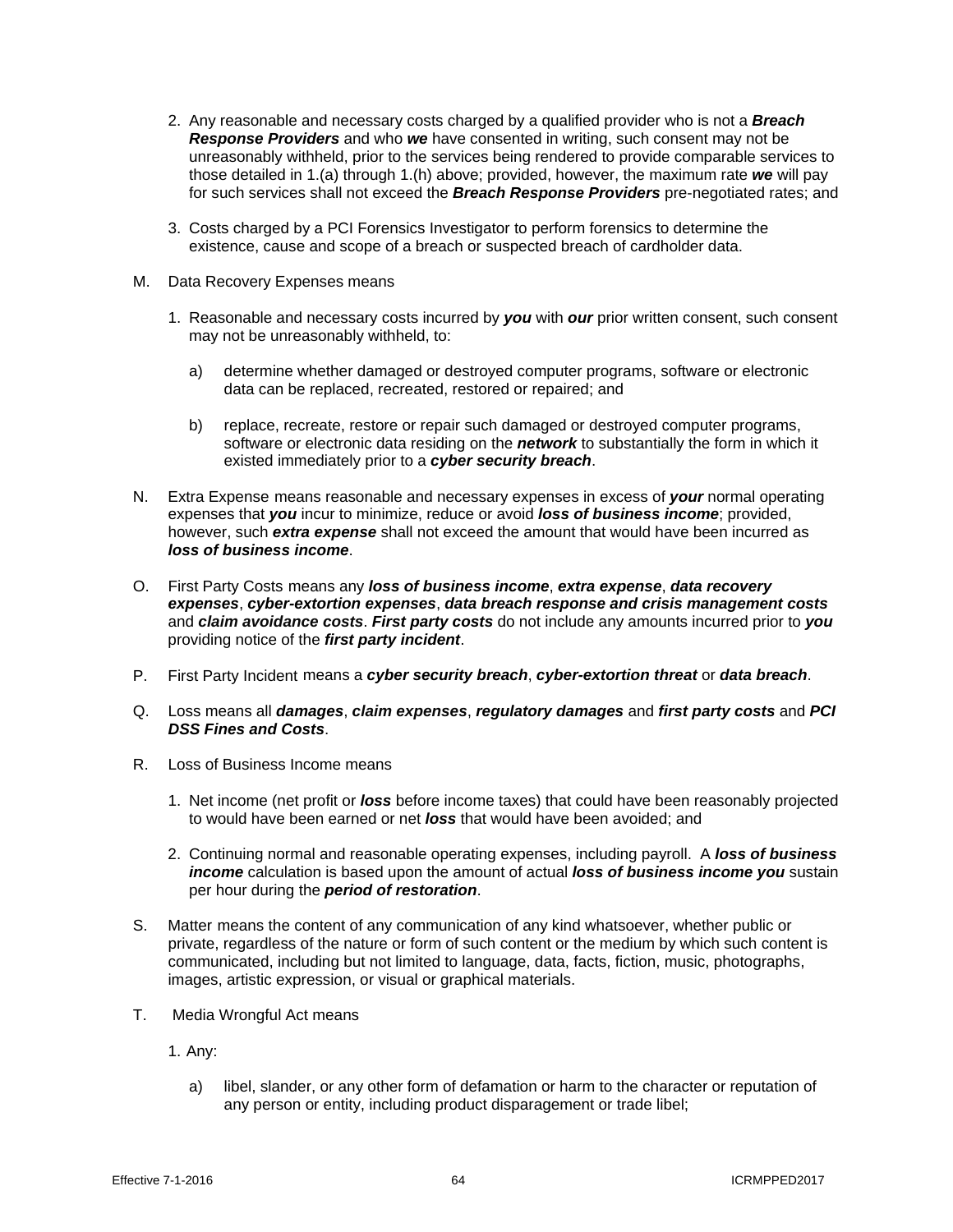2. Any reasonable and necessary costs charged by a qualified provider who is not a ***Breach Response Providers*** and who ***we*** have consented in writing, such consent may not be unreasonably withheld, prior to the services being rendered to provide comparable services to those detailed in 1.(a) through 1.(h) above; provided, however, the maximum rate ***we*** will pay for such services shall not exceed the ***Breach Response Providers*** pre-negotiated rates; and

3. Costs charged by a PCI Forensics Investigator to perform forensics to determine the existence, cause and scope of a breach or suspected breach of cardholder data.

M. Data Recovery Expenses means

1. Reasonable and necessary costs incurred by ***you*** with ***our*** prior written consent, such consent may not be unreasonably withheld, to:

   a) determine whether damaged or destroyed computer programs, software or electronic data can be replaced, recreated, restored or repaired; and

   b) replace, recreate, restore or repair such damaged or destroyed computer programs, software or electronic data residing on the ***network*** to substantially the form in which it existed immediately prior to a ***cyber security breach***.

N. Extra Expense means reasonable and necessary expenses in excess of ***your*** normal operating expenses that ***you*** incur to minimize, reduce or avoid ***loss of business income***; provided, however, such ***extra expense*** shall not exceed the amount that would have been incurred as ***loss of business income***.

O. First Party Costs means any ***loss of business income***, ***extra expense***, ***data recovery expenses***, ***cyber-extortion expenses***, ***data breach response and crisis management costs*** and ***claim avoidance costs***. ***First party costs*** do not include any amounts incurred prior to ***you*** providing notice of the ***first party incident***.

P. First Party Incident means a ***cyber security breach***, ***cyber-extortion threat*** or ***data breach***.

Q. Loss means all ***damages***, ***claim expenses***, ***regulatory damages*** and ***first party costs*** and ***PCI DSS Fines and Costs***.

R. Loss of Business Income means

1. Net income (net profit or ***loss*** before income taxes) that could have been reasonably projected to would have been earned or net ***loss*** that would have been avoided; and

2. Continuing normal and reasonable operating expenses, including payroll. A ***loss of business income*** calculation is based upon the amount of actual ***loss of business income you*** sustain per hour during the ***period of restoration***.

S. Matter means the content of any communication of any kind whatsoever, whether public or private, regardless of the nature or form of such content or the medium by which such content is communicated, including but not limited to language, data, facts, fiction, music, photographs, images, artistic expression, or visual or graphical materials.

T. Media Wrongful Act means

1. Any:

   a) libel, slander, or any other form of defamation or harm to the character or reputation of any person or entity, including product disparagement or trade libel;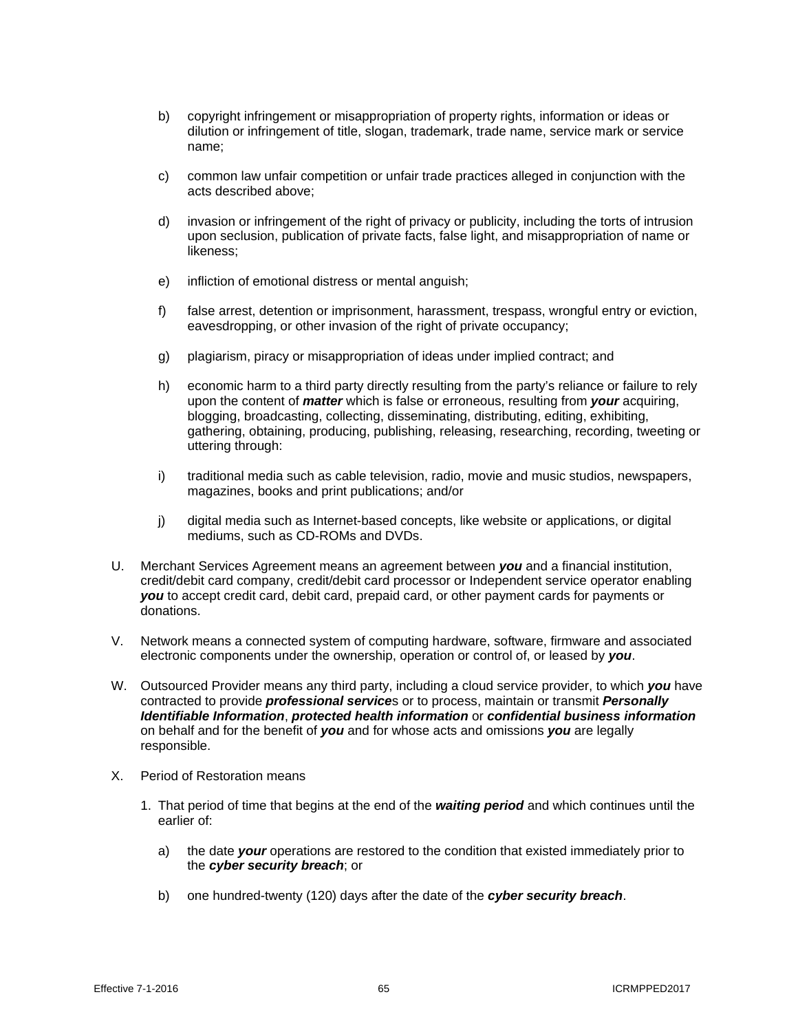b) copyright infringement or misappropriation of property rights, information or ideas or dilution or infringement of title, slogan, trademark, trade name, service mark or service name;

c) common law unfair competition or unfair trade practices alleged in conjunction with the acts described above;

d) invasion or infringement of the right of privacy or publicity, including the torts of intrusion upon seclusion, publication of private facts, false light, and misappropriation of name or likeness;

e) infliction of emotional distress or mental anguish;

f) false arrest, detention or imprisonment, harassment, trespass, wrongful entry or eviction, eavesdropping, or other invasion of the right of private occupancy;

g) plagiarism, piracy or misappropriation of ideas under implied contract; and

h) economic harm to a third party directly resulting from the party's reliance or failure to rely upon the content of ***matter*** which is false or erroneous, resulting from ***your*** acquiring, blogging, broadcasting, collecting, disseminating, distributing, editing, exhibiting, gathering, obtaining, producing, publishing, releasing, researching, recording, tweeting or uttering through:

i) traditional media such as cable television, radio, movie and music studios, newspapers, magazines, books and print publications; and/or

j) digital media such as Internet-based concepts, like website or applications, or digital mediums, such as CD-ROMs and DVDs.

U. Merchant Services Agreement means an agreement between ***you*** and a financial institution, credit/debit card company, credit/debit card processor or Independent service operator enabling ***you*** to accept credit card, debit card, prepaid card, or other payment cards for payments or donations.

V. Network means a connected system of computing hardware, software, firmware and associated electronic components under the ownership, operation or control of, or leased by ***you***.

W. Outsourced Provider means any third party, including a cloud service provider, to which ***you*** have contracted to provide ***professional service***s or to process, maintain or transmit ***Personally Identifiable Information***, ***protected health information*** or ***confidential business information*** on behalf and for the benefit of ***you*** and for whose acts and omissions ***you*** are legally responsible.

X. Period of Restoration means

1. That period of time that begins at the end of the ***waiting period*** and which continues until the earlier of:

   a) the date ***your*** operations are restored to the condition that existed immediately prior to the ***cyber security breach***; or

   b) one hundred-twenty (120) days after the date of the ***cyber security breach***.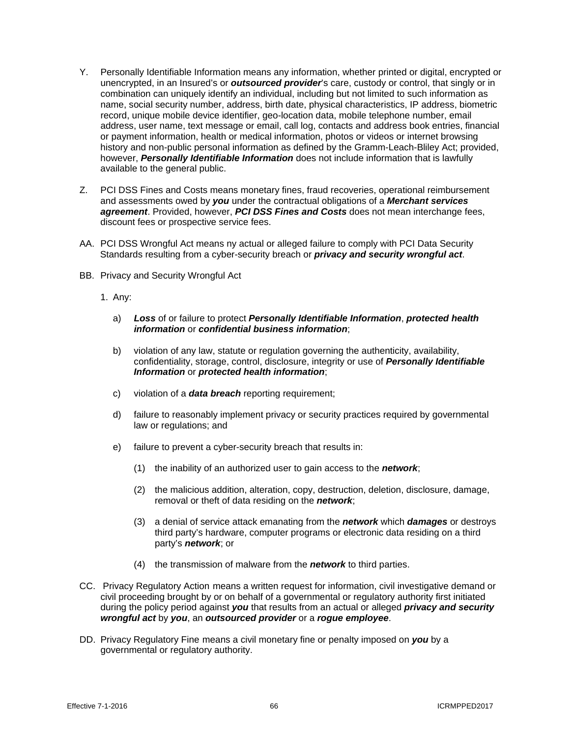Y. Personally Identifiable Information means any information, whether printed or digital, encrypted or unencrypted, in an Insured's or ***outsourced provider***'s care, custody or control, that singly or in combination can uniquely identify an individual, including but not limited to such information as name, social security number, address, birth date, physical characteristics, IP address, biometric record, unique mobile device identifier, geo-location data, mobile telephone number, email address, user name, text message or email, call log, contacts and address book entries, financial or payment information, health or medical information, photos or videos or internet browsing history and non-public personal information as defined by the Gramm-Leach-Bliley Act; provided, however, ***Personally Identifiable Information*** does not include information that is lawfully available to the general public.

Z. PCI DSS Fines and Costs means monetary fines, fraud recoveries, operational reimbursement and assessments owed by ***you*** under the contractual obligations of a ***Merchant services agreement***. Provided, however, ***PCI DSS Fines and Costs*** does not mean interchange fees, discount fees or prospective service fees.

AA. PCI DSS Wrongful Act means ny actual or alleged failure to comply with PCI Data Security Standards resulting from a cyber-security breach or ***privacy and security wrongful act***.

BB. Privacy and Security Wrongful Act

1. Any:

   a) ***Loss*** of or failure to protect ***Personally Identifiable Information***, ***protected health information*** or ***confidential business information***;

   b) violation of any law, statute or regulation governing the authenticity, availability, confidentiality, storage, control, disclosure, integrity or use of ***Personally Identifiable Information*** or ***protected health information***;

   c) violation of a ***data breach*** reporting requirement;

   d) failure to reasonably implement privacy or security practices required by governmental law or regulations; and

   e) failure to prevent a cyber-security breach that results in:

      (1) the inability of an authorized user to gain access to the ***network***;

      (2) the malicious addition, alteration, copy, destruction, deletion, disclosure, damage, removal or theft of data residing on the ***network***;

      (3) a denial of service attack emanating from the ***network*** which ***damages*** or destroys third party's hardware, computer programs or electronic data residing on a third party's ***network***; or

      (4) the transmission of malware from the ***network*** to third parties.

CC. Privacy Regulatory Action means a written request for information, civil investigative demand or civil proceeding brought by or on behalf of a governmental or regulatory authority first initiated during the policy period against ***you*** that results from an actual or alleged ***privacy and security wrongful act*** by ***you***, an ***outsourced provider*** or a ***rogue employee***.

DD. Privacy Regulatory Fine means a civil monetary fine or penalty imposed on ***you*** by a governmental or regulatory authority.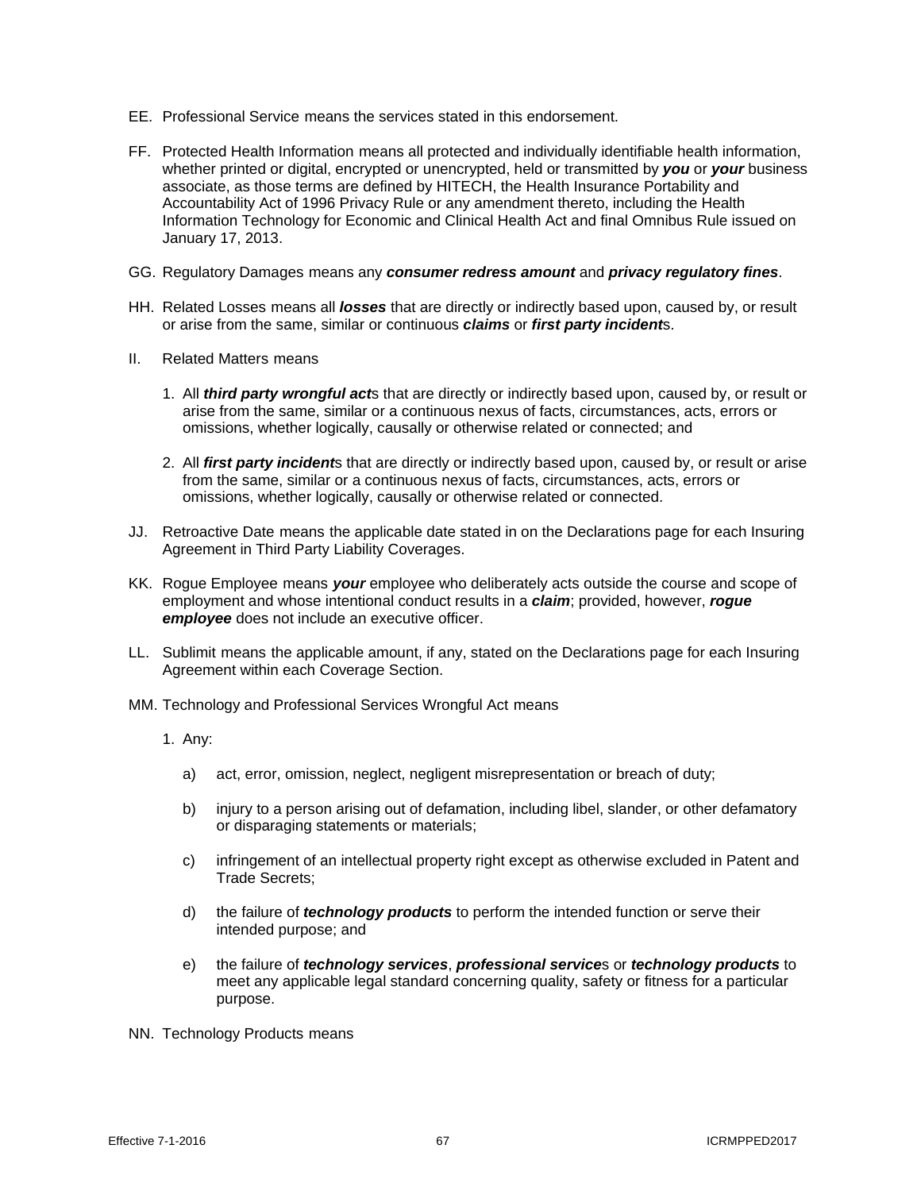EE. Professional Service means the services stated in this endorsement.

FF. Protected Health Information means all protected and individually identifiable health information, whether printed or digital, encrypted or unencrypted, held or transmitted by ***you*** or ***your*** business associate, as those terms are defined by HITECH, the Health Insurance Portability and Accountability Act of 1996 Privacy Rule or any amendment thereto, including the Health Information Technology for Economic and Clinical Health Act and final Omnibus Rule issued on January 17, 2013.

GG. Regulatory Damages means any ***consumer redress amount*** and ***privacy regulatory fines***.

HH. Related Losses means all ***losses*** that are directly or indirectly based upon, caused by, or result or arise from the same, similar or continuous ***claims*** or ***first party incident***s.

II. Related Matters means

1. All ***third party wrongful act***s that are directly or indirectly based upon, caused by, or result or arise from the same, similar or a continuous nexus of facts, circumstances, acts, errors or omissions, whether logically, causally or otherwise related or connected; and

2. All ***first party incident***s that are directly or indirectly based upon, caused by, or result or arise from the same, similar or a continuous nexus of facts, circumstances, acts, errors or omissions, whether logically, causally or otherwise related or connected.

JJ. Retroactive Date means the applicable date stated in on the Declarations page for each Insuring Agreement in Third Party Liability Coverages.

KK. Rogue Employee means ***your*** employee who deliberately acts outside the course and scope of employment and whose intentional conduct results in a ***claim***; provided, however, ***rogue employee*** does not include an executive officer.

LL. Sublimit means the applicable amount, if any, stated on the Declarations page for each Insuring Agreement within each Coverage Section.

MM. Technology and Professional Services Wrongful Act means

1. Any:

   a) act, error, omission, neglect, negligent misrepresentation or breach of duty;

   b) injury to a person arising out of defamation, including libel, slander, or other defamatory or disparaging statements or materials;

   c) infringement of an intellectual property right except as otherwise excluded in Patent and Trade Secrets;

   d) the failure of ***technology products*** to perform the intended function or serve their intended purpose; and

   e) the failure of ***technology services***, ***professional service***s or ***technology products*** to meet any applicable legal standard concerning quality, safety or fitness for a particular purpose.

NN. Technology Products means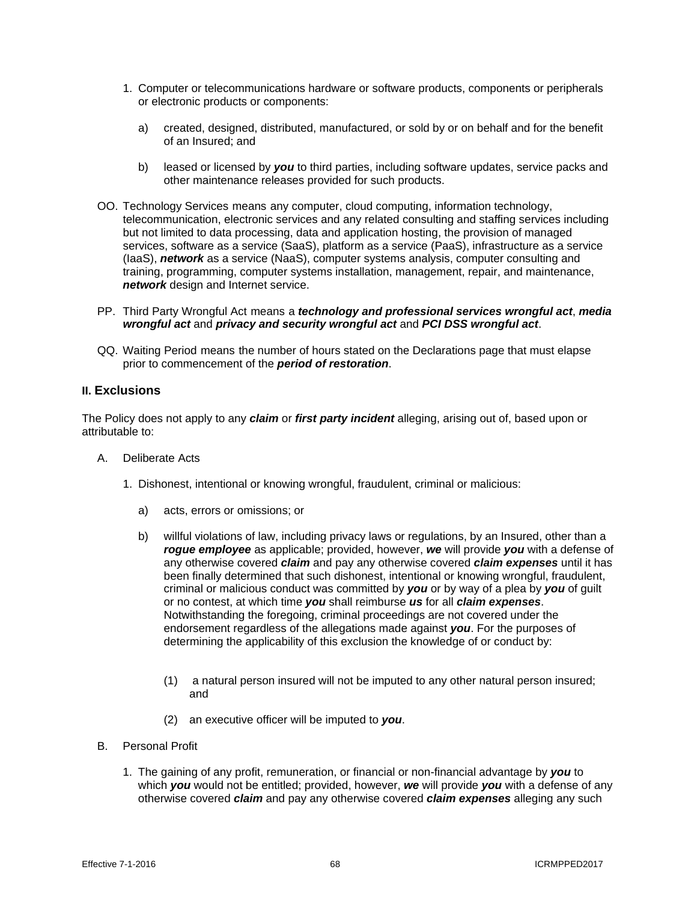1. Computer or telecommunications hardware or software products, components or peripherals or electronic products or components:

   a) created, designed, distributed, manufactured, or sold by or on behalf and for the benefit of an Insured; and

   b) leased or licensed by ***you*** to third parties, including software updates, service packs and other maintenance releases provided for such products.

OO. Technology Services means any computer, cloud computing, information technology, telecommunication, electronic services and any related consulting and staffing services including but not limited to data processing, data and application hosting, the provision of managed services, software as a service (SaaS), platform as a service (PaaS), infrastructure as a service (IaaS), ***network*** as a service (NaaS), computer systems analysis, computer consulting and training, programming, computer systems installation, management, repair, and maintenance, ***network*** design and Internet service.

PP. Third Party Wrongful Act means a ***technology and professional services wrongful act***, ***media wrongful act*** and ***privacy and security wrongful act*** and ***PCI DSS wrongful act***.

QQ. Waiting Period means the number of hours stated on the Declarations page that must elapse prior to commencement of the ***period of restoration***.

## II. Exclusions

The Policy does not apply to any ***claim*** or ***first party incident*** alleging, arising out of, based upon or attributable to:

A. Deliberate Acts

   1. Dishonest, intentional or knowing wrongful, fraudulent, criminal or malicious:

      a) acts, errors or omissions; or

      b) willful violations of law, including privacy laws or regulations, by an Insured, other than a ***rogue employee*** as applicable; provided, however, ***we*** will provide ***you*** with a defense of any otherwise covered ***claim*** and pay any otherwise covered ***claim expenses*** until it has been finally determined that such dishonest, intentional or knowing wrongful, fraudulent, criminal or malicious conduct was committed by ***you*** or by way of a plea by ***you*** of guilt or no contest, at which time ***you*** shall reimburse ***us*** for all ***claim expenses***. Notwithstanding the foregoing, criminal proceedings are not covered under the endorsement regardless of the allegations made against ***you***. For the purposes of determining the applicability of this exclusion the knowledge of or conduct by:

         (1) a natural person insured will not be imputed to any other natural person insured; and

         (2) an executive officer will be imputed to ***you***.

B. Personal Profit

   1. The gaining of any profit, remuneration, or financial or non-financial advantage by ***you*** to which ***you*** would not be entitled; provided, however, ***we*** will provide ***you*** with a defense of any otherwise covered ***claim*** and pay any otherwise covered ***claim expenses*** alleging any such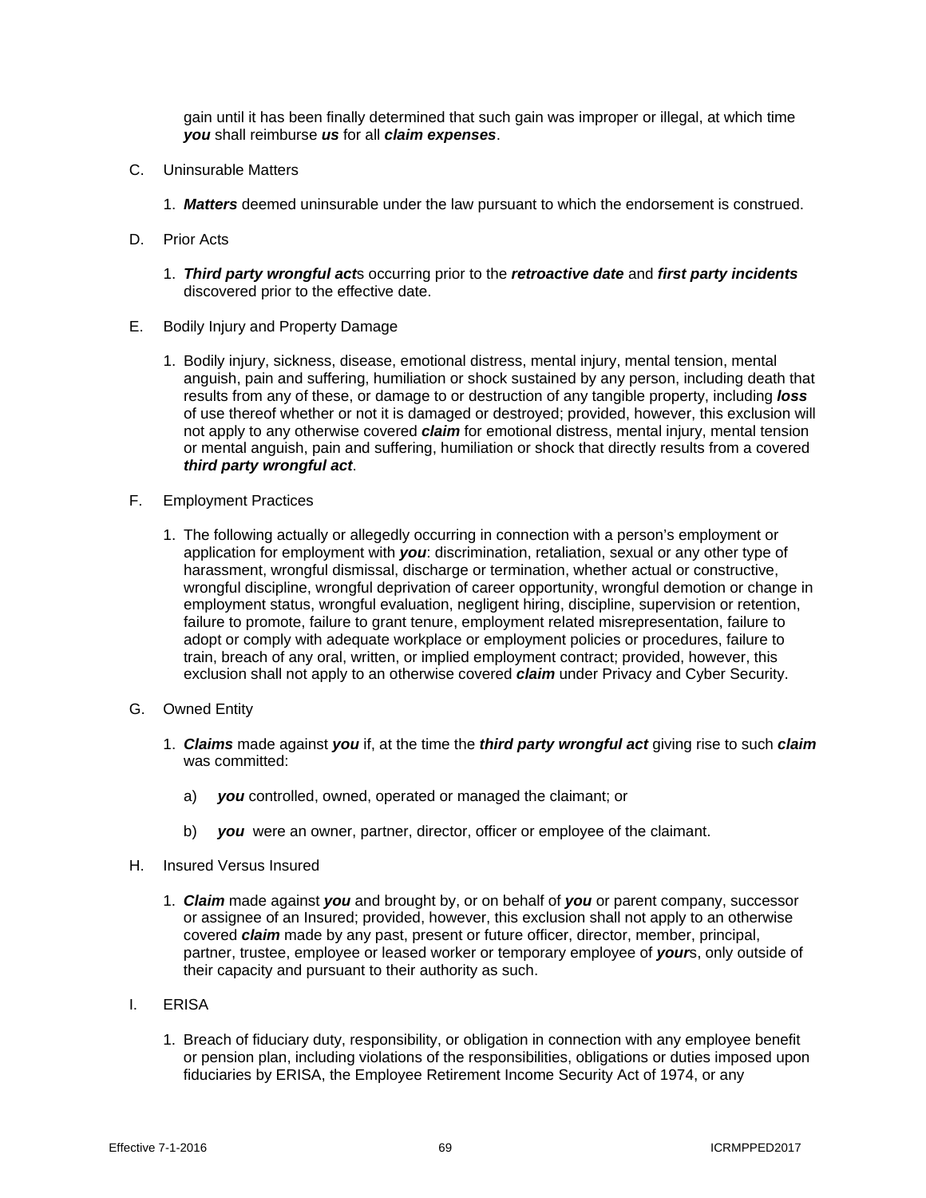gain until it has been finally determined that such gain was improper or illegal, at which time ***you*** shall reimburse ***us*** for all ***claim expenses***.

C. Uninsurable Matters

1. ***Matters*** deemed uninsurable under the law pursuant to which the endorsement is construed.

D. Prior Acts

1. ***Third party wrongful act***s occurring prior to the ***retroactive date*** and ***first party incidents*** discovered prior to the effective date.

E. Bodily Injury and Property Damage

1. Bodily injury, sickness, disease, emotional distress, mental injury, mental tension, mental anguish, pain and suffering, humiliation or shock sustained by any person, including death that results from any of these, or damage to or destruction of any tangible property, including ***loss*** of use thereof whether or not it is damaged or destroyed; provided, however, this exclusion will not apply to any otherwise covered ***claim*** for emotional distress, mental injury, mental tension or mental anguish, pain and suffering, humiliation or shock that directly results from a covered ***third party wrongful act***.

F. Employment Practices

1. The following actually or allegedly occurring in connection with a person's employment or application for employment with ***you***: discrimination, retaliation, sexual or any other type of harassment, wrongful dismissal, discharge or termination, whether actual or constructive, wrongful discipline, wrongful deprivation of career opportunity, wrongful demotion or change in employment status, wrongful evaluation, negligent hiring, discipline, supervision or retention, failure to promote, failure to grant tenure, employment related misrepresentation, failure to adopt or comply with adequate workplace or employment policies or procedures, failure to train, breach of any oral, written, or implied employment contract; provided, however, this exclusion shall not apply to an otherwise covered ***claim*** under Privacy and Cyber Security.

G. Owned Entity

1. ***Claims*** made against ***you*** if, at the time the ***third party wrongful act*** giving rise to such ***claim*** was committed:

   a) ***you*** controlled, owned, operated or managed the claimant; or

   b) ***you*** were an owner, partner, director, officer or employee of the claimant.

H. Insured Versus Insured

1. ***Claim*** made against ***you*** and brought by, or on behalf of ***you*** or parent company, successor or assignee of an Insured; provided, however, this exclusion shall not apply to an otherwise covered ***claim*** made by any past, present or future officer, director, member, principal, partner, trustee, employee or leased worker or temporary employee of ***your***s, only outside of their capacity and pursuant to their authority as such.

I. ERISA

1. Breach of fiduciary duty, responsibility, or obligation in connection with any employee benefit or pension plan, including violations of the responsibilities, obligations or duties imposed upon fiduciaries by ERISA, the Employee Retirement Income Security Act of 1974, or any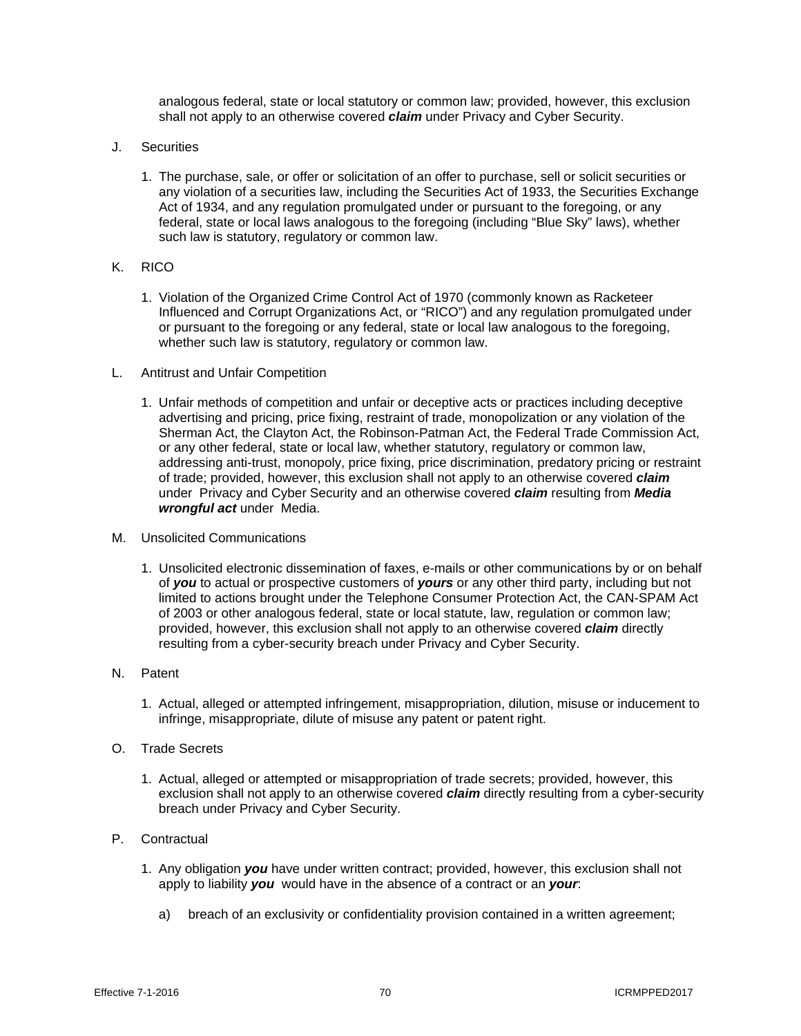analogous federal, state or local statutory or common law; provided, however, this exclusion shall not apply to an otherwise covered ***claim*** under Privacy and Cyber Security.

J. Securities

1. The purchase, sale, or offer or solicitation of an offer to purchase, sell or solicit securities or any violation of a securities law, including the Securities Act of 1933, the Securities Exchange Act of 1934, and any regulation promulgated under or pursuant to the foregoing, or any federal, state or local laws analogous to the foregoing (including "Blue Sky" laws), whether such law is statutory, regulatory or common law.

K. RICO

1. Violation of the Organized Crime Control Act of 1970 (commonly known as Racketeer Influenced and Corrupt Organizations Act, or "RICO") and any regulation promulgated under or pursuant to the foregoing or any federal, state or local law analogous to the foregoing, whether such law is statutory, regulatory or common law.

L. Antitrust and Unfair Competition

1. Unfair methods of competition and unfair or deceptive acts or practices including deceptive advertising and pricing, price fixing, restraint of trade, monopolization or any violation of the Sherman Act, the Clayton Act, the Robinson-Patman Act, the Federal Trade Commission Act, or any other federal, state or local law, whether statutory, regulatory or common law, addressing anti-trust, monopoly, price fixing, price discrimination, predatory pricing or restraint of trade; provided, however, this exclusion shall not apply to an otherwise covered ***claim*** under Privacy and Cyber Security and an otherwise covered ***claim*** resulting from ***Media wrongful act*** under Media.

M. Unsolicited Communications

1. Unsolicited electronic dissemination of faxes, e-mails or other communications by or on behalf of ***you*** to actual or prospective customers of ***yours*** or any other third party, including but not limited to actions brought under the Telephone Consumer Protection Act, the CAN-SPAM Act of 2003 or other analogous federal, state or local statute, law, regulation or common law; provided, however, this exclusion shall not apply to an otherwise covered ***claim*** directly resulting from a cyber-security breach under Privacy and Cyber Security.

N. Patent

1. Actual, alleged or attempted infringement, misappropriation, dilution, misuse or inducement to infringe, misappropriate, dilute of misuse any patent or patent right.

O. Trade Secrets

1. Actual, alleged or attempted or misappropriation of trade secrets; provided, however, this exclusion shall not apply to an otherwise covered ***claim*** directly resulting from a cyber-security breach under Privacy and Cyber Security.

P. Contractual

1. Any obligation ***you*** have under written contract; provided, however, this exclusion shall not apply to liability ***you*** would have in the absence of a contract or an ***your***:

   a) breach of an exclusivity or confidentiality provision contained in a written agreement;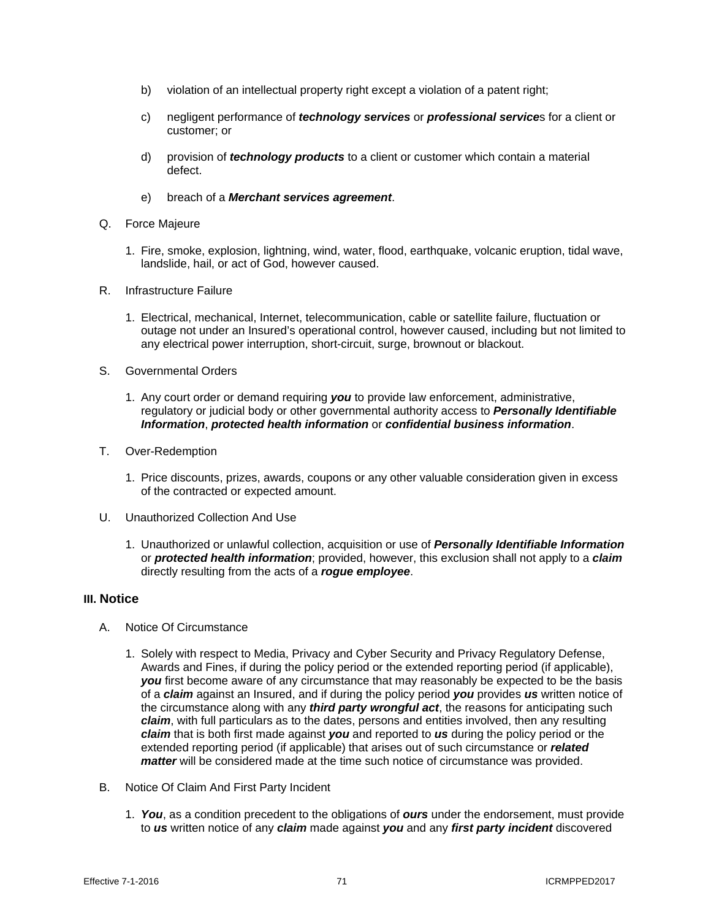b) violation of an intellectual property right except a violation of a patent right;

c) negligent performance of ***technology services*** or ***professional service***s for a client or customer; or

d) provision of ***technology products*** to a client or customer which contain a material defect.

e) breach of a ***Merchant services agreement***.

Q. Force Majeure

1. Fire, smoke, explosion, lightning, wind, water, flood, earthquake, volcanic eruption, tidal wave, landslide, hail, or act of God, however caused.

R. Infrastructure Failure

1. Electrical, mechanical, Internet, telecommunication, cable or satellite failure, fluctuation or outage not under an Insured's operational control, however caused, including but not limited to any electrical power interruption, short-circuit, surge, brownout or blackout.

S. Governmental Orders

1. Any court order or demand requiring ***you*** to provide law enforcement, administrative, regulatory or judicial body or other governmental authority access to ***Personally Identifiable Information***, ***protected health information*** or ***confidential business information***.

T. Over-Redemption

1. Price discounts, prizes, awards, coupons or any other valuable consideration given in excess of the contracted or expected amount.

U. Unauthorized Collection And Use

1. Unauthorized or unlawful collection, acquisition or use of ***Personally Identifiable Information*** or ***protected health information***; provided, however, this exclusion shall not apply to a ***claim*** directly resulting from the acts of a ***rogue employee***.

## III. Notice

A. Notice Of Circumstance

1. Solely with respect to Media, Privacy and Cyber Security and Privacy Regulatory Defense, Awards and Fines, if during the policy period or the extended reporting period (if applicable), ***you*** first become aware of any circumstance that may reasonably be expected to be the basis of a ***claim*** against an Insured, and if during the policy period ***you*** provides ***us*** written notice of the circumstance along with any ***third party wrongful act***, the reasons for anticipating such ***claim***, with full particulars as to the dates, persons and entities involved, then any resulting ***claim*** that is both first made against ***you*** and reported to ***us*** during the policy period or the extended reporting period (if applicable) that arises out of such circumstance or ***related matter*** will be considered made at the time such notice of circumstance was provided.

B. Notice Of Claim And First Party Incident

1. ***You***, as a condition precedent to the obligations of ***ours*** under the endorsement, must provide to ***us*** written notice of any ***claim*** made against ***you*** and any ***first party incident*** discovered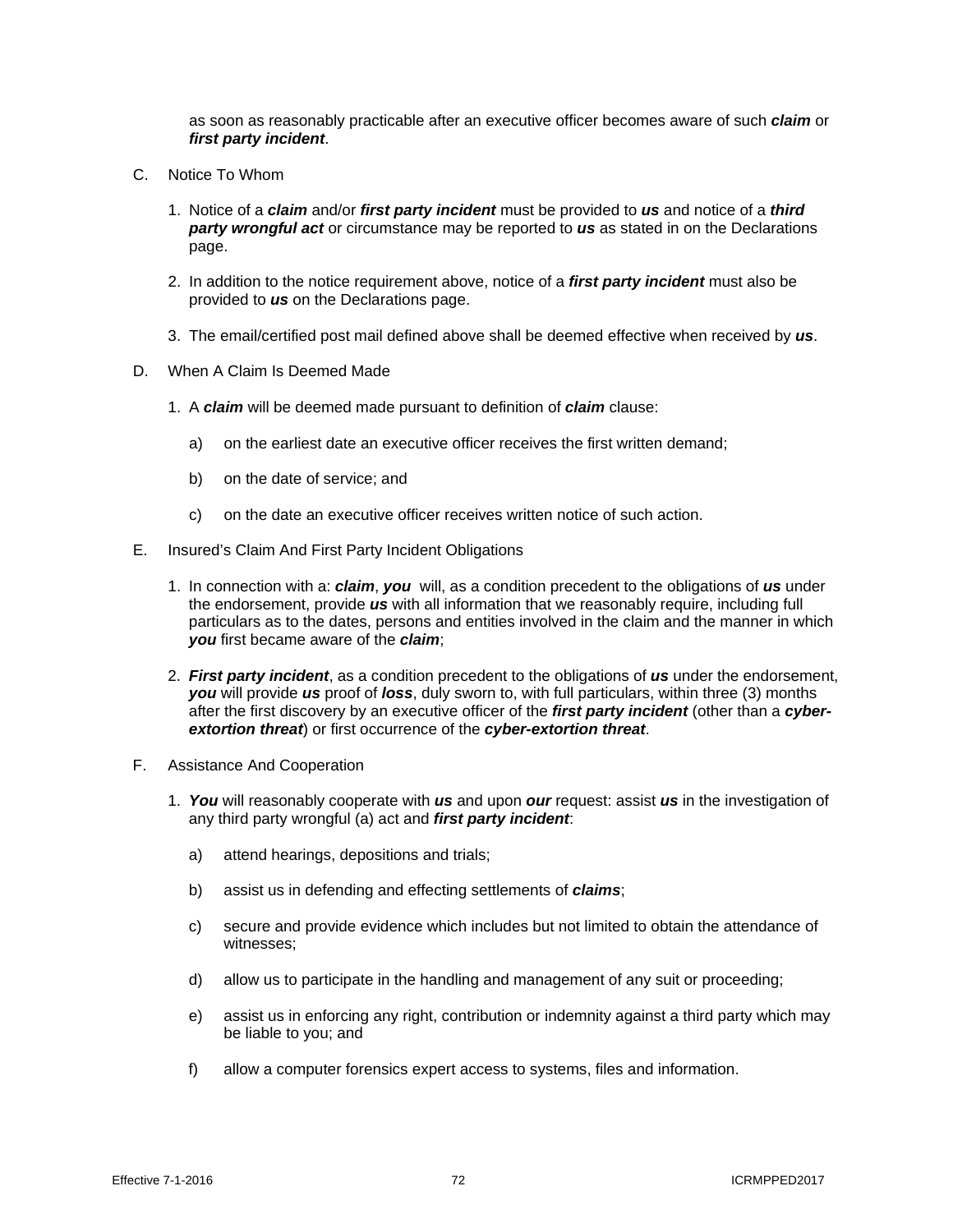as soon as reasonably practicable after an executive officer becomes aware of such ***claim*** or ***first party incident***.

C. Notice To Whom

1. Notice of a ***claim*** and/or ***first party incident*** must be provided to ***us*** and notice of a ***third party wrongful act*** or circumstance may be reported to ***us*** as stated in on the Declarations page.

2. In addition to the notice requirement above, notice of a ***first party incident*** must also be provided to ***us*** on the Declarations page.

3. The email/certified post mail defined above shall be deemed effective when received by ***us***.

D. When A Claim Is Deemed Made

1. A ***claim*** will be deemed made pursuant to definition of ***claim*** clause:

   a) on the earliest date an executive officer receives the first written demand;

   b) on the date of service; and

   c) on the date an executive officer receives written notice of such action.

E. Insured's Claim And First Party Incident Obligations

1. In connection with a: ***claim***, ***you*** will, as a condition precedent to the obligations of ***us*** under the endorsement, provide ***us*** with all information that we reasonably require, including full particulars as to the dates, persons and entities involved in the claim and the manner in which ***you*** first became aware of the ***claim***;

2. ***First party incident***, as a condition precedent to the obligations of ***us*** under the endorsement, ***you*** will provide ***us*** proof of ***loss***, duly sworn to, with full particulars, within three (3) months after the first discovery by an executive officer of the ***first party incident*** (other than a ***cyber-extortion threat***) or first occurrence of the ***cyber-extortion threat***.

F. Assistance And Cooperation

1. ***You*** will reasonably cooperate with ***us*** and upon ***our*** request: assist ***us*** in the investigation of any third party wrongful (a) act and ***first party incident***:

   a) attend hearings, depositions and trials;

   b) assist us in defending and effecting settlements of ***claims***;

   c) secure and provide evidence which includes but not limited to obtain the attendance of witnesses;

   d) allow us to participate in the handling and management of any suit or proceeding;

   e) assist us in enforcing any right, contribution or indemnity against a third party which may be liable to you; and

   f) allow a computer forensics expert access to systems, files and information.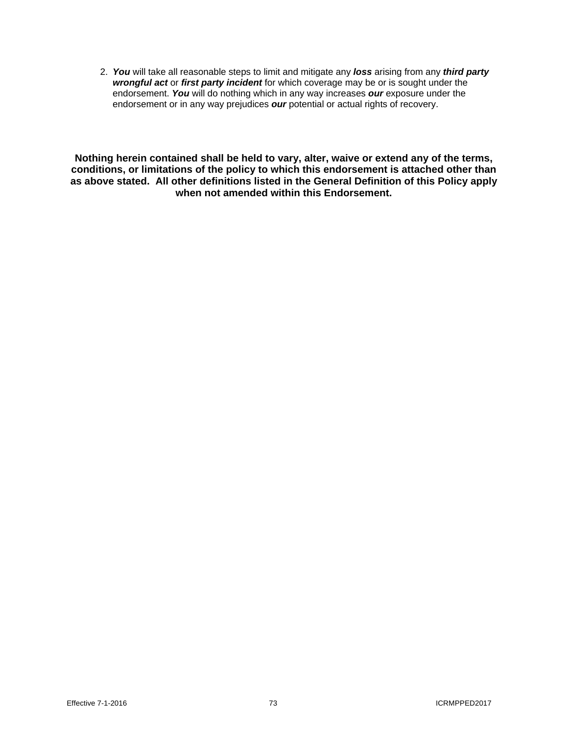2. ***You*** will take all reasonable steps to limit and mitigate any ***loss*** arising from any ***third party wrongful act*** or ***first party incident*** for which coverage may be or is sought under the endorsement. ***You*** will do nothing which in any way increases ***our*** exposure under the endorsement or in any way prejudices ***our*** potential or actual rights of recovery.

**Nothing herein contained shall be held to vary, alter, waive or extend any of the terms, conditions, or limitations of the policy to which this endorsement is attached other than as above stated. All other definitions listed in the General Definition of this Policy apply when not amended within this Endorsement.**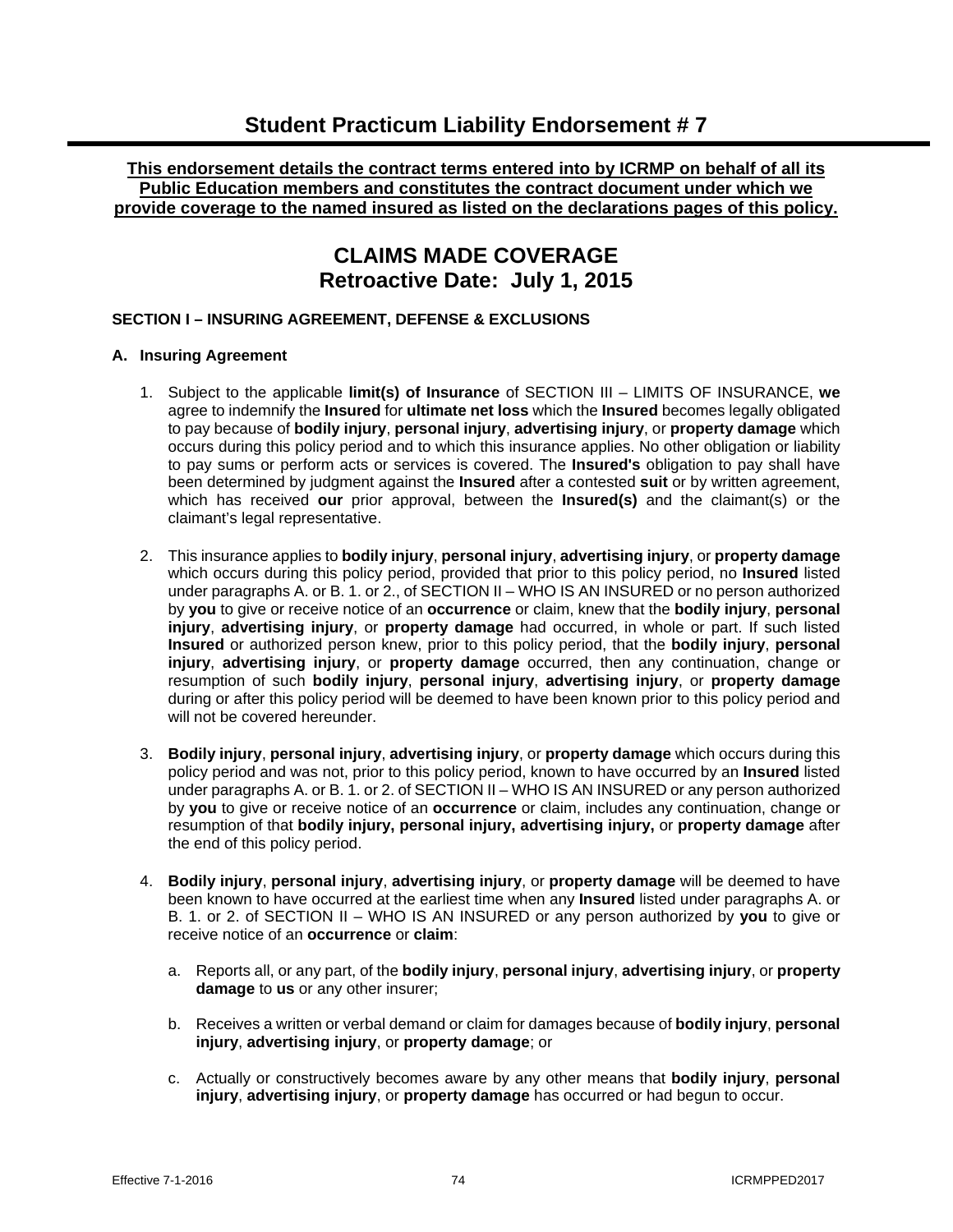# Student Practicum Liability Endorsement # 7

**This endorsement details the contract terms entered into by ICRMP on behalf of all its Public Education members and constitutes the contract document under which we provide coverage to the named insured as listed on the declarations pages of this policy.**

## CLAIMS MADE COVERAGE
## Retroactive Date: July 1, 2015

### SECTION I – INSURING AGREEMENT, DEFENSE & EXCLUSIONS

#### A. Insuring Agreement

1. Subject to the applicable **limit(s) of Insurance** of SECTION III – LIMITS OF INSURANCE, **we** agree to indemnify the **Insured** for **ultimate net loss** which the **Insured** becomes legally obligated to pay because of **bodily injury**, **personal injury**, **advertising injury**, or **property damage** which occurs during this policy period and to which this insurance applies. No other obligation or liability to pay sums or perform acts or services is covered. The **Insured's** obligation to pay shall have been determined by judgment against the **Insured** after a contested **suit** or by written agreement, which has received **our** prior approval, between the **Insured(s)** and the claimant(s) or the claimant's legal representative.

2. This insurance applies to **bodily injury**, **personal injury**, **advertising injury**, or **property damage** which occurs during this policy period, provided that prior to this policy period, no **Insured** listed under paragraphs A. or B. 1. or 2., of SECTION II – WHO IS AN INSURED or no person authorized by **you** to give or receive notice of an **occurrence** or claim, knew that the **bodily injury**, **personal injury**, **advertising injury**, or **property damage** had occurred, in whole or part. If such listed **Insured** or authorized person knew, prior to this policy period, that the **bodily injury**, **personal injury**, **advertising injury**, or **property damage** occurred, then any continuation, change or resumption of such **bodily injury**, **personal injury**, **advertising injury**, or **property damage** during or after this policy period will be deemed to have been known prior to this policy period and will not be covered hereunder.

3. **Bodily injury**, **personal injury**, **advertising injury**, or **property damage** which occurs during this policy period and was not, prior to this policy period, known to have occurred by an **Insured** listed under paragraphs A. or B. 1. or 2. of SECTION II – WHO IS AN INSURED or any person authorized by **you** to give or receive notice of an **occurrence** or claim, includes any continuation, change or resumption of that **bodily injury, personal injury, advertising injury,** or **property damage** after the end of this policy period.

4. **Bodily injury**, **personal injury**, **advertising injury**, or **property damage** will be deemed to have been known to have occurred at the earliest time when any **Insured** listed under paragraphs A. or B. 1. or 2. of SECTION II – WHO IS AN INSURED or any person authorized by **you** to give or receive notice of an **occurrence** or **claim**:

   a. Reports all, or any part, of the **bodily injury**, **personal injury**, **advertising injury**, or **property damage** to **us** or any other insurer;

   b. Receives a written or verbal demand or claim for damages because of **bodily injury**, **personal injury**, **advertising injury**, or **property damage**; or

   c. Actually or constructively becomes aware by any other means that **bodily injury**, **personal injury**, **advertising injury**, or **property damage** has occurred or had begun to occur.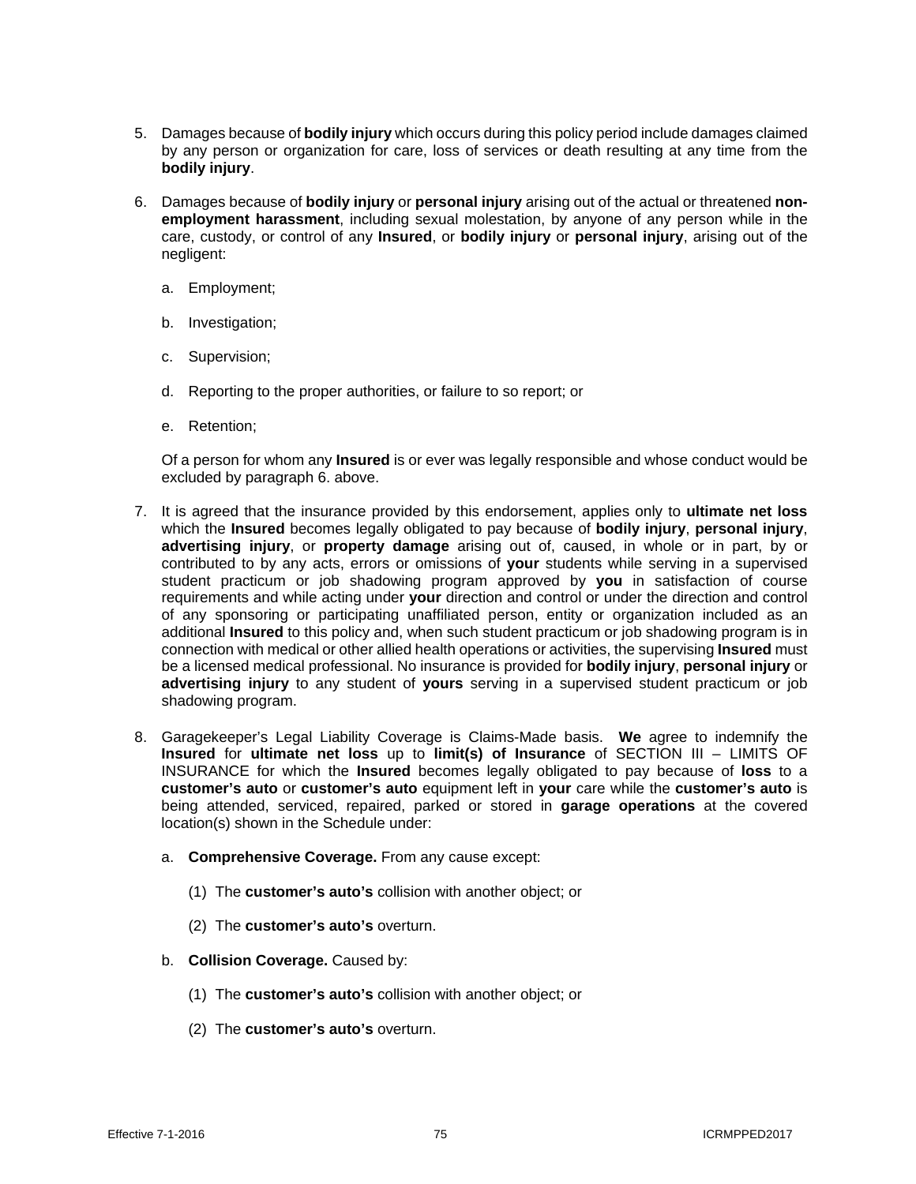5. Damages because of **bodily injury** which occurs during this policy period include damages claimed by any person or organization for care, loss of services or death resulting at any time from the **bodily injury**.

6. Damages because of **bodily injury** or **personal injury** arising out of the actual or threatened **non-employment harassment**, including sexual molestation, by anyone of any person while in the care, custody, or control of any **Insured**, or **bodily injury** or **personal injury**, arising out of the negligent:

   a. Employment;

   b. Investigation;

   c. Supervision;

   d. Reporting to the proper authorities, or failure to so report; or

   e. Retention;

   Of a person for whom any **Insured** is or ever was legally responsible and whose conduct would be excluded by paragraph 6. above.

7. It is agreed that the insurance provided by this endorsement, applies only to **ultimate net loss** which the **Insured** becomes legally obligated to pay because of **bodily injury**, **personal injury**, **advertising injury**, or **property damage** arising out of, caused, in whole or in part, by or contributed to by any acts, errors or omissions of **your** students while serving in a supervised student practicum or job shadowing program approved by **you** in satisfaction of course requirements and while acting under **your** direction and control or under the direction and control of any sponsoring or participating unaffiliated person, entity or organization included as an additional **Insured** to this policy and, when such student practicum or job shadowing program is in connection with medical or other allied health operations or activities, the supervising **Insured** must be a licensed medical professional. No insurance is provided for **bodily injury**, **personal injury** or **advertising injury** to any student of **yours** serving in a supervised student practicum or job shadowing program.

8. Garagekeeper's Legal Liability Coverage is Claims-Made basis. **We** agree to indemnify the **Insured** for **ultimate net loss** up to **limit(s) of Insurance** of SECTION III – LIMITS OF INSURANCE for which the **Insured** becomes legally obligated to pay because of **loss** to a **customer's auto** or **customer's auto** equipment left in **your** care while the **customer's auto** is being attended, serviced, repaired, parked or stored in **garage operations** at the covered location(s) shown in the Schedule under:

   a. **Comprehensive Coverage.** From any cause except:

      (1) The **customer's auto's** collision with another object; or

      (2) The **customer's auto's** overturn.

   b. **Collision Coverage.** Caused by:

      (1) The **customer's auto's** collision with another object; or

      (2) The **customer's auto's** overturn.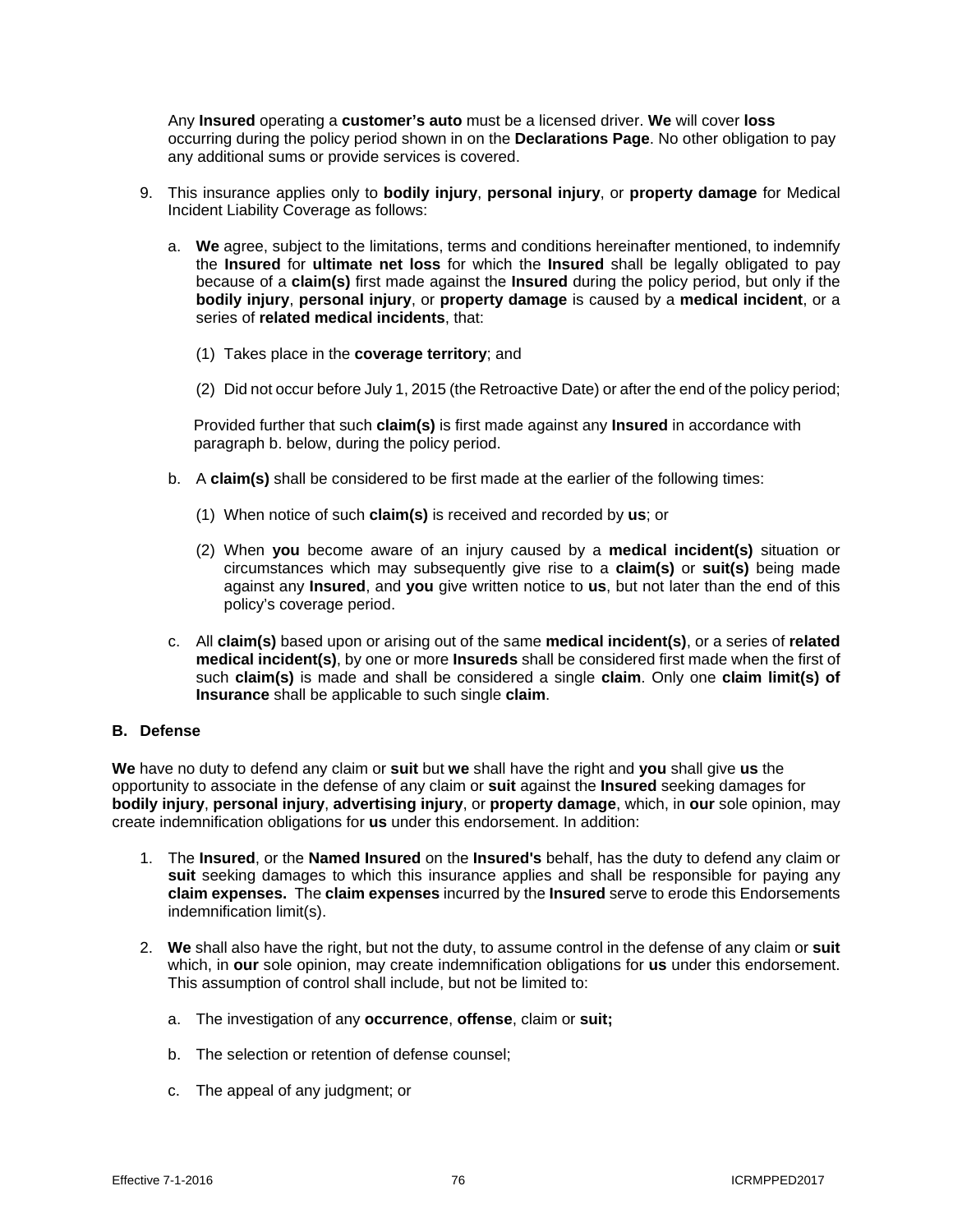Any **Insured** operating a **customer's auto** must be a licensed driver. **We** will cover **loss** occurring during the policy period shown in on the **Declarations Page**. No other obligation to pay any additional sums or provide services is covered.

9. This insurance applies only to **bodily injury**, **personal injury**, or **property damage** for Medical Incident Liability Coverage as follows:

   a. **We** agree, subject to the limitations, terms and conditions hereinafter mentioned, to indemnify the **Insured** for **ultimate net loss** for which the **Insured** shall be legally obligated to pay because of a **claim(s)** first made against the **Insured** during the policy period, but only if the **bodily injury**, **personal injury**, or **property damage** is caused by a **medical incident**, or a series of **related medical incidents**, that:

      (1) Takes place in the **coverage territory**; and

      (2) Did not occur before July 1, 2015 (the Retroactive Date) or after the end of the policy period;

      Provided further that such **claim(s)** is first made against any **Insured** in accordance with paragraph b. below, during the policy period.

   b. A **claim(s)** shall be considered to be first made at the earlier of the following times:

      (1) When notice of such **claim(s)** is received and recorded by **us**; or

      (2) When **you** become aware of an injury caused by a **medical incident(s)** situation or circumstances which may subsequently give rise to a **claim(s)** or **suit(s)** being made against any **Insured**, and **you** give written notice to **us**, but not later than the end of this policy's coverage period.

   c. All **claim(s)** based upon or arising out of the same **medical incident(s)**, or a series of **related medical incident(s)**, by one or more **Insureds** shall be considered first made when the first of such **claim(s)** is made and shall be considered a single **claim**. Only one **claim limit(s) of Insurance** shall be applicable to such single **claim**.

## B. Defense

**We** have no duty to defend any claim or **suit** but **we** shall have the right and **you** shall give **us** the opportunity to associate in the defense of any claim or **suit** against the **Insured** seeking damages for **bodily injury**, **personal injury**, **advertising injury**, or **property damage**, which, in **our** sole opinion, may create indemnification obligations for **us** under this endorsement. In addition:

1. The **Insured**, or the **Named Insured** on the **Insured's** behalf, has the duty to defend any claim or **suit** seeking damages to which this insurance applies and shall be responsible for paying any **claim expenses.** The **claim expenses** incurred by the **Insured** serve to erode this Endorsements indemnification limit(s).

2. **We** shall also have the right, but not the duty, to assume control in the defense of any claim or **suit** which, in **our** sole opinion, may create indemnification obligations for **us** under this endorsement. This assumption of control shall include, but not be limited to:

   a. The investigation of any **occurrence**, **offense**, claim or **suit;**

   b. The selection or retention of defense counsel;

   c. The appeal of any judgment; or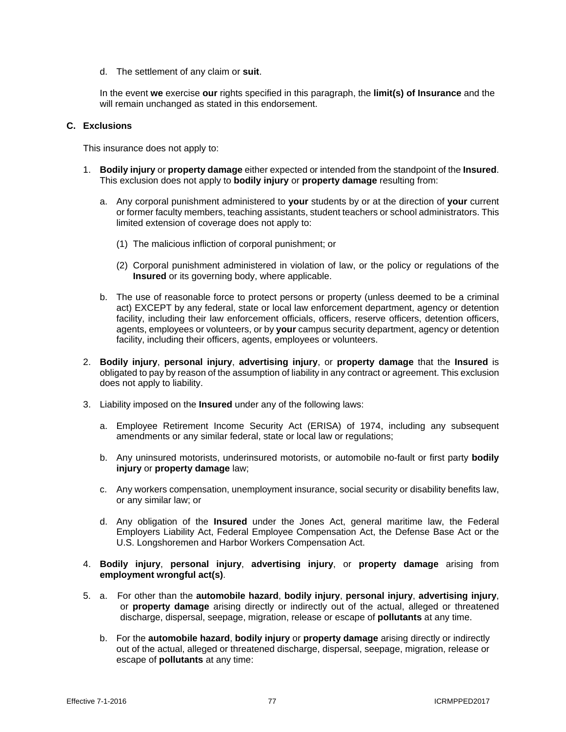d. The settlement of any claim or **suit**.

In the event **we** exercise **our** rights specified in this paragraph, the **limit(s) of Insurance** and the will remain unchanged as stated in this endorsement.

**C. Exclusions**

This insurance does not apply to:

1. **Bodily injury** or **property damage** either expected or intended from the standpoint of the **Insured**. This exclusion does not apply to **bodily injury** or **property damage** resulting from:

   a. Any corporal punishment administered to **your** students by or at the direction of **your** current or former faculty members, teaching assistants, student teachers or school administrators. This limited extension of coverage does not apply to:

      (1) The malicious infliction of corporal punishment; or

      (2) Corporal punishment administered in violation of law, or the policy or regulations of the **Insured** or its governing body, where applicable.

   b. The use of reasonable force to protect persons or property (unless deemed to be a criminal act) EXCEPT by any federal, state or local law enforcement department, agency or detention facility, including their law enforcement officials, officers, reserve officers, detention officers, agents, employees or volunteers, or by **your** campus security department, agency or detention facility, including their officers, agents, employees or volunteers.

2. **Bodily injury**, **personal injury**, **advertising injury**, or **property damage** that the **Insured** is obligated to pay by reason of the assumption of liability in any contract or agreement. This exclusion does not apply to liability.

3. Liability imposed on the **Insured** under any of the following laws:

   a. Employee Retirement Income Security Act (ERISA) of 1974, including any subsequent amendments or any similar federal, state or local law or regulations;

   b. Any uninsured motorists, underinsured motorists, or automobile no-fault or first party **bodily injury** or **property damage** law;

   c. Any workers compensation, unemployment insurance, social security or disability benefits law, or any similar law; or

   d. Any obligation of the **Insured** under the Jones Act, general maritime law, the Federal Employers Liability Act, Federal Employee Compensation Act, the Defense Base Act or the U.S. Longshoremen and Harbor Workers Compensation Act.

4. **Bodily injury**, **personal injury**, **advertising injury**, or **property damage** arising from **employment wrongful act(s)**.

5. a. For other than the **automobile hazard**, **bodily injury**, **personal injury**, **advertising injury**, or **property damage** arising directly or indirectly out of the actual, alleged or threatened discharge, dispersal, seepage, migration, release or escape of **pollutants** at any time.

   b. For the **automobile hazard**, **bodily injury** or **property damage** arising directly or indirectly out of the actual, alleged or threatened discharge, dispersal, seepage, migration, release or escape of **pollutants** at any time: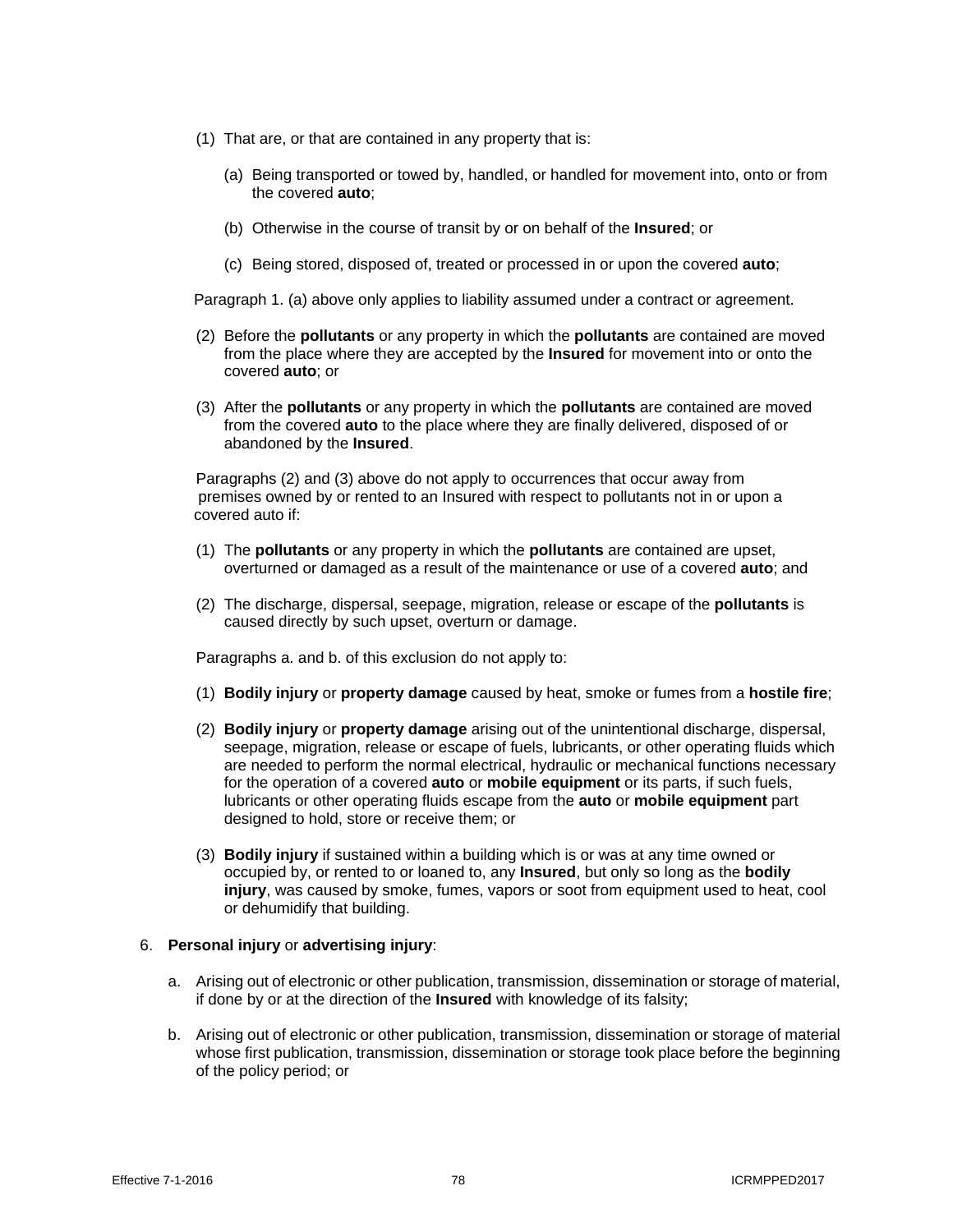(1) That are, or that are contained in any property that is:

(a) Being transported or towed by, handled, or handled for movement into, onto or from the covered **auto**;

(b) Otherwise in the course of transit by or on behalf of the **Insured**; or

(c) Being stored, disposed of, treated or processed in or upon the covered **auto**;

Paragraph 1. (a) above only applies to liability assumed under a contract or agreement.

(2) Before the **pollutants** or any property in which the **pollutants** are contained are moved from the place where they are accepted by the **Insured** for movement into or onto the covered **auto**; or

(3) After the **pollutants** or any property in which the **pollutants** are contained are moved from the covered **auto** to the place where they are finally delivered, disposed of or abandoned by the **Insured**.

Paragraphs (2) and (3) above do not apply to occurrences that occur away from premises owned by or rented to an Insured with respect to pollutants not in or upon a covered auto if:

(1) The **pollutants** or any property in which the **pollutants** are contained are upset, overturned or damaged as a result of the maintenance or use of a covered **auto**; and

(2) The discharge, dispersal, seepage, migration, release or escape of the **pollutants** is caused directly by such upset, overturn or damage.

Paragraphs a. and b. of this exclusion do not apply to:

(1) **Bodily injury** or **property damage** caused by heat, smoke or fumes from a **hostile fire**;

(2) **Bodily injury** or **property damage** arising out of the unintentional discharge, dispersal, seepage, migration, release or escape of fuels, lubricants, or other operating fluids which are needed to perform the normal electrical, hydraulic or mechanical functions necessary for the operation of a covered **auto** or **mobile equipment** or its parts, if such fuels, lubricants or other operating fluids escape from the **auto** or **mobile equipment** part designed to hold, store or receive them; or

(3) **Bodily injury** if sustained within a building which is or was at any time owned or occupied by, or rented to or loaned to, any **Insured**, but only so long as the **bodily injury**, was caused by smoke, fumes, vapors or soot from equipment used to heat, cool or dehumidify that building.

6. **Personal injury** or **advertising injury**:

   a. Arising out of electronic or other publication, transmission, dissemination or storage of material, if done by or at the direction of the **Insured** with knowledge of its falsity;

   b. Arising out of electronic or other publication, transmission, dissemination or storage of material whose first publication, transmission, dissemination or storage took place before the beginning of the policy period; or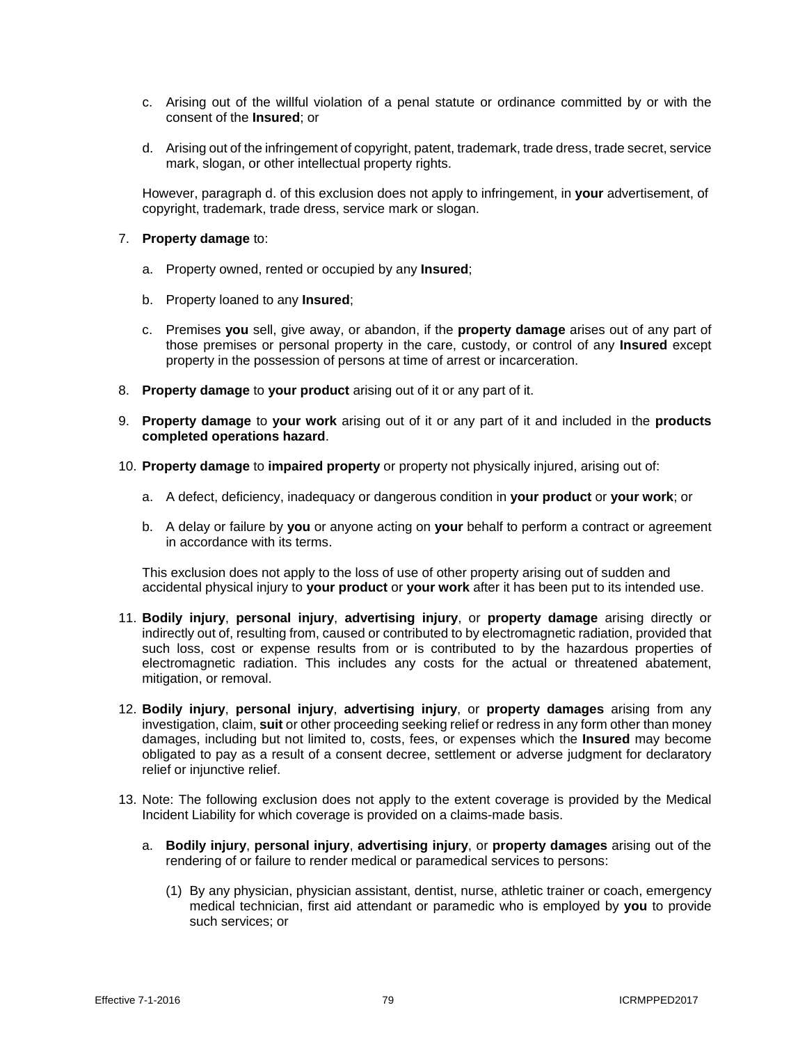c. Arising out of the willful violation of a penal statute or ordinance committed by or with the consent of the **Insured**; or

d. Arising out of the infringement of copyright, patent, trademark, trade dress, trade secret, service mark, slogan, or other intellectual property rights.

However, paragraph d. of this exclusion does not apply to infringement, in **your** advertisement, of copyright, trademark, trade dress, service mark or slogan.

7. **Property damage** to:

   a. Property owned, rented or occupied by any **Insured**;

   b. Property loaned to any **Insured**;

   c. Premises **you** sell, give away, or abandon, if the **property damage** arises out of any part of those premises or personal property in the care, custody, or control of any **Insured** except property in the possession of persons at time of arrest or incarceration.

8. **Property damage** to **your product** arising out of it or any part of it.

9. **Property damage** to **your work** arising out of it or any part of it and included in the **products completed operations hazard**.

10. **Property damage** to **impaired property** or property not physically injured, arising out of:

    a. A defect, deficiency, inadequacy or dangerous condition in **your product** or **your work**; or

    b. A delay or failure by **you** or anyone acting on **your** behalf to perform a contract or agreement in accordance with its terms.

    This exclusion does not apply to the loss of use of other property arising out of sudden and accidental physical injury to **your product** or **your work** after it has been put to its intended use.

11. **Bodily injury**, **personal injury**, **advertising injury**, or **property damage** arising directly or indirectly out of, resulting from, caused or contributed to by electromagnetic radiation, provided that such loss, cost or expense results from or is contributed to by the hazardous properties of electromagnetic radiation. This includes any costs for the actual or threatened abatement, mitigation, or removal.

12. **Bodily injury**, **personal injury**, **advertising injury**, or **property damages** arising from any investigation, claim, **suit** or other proceeding seeking relief or redress in any form other than money damages, including but not limited to, costs, fees, or expenses which the **Insured** may become obligated to pay as a result of a consent decree, settlement or adverse judgment for declaratory relief or injunctive relief.

13. Note: The following exclusion does not apply to the extent coverage is provided by the Medical Incident Liability for which coverage is provided on a claims-made basis.

    a. **Bodily injury**, **personal injury**, **advertising injury**, or **property damages** arising out of the rendering of or failure to render medical or paramedical services to persons:

       (1) By any physician, physician assistant, dentist, nurse, athletic trainer or coach, emergency medical technician, first aid attendant or paramedic who is employed by **you** to provide such services; or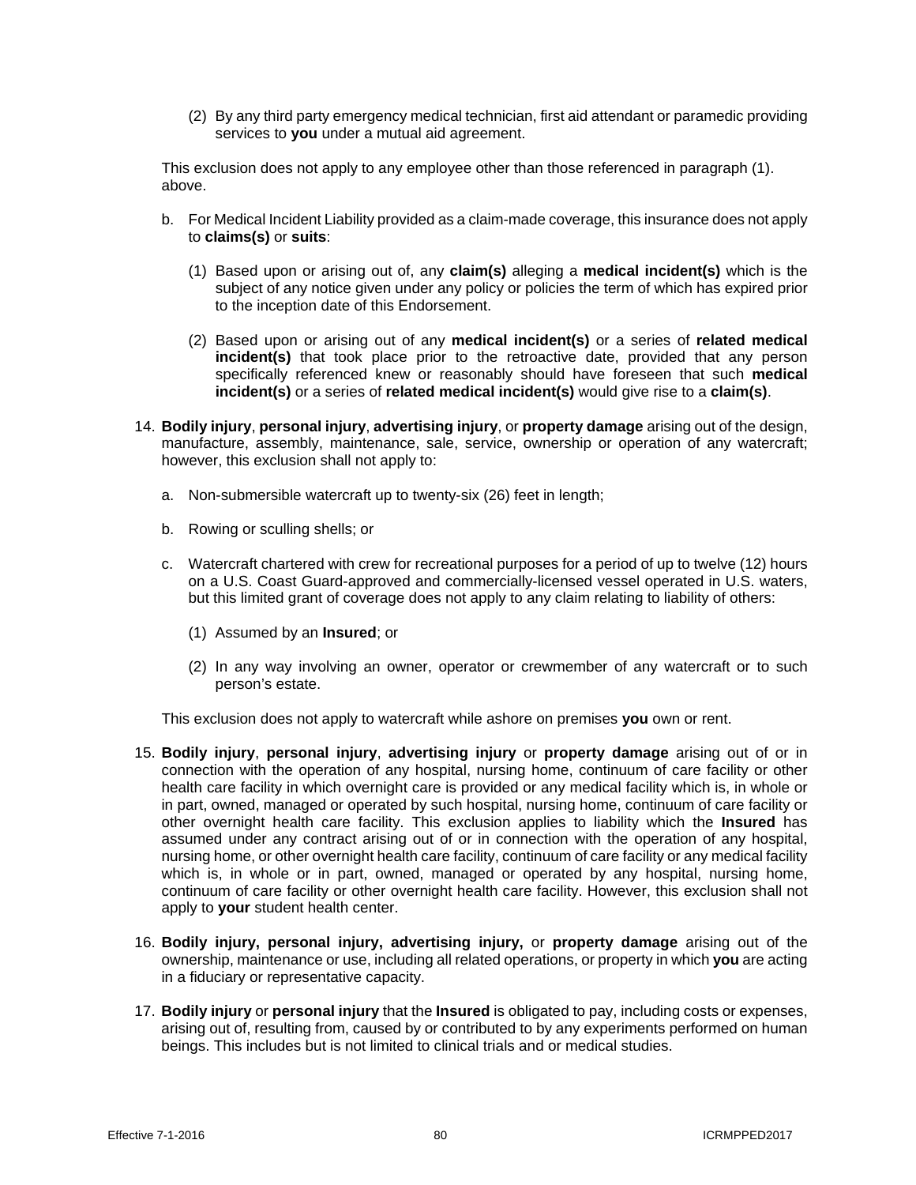(2) By any third party emergency medical technician, first aid attendant or paramedic providing services to **you** under a mutual aid agreement.

This exclusion does not apply to any employee other than those referenced in paragraph (1). above.

b. For Medical Incident Liability provided as a claim-made coverage, this insurance does not apply to **claims(s)** or **suits**:

(1) Based upon or arising out of, any **claim(s)** alleging a **medical incident(s)** which is the subject of any notice given under any policy or policies the term of which has expired prior to the inception date of this Endorsement.

(2) Based upon or arising out of any **medical incident(s)** or a series of **related medical incident(s)** that took place prior to the retroactive date, provided that any person specifically referenced knew or reasonably should have foreseen that such **medical incident(s)** or a series of **related medical incident(s)** would give rise to a **claim(s)**.

14. **Bodily injury**, **personal injury**, **advertising injury**, or **property damage** arising out of the design, manufacture, assembly, maintenance, sale, service, ownership or operation of any watercraft; however, this exclusion shall not apply to:

a. Non-submersible watercraft up to twenty-six (26) feet in length;

b. Rowing or sculling shells; or

c. Watercraft chartered with crew for recreational purposes for a period of up to twelve (12) hours on a U.S. Coast Guard-approved and commercially-licensed vessel operated in U.S. waters, but this limited grant of coverage does not apply to any claim relating to liability of others:

(1) Assumed by an **Insured**; or

(2) In any way involving an owner, operator or crewmember of any watercraft or to such person's estate.

This exclusion does not apply to watercraft while ashore on premises **you** own or rent.

15. **Bodily injury**, **personal injury**, **advertising injury** or **property damage** arising out of or in connection with the operation of any hospital, nursing home, continuum of care facility or other health care facility in which overnight care is provided or any medical facility which is, in whole or in part, owned, managed or operated by such hospital, nursing home, continuum of care facility or other overnight health care facility. This exclusion applies to liability which the **Insured** has assumed under any contract arising out of or in connection with the operation of any hospital, nursing home, or other overnight health care facility, continuum of care facility or any medical facility which is, in whole or in part, owned, managed or operated by any hospital, nursing home, continuum of care facility or other overnight health care facility. However, this exclusion shall not apply to **your** student health center.

16. **Bodily injury, personal injury, advertising injury,** or **property damage** arising out of the ownership, maintenance or use, including all related operations, or property in which **you** are acting in a fiduciary or representative capacity.

17. **Bodily injury** or **personal injury** that the **Insured** is obligated to pay, including costs or expenses, arising out of, resulting from, caused by or contributed to by any experiments performed on human beings. This includes but is not limited to clinical trials and or medical studies.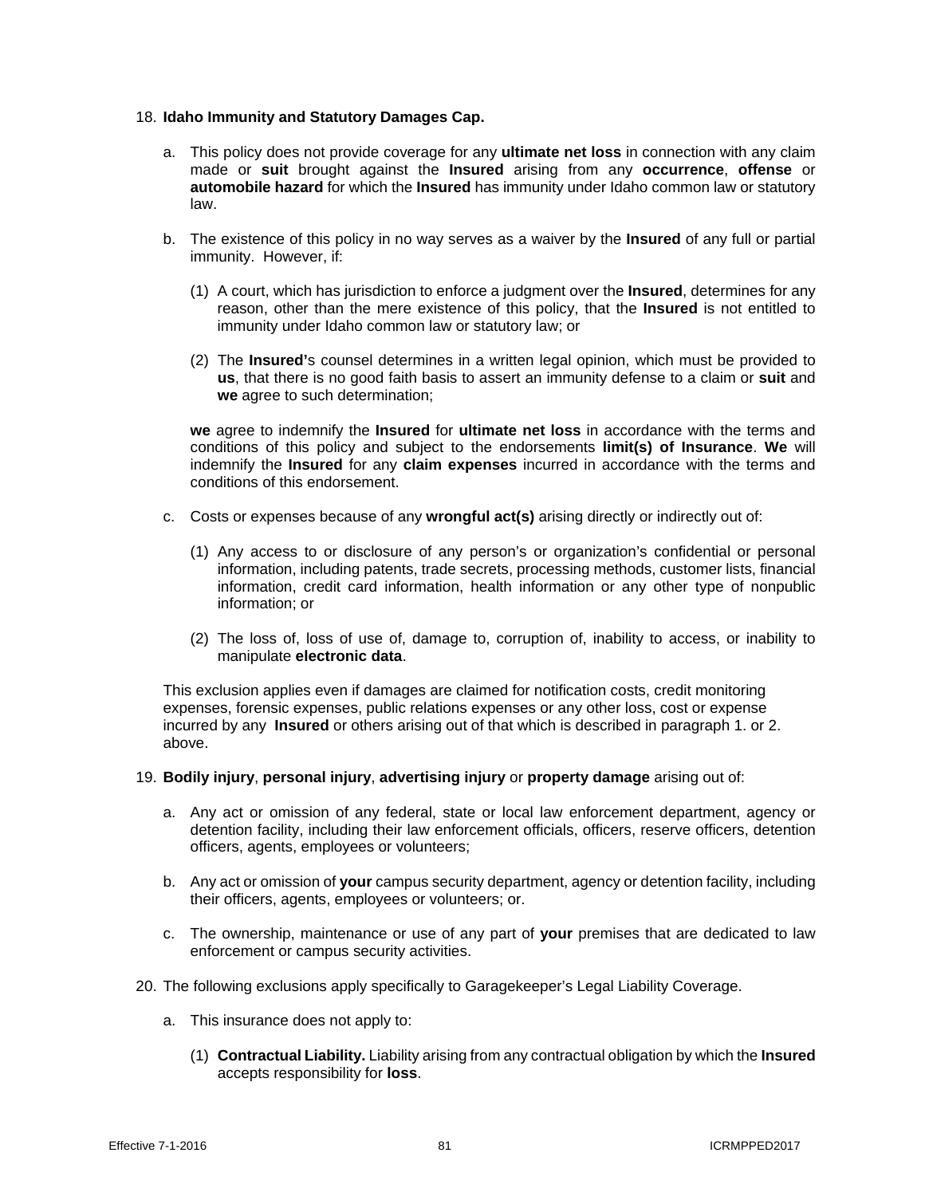18. **Idaho Immunity and Statutory Damages Cap.**

    a. This policy does not provide coverage for any **ultimate net loss** in connection with any claim made or **suit** brought against the **Insured** arising from any **occurrence**, **offense** or **automobile hazard** for which the **Insured** has immunity under Idaho common law or statutory law.

    b. The existence of this policy in no way serves as a waiver by the **Insured** of any full or partial immunity. However, if:

       (1) A court, which has jurisdiction to enforce a judgment over the **Insured**, determines for any reason, other than the mere existence of this policy, that the **Insured** is not entitled to immunity under Idaho common law or statutory law; or

       (2) The **Insured'**s counsel determines in a written legal opinion, which must be provided to **us**, that there is no good faith basis to assert an immunity defense to a claim or **suit** and **we** agree to such determination;

    **we** agree to indemnify the **Insured** for **ultimate net loss** in accordance with the terms and conditions of this policy and subject to the endorsements **limit(s) of Insurance**. **We** will indemnify the **Insured** for any **claim expenses** incurred in accordance with the terms and conditions of this endorsement.

    c. Costs or expenses because of any **wrongful act(s)** arising directly or indirectly out of:

       (1) Any access to or disclosure of any person's or organization's confidential or personal information, including patents, trade secrets, processing methods, customer lists, financial information, credit card information, health information or any other type of nonpublic information; or

       (2) The loss of, loss of use of, damage to, corruption of, inability to access, or inability to manipulate **electronic data**.

    This exclusion applies even if damages are claimed for notification costs, credit monitoring expenses, forensic expenses, public relations expenses or any other loss, cost or expense incurred by any **Insured** or others arising out of that which is described in paragraph 1. or 2. above.

19. **Bodily injury**, **personal injury**, **advertising injury** or **property damage** arising out of:

    a. Any act or omission of any federal, state or local law enforcement department, agency or detention facility, including their law enforcement officials, officers, reserve officers, detention officers, agents, employees or volunteers;

    b. Any act or omission of **your** campus security department, agency or detention facility, including their officers, agents, employees or volunteers; or.

    c. The ownership, maintenance or use of any part of **your** premises that are dedicated to law enforcement or campus security activities.

20. The following exclusions apply specifically to Garagekeeper's Legal Liability Coverage.

    a. This insurance does not apply to:

       (1) **Contractual Liability.** Liability arising from any contractual obligation by which the **Insured** accepts responsibility for **loss**.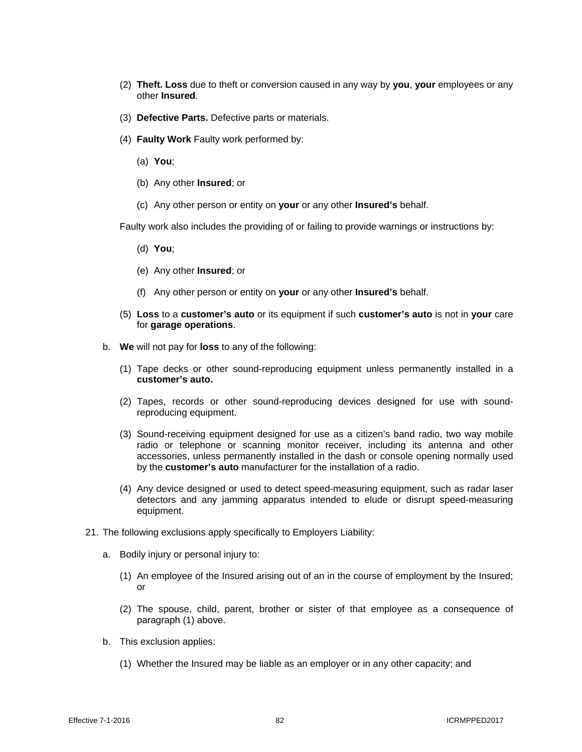(2) **Theft. Loss** due to theft or conversion caused in any way by **you**, **your** employees or any other **Insured**.

(3) **Defective Parts.** Defective parts or materials.

(4) **Faulty Work** Faulty work performed by:

(a) **You**;

(b) Any other **Insured**; or

(c) Any other person or entity on **your** or any other **Insured's** behalf.

Faulty work also includes the providing of or failing to provide warnings or instructions by:

(d) **You**;

(e) Any other **Insured**; or

(f) Any other person or entity on **your** or any other **Insured's** behalf.

(5) **Loss** to a **customer's auto** or its equipment if such **customer's auto** is not in **your** care for **garage operations**.

b. **We** will not pay for **loss** to any of the following:

(1) Tape decks or other sound-reproducing equipment unless permanently installed in a **customer's auto.**

(2) Tapes, records or other sound-reproducing devices designed for use with sound-reproducing equipment.

(3) Sound-receiving equipment designed for use as a citizen's band radio, two way mobile radio or telephone or scanning monitor receiver, including its antenna and other accessories, unless permanently installed in the dash or console opening normally used by the **customer's auto** manufacturer for the installation of a radio.

(4) Any device designed or used to detect speed-measuring equipment, such as radar laser detectors and any jamming apparatus intended to elude or disrupt speed-measuring equipment.

21. The following exclusions apply specifically to Employers Liability:

a. Bodily injury or personal injury to:

(1) An employee of the Insured arising out of an in the course of employment by the Insured; or

(2) The spouse, child, parent, brother or sister of that employee as a consequence of paragraph (1) above.

b. This exclusion applies:

(1) Whether the Insured may be liable as an employer or in any other capacity; and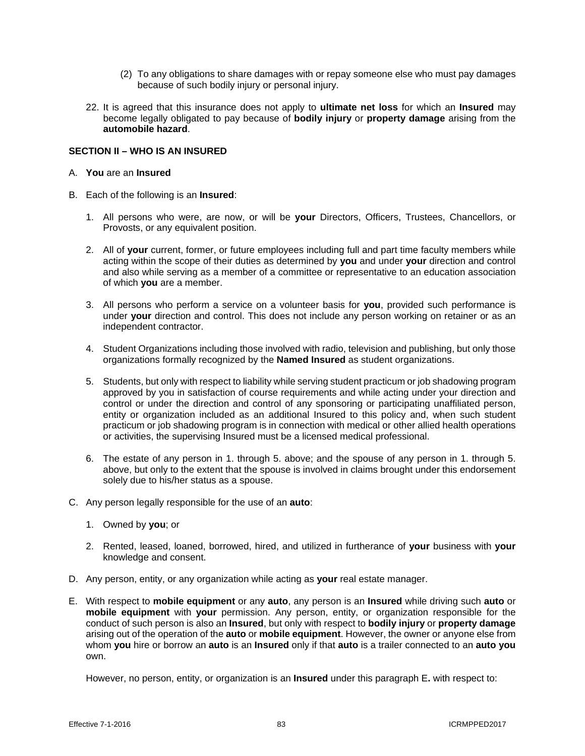(2) To any obligations to share damages with or repay someone else who must pay damages because of such bodily injury or personal injury.

22. It is agreed that this insurance does not apply to **ultimate net loss** for which an **Insured** may become legally obligated to pay because of **bodily injury** or **property damage** arising from the **automobile hazard**.

**SECTION II – WHO IS AN INSURED**

A. **You** are an **Insured**

B. Each of the following is an **Insured**:

   1. All persons who were, are now, or will be **your** Directors, Officers, Trustees, Chancellors, or Provosts, or any equivalent position.

   2. All of **your** current, former, or future employees including full and part time faculty members while acting within the scope of their duties as determined by **you** and under **your** direction and control and also while serving as a member of a committee or representative to an education association of which **you** are a member.

   3. All persons who perform a service on a volunteer basis for **you**, provided such performance is under **your** direction and control. This does not include any person working on retainer or as an independent contractor.

   4. Student Organizations including those involved with radio, television and publishing, but only those organizations formally recognized by the **Named Insured** as student organizations.

   5. Students, but only with respect to liability while serving student practicum or job shadowing program approved by you in satisfaction of course requirements and while acting under your direction and control or under the direction and control of any sponsoring or participating unaffiliated person, entity or organization included as an additional Insured to this policy and, when such student practicum or job shadowing program is in connection with medical or other allied health operations or activities, the supervising Insured must be a licensed medical professional.

   6. The estate of any person in 1. through 5. above; and the spouse of any person in 1. through 5. above, but only to the extent that the spouse is involved in claims brought under this endorsement solely due to his/her status as a spouse.

C. Any person legally responsible for the use of an **auto**:

   1. Owned by **you**; or

   2. Rented, leased, loaned, borrowed, hired, and utilized in furtherance of **your** business with **your** knowledge and consent.

D. Any person, entity, or any organization while acting as **your** real estate manager.

E. With respect to **mobile equipment** or any **auto**, any person is an **Insured** while driving such **auto** or **mobile equipment** with **your** permission. Any person, entity, or organization responsible for the conduct of such person is also an **Insured**, but only with respect to **bodily injury** or **property damage** arising out of the operation of the **auto** or **mobile equipment**. However, the owner or anyone else from whom **you** hire or borrow an **auto** is an **Insured** only if that **auto** is a trailer connected to an **auto you** own.

   However, no person, entity, or organization is an **Insured** under this paragraph E**.** with respect to: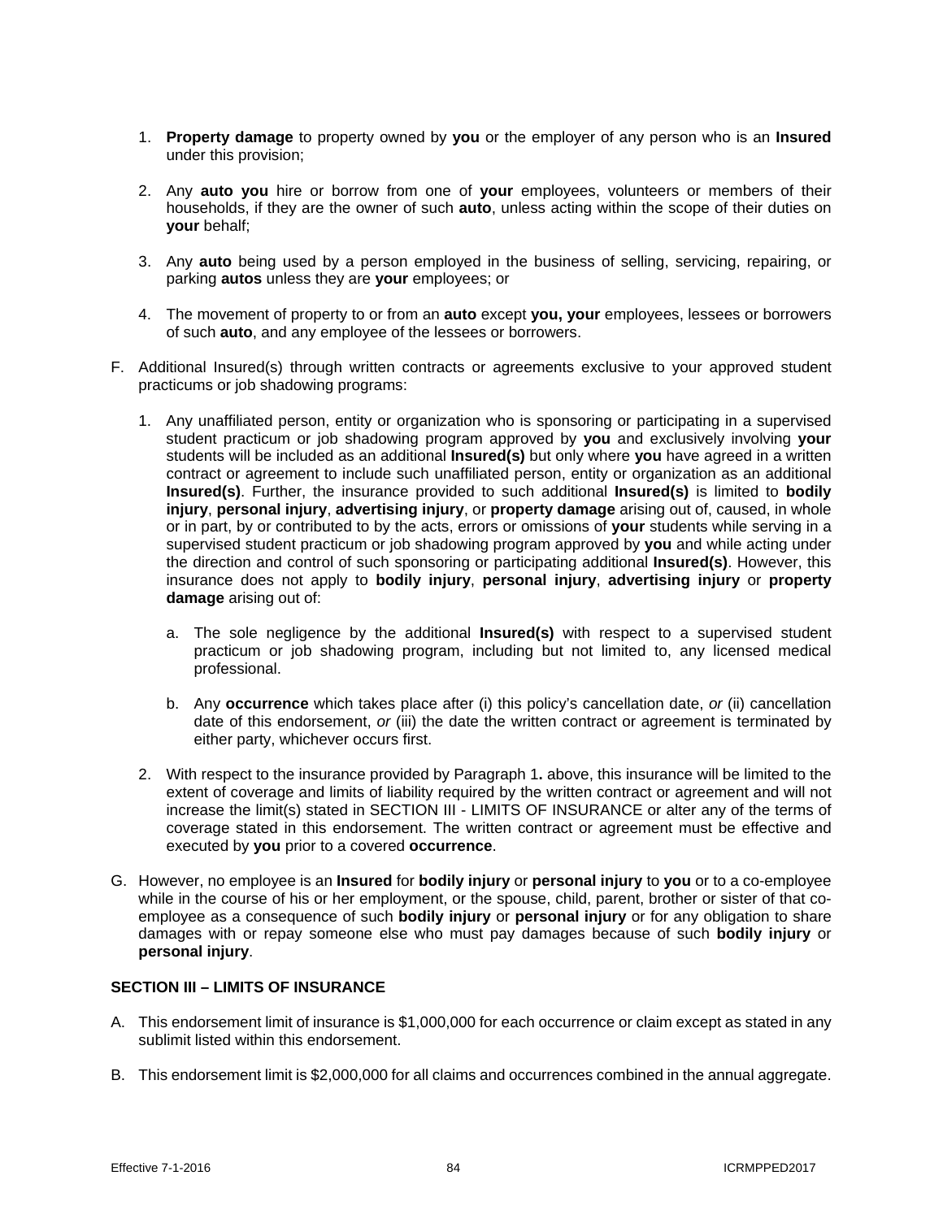1. **Property damage** to property owned by **you** or the employer of any person who is an **Insured** under this provision;

2. Any **auto you** hire or borrow from one of **your** employees, volunteers or members of their households, if they are the owner of such **auto**, unless acting within the scope of their duties on **your** behalf;

3. Any **auto** being used by a person employed in the business of selling, servicing, repairing, or parking **autos** unless they are **your** employees; or

4. The movement of property to or from an **auto** except **you, your** employees, lessees or borrowers of such **auto**, and any employee of the lessees or borrowers.

F. Additional Insured(s) through written contracts or agreements exclusive to your approved student practicums or job shadowing programs:

   1. Any unaffiliated person, entity or organization who is sponsoring or participating in a supervised student practicum or job shadowing program approved by **you** and exclusively involving **your** students will be included as an additional **Insured(s)** but only where **you** have agreed in a written contract or agreement to include such unaffiliated person, entity or organization as an additional **Insured(s)**. Further, the insurance provided to such additional **Insured(s)** is limited to **bodily injury**, **personal injury**, **advertising injury**, or **property damage** arising out of, caused, in whole or in part, by or contributed to by the acts, errors or omissions of **your** students while serving in a supervised student practicum or job shadowing program approved by **you** and while acting under the direction and control of such sponsoring or participating additional **Insured(s)**. However, this insurance does not apply to **bodily injury**, **personal injury**, **advertising injury** or **property damage** arising out of:

      a. The sole negligence by the additional **Insured(s)** with respect to a supervised student practicum or job shadowing program, including but not limited to, any licensed medical professional.

      b. Any **occurrence** which takes place after (i) this policy's cancellation date, *or* (ii) cancellation date of this endorsement, *or* (iii) the date the written contract or agreement is terminated by either party, whichever occurs first.

   2. With respect to the insurance provided by Paragraph 1**.** above, this insurance will be limited to the extent of coverage and limits of liability required by the written contract or agreement and will not increase the limit(s) stated in SECTION III - LIMITS OF INSURANCE or alter any of the terms of coverage stated in this endorsement. The written contract or agreement must be effective and executed by **you** prior to a covered **occurrence**.

G. However, no employee is an **Insured** for **bodily injury** or **personal injury** to **you** or to a co-employee while in the course of his or her employment, or the spouse, child, parent, brother or sister of that co-employee as a consequence of such **bodily injury** or **personal injury** or for any obligation to share damages with or repay someone else who must pay damages because of such **bodily injury** or **personal injury**.

**SECTION III – LIMITS OF INSURANCE**

A. This endorsement limit of insurance is $1,000,000 for each occurrence or claim except as stated in any sublimit listed within this endorsement.

B. This endorsement limit is $2,000,000 for all claims and occurrences combined in the annual aggregate.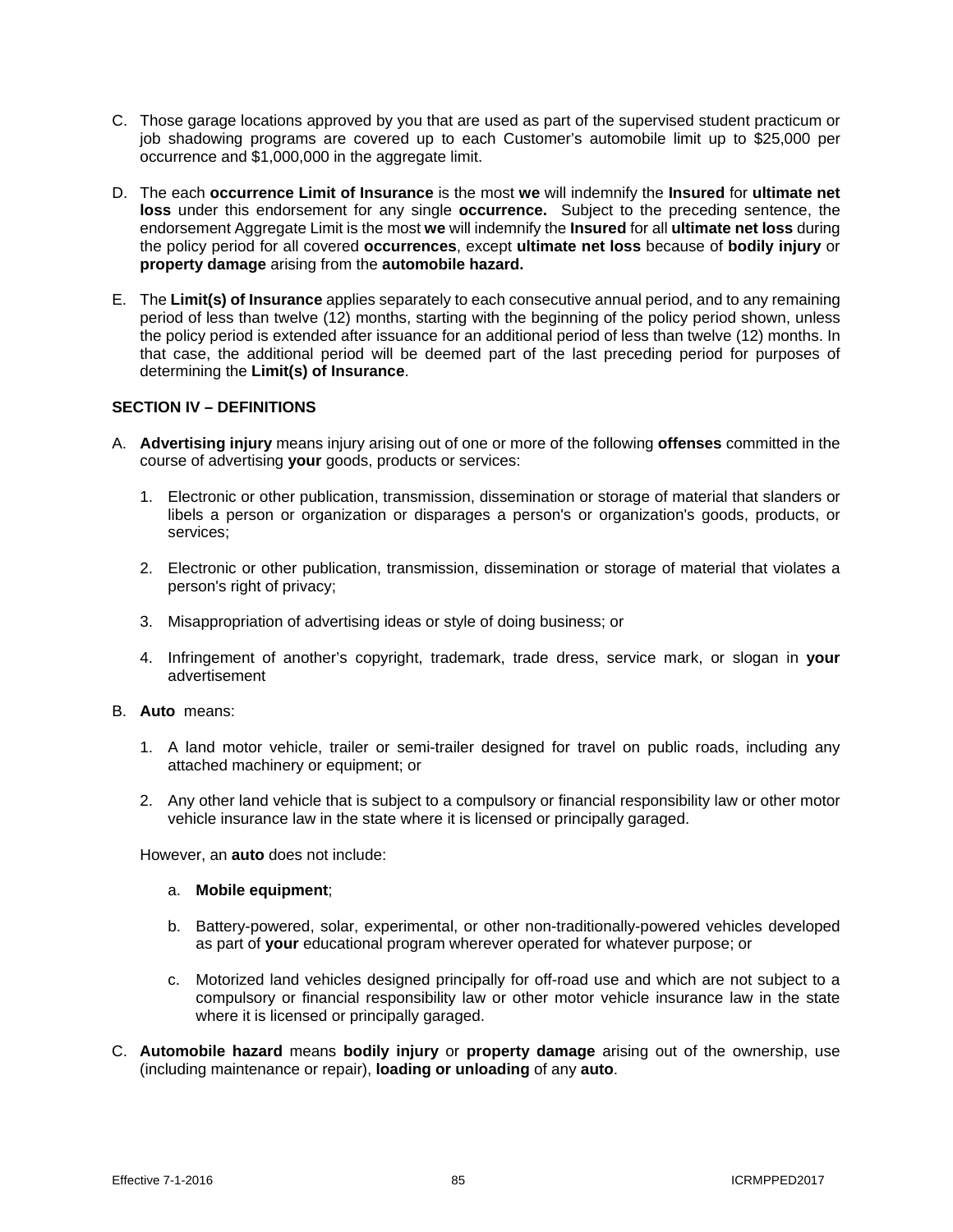C. Those garage locations approved by you that are used as part of the supervised student practicum or job shadowing programs are covered up to each Customer's automobile limit up to $25,000 per occurrence and $1,000,000 in the aggregate limit.

D. The each **occurrence Limit of Insurance** is the most **we** will indemnify the **Insured** for **ultimate net loss** under this endorsement for any single **occurrence.** Subject to the preceding sentence, the endorsement Aggregate Limit is the most **we** will indemnify the **Insured** for all **ultimate net loss** during the policy period for all covered **occurrences**, except **ultimate net loss** because of **bodily injury** or **property damage** arising from the **automobile hazard.**

E. The **Limit(s) of Insurance** applies separately to each consecutive annual period, and to any remaining period of less than twelve (12) months, starting with the beginning of the policy period shown, unless the policy period is extended after issuance for an additional period of less than twelve (12) months. In that case, the additional period will be deemed part of the last preceding period for purposes of determining the **Limit(s) of Insurance**.

**SECTION IV – DEFINITIONS**

A. **Advertising injury** means injury arising out of one or more of the following **offenses** committed in the course of advertising **your** goods, products or services:

   1. Electronic or other publication, transmission, dissemination or storage of material that slanders or libels a person or organization or disparages a person's or organization's goods, products, or services;

   2. Electronic or other publication, transmission, dissemination or storage of material that violates a person's right of privacy;

   3. Misappropriation of advertising ideas or style of doing business; or

   4. Infringement of another's copyright, trademark, trade dress, service mark, or slogan in **your** advertisement

B. **Auto** means:

   1. A land motor vehicle, trailer or semi-trailer designed for travel on public roads, including any attached machinery or equipment; or

   2. Any other land vehicle that is subject to a compulsory or financial responsibility law or other motor vehicle insurance law in the state where it is licensed or principally garaged.

   However, an **auto** does not include:

   a. **Mobile equipment**;

   b. Battery-powered, solar, experimental, or other non-traditionally-powered vehicles developed as part of **your** educational program wherever operated for whatever purpose; or

   c. Motorized land vehicles designed principally for off-road use and which are not subject to a compulsory or financial responsibility law or other motor vehicle insurance law in the state where it is licensed or principally garaged.

C. **Automobile hazard** means **bodily injury** or **property damage** arising out of the ownership, use (including maintenance or repair), **loading or unloading** of any **auto**.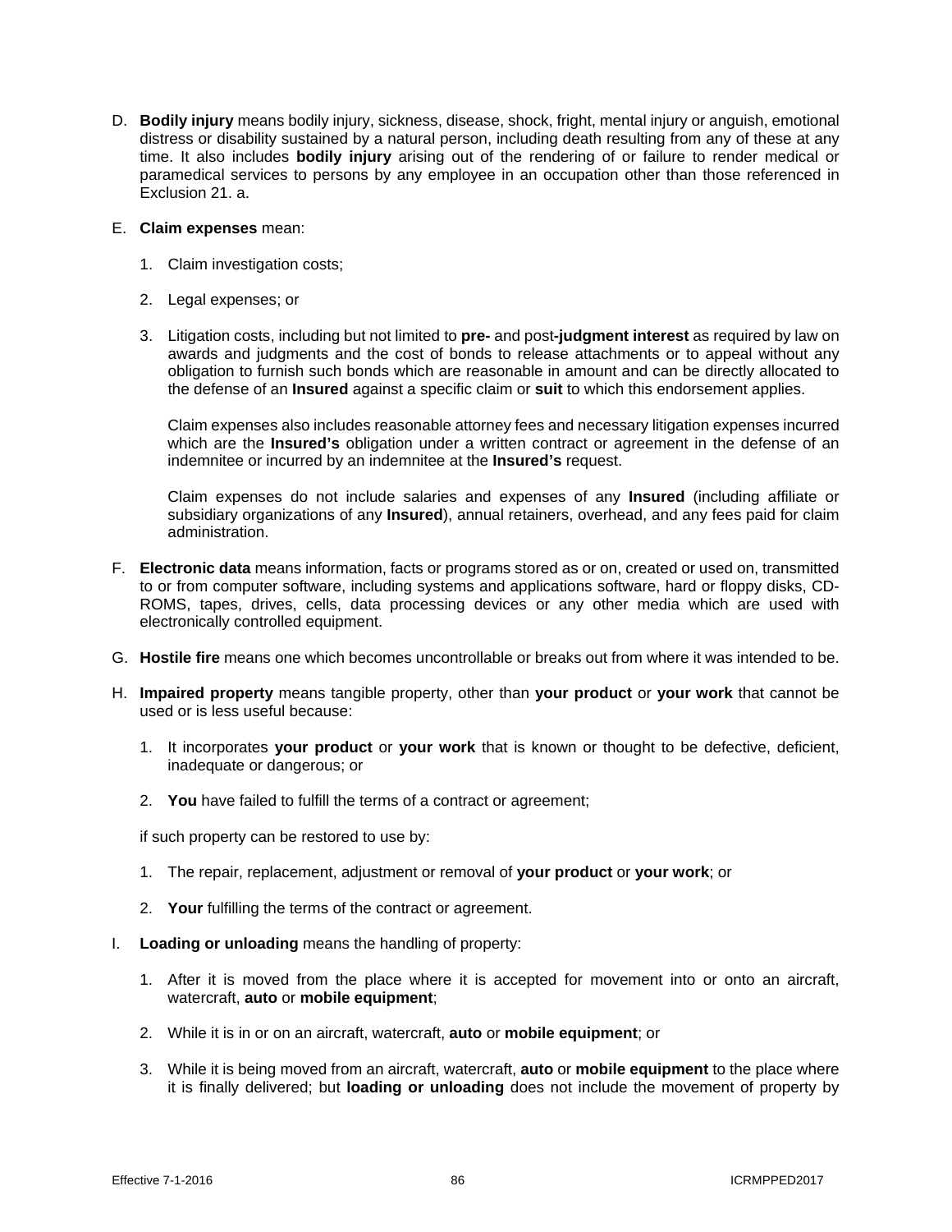D. **Bodily injury** means bodily injury, sickness, disease, shock, fright, mental injury or anguish, emotional distress or disability sustained by a natural person, including death resulting from any of these at any time. It also includes **bodily injury** arising out of the rendering of or failure to render medical or paramedical services to persons by any employee in an occupation other than those referenced in Exclusion 21. a.

E. **Claim expenses** mean:

1. Claim investigation costs;

2. Legal expenses; or

3. Litigation costs, including but not limited to **pre-** and post**-judgment interest** as required by law on awards and judgments and the cost of bonds to release attachments or to appeal without any obligation to furnish such bonds which are reasonable in amount and can be directly allocated to the defense of an **Insured** against a specific claim or **suit** to which this endorsement applies.

   Claim expenses also includes reasonable attorney fees and necessary litigation expenses incurred which are the **Insured's** obligation under a written contract or agreement in the defense of an indemnitee or incurred by an indemnitee at the **Insured's** request.

   Claim expenses do not include salaries and expenses of any **Insured** (including affiliate or subsidiary organizations of any **Insured**), annual retainers, overhead, and any fees paid for claim administration.

F. **Electronic data** means information, facts or programs stored as or on, created or used on, transmitted to or from computer software, including systems and applications software, hard or floppy disks, CD-ROMS, tapes, drives, cells, data processing devices or any other media which are used with electronically controlled equipment.

G. **Hostile fire** means one which becomes uncontrollable or breaks out from where it was intended to be.

H. **Impaired property** means tangible property, other than **your product** or **your work** that cannot be used or is less useful because:

1. It incorporates **your product** or **your work** that is known or thought to be defective, deficient, inadequate or dangerous; or

2. **You** have failed to fulfill the terms of a contract or agreement;

if such property can be restored to use by:

1. The repair, replacement, adjustment or removal of **your product** or **your work**; or

2. **Your** fulfilling the terms of the contract or agreement.

I. **Loading or unloading** means the handling of property:

1. After it is moved from the place where it is accepted for movement into or onto an aircraft, watercraft, **auto** or **mobile equipment**;

2. While it is in or on an aircraft, watercraft, **auto** or **mobile equipment**; or

3. While it is being moved from an aircraft, watercraft, **auto** or **mobile equipment** to the place where it is finally delivered; but **loading or unloading** does not include the movement of property by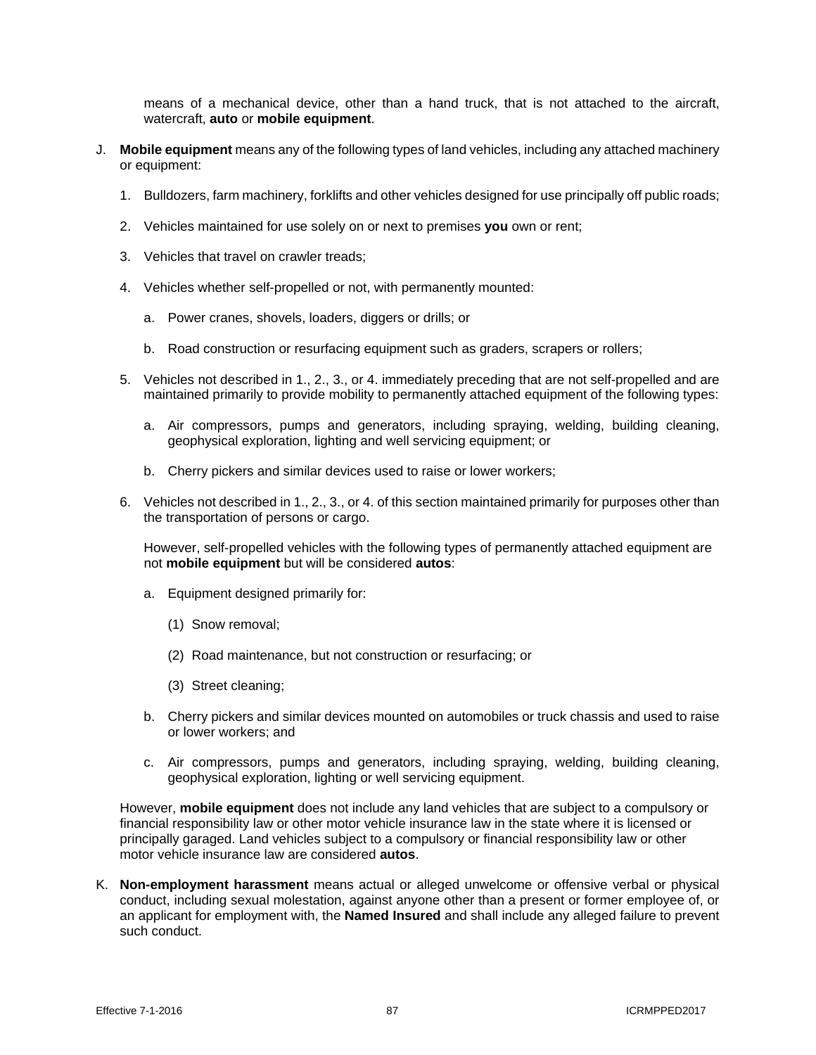means of a mechanical device, other than a hand truck, that is not attached to the aircraft, watercraft, **auto** or **mobile equipment**.

J. **Mobile equipment** means any of the following types of land vehicles, including any attached machinery or equipment:

   1. Bulldozers, farm machinery, forklifts and other vehicles designed for use principally off public roads;

   2. Vehicles maintained for use solely on or next to premises **you** own or rent;

   3. Vehicles that travel on crawler treads;

   4. Vehicles whether self-propelled or not, with permanently mounted:

      a. Power cranes, shovels, loaders, diggers or drills; or

      b. Road construction or resurfacing equipment such as graders, scrapers or rollers;

   5. Vehicles not described in 1., 2., 3., or 4. immediately preceding that are not self-propelled and are maintained primarily to provide mobility to permanently attached equipment of the following types:

      a. Air compressors, pumps and generators, including spraying, welding, building cleaning, geophysical exploration, lighting and well servicing equipment; or

      b. Cherry pickers and similar devices used to raise or lower workers;

   6. Vehicles not described in 1., 2., 3., or 4. of this section maintained primarily for purposes other than the transportation of persons or cargo.

      However, self-propelled vehicles with the following types of permanently attached equipment are not **mobile equipment** but will be considered **autos**:

      a. Equipment designed primarily for:

         (1) Snow removal;

         (2) Road maintenance, but not construction or resurfacing; or

         (3) Street cleaning;

      b. Cherry pickers and similar devices mounted on automobiles or truck chassis and used to raise or lower workers; and

      c. Air compressors, pumps and generators, including spraying, welding, building cleaning, geophysical exploration, lighting or well servicing equipment.

   However, **mobile equipment** does not include any land vehicles that are subject to a compulsory or financial responsibility law or other motor vehicle insurance law in the state where it is licensed or principally garaged. Land vehicles subject to a compulsory or financial responsibility law or other motor vehicle insurance law are considered **autos**.

K. **Non-employment harassment** means actual or alleged unwelcome or offensive verbal or physical conduct, including sexual molestation, against anyone other than a present or former employee of, or an applicant for employment with, the **Named Insured** and shall include any alleged failure to prevent such conduct.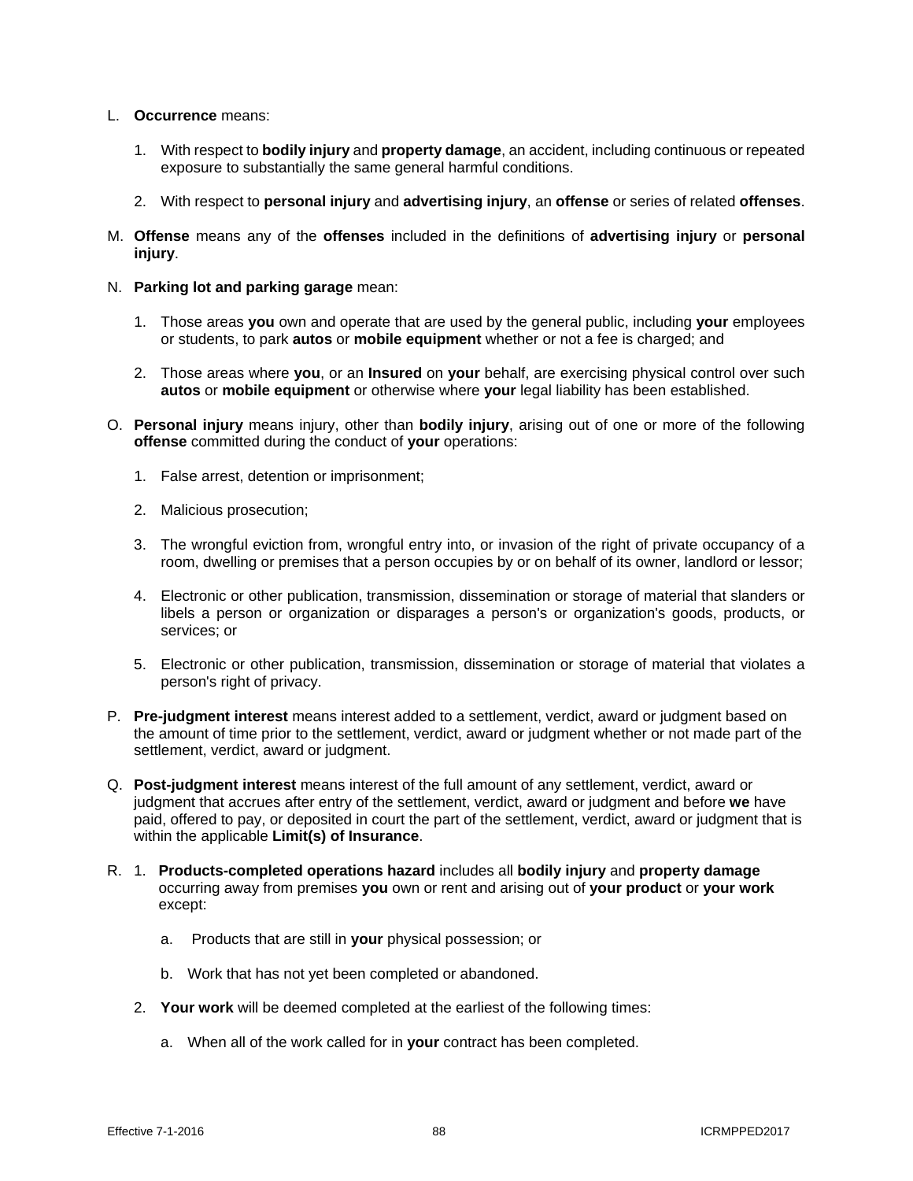L. **Occurrence** means:

   1. With respect to **bodily injury** and **property damage**, an accident, including continuous or repeated exposure to substantially the same general harmful conditions.

   2. With respect to **personal injury** and **advertising injury**, an **offense** or series of related **offenses**.

M. **Offense** means any of the **offenses** included in the definitions of **advertising injury** or **personal injury**.

N. **Parking lot and parking garage** mean:

   1. Those areas **you** own and operate that are used by the general public, including **your** employees or students, to park **autos** or **mobile equipment** whether or not a fee is charged; and

   2. Those areas where **you**, or an **Insured** on **your** behalf, are exercising physical control over such **autos** or **mobile equipment** or otherwise where **your** legal liability has been established.

O. **Personal injury** means injury, other than **bodily injury**, arising out of one or more of the following **offense** committed during the conduct of **your** operations:

   1. False arrest, detention or imprisonment;

   2. Malicious prosecution;

   3. The wrongful eviction from, wrongful entry into, or invasion of the right of private occupancy of a room, dwelling or premises that a person occupies by or on behalf of its owner, landlord or lessor;

   4. Electronic or other publication, transmission, dissemination or storage of material that slanders or libels a person or organization or disparages a person's or organization's goods, products, or services; or

   5. Electronic or other publication, transmission, dissemination or storage of material that violates a person's right of privacy.

P. **Pre-judgment interest** means interest added to a settlement, verdict, award or judgment based on the amount of time prior to the settlement, verdict, award or judgment whether or not made part of the settlement, verdict, award or judgment.

Q. **Post-judgment interest** means interest of the full amount of any settlement, verdict, award or judgment that accrues after entry of the settlement, verdict, award or judgment and before **we** have paid, offered to pay, or deposited in court the part of the settlement, verdict, award or judgment that is within the applicable **Limit(s) of Insurance**.

R. 1. **Products-completed operations hazard** includes all **bodily injury** and **property damage** occurring away from premises **you** own or rent and arising out of **your product** or **your work** except:

      a. Products that are still in **your** physical possession; or

      b. Work that has not yet been completed or abandoned.

   2. **Your work** will be deemed completed at the earliest of the following times:

      a. When all of the work called for in **your** contract has been completed.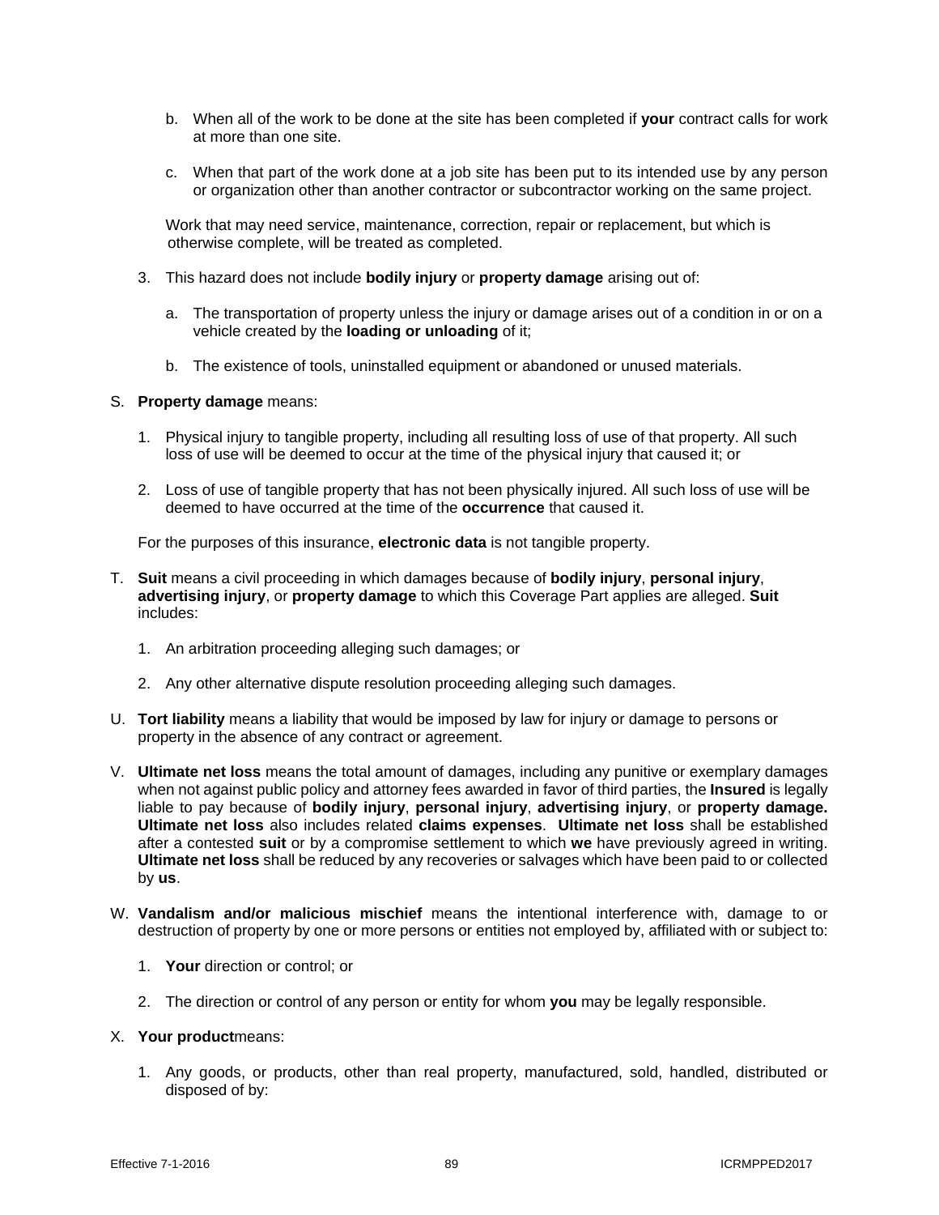b. When all of the work to be done at the site has been completed if **your** contract calls for work at more than one site.

   c. When that part of the work done at a job site has been put to its intended use by any person or organization other than another contractor or subcontractor working on the same project.

   Work that may need service, maintenance, correction, repair or replacement, but which is otherwise complete, will be treated as completed.

3. This hazard does not include **bodily injury** or **property damage** arising out of:

   a. The transportation of property unless the injury or damage arises out of a condition in or on a vehicle created by the **loading or unloading** of it;

   b. The existence of tools, uninstalled equipment or abandoned or unused materials.

S. **Property damage** means:

   1. Physical injury to tangible property, including all resulting loss of use of that property. All such loss of use will be deemed to occur at the time of the physical injury that caused it; or

   2. Loss of use of tangible property that has not been physically injured. All such loss of use will be deemed to have occurred at the time of the **occurrence** that caused it.

   For the purposes of this insurance, **electronic data** is not tangible property.

T. **Suit** means a civil proceeding in which damages because of **bodily injury**, **personal injury**, **advertising injury**, or **property damage** to which this Coverage Part applies are alleged. **Suit** includes:

   1. An arbitration proceeding alleging such damages; or

   2. Any other alternative dispute resolution proceeding alleging such damages.

U. **Tort liability** means a liability that would be imposed by law for injury or damage to persons or property in the absence of any contract or agreement.

V. **Ultimate net loss** means the total amount of damages, including any punitive or exemplary damages when not against public policy and attorney fees awarded in favor of third parties, the **Insured** is legally liable to pay because of **bodily injury**, **personal injury**, **advertising injury**, or **property damage.** **Ultimate net loss** also includes related **claims expenses**. **Ultimate net loss** shall be established after a contested **suit** or by a compromise settlement to which **we** have previously agreed in writing. **Ultimate net loss** shall be reduced by any recoveries or salvages which have been paid to or collected by **us**.

W. **Vandalism and/or malicious mischief** means the intentional interference with, damage to or destruction of property by one or more persons or entities not employed by, affiliated with or subject to:

   1. **Your** direction or control; or

   2. The direction or control of any person or entity for whom **you** may be legally responsible.

X. **Your product**means:

   1. Any goods, or products, other than real property, manufactured, sold, handled, distributed or disposed of by: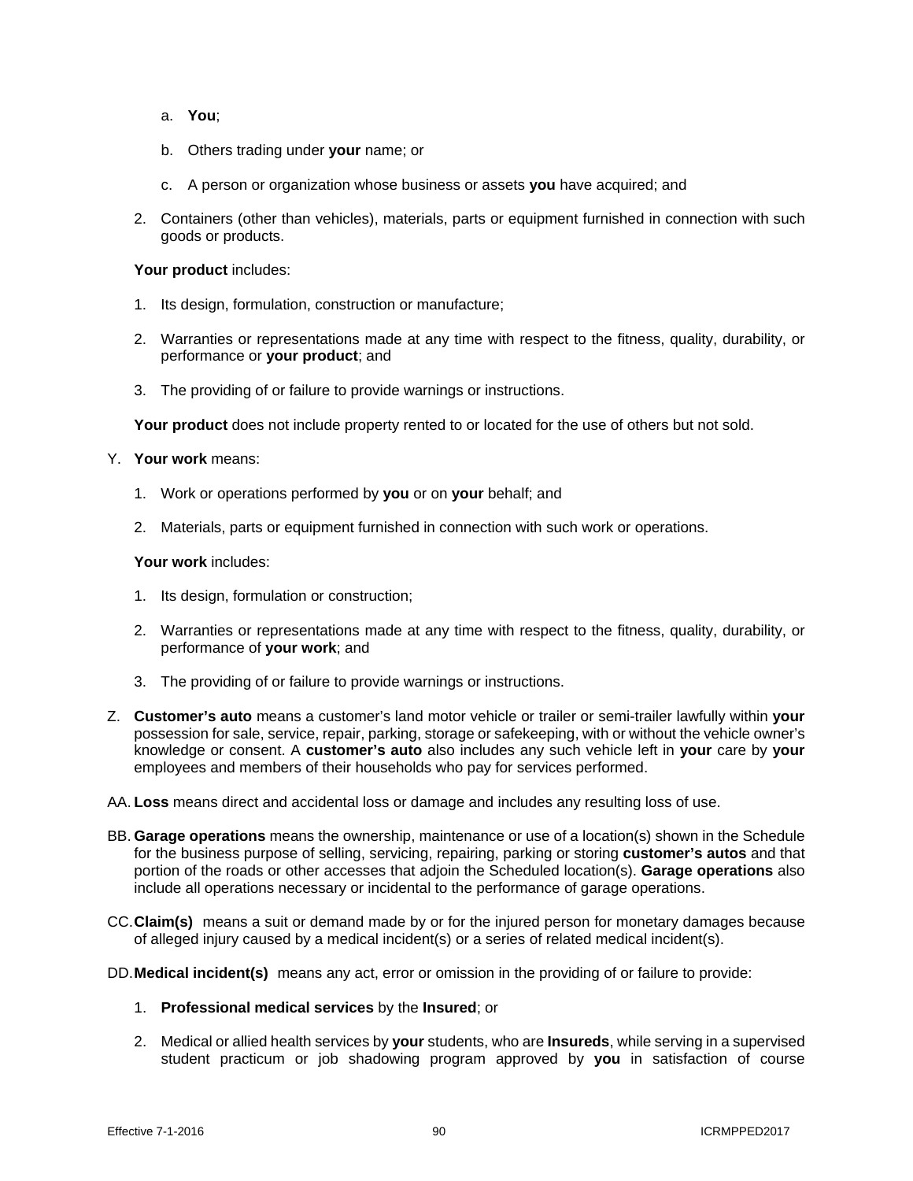a. **You**;

   b. Others trading under **your** name; or

   c. A person or organization whose business or assets **you** have acquired; and

2. Containers (other than vehicles), materials, parts or equipment furnished in connection with such goods or products.

**Your product** includes:

1. Its design, formulation, construction or manufacture;

2. Warranties or representations made at any time with respect to the fitness, quality, durability, or performance or **your product**; and

3. The providing of or failure to provide warnings or instructions.

**Your product** does not include property rented to or located for the use of others but not sold.

Y. **Your work** means:

1. Work or operations performed by **you** or on **your** behalf; and

2. Materials, parts or equipment furnished in connection with such work or operations.

**Your work** includes:

1. Its design, formulation or construction;

2. Warranties or representations made at any time with respect to the fitness, quality, durability, or performance of **your work**; and

3. The providing of or failure to provide warnings or instructions.

Z. **Customer's auto** means a customer's land motor vehicle or trailer or semi-trailer lawfully within **your** possession for sale, service, repair, parking, storage or safekeeping, with or without the vehicle owner's knowledge or consent. A **customer's auto** also includes any such vehicle left in **your** care by **your** employees and members of their households who pay for services performed.

AA. **Loss** means direct and accidental loss or damage and includes any resulting loss of use.

BB. **Garage operations** means the ownership, maintenance or use of a location(s) shown in the Schedule for the business purpose of selling, servicing, repairing, parking or storing **customer's autos** and that portion of the roads or other accesses that adjoin the Scheduled location(s). **Garage operations** also include all operations necessary or incidental to the performance of garage operations.

CC. **Claim(s)** means a suit or demand made by or for the injured person for monetary damages because of alleged injury caused by a medical incident(s) or a series of related medical incident(s).

DD. **Medical incident(s)** means any act, error or omission in the providing of or failure to provide:

1. **Professional medical services** by the **Insured**; or

2. Medical or allied health services by **your** students, who are **Insureds**, while serving in a supervised student practicum or job shadowing program approved by **you** in satisfaction of course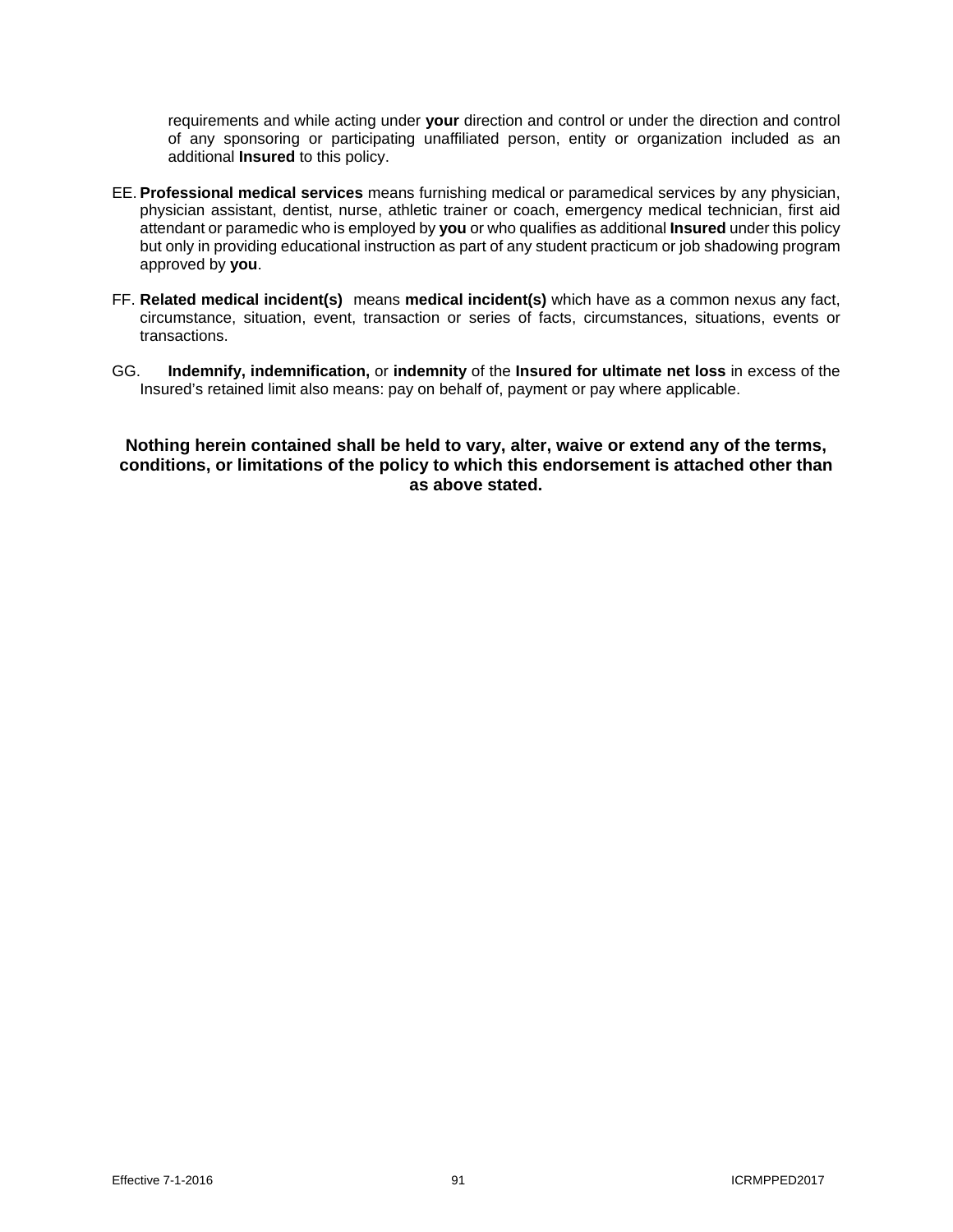requirements and while acting under **your** direction and control or under the direction and control of any sponsoring or participating unaffiliated person, entity or organization included as an additional **Insured** to this policy.

EE. **Professional medical services** means furnishing medical or paramedical services by any physician, physician assistant, dentist, nurse, athletic trainer or coach, emergency medical technician, first aid attendant or paramedic who is employed by **you** or who qualifies as additional **Insured** under this policy but only in providing educational instruction as part of any student practicum or job shadowing program approved by **you**.

FF. **Related medical incident(s)** means **medical incident(s)** which have as a common nexus any fact, circumstance, situation, event, transaction or series of facts, circumstances, situations, events or transactions.

GG. **Indemnify, indemnification,** or **indemnity** of the **Insured for ultimate net loss** in excess of the Insured's retained limit also means: pay on behalf of, payment or pay where applicable.

**Nothing herein contained shall be held to vary, alter, waive or extend any of the terms, conditions, or limitations of the policy to which this endorsement is attached other than as above stated.**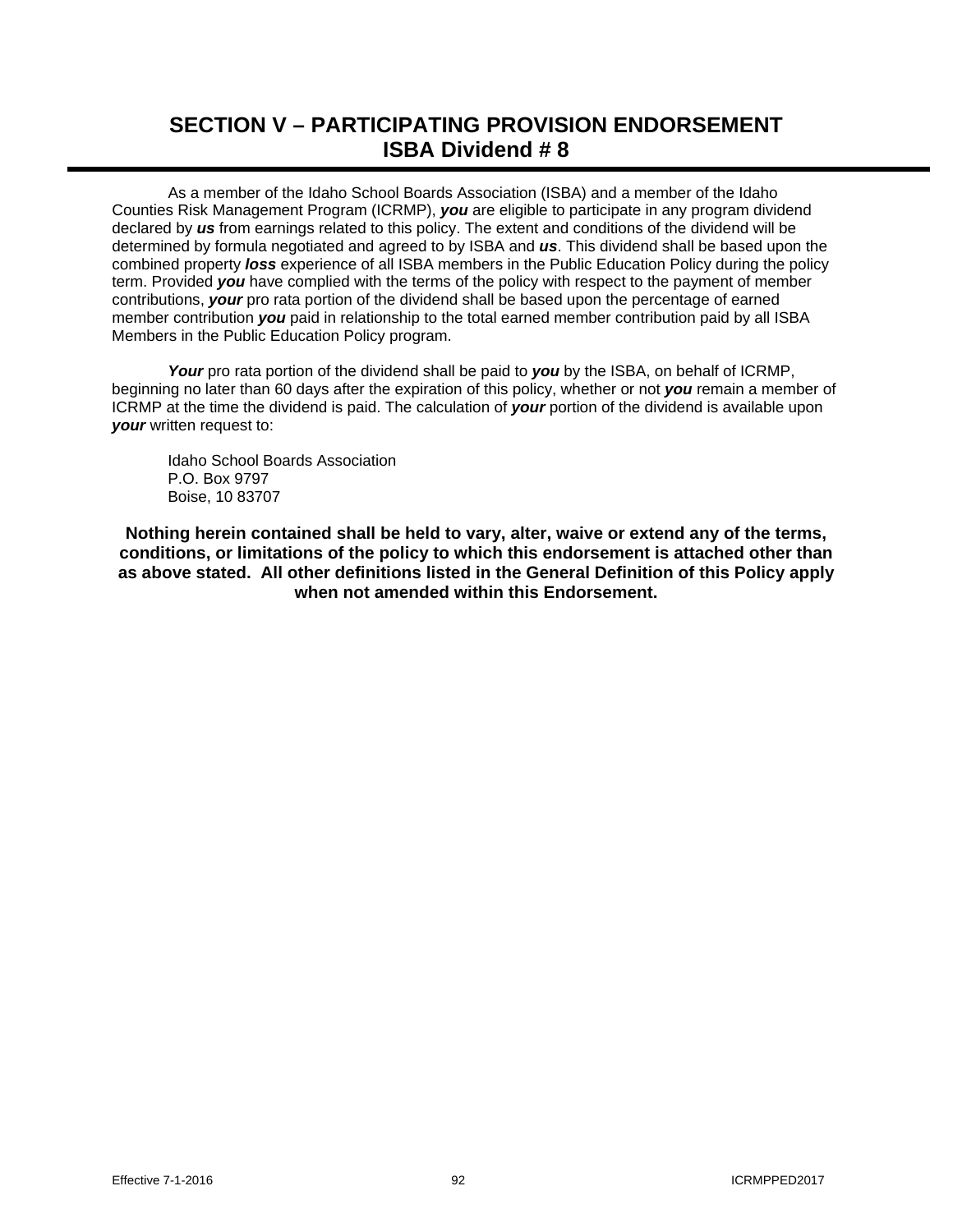# SECTION V – PARTICIPATING PROVISION ENDORSEMENT
## ISBA Dividend # 8

As a member of the Idaho School Boards Association (ISBA) and a member of the Idaho Counties Risk Management Program (ICRMP), ***you*** are eligible to participate in any program dividend declared by ***us*** from earnings related to this policy. The extent and conditions of the dividend will be determined by formula negotiated and agreed to by ISBA and ***us***. This dividend shall be based upon the combined property ***loss*** experience of all ISBA members in the Public Education Policy during the policy term. Provided ***you*** have complied with the terms of the policy with respect to the payment of member contributions, ***your*** pro rata portion of the dividend shall be based upon the percentage of earned member contribution ***you*** paid in relationship to the total earned member contribution paid by all ISBA Members in the Public Education Policy program.

***Your*** pro rata portion of the dividend shall be paid to ***you*** by the ISBA, on behalf of ICRMP, beginning no later than 60 days after the expiration of this policy, whether or not ***you*** remain a member of ICRMP at the time the dividend is paid. The calculation of ***your*** portion of the dividend is available upon ***your*** written request to:

Idaho School Boards Association
P.O. Box 9797
Boise, 10 83707

**Nothing herein contained shall be held to vary, alter, waive or extend any of the terms, conditions, or limitations of the policy to which this endorsement is attached other than as above stated. All other definitions listed in the General Definition of this Policy apply when not amended within this Endorsement.**

Effective 7-1-2016 ICRMPPED2017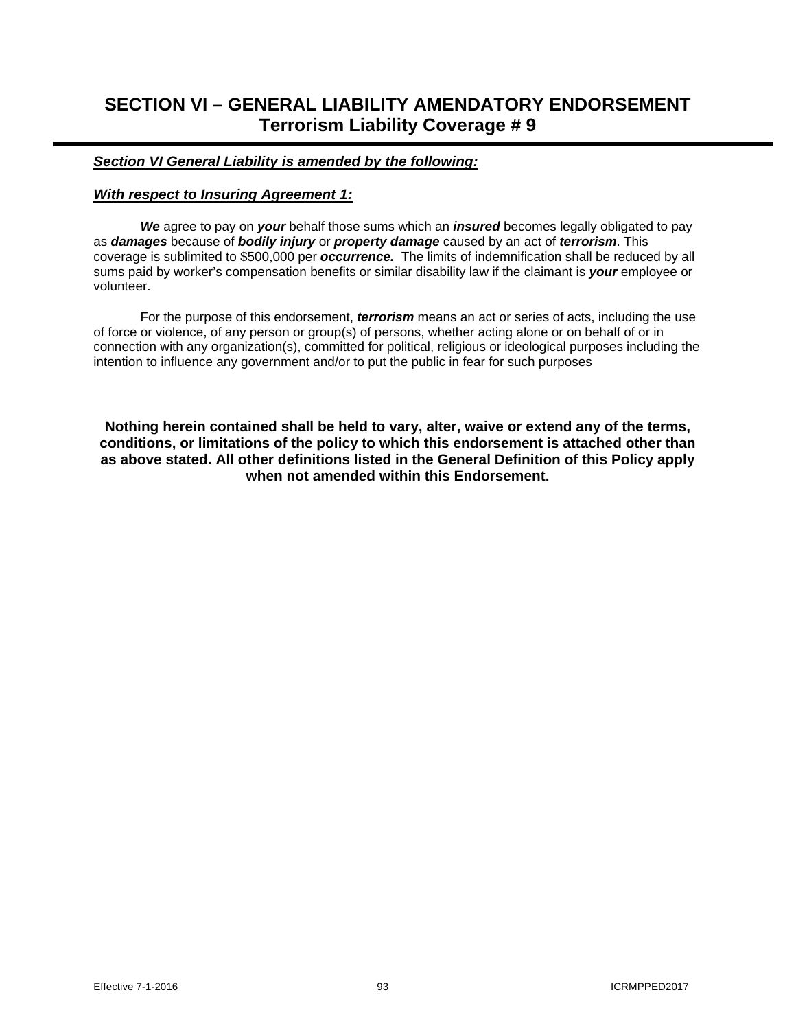# SECTION VI – GENERAL LIABILITY AMENDATORY ENDORSEMENT
## Terrorism Liability Coverage # 9

***Section VI General Liability is amended by the following:***

***With respect to Insuring Agreement 1:***

***We*** agree to pay on ***your*** behalf those sums which an ***insured*** becomes legally obligated to pay as ***damages*** because of ***bodily injury*** or ***property damage*** caused by an act of ***terrorism***. This coverage is sublimited to $500,000 per ***occurrence.*** The limits of indemnification shall be reduced by all sums paid by worker's compensation benefits or similar disability law if the claimant is ***your*** employee or volunteer.

For the purpose of this endorsement, ***terrorism*** means an act or series of acts, including the use of force or violence, of any person or group(s) of persons, whether acting alone or on behalf of or in connection with any organization(s), committed for political, religious or ideological purposes including the intention to influence any government and/or to put the public in fear for such purposes

**Nothing herein contained shall be held to vary, alter, waive or extend any of the terms, conditions, or limitations of the policy to which this endorsement is attached other than as above stated. All other definitions listed in the General Definition of this Policy apply when not amended within this Endorsement.**

Effective 7-1-2016 ICRMPPED2017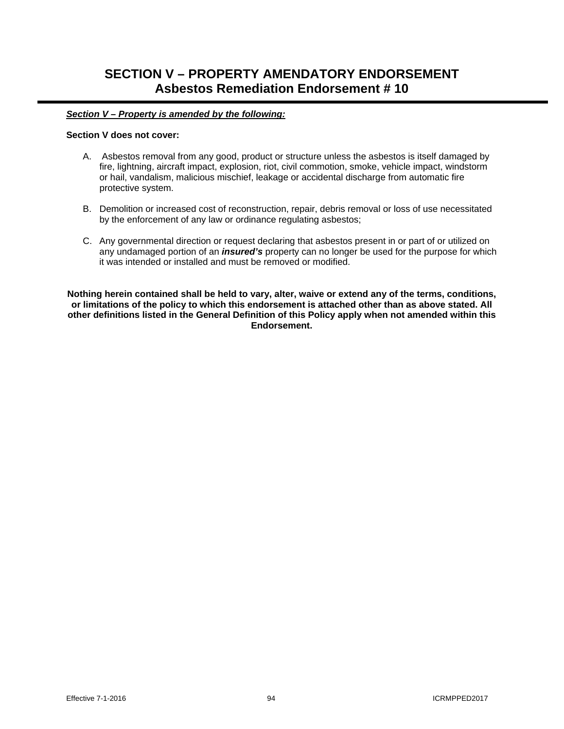# SECTION V – PROPERTY AMENDATORY ENDORSEMENT
## Asbestos Remediation Endorsement # 10

***Section V – Property is amended by the following:***

**Section V does not cover:**

A. Asbestos removal from any good, product or structure unless the asbestos is itself damaged by fire, lightning, aircraft impact, explosion, riot, civil commotion, smoke, vehicle impact, windstorm or hail, vandalism, malicious mischief, leakage or accidental discharge from automatic fire protective system.

B. Demolition or increased cost of reconstruction, repair, debris removal or loss of use necessitated by the enforcement of any law or ordinance regulating asbestos;

C. Any governmental direction or request declaring that asbestos present in or part of or utilized on any undamaged portion of an ***insured's*** property can no longer be used for the purpose for which it was intended or installed and must be removed or modified.

**Nothing herein contained shall be held to vary, alter, waive or extend any of the terms, conditions, or limitations of the policy to which this endorsement is attached other than as above stated. All other definitions listed in the General Definition of this Policy apply when not amended within this Endorsement.**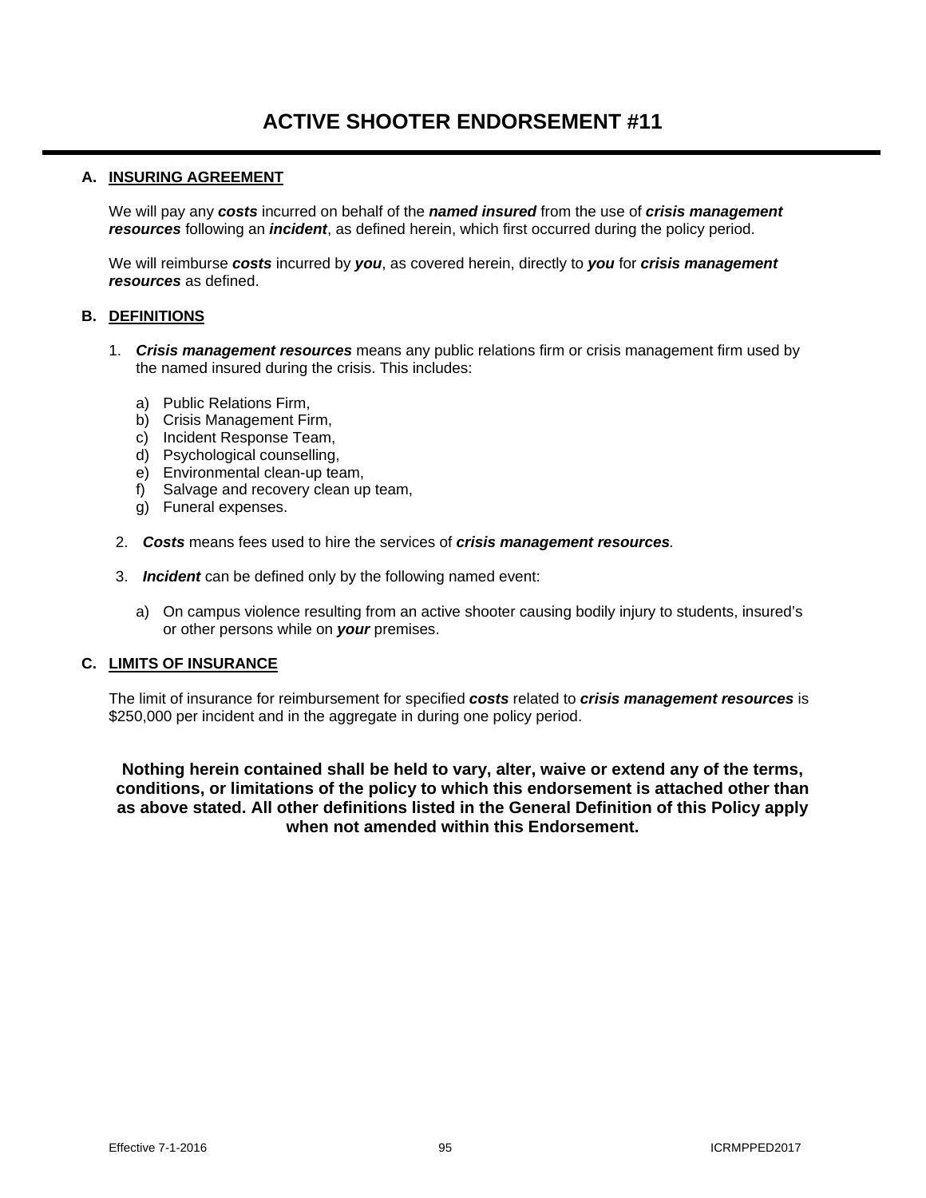# ACTIVE SHOOTER ENDORSEMENT #11

## A. INSURING AGREEMENT

We will pay any ***costs*** incurred on behalf of the ***named insured*** from the use of ***crisis management resources*** following an ***incident***, as defined herein, which first occurred during the policy period.

We will reimburse ***costs*** incurred by ***you***, as covered herein, directly to ***you*** for ***crisis management resources*** as defined.

## B. DEFINITIONS

1. ***Crisis management resources*** means any public relations firm or crisis management firm used by the named insured during the crisis. This includes:

   a) Public Relations Firm,
   b) Crisis Management Firm,
   c) Incident Response Team,
   d) Psychological counselling,
   e) Environmental clean-up team,
   f) Salvage and recovery clean up team,
   g) Funeral expenses.

2. ***Costs*** means fees used to hire the services of ***crisis management resources***.

3. ***Incident*** can be defined only by the following named event:

   a) On campus violence resulting from an active shooter causing bodily injury to students, insured's or other persons while on ***your*** premises.

## C. LIMITS OF INSURANCE

The limit of insurance for reimbursement for specified ***costs*** related to ***crisis management resources*** is $250,000 per incident and in the aggregate in during one policy period.

**Nothing herein contained shall be held to vary, alter, waive or extend any of the terms, conditions, or limitations of the policy to which this endorsement is attached other than as above stated. All other definitions listed in the General Definition of this Policy apply when not amended within this Endorsement.**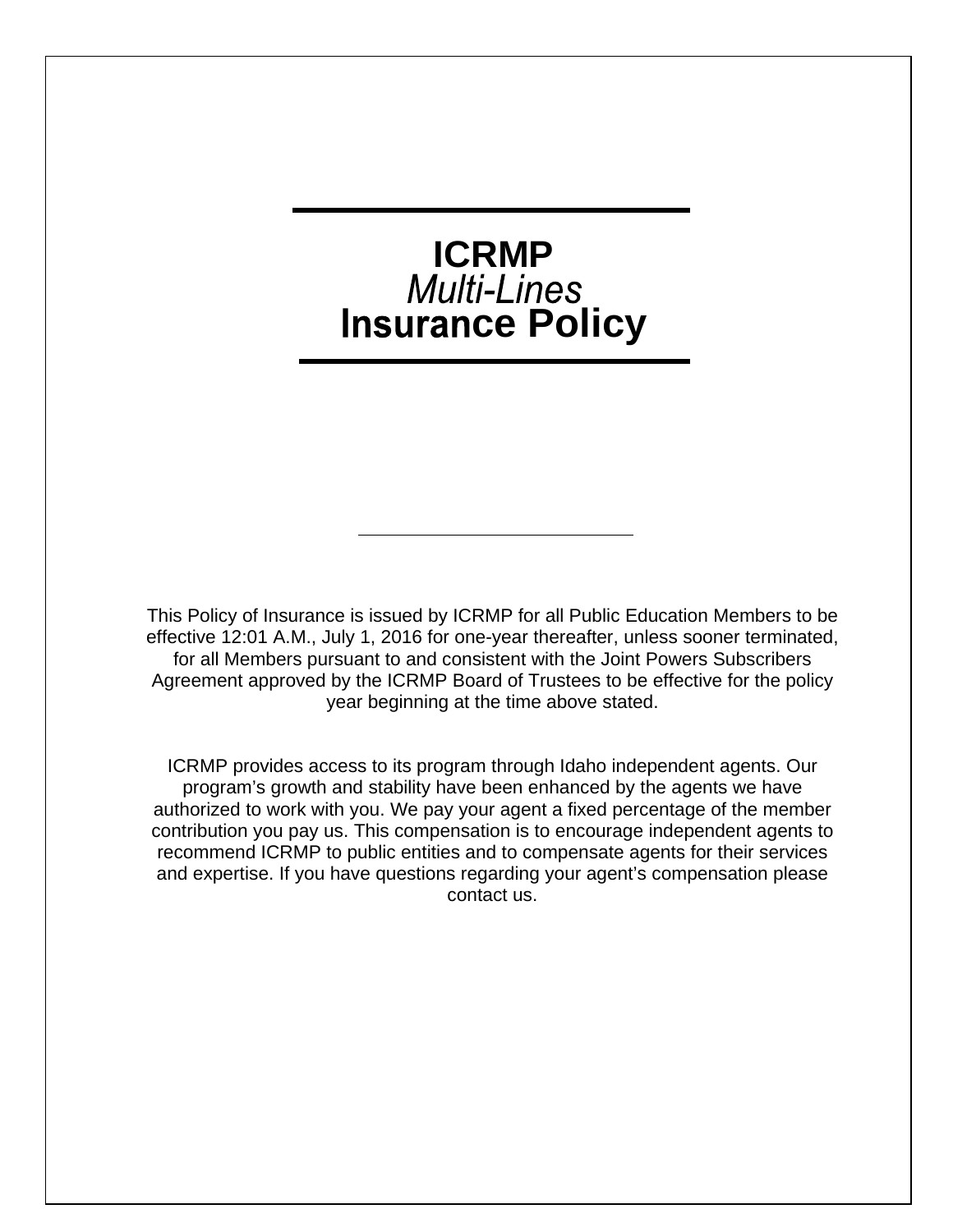# ICRMP

*Multi-Lines*

**Insurance Policy**

---

This Policy of Insurance is issued by ICRMP for all Public Education Members to be effective 12:01 A.M., July 1, 2016 for one-year thereafter, unless sooner terminated, for all Members pursuant to and consistent with the Joint Powers Subscribers Agreement approved by the ICRMP Board of Trustees to be effective for the policy year beginning at the time above stated.

ICRMP provides access to its program through Idaho independent agents. Our program's growth and stability have been enhanced by the agents we have authorized to work with you. We pay your agent a fixed percentage of the member contribution you pay us. This compensation is to encourage independent agents to recommend ICRMP to public entities and to compensate agents for their services and expertise. If you have questions regarding your agent's compensation please contact us.